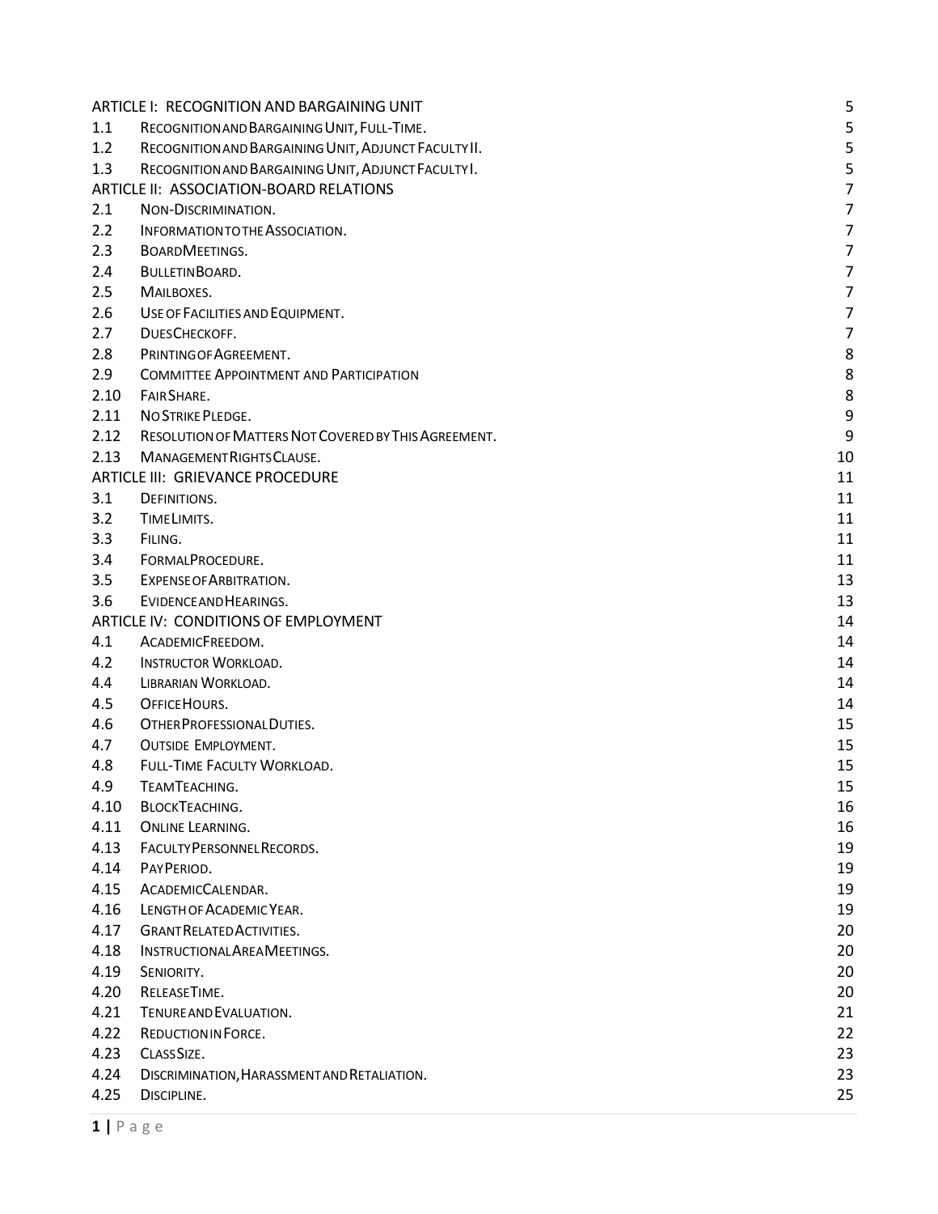| | | |
|---|---|---|
| ARTICLE I: RECOGNITION AND BARGAINING UNIT | | 5 |
| 1.1 | Recognition and Bargaining Unit, Full-Time. | 5 |
| 1.2 | Recognition and Bargaining Unit, Adjunct Faculty II. | 5 |
| 1.3 | Recognition and Bargaining Unit, Adjunct Faculty I. | 5 |
| ARTICLE II: ASSOCIATION-BOARD RELATIONS | | 7 |
| 2.1 | Non-Discrimination. | 7 |
| 2.2 | Information to the Association. | 7 |
| 2.3 | Board Meetings. | 7 |
| 2.4 | Bulletin Board. | 7 |
| 2.5 | Mailboxes. | 7 |
| 2.6 | Use of Facilities and Equipment. | 7 |
| 2.7 | Dues Checkoff. | 7 |
| 2.8 | Printing of Agreement. | 8 |
| 2.9 | Committee Appointment and Participation | 8 |
| 2.10 | Fair Share. | 8 |
| 2.11 | No Strike Pledge. | 9 |
| 2.12 | Resolution of Matters Not Covered by This Agreement. | 9 |
| 2.13 | Management Rights Clause. | 10 |
| ARTICLE III: GRIEVANCE PROCEDURE | | 11 |
| 3.1 | Definitions. | 11 |
| 3.2 | Time Limits. | 11 |
| 3.3 | Filing. | 11 |
| 3.4 | Formal Procedure. | 11 |
| 3.5 | Expense of Arbitration. | 13 |
| 3.6 | Evidence and Hearings. | 13 |
| ARTICLE IV: CONDITIONS OF EMPLOYMENT | | 14 |
| 4.1 | Academic Freedom. | 14 |
| 4.2 | Instructor Workload. | 14 |
| 4.4 | Librarian Workload. | 14 |
| 4.5 | Office Hours. | 14 |
| 4.6 | Other Professional Duties. | 15 |
| 4.7 | Outside Employment. | 15 |
| 4.8 | Full-Time Faculty Workload. | 15 |
| 4.9 | Team Teaching. | 15 |
| 4.10 | Block Teaching. | 16 |
| 4.11 | Online Learning. | 16 |
| 4.13 | Faculty Personnel Records. | 19 |
| 4.14 | Pay Period. | 19 |
| 4.15 | Academic Calendar. | 19 |
| 4.16 | Length of Academic Year. | 19 |
| 4.17 | Grant Related Activities. | 20 |
| 4.18 | Instructional Area Meetings. | 20 |
| 4.19 | Seniority. | 20 |
| 4.20 | Release Time. | 20 |
| 4.21 | Tenure and Evaluation. | 21 |
| 4.22 | Reduction in Force. | 22 |
| 4.23 | Class Size. | 23 |
| 4.24 | Discrimination, Harassment and Retaliation. | 23 |
| 4.25 | Discipline. | 25 |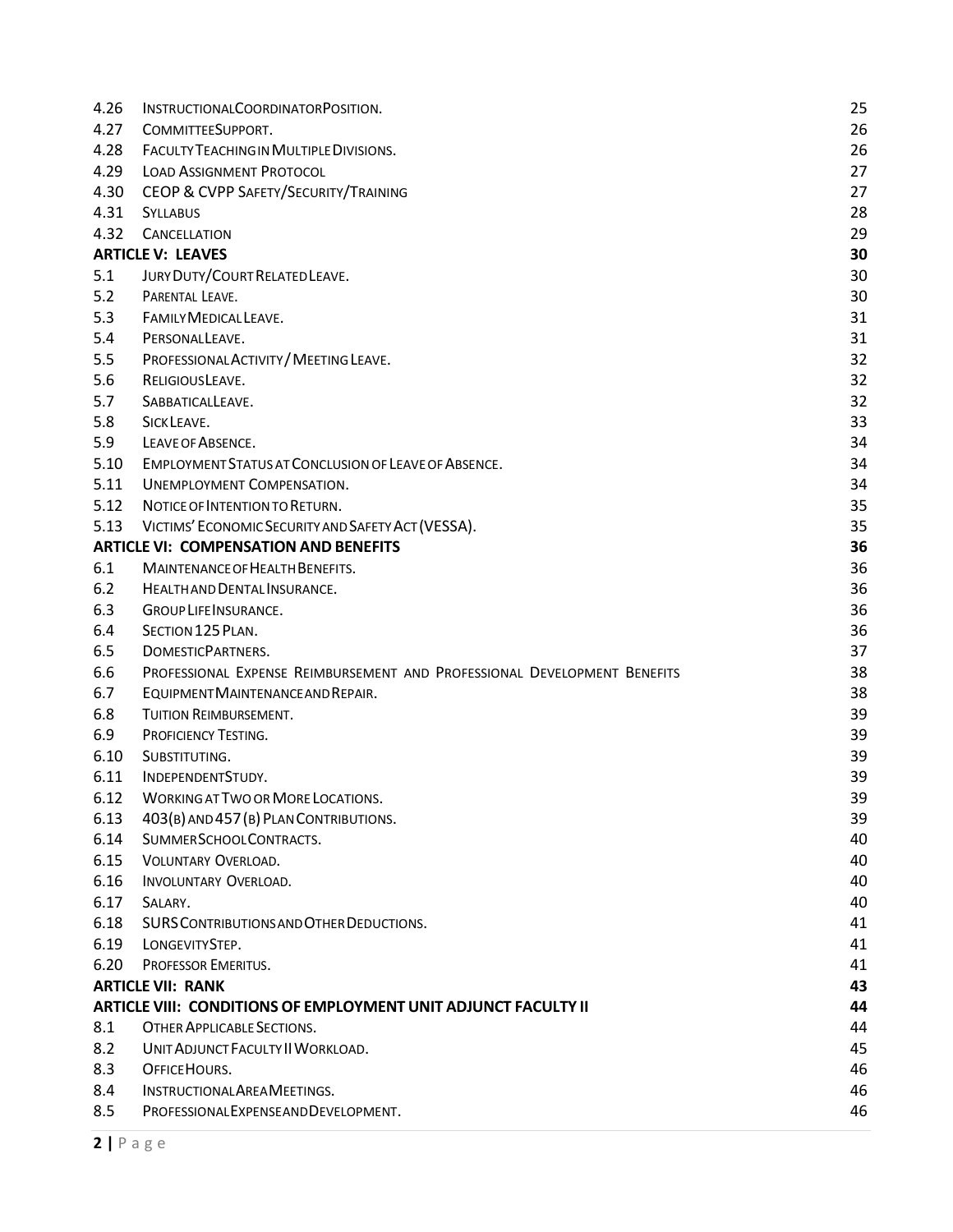| | | |
|---|---|---|
| 4.26 | Instructional Coordinator Position. | 25 |
| 4.27 | Committee Support. | 26 |
| 4.28 | Faculty Teaching in Multiple Divisions. | 26 |
| 4.29 | Load Assignment Protocol | 27 |
| 4.30 | CEOP & CVPP Safety/Security/Training | 27 |
| 4.31 | Syllabus | 28 |
| 4.32 | Cancellation | 29 |
| **ARTICLE V: LEAVES** | | **30** |
| 5.1 | Jury Duty/Court Related Leave. | 30 |
| 5.2 | Parental Leave. | 30 |
| 5.3 | Family Medical Leave. | 31 |
| 5.4 | Personal Leave. | 31 |
| 5.5 | Professional Activity / Meeting Leave. | 32 |
| 5.6 | Religious Leave. | 32 |
| 5.7 | Sabbatical Leave. | 32 |
| 5.8 | Sick Leave. | 33 |
| 5.9 | Leave of Absence. | 34 |
| 5.10 | Employment Status at Conclusion of Leave of Absence. | 34 |
| 5.11 | Unemployment Compensation. | 34 |
| 5.12 | Notice of Intention to Return. | 35 |
| 5.13 | Victims' Economic Security and Safety Act (VESSA). | 35 |
| **ARTICLE VI: COMPENSATION AND BENEFITS** | | **36** |
| 6.1 | Maintenance of Health Benefits. | 36 |
| 6.2 | Health and Dental Insurance. | 36 |
| 6.3 | Group Life Insurance. | 36 |
| 6.4 | Section 125 Plan. | 36 |
| 6.5 | Domestic Partners. | 37 |
| 6.6 | Professional Expense Reimbursement and Professional Development Benefits | 38 |
| 6.7 | Equipment Maintenance and Repair. | 38 |
| 6.8 | Tuition Reimbursement. | 39 |
| 6.9 | Proficiency Testing. | 39 |
| 6.10 | Substituting. | 39 |
| 6.11 | Independent Study. | 39 |
| 6.12 | Working at Two or More Locations. | 39 |
| 6.13 | 403(b) and 457(b) Plan Contributions. | 39 |
| 6.14 | Summer School Contracts. | 40 |
| 6.15 | Voluntary Overload. | 40 |
| 6.16 | Involuntary Overload. | 40 |
| 6.17 | Salary. | 40 |
| 6.18 | SURS Contributions and Other Deductions. | 41 |
| 6.19 | Longevity Step. | 41 |
| 6.20 | Professor Emeritus. | 41 |
| **ARTICLE VII: RANK** | | **43** |
| **ARTICLE VIII: CONDITIONS OF EMPLOYMENT UNIT ADJUNCT FACULTY II** | | **44** |
| 8.1 | Other Applicable Sections. | 44 |
| 8.2 | Unit Adjunct Faculty II Workload. | 45 |
| 8.3 | Office Hours. | 46 |
| 8.4 | Instructional Area Meetings. | 46 |
| 8.5 | Professional Expense and Development. | 46 |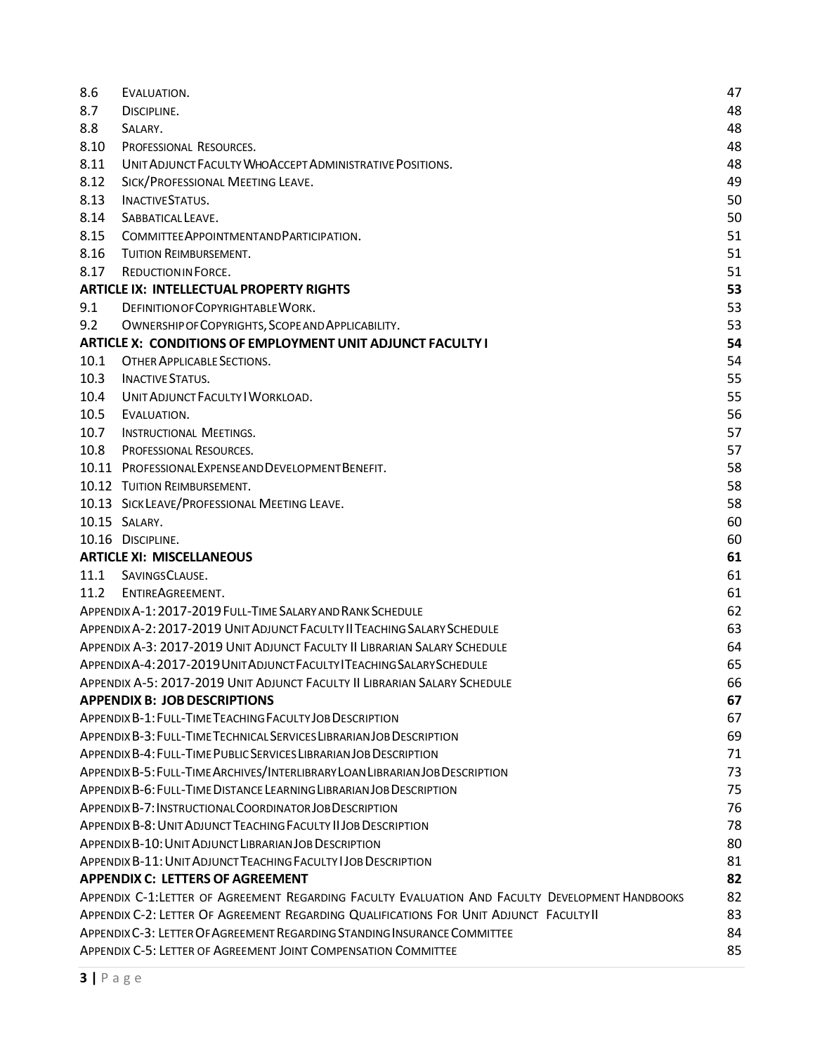| | | |
|---|---|---|
| 8.6 | EVALUATION. | 47 |
| 8.7 | DISCIPLINE. | 48 |
| 8.8 | SALARY. | 48 |
| 8.10 | PROFESSIONAL RESOURCES. | 48 |
| 8.11 | UNIT ADJUNCT FACULTY WHO ACCEPT ADMINISTRATIVE POSITIONS. | 48 |
| 8.12 | SICK/PROFESSIONAL MEETING LEAVE. | 49 |
| 8.13 | INACTIVE STATUS. | 50 |
| 8.14 | SABBATICAL LEAVE. | 50 |
| 8.15 | COMMITTEE APPOINTMENT AND PARTICIPATION. | 51 |
| 8.16 | TUITION REIMBURSEMENT. | 51 |
| 8.17 | REDUCTION IN FORCE. | 51 |
| **ARTICLE IX: INTELLECTUAL PROPERTY RIGHTS** | | **53** |
| 9.1 | DEFINITION OF COPYRIGHTABLE WORK. | 53 |
| 9.2 | OWNERSHIP OF COPYRIGHTS, SCOPE AND APPLICABILITY. | 53 |
| **ARTICLE X: CONDITIONS OF EMPLOYMENT UNIT ADJUNCT FACULTY I** | | **54** |
| 10.1 | OTHER APPLICABLE SECTIONS. | 54 |
| 10.3 | INACTIVE STATUS. | 55 |
| 10.4 | UNIT ADJUNCT FACULTY I WORKLOAD. | 55 |
| 10.5 | EVALUATION. | 56 |
| 10.7 | INSTRUCTIONAL MEETINGS. | 57 |
| 10.8 | PROFESSIONAL RESOURCES. | 57 |
| 10.11 | PROFESSIONAL EXPENSE AND DEVELOPMENT BENEFIT. | 58 |
| 10.12 | TUITION REIMBURSEMENT. | 58 |
| 10.13 | SICK LEAVE/PROFESSIONAL MEETING LEAVE. | 58 |
| 10.15 | SALARY. | 60 |
| 10.16 | DISCIPLINE. | 60 |
| **ARTICLE XI: MISCELLANEOUS** | | **61** |
| 11.1 | SAVINGS CLAUSE. | 61 |
| 11.2 | ENTIRE AGREEMENT. | 61 |
| APPENDIX A-1: 2017-2019 FULL-TIME SALARY AND RANK SCHEDULE | | 62 |
| APPENDIX A-2: 2017-2019 UNIT ADJUNCT FACULTY II TEACHING SALARY SCHEDULE | | 63 |
| APPENDIX A-3: 2017-2019 UNIT ADJUNCT FACULTY II LIBRARIAN SALARY SCHEDULE | | 64 |
| APPENDIX A-4: 2017-2019 UNIT ADJUNCT FACULTY I TEACHING SALARY SCHEDULE | | 65 |
| APPENDIX A-5: 2017-2019 UNIT ADJUNCT FACULTY II LIBRARIAN SALARY SCHEDULE | | 66 |
| **APPENDIX B: JOB DESCRIPTIONS** | | **67** |
| APPENDIX B-1: FULL-TIME TEACHING FACULTY JOB DESCRIPTION | | 67 |
| APPENDIX B-3: FULL-TIME TECHNICAL SERVICES LIBRARIAN JOB DESCRIPTION | | 69 |
| APPENDIX B-4: FULL-TIME PUBLIC SERVICES LIBRARIAN JOB DESCRIPTION | | 71 |
| APPENDIX B-5: FULL-TIME ARCHIVES/INTERLIBRARY LOAN LIBRARIAN JOB DESCRIPTION | | 73 |
| APPENDIX B-6: FULL-TIME DISTANCE LEARNING LIBRARIAN JOB DESCRIPTION | | 75 |
| APPENDIX B-7: INSTRUCTIONAL COORDINATOR JOB DESCRIPTION | | 76 |
| APPENDIX B-8: UNIT ADJUNCT TEACHING FACULTY II JOB DESCRIPTION | | 78 |
| APPENDIX B-10: UNIT ADJUNCT LIBRARIAN JOB DESCRIPTION | | 80 |
| APPENDIX B-11: UNIT ADJUNCT TEACHING FACULTY I JOB DESCRIPTION | | 81 |
| **APPENDIX C: LETTERS OF AGREEMENT** | | **82** |
| APPENDIX C-1: LETTER OF AGREEMENT REGARDING FACULTY EVALUATION AND FACULTY DEVELOPMENT HANDBOOKS | | 82 |
| APPENDIX C-2: LETTER OF AGREEMENT REGARDING QUALIFICATIONS FOR UNIT ADJUNCT FACULTY II | | 83 |
| APPENDIX C-3: LETTER OF AGREEMENT REGARDING STANDING INSURANCE COMMITTEE | | 84 |
| APPENDIX C-5: LETTER OF AGREEMENT JOINT COMPENSATION COMMITTEE | | 85 |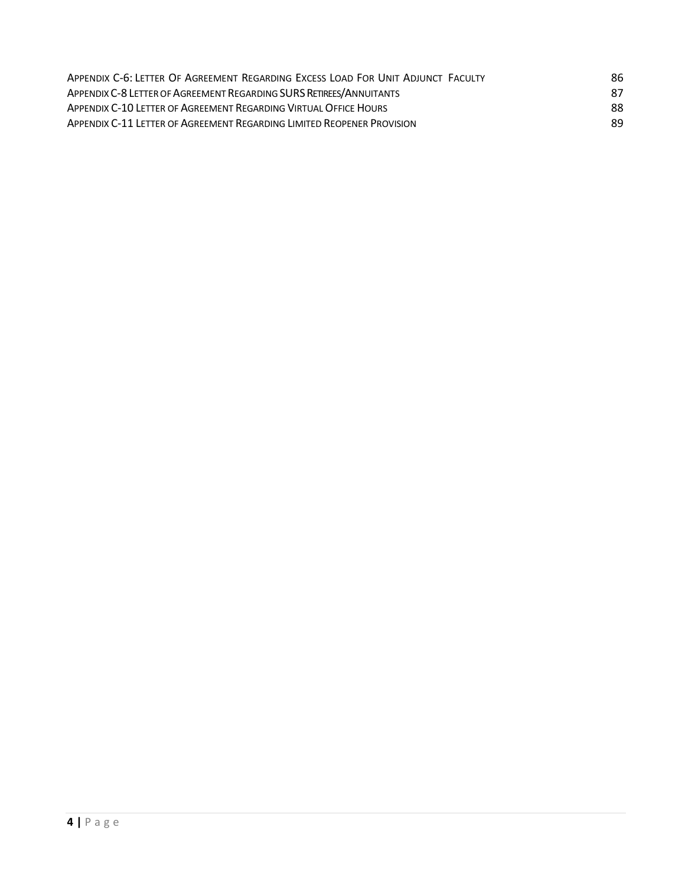| | |
|---|---|
| Appendix C-6: Letter Of Agreement Regarding Excess Load For Unit Adjunct Faculty | 86 |
| Appendix C-8 Letter of Agreement Regarding SURS Retirees/Annuitants | 87 |
| Appendix C-10 Letter of Agreement Regarding Virtual Office Hours | 88 |
| Appendix C-11 Letter of Agreement Regarding Limited Reopener Provision | 89 |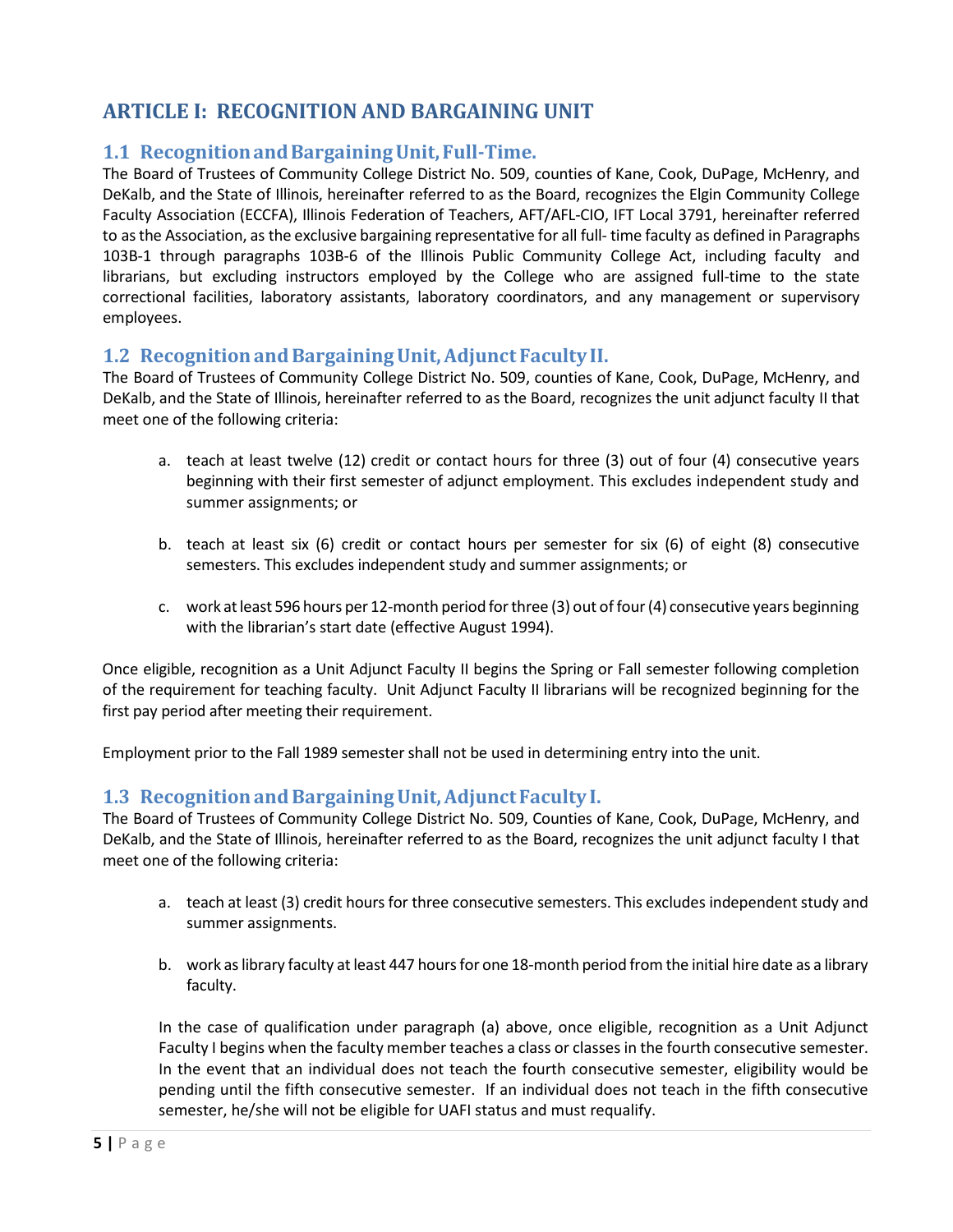# ARTICLE I: RECOGNITION AND BARGAINING UNIT

## 1.1 Recognition and Bargaining Unit, Full-Time.

The Board of Trustees of Community College District No. 509, counties of Kane, Cook, DuPage, McHenry, and DeKalb, and the State of Illinois, hereinafter referred to as the Board, recognizes the Elgin Community College Faculty Association (ECCFA), Illinois Federation of Teachers, AFT/AFL-CIO, IFT Local 3791, hereinafter referred to as the Association, as the exclusive bargaining representative for all full- time faculty as defined in Paragraphs 103B-1 through paragraphs 103B-6 of the Illinois Public Community College Act, including faculty and librarians, but excluding instructors employed by the College who are assigned full-time to the state correctional facilities, laboratory assistants, laboratory coordinators, and any management or supervisory employees.

## 1.2 Recognition and Bargaining Unit, Adjunct Faculty II.

The Board of Trustees of Community College District No. 509, counties of Kane, Cook, DuPage, McHenry, and DeKalb, and the State of Illinois, hereinafter referred to as the Board, recognizes the unit adjunct faculty II that meet one of the following criteria:

a. teach at least twelve (12) credit or contact hours for three (3) out of four (4) consecutive years beginning with their first semester of adjunct employment. This excludes independent study and summer assignments; or

b. teach at least six (6) credit or contact hours per semester for six (6) of eight (8) consecutive semesters. This excludes independent study and summer assignments; or

c. work at least 596 hours per 12-month period for three (3) out of four (4) consecutive years beginning with the librarian's start date (effective August 1994).

Once eligible, recognition as a Unit Adjunct Faculty II begins the Spring or Fall semester following completion of the requirement for teaching faculty. Unit Adjunct Faculty II librarians will be recognized beginning for the first pay period after meeting their requirement.

Employment prior to the Fall 1989 semester shall not be used in determining entry into the unit.

## 1.3 Recognition and Bargaining Unit, Adjunct Faculty I.

The Board of Trustees of Community College District No. 509, Counties of Kane, Cook, DuPage, McHenry, and DeKalb, and the State of Illinois, hereinafter referred to as the Board, recognizes the unit adjunct faculty I that meet one of the following criteria:

a. teach at least (3) credit hours for three consecutive semesters. This excludes independent study and summer assignments.

b. work as library faculty at least 447 hours for one 18-month period from the initial hire date as a library faculty.

In the case of qualification under paragraph (a) above, once eligible, recognition as a Unit Adjunct Faculty I begins when the faculty member teaches a class or classes in the fourth consecutive semester. In the event that an individual does not teach the fourth consecutive semester, eligibility would be pending until the fifth consecutive semester. If an individual does not teach in the fifth consecutive semester, he/she will not be eligible for UAFI status and must requalify.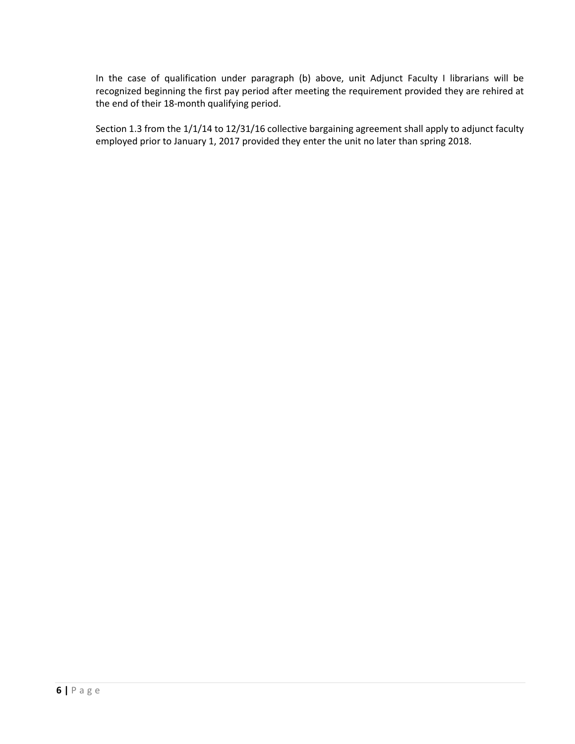In the case of qualification under paragraph (b) above, unit Adjunct Faculty I librarians will be recognized beginning the first pay period after meeting the requirement provided they are rehired at the end of their 18-month qualifying period.

Section 1.3 from the 1/1/14 to 12/31/16 collective bargaining agreement shall apply to adjunct faculty employed prior to January 1, 2017 provided they enter the unit no later than spring 2018.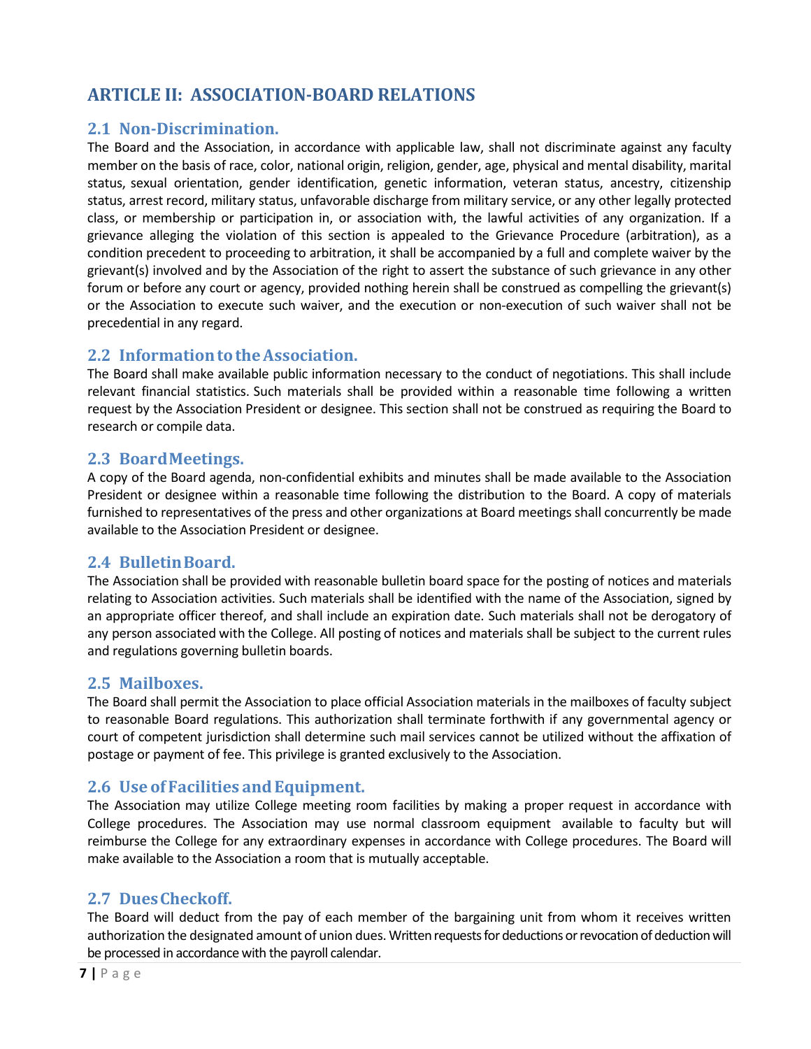# ARTICLE II: ASSOCIATION-BOARD RELATIONS

## 2.1 Non-Discrimination.

The Board and the Association, in accordance with applicable law, shall not discriminate against any faculty member on the basis of race, color, national origin, religion, gender, age, physical and mental disability, marital status, sexual orientation, gender identification, genetic information, veteran status, ancestry, citizenship status, arrest record, military status, unfavorable discharge from military service, or any other legally protected class, or membership or participation in, or association with, the lawful activities of any organization. If a grievance alleging the violation of this section is appealed to the Grievance Procedure (arbitration), as a condition precedent to proceeding to arbitration, it shall be accompanied by a full and complete waiver by the grievant(s) involved and by the Association of the right to assert the substance of such grievance in any other forum or before any court or agency, provided nothing herein shall be construed as compelling the grievant(s) or the Association to execute such waiver, and the execution or non-execution of such waiver shall not be precedential in any regard.

## 2.2 Information to the Association.

The Board shall make available public information necessary to the conduct of negotiations. This shall include relevant financial statistics. Such materials shall be provided within a reasonable time following a written request by the Association President or designee. This section shall not be construed as requiring the Board to research or compile data.

## 2.3 Board Meetings.

A copy of the Board agenda, non-confidential exhibits and minutes shall be made available to the Association President or designee within a reasonable time following the distribution to the Board. A copy of materials furnished to representatives of the press and other organizations at Board meetings shall concurrently be made available to the Association President or designee.

## 2.4 Bulletin Board.

The Association shall be provided with reasonable bulletin board space for the posting of notices and materials relating to Association activities. Such materials shall be identified with the name of the Association, signed by an appropriate officer thereof, and shall include an expiration date. Such materials shall not be derogatory of any person associated with the College. All posting of notices and materials shall be subject to the current rules and regulations governing bulletin boards.

## 2.5 Mailboxes.

The Board shall permit the Association to place official Association materials in the mailboxes of faculty subject to reasonable Board regulations. This authorization shall terminate forthwith if any governmental agency or court of competent jurisdiction shall determine such mail services cannot be utilized without the affixation of postage or payment of fee. This privilege is granted exclusively to the Association.

## 2.6 Use of Facilities and Equipment.

The Association may utilize College meeting room facilities by making a proper request in accordance with College procedures. The Association may use normal classroom equipment available to faculty but will reimburse the College for any extraordinary expenses in accordance with College procedures. The Board will make available to the Association a room that is mutually acceptable.

## 2.7 Dues Checkoff.

The Board will deduct from the pay of each member of the bargaining unit from whom it receives written authorization the designated amount of union dues. Written requests for deductions or revocation of deduction will be processed in accordance with the payroll calendar.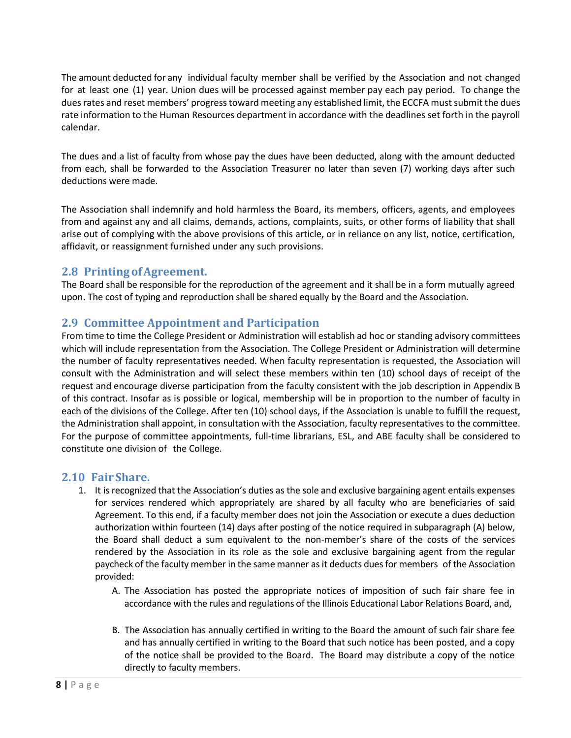The amount deducted for any individual faculty member shall be verified by the Association and not changed for at least one (1) year. Union dues will be processed against member pay each pay period. To change the dues rates and reset members' progress toward meeting any established limit, the ECCFA must submit the dues rate information to the Human Resources department in accordance with the deadlines set forth in the payroll calendar.

The dues and a list of faculty from whose pay the dues have been deducted, along with the amount deducted from each, shall be forwarded to the Association Treasurer no later than seven (7) working days after such deductions were made.

The Association shall indemnify and hold harmless the Board, its members, officers, agents, and employees from and against any and all claims, demands, actions, complaints, suits, or other forms of liability that shall arise out of complying with the above provisions of this article, or in reliance on any list, notice, certification, affidavit, or reassignment furnished under any such provisions.

## 2.8 Printing of Agreement.

The Board shall be responsible for the reproduction of the agreement and it shall be in a form mutually agreed upon. The cost of typing and reproduction shall be shared equally by the Board and the Association.

## 2.9 Committee Appointment and Participation

From time to time the College President or Administration will establish ad hoc or standing advisory committees which will include representation from the Association. The College President or Administration will determine the number of faculty representatives needed. When faculty representation is requested, the Association will consult with the Administration and will select these members within ten (10) school days of receipt of the request and encourage diverse participation from the faculty consistent with the job description in Appendix B of this contract. Insofar as is possible or logical, membership will be in proportion to the number of faculty in each of the divisions of the College. After ten (10) school days, if the Association is unable to fulfill the request, the Administration shall appoint, in consultation with the Association, faculty representatives to the committee. For the purpose of committee appointments, full-time librarians, ESL, and ABE faculty shall be considered to constitute one division of the College.

## 2.10 Fair Share.

1. It is recognized that the Association's duties as the sole and exclusive bargaining agent entails expenses for services rendered which appropriately are shared by all faculty who are beneficiaries of said Agreement. To this end, if a faculty member does not join the Association or execute a dues deduction authorization within fourteen (14) days after posting of the notice required in subparagraph (A) below, the Board shall deduct a sum equivalent to the non-member's share of the costs of the services rendered by the Association in its role as the sole and exclusive bargaining agent from the regular paycheck of the faculty member in the same manner as it deducts dues for members of the Association provided:
   A. The Association has posted the appropriate notices of imposition of such fair share fee in accordance with the rules and regulations of the Illinois Educational Labor Relations Board, and,
   B. The Association has annually certified in writing to the Board the amount of such fair share fee and has annually certified in writing to the Board that such notice has been posted, and a copy of the notice shall be provided to the Board. The Board may distribute a copy of the notice directly to faculty members.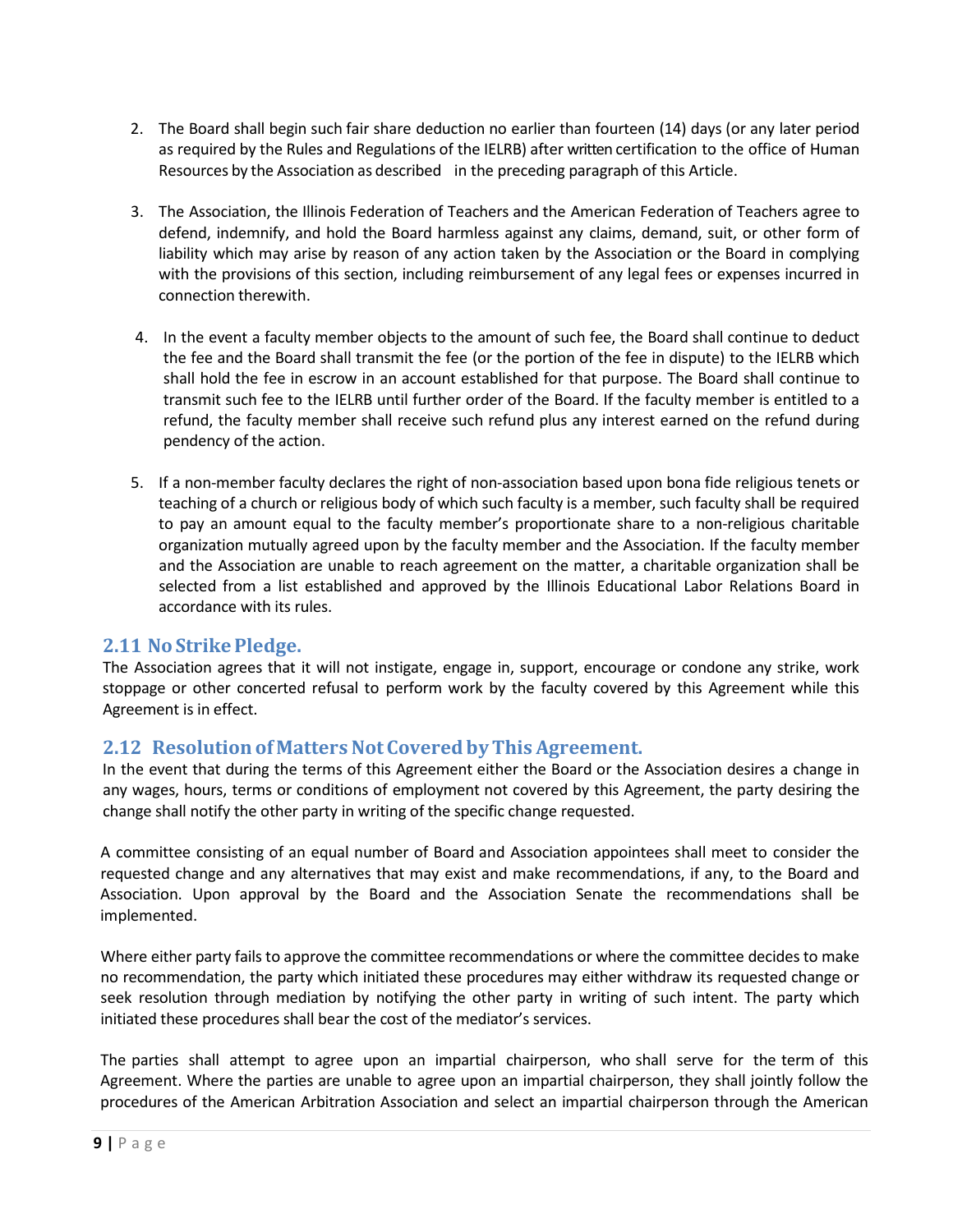2. The Board shall begin such fair share deduction no earlier than fourteen (14) days (or any later period as required by the Rules and Regulations of the IELRB) after written certification to the office of Human Resources by the Association as described in the preceding paragraph of this Article.

3. The Association, the Illinois Federation of Teachers and the American Federation of Teachers agree to defend, indemnify, and hold the Board harmless against any claims, demand, suit, or other form of liability which may arise by reason of any action taken by the Association or the Board in complying with the provisions of this section, including reimbursement of any legal fees or expenses incurred in connection therewith.

4. In the event a faculty member objects to the amount of such fee, the Board shall continue to deduct the fee and the Board shall transmit the fee (or the portion of the fee in dispute) to the IELRB which shall hold the fee in escrow in an account established for that purpose. The Board shall continue to transmit such fee to the IELRB until further order of the Board. If the faculty member is entitled to a refund, the faculty member shall receive such refund plus any interest earned on the refund during pendency of the action.

5. If a non-member faculty declares the right of non-association based upon bona fide religious tenets or teaching of a church or religious body of which such faculty is a member, such faculty shall be required to pay an amount equal to the faculty member's proportionate share to a non-religious charitable organization mutually agreed upon by the faculty member and the Association. If the faculty member and the Association are unable to reach agreement on the matter, a charitable organization shall be selected from a list established and approved by the Illinois Educational Labor Relations Board in accordance with its rules.

## 2.11 No Strike Pledge.

The Association agrees that it will not instigate, engage in, support, encourage or condone any strike, work stoppage or other concerted refusal to perform work by the faculty covered by this Agreement while this Agreement is in effect.

## 2.12 Resolution of Matters Not Covered by This Agreement.

In the event that during the terms of this Agreement either the Board or the Association desires a change in any wages, hours, terms or conditions of employment not covered by this Agreement, the party desiring the change shall notify the other party in writing of the specific change requested.

A committee consisting of an equal number of Board and Association appointees shall meet to consider the requested change and any alternatives that may exist and make recommendations, if any, to the Board and Association. Upon approval by the Board and the Association Senate the recommendations shall be implemented.

Where either party fails to approve the committee recommendations or where the committee decides to make no recommendation, the party which initiated these procedures may either withdraw its requested change or seek resolution through mediation by notifying the other party in writing of such intent. The party which initiated these procedures shall bear the cost of the mediator's services.

The parties shall attempt to agree upon an impartial chairperson, who shall serve for the term of this Agreement. Where the parties are unable to agree upon an impartial chairperson, they shall jointly follow the procedures of the American Arbitration Association and select an impartial chairperson through the American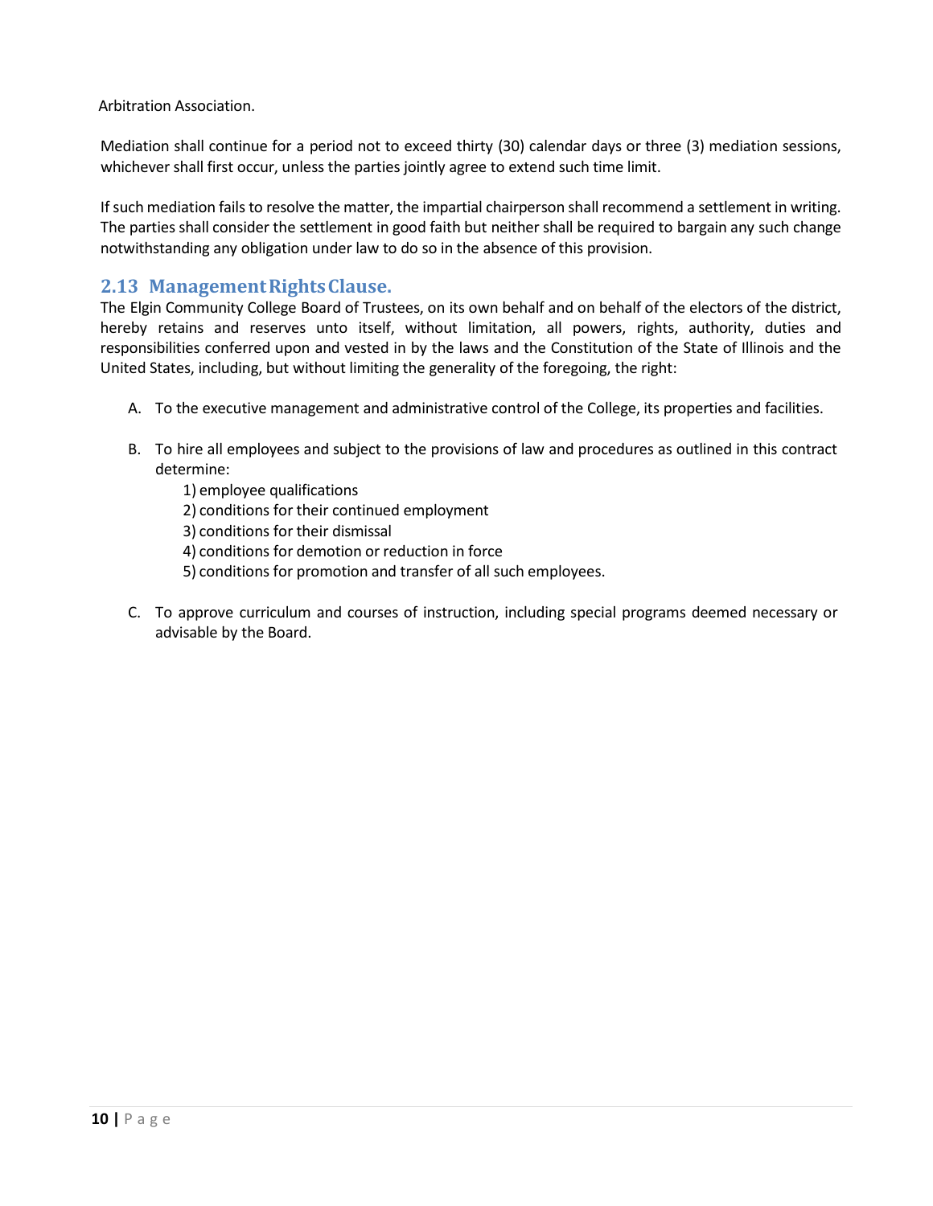Arbitration Association.

Mediation shall continue for a period not to exceed thirty (30) calendar days or three (3) mediation sessions, whichever shall first occur, unless the parties jointly agree to extend such time limit.

If such mediation fails to resolve the matter, the impartial chairperson shall recommend a settlement in writing. The parties shall consider the settlement in good faith but neither shall be required to bargain any such change notwithstanding any obligation under law to do so in the absence of this provision.

## 2.13 Management Rights Clause.

The Elgin Community College Board of Trustees, on its own behalf and on behalf of the electors of the district, hereby retains and reserves unto itself, without limitation, all powers, rights, authority, duties and responsibilities conferred upon and vested in by the laws and the Constitution of the State of Illinois and the United States, including, but without limiting the generality of the foregoing, the right:

A. To the executive management and administrative control of the College, its properties and facilities.

B. To hire all employees and subject to the provisions of law and procedures as outlined in this contract determine:
   1) employee qualifications
   2) conditions for their continued employment
   3) conditions for their dismissal
   4) conditions for demotion or reduction in force
   5) conditions for promotion and transfer of all such employees.

C. To approve curriculum and courses of instruction, including special programs deemed necessary or advisable by the Board.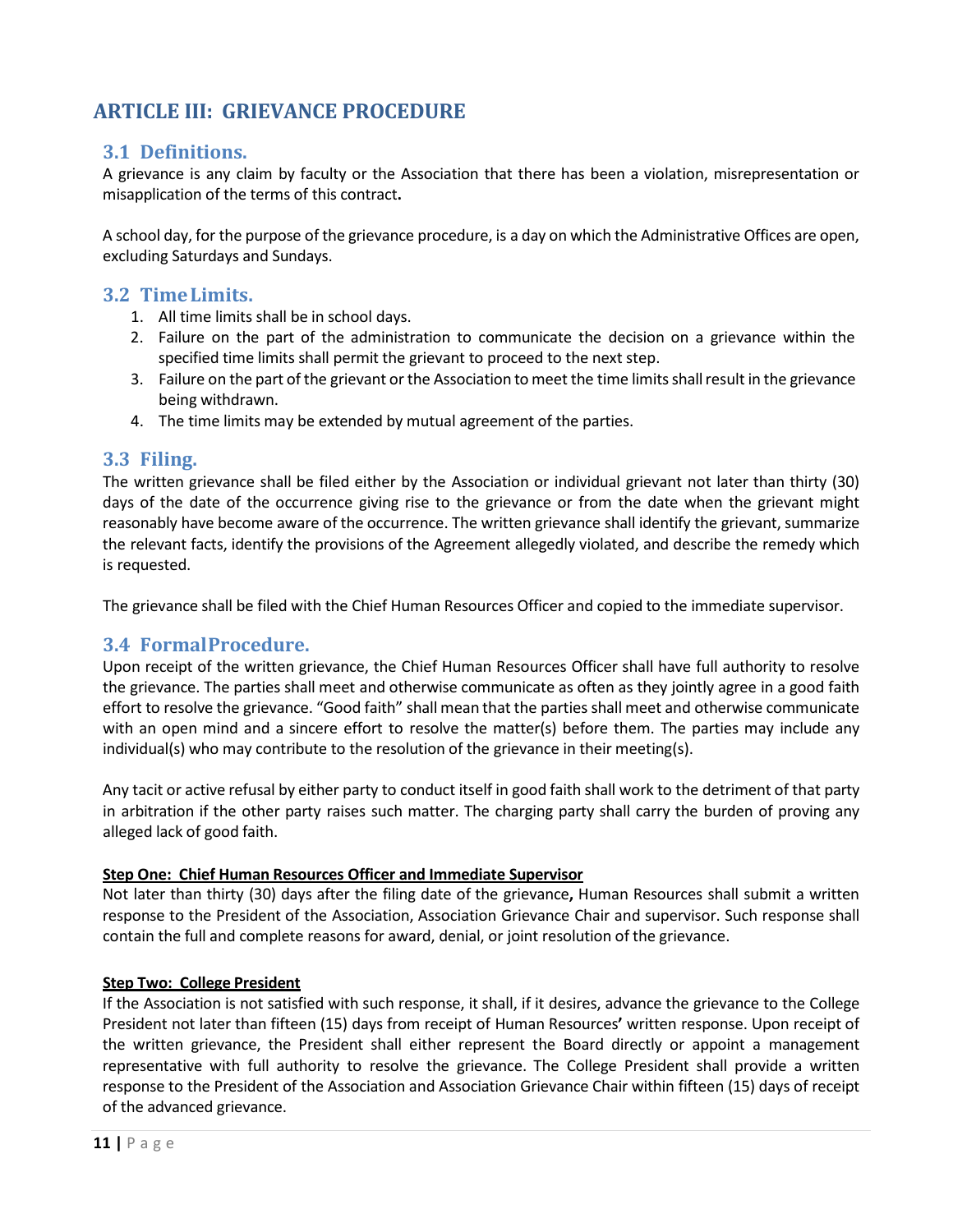# ARTICLE III: GRIEVANCE PROCEDURE

## 3.1 Definitions.

A grievance is any claim by faculty or the Association that there has been a violation, misrepresentation or misapplication of the terms of this contract**.**

A school day, for the purpose of the grievance procedure, is a day on which the Administrative Offices are open, excluding Saturdays and Sundays.

## 3.2 Time Limits.

1. All time limits shall be in school days.
2. Failure on the part of the administration to communicate the decision on a grievance within the specified time limits shall permit the grievant to proceed to the next step.
3. Failure on the part of the grievant or the Association to meet the time limits shall result in the grievance being withdrawn.
4. The time limits may be extended by mutual agreement of the parties.

## 3.3 Filing.

The written grievance shall be filed either by the Association or individual grievant not later than thirty (30) days of the date of the occurrence giving rise to the grievance or from the date when the grievant might reasonably have become aware of the occurrence. The written grievance shall identify the grievant, summarize the relevant facts, identify the provisions of the Agreement allegedly violated, and describe the remedy which is requested.

The grievance shall be filed with the Chief Human Resources Officer and copied to the immediate supervisor.

## 3.4 Formal Procedure.

Upon receipt of the written grievance, the Chief Human Resources Officer shall have full authority to resolve the grievance. The parties shall meet and otherwise communicate as often as they jointly agree in a good faith effort to resolve the grievance. "Good faith" shall mean that the parties shall meet and otherwise communicate with an open mind and a sincere effort to resolve the matter(s) before them. The parties may include any individual(s) who may contribute to the resolution of the grievance in their meeting(s).

Any tacit or active refusal by either party to conduct itself in good faith shall work to the detriment of that party in arbitration if the other party raises such matter. The charging party shall carry the burden of proving any alleged lack of good faith.

**Step One: Chief Human Resources Officer and Immediate Supervisor**

Not later than thirty (30) days after the filing date of the grievance**,** Human Resources shall submit a written response to the President of the Association, Association Grievance Chair and supervisor. Such response shall contain the full and complete reasons for award, denial, or joint resolution of the grievance.

**Step Two: College President**

If the Association is not satisfied with such response, it shall, if it desires, advance the grievance to the College President not later than fifteen (15) days from receipt of Human Resources**'** written response. Upon receipt of the written grievance, the President shall either represent the Board directly or appoint a management representative with full authority to resolve the grievance. The College President shall provide a written response to the President of the Association and Association Grievance Chair within fifteen (15) days of receipt of the advanced grievance.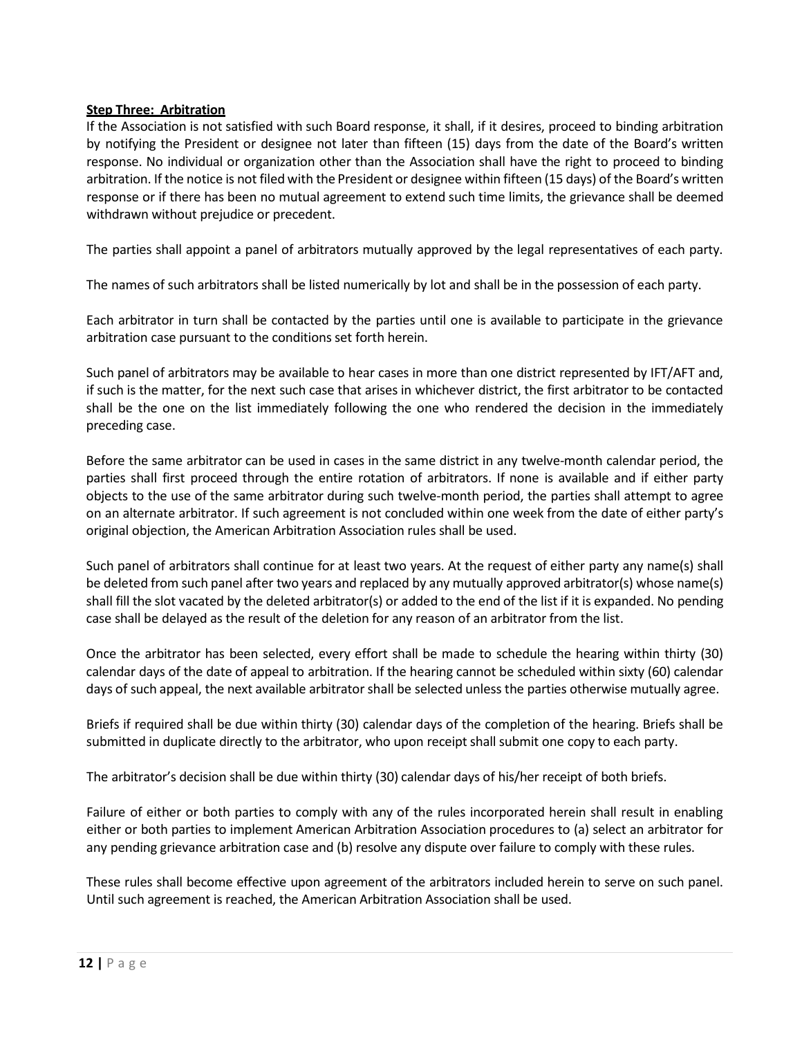**Step Three: Arbitration**

If the Association is not satisfied with such Board response, it shall, if it desires, proceed to binding arbitration by notifying the President or designee not later than fifteen (15) days from the date of the Board's written response. No individual or organization other than the Association shall have the right to proceed to binding arbitration. If the notice is not filed with the President or designee within fifteen (15 days) of the Board's written response or if there has been no mutual agreement to extend such time limits, the grievance shall be deemed withdrawn without prejudice or precedent.

The parties shall appoint a panel of arbitrators mutually approved by the legal representatives of each party.

The names of such arbitrators shall be listed numerically by lot and shall be in the possession of each party.

Each arbitrator in turn shall be contacted by the parties until one is available to participate in the grievance arbitration case pursuant to the conditions set forth herein.

Such panel of arbitrators may be available to hear cases in more than one district represented by IFT/AFT and, if such is the matter, for the next such case that arises in whichever district, the first arbitrator to be contacted shall be the one on the list immediately following the one who rendered the decision in the immediately preceding case.

Before the same arbitrator can be used in cases in the same district in any twelve-month calendar period, the parties shall first proceed through the entire rotation of arbitrators. If none is available and if either party objects to the use of the same arbitrator during such twelve-month period, the parties shall attempt to agree on an alternate arbitrator. If such agreement is not concluded within one week from the date of either party's original objection, the American Arbitration Association rules shall be used.

Such panel of arbitrators shall continue for at least two years. At the request of either party any name(s) shall be deleted from such panel after two years and replaced by any mutually approved arbitrator(s) whose name(s) shall fill the slot vacated by the deleted arbitrator(s) or added to the end of the list if it is expanded. No pending case shall be delayed as the result of the deletion for any reason of an arbitrator from the list.

Once the arbitrator has been selected, every effort shall be made to schedule the hearing within thirty (30) calendar days of the date of appeal to arbitration. If the hearing cannot be scheduled within sixty (60) calendar days of such appeal, the next available arbitrator shall be selected unless the parties otherwise mutually agree.

Briefs if required shall be due within thirty (30) calendar days of the completion of the hearing. Briefs shall be submitted in duplicate directly to the arbitrator, who upon receipt shall submit one copy to each party.

The arbitrator's decision shall be due within thirty (30) calendar days of his/her receipt of both briefs.

Failure of either or both parties to comply with any of the rules incorporated herein shall result in enabling either or both parties to implement American Arbitration Association procedures to (a) select an arbitrator for any pending grievance arbitration case and (b) resolve any dispute over failure to comply with these rules.

These rules shall become effective upon agreement of the arbitrators included herein to serve on such panel. Until such agreement is reached, the American Arbitration Association shall be used.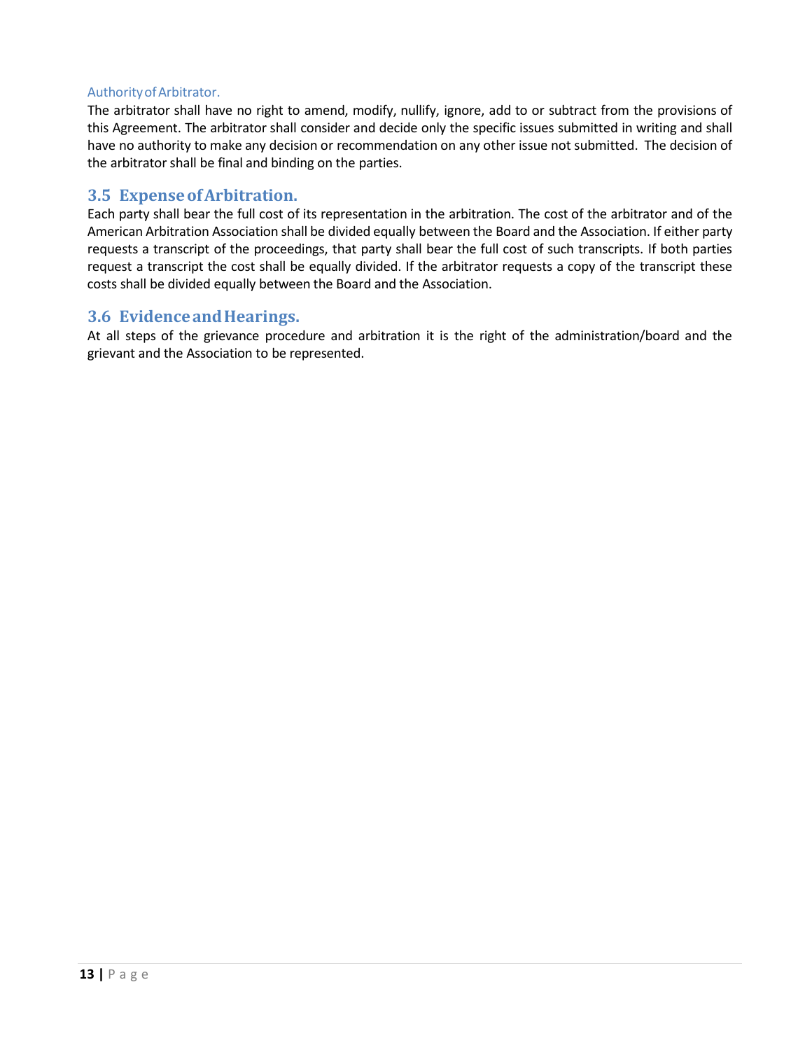#### Authority of Arbitrator.

The arbitrator shall have no right to amend, modify, nullify, ignore, add to or subtract from the provisions of this Agreement. The arbitrator shall consider and decide only the specific issues submitted in writing and shall have no authority to make any decision or recommendation on any other issue not submitted. The decision of the arbitrator shall be final and binding on the parties.

### 3.5 Expense of Arbitration.

Each party shall bear the full cost of its representation in the arbitration. The cost of the arbitrator and of the American Arbitration Association shall be divided equally between the Board and the Association. If either party requests a transcript of the proceedings, that party shall bear the full cost of such transcripts. If both parties request a transcript the cost shall be equally divided. If the arbitrator requests a copy of the transcript these costs shall be divided equally between the Board and the Association.

### 3.6 Evidence and Hearings.

At all steps of the grievance procedure and arbitration it is the right of the administration/board and the grievant and the Association to be represented.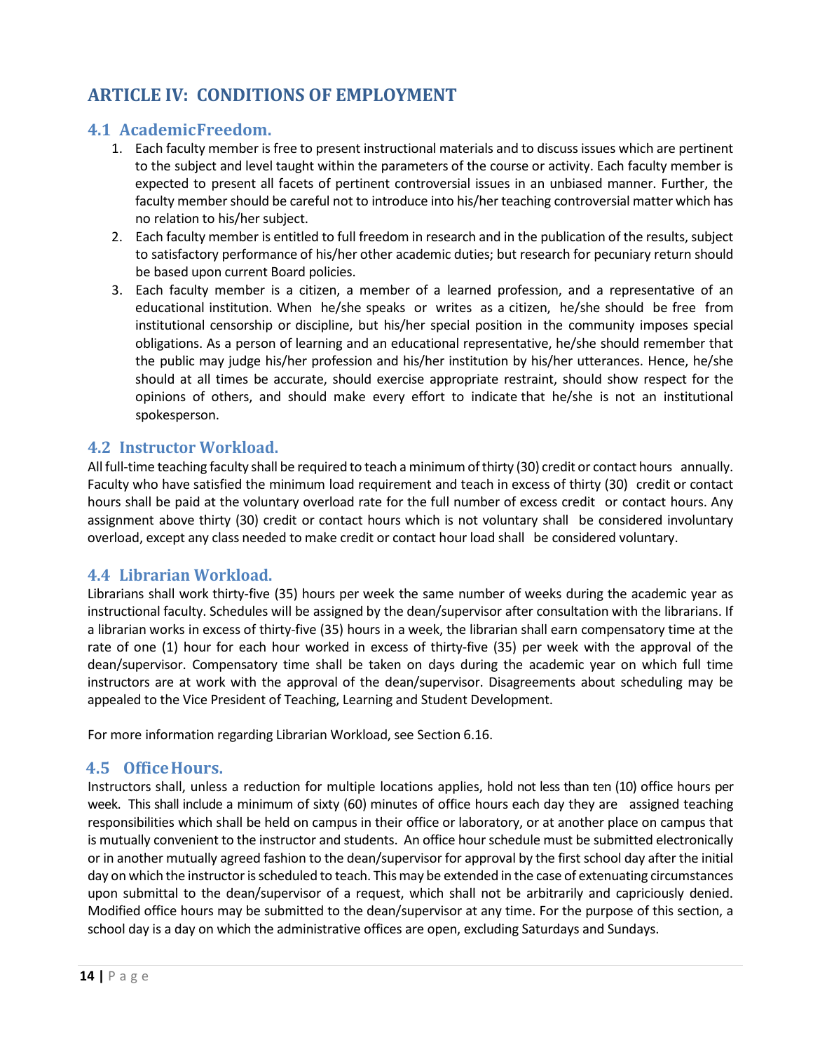# ARTICLE IV: CONDITIONS OF EMPLOYMENT

## 4.1 AcademicFreedom.

1. Each faculty member is free to present instructional materials and to discuss issues which are pertinent to the subject and level taught within the parameters of the course or activity. Each faculty member is expected to present all facets of pertinent controversial issues in an unbiased manner. Further, the faculty member should be careful not to introduce into his/her teaching controversial matter which has no relation to his/her subject.
2. Each faculty member is entitled to full freedom in research and in the publication of the results, subject to satisfactory performance of his/her other academic duties; but research for pecuniary return should be based upon current Board policies.
3. Each faculty member is a citizen, a member of a learned profession, and a representative of an educational institution. When he/she speaks or writes as a citizen, he/she should be free from institutional censorship or discipline, but his/her special position in the community imposes special obligations. As a person of learning and an educational representative, he/she should remember that the public may judge his/her profession and his/her institution by his/her utterances. Hence, he/she should at all times be accurate, should exercise appropriate restraint, should show respect for the opinions of others, and should make every effort to indicate that he/she is not an institutional spokesperson.

## 4.2 Instructor Workload.

All full-time teaching faculty shall be required to teach a minimum of thirty (30) credit or contact hours annually. Faculty who have satisfied the minimum load requirement and teach in excess of thirty (30) credit or contact hours shall be paid at the voluntary overload rate for the full number of excess credit or contact hours. Any assignment above thirty (30) credit or contact hours which is not voluntary shall be considered involuntary overload, except any class needed to make credit or contact hour load shall be considered voluntary.

## 4.4 Librarian Workload.

Librarians shall work thirty-five (35) hours per week the same number of weeks during the academic year as instructional faculty. Schedules will be assigned by the dean/supervisor after consultation with the librarians. If a librarian works in excess of thirty-five (35) hours in a week, the librarian shall earn compensatory time at the rate of one (1) hour for each hour worked in excess of thirty-five (35) per week with the approval of the dean/supervisor. Compensatory time shall be taken on days during the academic year on which full time instructors are at work with the approval of the dean/supervisor. Disagreements about scheduling may be appealed to the Vice President of Teaching, Learning and Student Development.

For more information regarding Librarian Workload, see Section 6.16.

## 4.5 OfficeHours.

Instructors shall, unless a reduction for multiple locations applies, hold not less than ten (10) office hours per week. This shall include a minimum of sixty (60) minutes of office hours each day they are assigned teaching responsibilities which shall be held on campus in their office or laboratory, or at another place on campus that is mutually convenient to the instructor and students. An office hour schedule must be submitted electronically or in another mutually agreed fashion to the dean/supervisor for approval by the first school day after the initial day on which the instructor is scheduled to teach. This may be extended in the case of extenuating circumstances upon submittal to the dean/supervisor of a request, which shall not be arbitrarily and capriciously denied. Modified office hours may be submitted to the dean/supervisor at any time. For the purpose of this section, a school day is a day on which the administrative offices are open, excluding Saturdays and Sundays.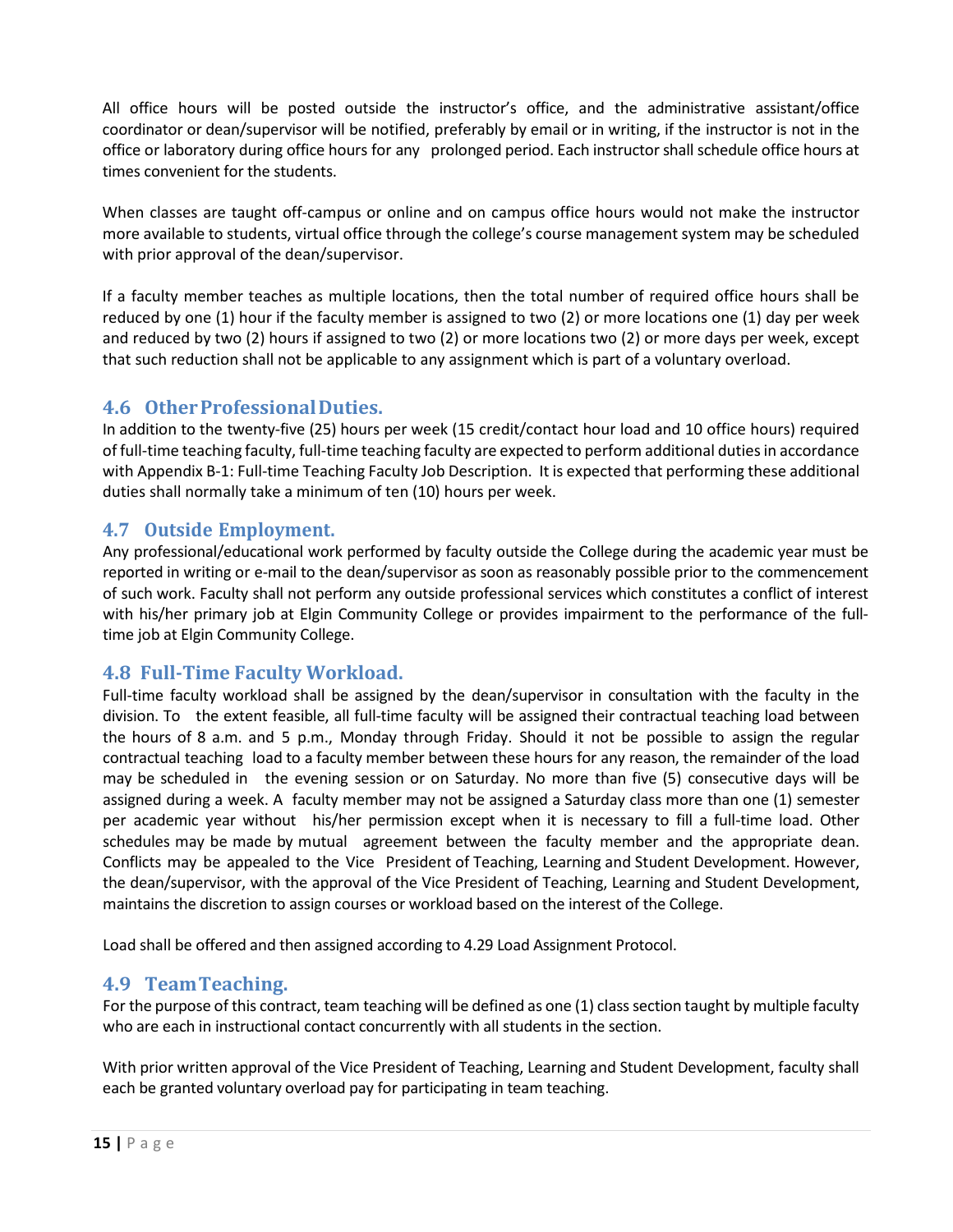All office hours will be posted outside the instructor's office, and the administrative assistant/office coordinator or dean/supervisor will be notified, preferably by email or in writing, if the instructor is not in the office or laboratory during office hours for any prolonged period. Each instructor shall schedule office hours at times convenient for the students.

When classes are taught off-campus or online and on campus office hours would not make the instructor more available to students, virtual office through the college's course management system may be scheduled with prior approval of the dean/supervisor.

If a faculty member teaches as multiple locations, then the total number of required office hours shall be reduced by one (1) hour if the faculty member is assigned to two (2) or more locations one (1) day per week and reduced by two (2) hours if assigned to two (2) or more locations two (2) or more days per week, except that such reduction shall not be applicable to any assignment which is part of a voluntary overload.

## 4.6 Other Professional Duties.

In addition to the twenty-five (25) hours per week (15 credit/contact hour load and 10 office hours) required of full-time teaching faculty, full-time teaching faculty are expected to perform additional duties in accordance with Appendix B-1: Full-time Teaching Faculty Job Description. It is expected that performing these additional duties shall normally take a minimum of ten (10) hours per week.

## 4.7 Outside Employment.

Any professional/educational work performed by faculty outside the College during the academic year must be reported in writing or e-mail to the dean/supervisor as soon as reasonably possible prior to the commencement of such work. Faculty shall not perform any outside professional services which constitutes a conflict of interest with his/her primary job at Elgin Community College or provides impairment to the performance of the full-time job at Elgin Community College.

## 4.8 Full-Time Faculty Workload.

Full-time faculty workload shall be assigned by the dean/supervisor in consultation with the faculty in the division. To the extent feasible, all full-time faculty will be assigned their contractual teaching load between the hours of 8 a.m. and 5 p.m., Monday through Friday. Should it not be possible to assign the regular contractual teaching load to a faculty member between these hours for any reason, the remainder of the load may be scheduled in the evening session or on Saturday. No more than five (5) consecutive days will be assigned during a week. A faculty member may not be assigned a Saturday class more than one (1) semester per academic year without his/her permission except when it is necessary to fill a full-time load. Other schedules may be made by mutual agreement between the faculty member and the appropriate dean. Conflicts may be appealed to the Vice President of Teaching, Learning and Student Development. However, the dean/supervisor, with the approval of the Vice President of Teaching, Learning and Student Development, maintains the discretion to assign courses or workload based on the interest of the College.

Load shall be offered and then assigned according to 4.29 Load Assignment Protocol.

## 4.9 Team Teaching.

For the purpose of this contract, team teaching will be defined as one (1) class section taught by multiple faculty who are each in instructional contact concurrently with all students in the section.

With prior written approval of the Vice President of Teaching, Learning and Student Development, faculty shall each be granted voluntary overload pay for participating in team teaching.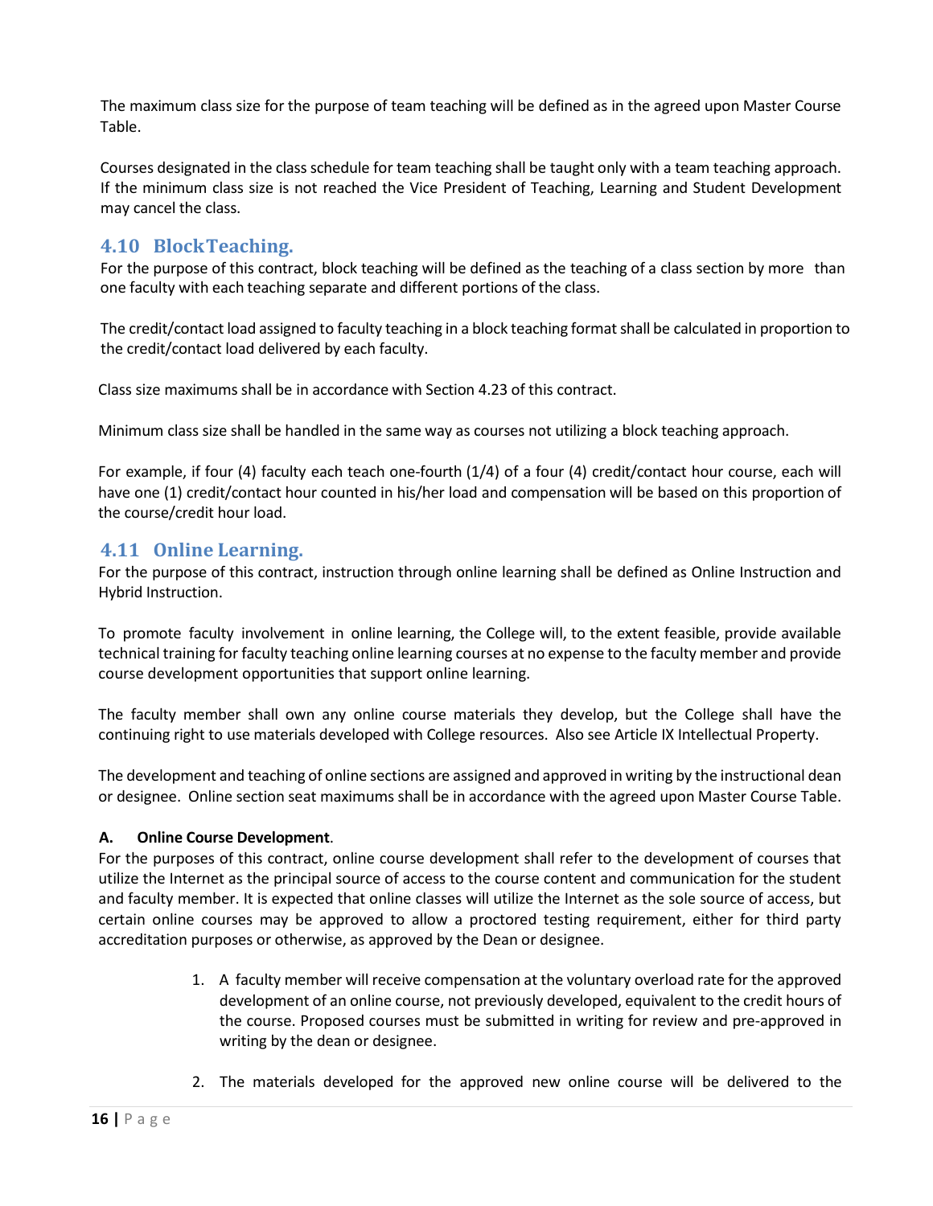The maximum class size for the purpose of team teaching will be defined as in the agreed upon Master Course Table.

Courses designated in the class schedule for team teaching shall be taught only with a team teaching approach. If the minimum class size is not reached the Vice President of Teaching, Learning and Student Development may cancel the class.

## 4.10 Block Teaching.

For the purpose of this contract, block teaching will be defined as the teaching of a class section by more than one faculty with each teaching separate and different portions of the class.

The credit/contact load assigned to faculty teaching in a block teaching format shall be calculated in proportion to the credit/contact load delivered by each faculty.

Class size maximums shall be in accordance with Section 4.23 of this contract.

Minimum class size shall be handled in the same way as courses not utilizing a block teaching approach.

For example, if four (4) faculty each teach one-fourth (1/4) of a four (4) credit/contact hour course, each will have one (1) credit/contact hour counted in his/her load and compensation will be based on this proportion of the course/credit hour load.

## 4.11 Online Learning.

For the purpose of this contract, instruction through online learning shall be defined as Online Instruction and Hybrid Instruction.

To promote faculty involvement in online learning, the College will, to the extent feasible, provide available technical training for faculty teaching online learning courses at no expense to the faculty member and provide course development opportunities that support online learning.

The faculty member shall own any online course materials they develop, but the College shall have the continuing right to use materials developed with College resources. Also see Article IX Intellectual Property.

The development and teaching of online sections are assigned and approved in writing by the instructional dean or designee. Online section seat maximums shall be in accordance with the agreed upon Master Course Table.

**A. Online Course Development**.

For the purposes of this contract, online course development shall refer to the development of courses that utilize the Internet as the principal source of access to the course content and communication for the student and faculty member. It is expected that online classes will utilize the Internet as the sole source of access, but certain online courses may be approved to allow a proctored testing requirement, either for third party accreditation purposes or otherwise, as approved by the Dean or designee.

1. A faculty member will receive compensation at the voluntary overload rate for the approved development of an online course, not previously developed, equivalent to the credit hours of the course. Proposed courses must be submitted in writing for review and pre-approved in writing by the dean or designee.

2. The materials developed for the approved new online course will be delivered to the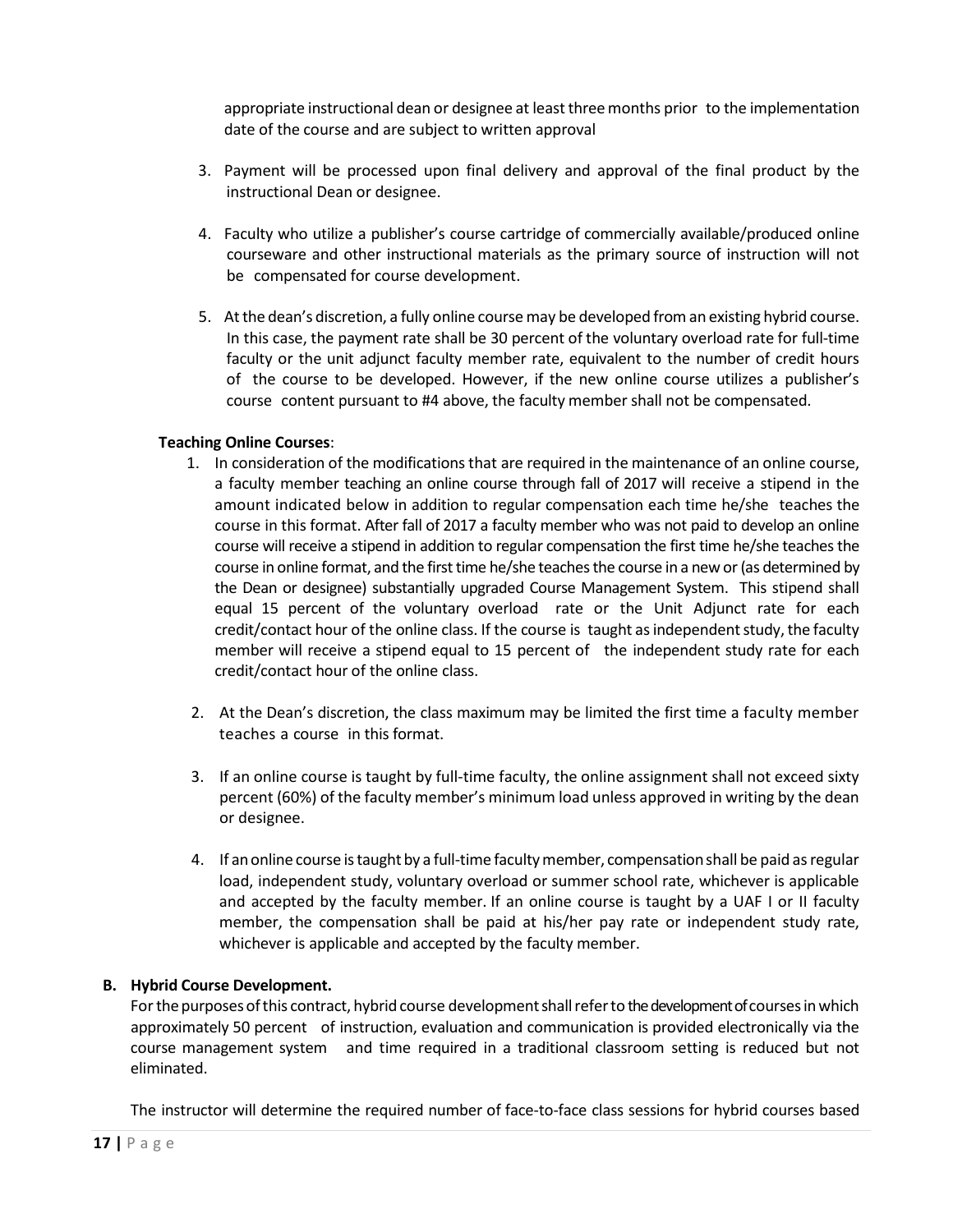appropriate instructional dean or designee at least three months prior to the implementation date of the course and are subject to written approval

3. Payment will be processed upon final delivery and approval of the final product by the instructional Dean or designee.

4. Faculty who utilize a publisher's course cartridge of commercially available/produced online courseware and other instructional materials as the primary source of instruction will not be compensated for course development.

5. At the dean's discretion, a fully online course may be developed from an existing hybrid course. In this case, the payment rate shall be 30 percent of the voluntary overload rate for full-time faculty or the unit adjunct faculty member rate, equivalent to the number of credit hours of the course to be developed. However, if the new online course utilizes a publisher's course content pursuant to #4 above, the faculty member shall not be compensated.

**Teaching Online Courses**:

1. In consideration of the modifications that are required in the maintenance of an online course, a faculty member teaching an online course through fall of 2017 will receive a stipend in the amount indicated below in addition to regular compensation each time he/she teaches the course in this format. After fall of 2017 a faculty member who was not paid to develop an online course will receive a stipend in addition to regular compensation the first time he/she teaches the course in online format, and the first time he/she teaches the course in a new or (as determined by the Dean or designee) substantially upgraded Course Management System. This stipend shall equal 15 percent of the voluntary overload rate or the Unit Adjunct rate for each credit/contact hour of the online class. If the course is taught as independent study, the faculty member will receive a stipend equal to 15 percent of the independent study rate for each credit/contact hour of the online class.

2. At the Dean's discretion, the class maximum may be limited the first time a faculty member teaches a course in this format.

3. If an online course is taught by full-time faculty, the online assignment shall not exceed sixty percent (60%) of the faculty member's minimum load unless approved in writing by the dean or designee.

4. If an online course is taught by a full-time faculty member, compensation shall be paid as regular load, independent study, voluntary overload or summer school rate, whichever is applicable and accepted by the faculty member. If an online course is taught by a UAF I or II faculty member, the compensation shall be paid at his/her pay rate or independent study rate, whichever is applicable and accepted by the faculty member.

**B. Hybrid Course Development.**

For the purposes of this contract, hybrid course development shall refer to the development of courses in which approximately 50 percent of instruction, evaluation and communication is provided electronically via the course management system and time required in a traditional classroom setting is reduced but not eliminated.

The instructor will determine the required number of face-to-face class sessions for hybrid courses based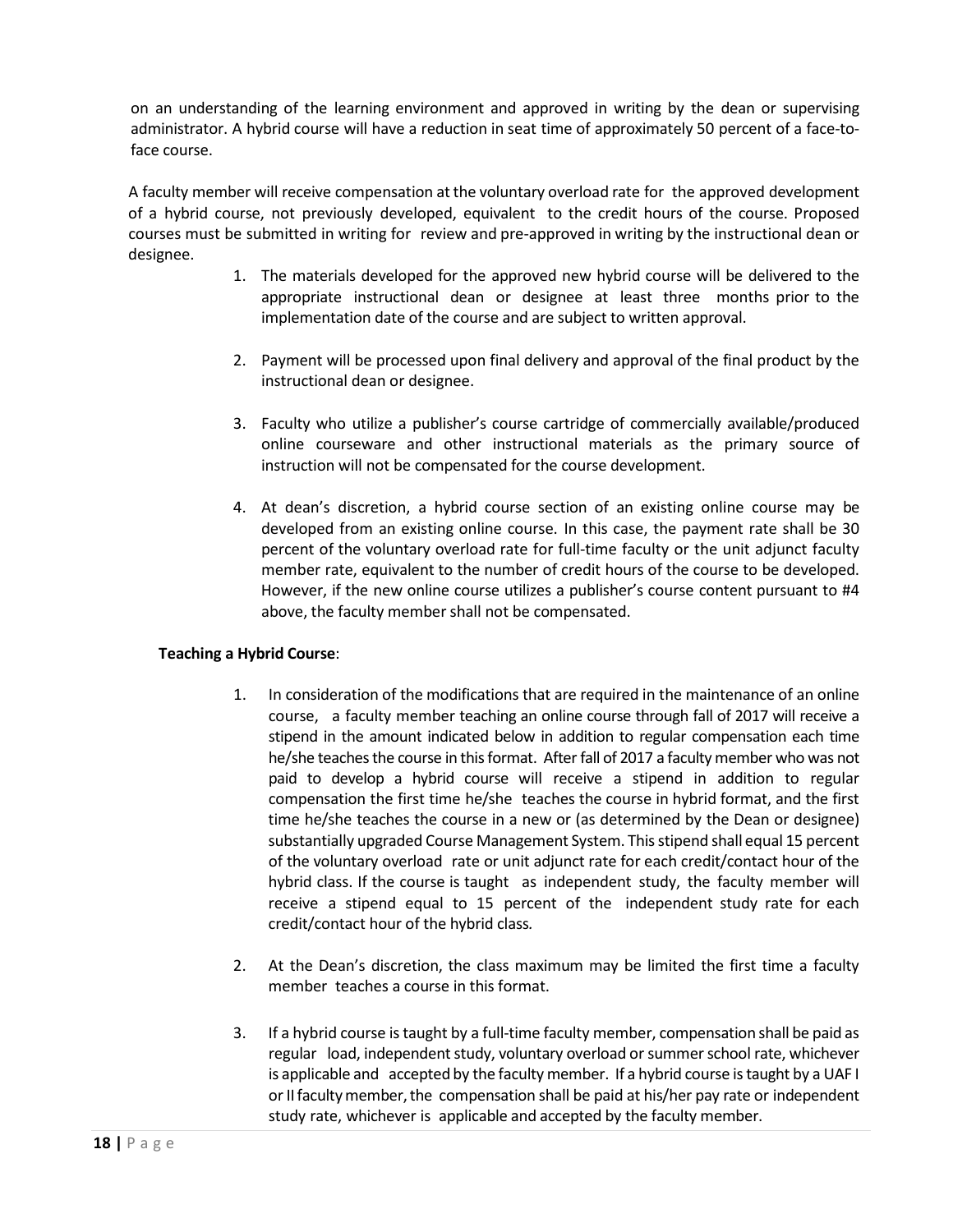on an understanding of the learning environment and approved in writing by the dean or supervising administrator. A hybrid course will have a reduction in seat time of approximately 50 percent of a face-to-face course.

A faculty member will receive compensation at the voluntary overload rate for the approved development of a hybrid course, not previously developed, equivalent to the credit hours of the course. Proposed courses must be submitted in writing for review and pre-approved in writing by the instructional dean or designee.

1. The materials developed for the approved new hybrid course will be delivered to the appropriate instructional dean or designee at least three months prior to the implementation date of the course and are subject to written approval.

2. Payment will be processed upon final delivery and approval of the final product by the instructional dean or designee.

3. Faculty who utilize a publisher's course cartridge of commercially available/produced online courseware and other instructional materials as the primary source of instruction will not be compensated for the course development.

4. At dean's discretion, a hybrid course section of an existing online course may be developed from an existing online course. In this case, the payment rate shall be 30 percent of the voluntary overload rate for full-time faculty or the unit adjunct faculty member rate, equivalent to the number of credit hours of the course to be developed. However, if the new online course utilizes a publisher's course content pursuant to #4 above, the faculty member shall not be compensated.

**Teaching a Hybrid Course**:

1. In consideration of the modifications that are required in the maintenance of an online course, a faculty member teaching an online course through fall of 2017 will receive a stipend in the amount indicated below in addition to regular compensation each time he/she teaches the course in this format. After fall of 2017 a faculty member who was not paid to develop a hybrid course will receive a stipend in addition to regular compensation the first time he/she teaches the course in hybrid format, and the first time he/she teaches the course in a new or (as determined by the Dean or designee) substantially upgraded Course Management System. This stipend shall equal 15 percent of the voluntary overload rate or unit adjunct rate for each credit/contact hour of the hybrid class. If the course is taught as independent study, the faculty member will receive a stipend equal to 15 percent of the independent study rate for each credit/contact hour of the hybrid class.

2. At the Dean's discretion, the class maximum may be limited the first time a faculty member teaches a course in this format.

3. If a hybrid course is taught by a full-time faculty member, compensation shall be paid as regular load, independent study, voluntary overload or summer school rate, whichever is applicable and accepted by the faculty member. If a hybrid course is taught by a UAF I or II faculty member, the compensation shall be paid at his/her pay rate or independent study rate, whichever is applicable and accepted by the faculty member.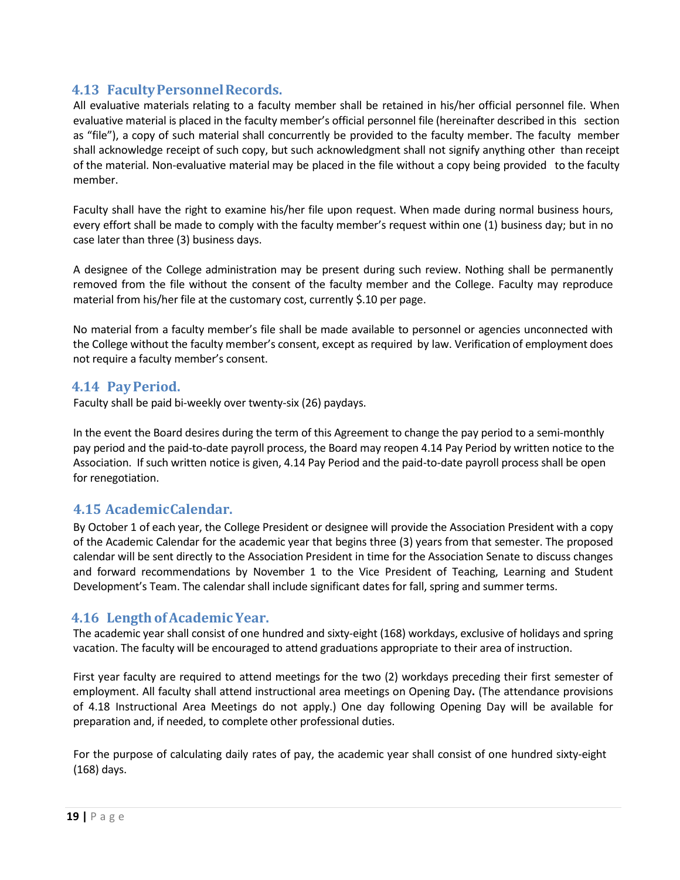### 4.13 Faculty Personnel Records.

All evaluative materials relating to a faculty member shall be retained in his/her official personnel file. When evaluative material is placed in the faculty member's official personnel file (hereinafter described in this section as "file"), a copy of such material shall concurrently be provided to the faculty member. The faculty member shall acknowledge receipt of such copy, but such acknowledgment shall not signify anything other than receipt of the material. Non-evaluative material may be placed in the file without a copy being provided to the faculty member.

Faculty shall have the right to examine his/her file upon request. When made during normal business hours, every effort shall be made to comply with the faculty member's request within one (1) business day; but in no case later than three (3) business days.

A designee of the College administration may be present during such review. Nothing shall be permanently removed from the file without the consent of the faculty member and the College. Faculty may reproduce material from his/her file at the customary cost, currently $.10 per page.

No material from a faculty member's file shall be made available to personnel or agencies unconnected with the College without the faculty member's consent, except as required by law. Verification of employment does not require a faculty member's consent.

### 4.14 Pay Period.

Faculty shall be paid bi-weekly over twenty-six (26) paydays.

In the event the Board desires during the term of this Agreement to change the pay period to a semi-monthly pay period and the paid-to-date payroll process, the Board may reopen 4.14 Pay Period by written notice to the Association. If such written notice is given, 4.14 Pay Period and the paid-to-date payroll process shall be open for renegotiation.

### 4.15 Academic Calendar.

By October 1 of each year, the College President or designee will provide the Association President with a copy of the Academic Calendar for the academic year that begins three (3) years from that semester. The proposed calendar will be sent directly to the Association President in time for the Association Senate to discuss changes and forward recommendations by November 1 to the Vice President of Teaching, Learning and Student Development's Team. The calendar shall include significant dates for fall, spring and summer terms.

### 4.16 Length of Academic Year.

The academic year shall consist of one hundred and sixty-eight (168) workdays, exclusive of holidays and spring vacation. The faculty will be encouraged to attend graduations appropriate to their area of instruction.

First year faculty are required to attend meetings for the two (2) workdays preceding their first semester of employment. All faculty shall attend instructional area meetings on Opening Day**.** (The attendance provisions of 4.18 Instructional Area Meetings do not apply.) One day following Opening Day will be available for preparation and, if needed, to complete other professional duties.

For the purpose of calculating daily rates of pay, the academic year shall consist of one hundred sixty-eight (168) days.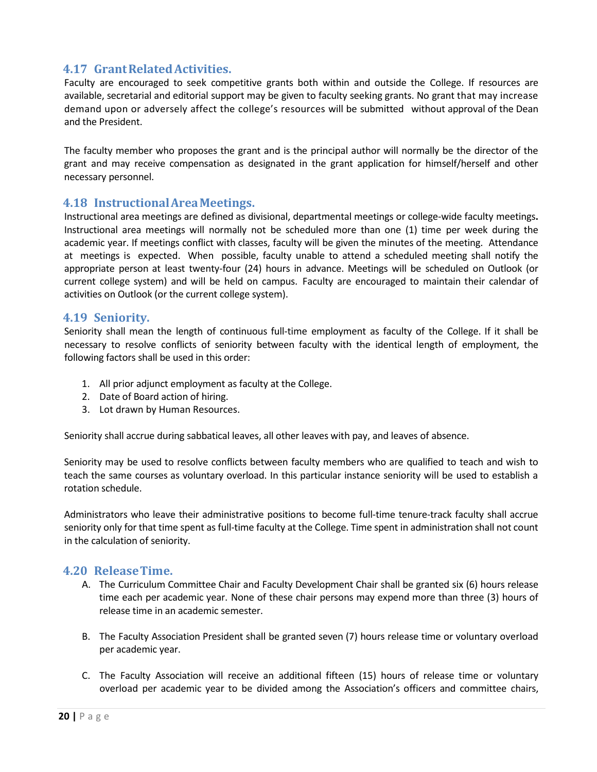### 4.17 Grant Related Activities.

Faculty are encouraged to seek competitive grants both within and outside the College. If resources are available, secretarial and editorial support may be given to faculty seeking grants. No grant that may increase demand upon or adversely affect the college's resources will be submitted without approval of the Dean and the President.

The faculty member who proposes the grant and is the principal author will normally be the director of the grant and may receive compensation as designated in the grant application for himself/herself and other necessary personnel.

### 4.18 Instructional Area Meetings.

Instructional area meetings are defined as divisional, departmental meetings or college-wide faculty meetings**.** Instructional area meetings will normally not be scheduled more than one (1) time per week during the academic year. If meetings conflict with classes, faculty will be given the minutes of the meeting. Attendance at meetings is expected. When possible, faculty unable to attend a scheduled meeting shall notify the appropriate person at least twenty-four (24) hours in advance. Meetings will be scheduled on Outlook (or current college system) and will be held on campus. Faculty are encouraged to maintain their calendar of activities on Outlook (or the current college system).

### 4.19 Seniority.

Seniority shall mean the length of continuous full-time employment as faculty of the College. If it shall be necessary to resolve conflicts of seniority between faculty with the identical length of employment, the following factors shall be used in this order:

1. All prior adjunct employment as faculty at the College.
2. Date of Board action of hiring.
3. Lot drawn by Human Resources.

Seniority shall accrue during sabbatical leaves, all other leaves with pay, and leaves of absence.

Seniority may be used to resolve conflicts between faculty members who are qualified to teach and wish to teach the same courses as voluntary overload. In this particular instance seniority will be used to establish a rotation schedule.

Administrators who leave their administrative positions to become full-time tenure-track faculty shall accrue seniority only for that time spent as full-time faculty at the College. Time spent in administration shall not count in the calculation of seniority.

### 4.20 Release Time.

A. The Curriculum Committee Chair and Faculty Development Chair shall be granted six (6) hours release time each per academic year. None of these chair persons may expend more than three (3) hours of release time in an academic semester.

B. The Faculty Association President shall be granted seven (7) hours release time or voluntary overload per academic year.

C. The Faculty Association will receive an additional fifteen (15) hours of release time or voluntary overload per academic year to be divided among the Association's officers and committee chairs,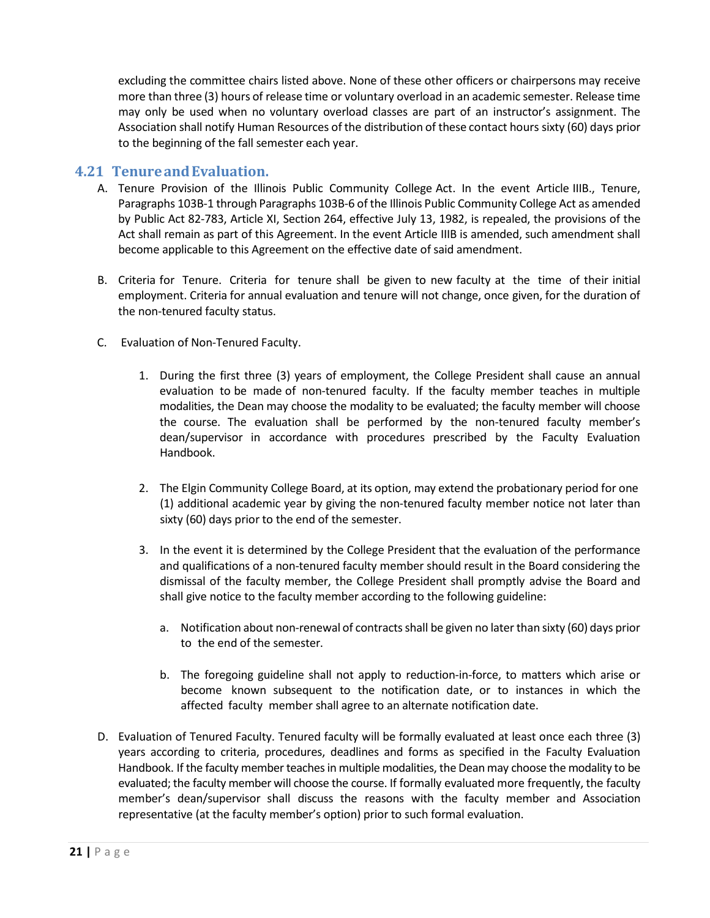excluding the committee chairs listed above. None of these other officers or chairpersons may receive more than three (3) hours of release time or voluntary overload in an academic semester. Release time may only be used when no voluntary overload classes are part of an instructor's assignment. The Association shall notify Human Resources of the distribution of these contact hours sixty (60) days prior to the beginning of the fall semester each year.

## 4.21 Tenure and Evaluation.

A. Tenure Provision of the Illinois Public Community College Act. In the event Article IIIB., Tenure, Paragraphs 103B-1 through Paragraphs 103B-6 of the Illinois Public Community College Act as amended by Public Act 82-783, Article XI, Section 264, effective July 13, 1982, is repealed, the provisions of the Act shall remain as part of this Agreement. In the event Article IIIB is amended, such amendment shall become applicable to this Agreement on the effective date of said amendment.

B. Criteria for Tenure. Criteria for tenure shall be given to new faculty at the time of their initial employment. Criteria for annual evaluation and tenure will not change, once given, for the duration of the non-tenured faculty status.

C. Evaluation of Non-Tenured Faculty.

   1. During the first three (3) years of employment, the College President shall cause an annual evaluation to be made of non-tenured faculty. If the faculty member teaches in multiple modalities, the Dean may choose the modality to be evaluated; the faculty member will choose the course. The evaluation shall be performed by the non-tenured faculty member's dean/supervisor in accordance with procedures prescribed by the Faculty Evaluation Handbook.

   2. The Elgin Community College Board, at its option, may extend the probationary period for one (1) additional academic year by giving the non-tenured faculty member notice not later than sixty (60) days prior to the end of the semester.

   3. In the event it is determined by the College President that the evaluation of the performance and qualifications of a non-tenured faculty member should result in the Board considering the dismissal of the faculty member, the College President shall promptly advise the Board and shall give notice to the faculty member according to the following guideline:

      a. Notification about non-renewal of contracts shall be given no later than sixty (60) days prior to the end of the semester.

      b. The foregoing guideline shall not apply to reduction-in-force, to matters which arise or become known subsequent to the notification date, or to instances in which the affected faculty member shall agree to an alternate notification date.

D. Evaluation of Tenured Faculty. Tenured faculty will be formally evaluated at least once each three (3) years according to criteria, procedures, deadlines and forms as specified in the Faculty Evaluation Handbook. If the faculty member teaches in multiple modalities, the Dean may choose the modality to be evaluated; the faculty member will choose the course. If formally evaluated more frequently, the faculty member's dean/supervisor shall discuss the reasons with the faculty member and Association representative (at the faculty member's option) prior to such formal evaluation.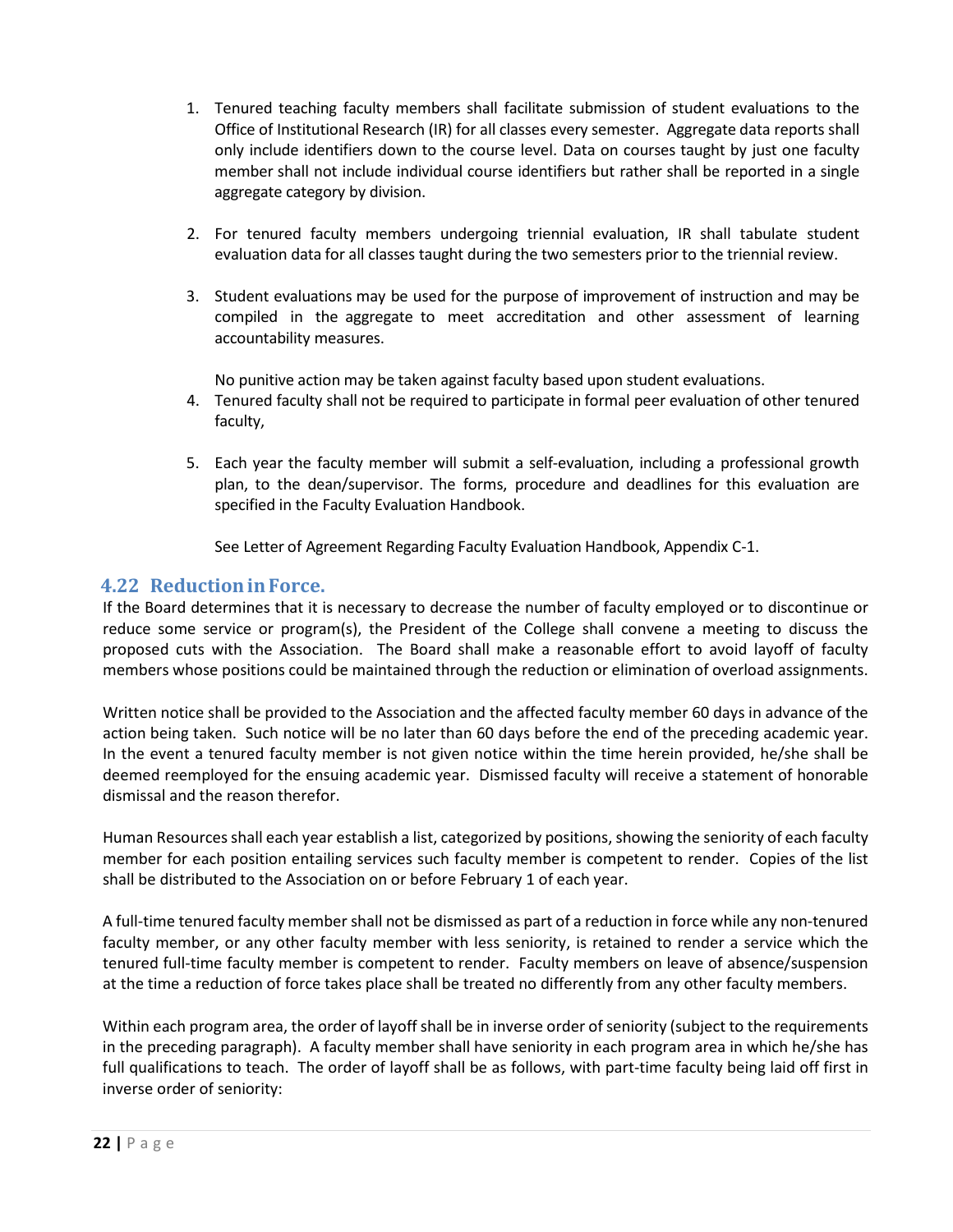1. Tenured teaching faculty members shall facilitate submission of student evaluations to the Office of Institutional Research (IR) for all classes every semester. Aggregate data reports shall only include identifiers down to the course level. Data on courses taught by just one faculty member shall not include individual course identifiers but rather shall be reported in a single aggregate category by division.

2. For tenured faculty members undergoing triennial evaluation, IR shall tabulate student evaluation data for all classes taught during the two semesters prior to the triennial review.

3. Student evaluations may be used for the purpose of improvement of instruction and may be compiled in the aggregate to meet accreditation and other assessment of learning accountability measures.

   No punitive action may be taken against faculty based upon student evaluations.

4. Tenured faculty shall not be required to participate in formal peer evaluation of other tenured faculty,

5. Each year the faculty member will submit a self-evaluation, including a professional growth plan, to the dean/supervisor. The forms, procedure and deadlines for this evaluation are specified in the Faculty Evaluation Handbook.

   See Letter of Agreement Regarding Faculty Evaluation Handbook, Appendix C-1.

## 4.22 Reduction in Force.

If the Board determines that it is necessary to decrease the number of faculty employed or to discontinue or reduce some service or program(s), the President of the College shall convene a meeting to discuss the proposed cuts with the Association. The Board shall make a reasonable effort to avoid layoff of faculty members whose positions could be maintained through the reduction or elimination of overload assignments.

Written notice shall be provided to the Association and the affected faculty member 60 days in advance of the action being taken. Such notice will be no later than 60 days before the end of the preceding academic year. In the event a tenured faculty member is not given notice within the time herein provided, he/she shall be deemed reemployed for the ensuing academic year. Dismissed faculty will receive a statement of honorable dismissal and the reason therefor.

Human Resources shall each year establish a list, categorized by positions, showing the seniority of each faculty member for each position entailing services such faculty member is competent to render. Copies of the list shall be distributed to the Association on or before February 1 of each year.

A full-time tenured faculty member shall not be dismissed as part of a reduction in force while any non-tenured faculty member, or any other faculty member with less seniority, is retained to render a service which the tenured full-time faculty member is competent to render. Faculty members on leave of absence/suspension at the time a reduction of force takes place shall be treated no differently from any other faculty members.

Within each program area, the order of layoff shall be in inverse order of seniority (subject to the requirements in the preceding paragraph). A faculty member shall have seniority in each program area in which he/she has full qualifications to teach. The order of layoff shall be as follows, with part-time faculty being laid off first in inverse order of seniority: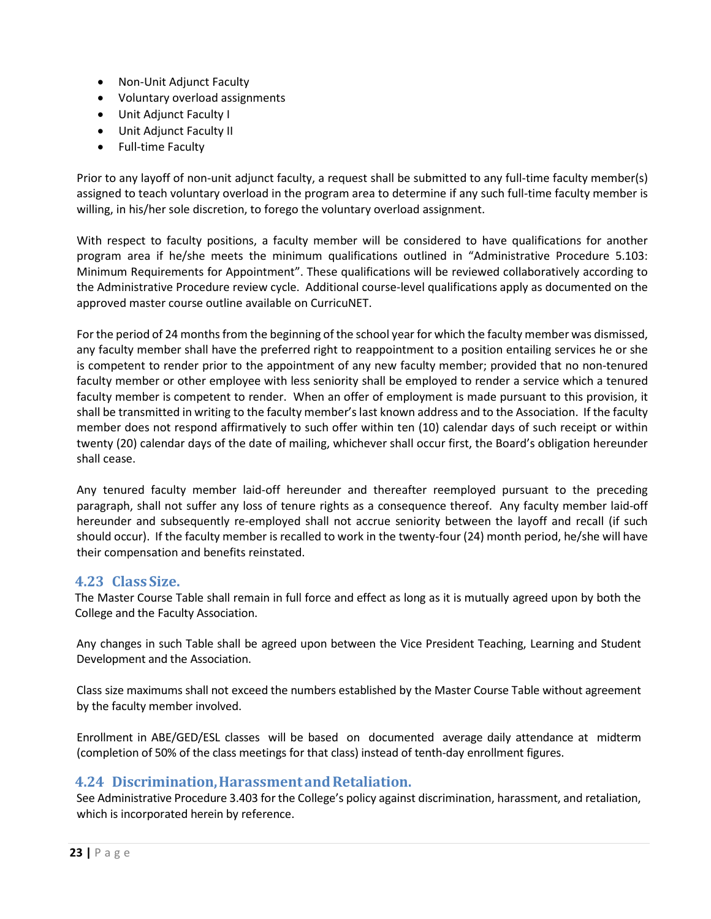- Non-Unit Adjunct Faculty
- Voluntary overload assignments
- Unit Adjunct Faculty I
- Unit Adjunct Faculty II
- Full-time Faculty

Prior to any layoff of non-unit adjunct faculty, a request shall be submitted to any full-time faculty member(s) assigned to teach voluntary overload in the program area to determine if any such full-time faculty member is willing, in his/her sole discretion, to forego the voluntary overload assignment.

With respect to faculty positions, a faculty member will be considered to have qualifications for another program area if he/she meets the minimum qualifications outlined in "Administrative Procedure 5.103: Minimum Requirements for Appointment". These qualifications will be reviewed collaboratively according to the Administrative Procedure review cycle. Additional course-level qualifications apply as documented on the approved master course outline available on CurricuNET.

For the period of 24 months from the beginning of the school year for which the faculty member was dismissed, any faculty member shall have the preferred right to reappointment to a position entailing services he or she is competent to render prior to the appointment of any new faculty member; provided that no non-tenured faculty member or other employee with less seniority shall be employed to render a service which a tenured faculty member is competent to render. When an offer of employment is made pursuant to this provision, it shall be transmitted in writing to the faculty member's last known address and to the Association. If the faculty member does not respond affirmatively to such offer within ten (10) calendar days of such receipt or within twenty (20) calendar days of the date of mailing, whichever shall occur first, the Board's obligation hereunder shall cease.

Any tenured faculty member laid-off hereunder and thereafter reemployed pursuant to the preceding paragraph, shall not suffer any loss of tenure rights as a consequence thereof. Any faculty member laid-off hereunder and subsequently re-employed shall not accrue seniority between the layoff and recall (if such should occur). If the faculty member is recalled to work in the twenty-four (24) month period, he/she will have their compensation and benefits reinstated.

## 4.23 Class Size.

The Master Course Table shall remain in full force and effect as long as it is mutually agreed upon by both the College and the Faculty Association.

Any changes in such Table shall be agreed upon between the Vice President Teaching, Learning and Student Development and the Association.

Class size maximums shall not exceed the numbers established by the Master Course Table without agreement by the faculty member involved.

Enrollment in ABE/GED/ESL classes will be based on documented average daily attendance at midterm (completion of 50% of the class meetings for that class) instead of tenth-day enrollment figures.

## 4.24 Discrimination, Harassment and Retaliation.

See Administrative Procedure 3.403 for the College's policy against discrimination, harassment, and retaliation, which is incorporated herein by reference.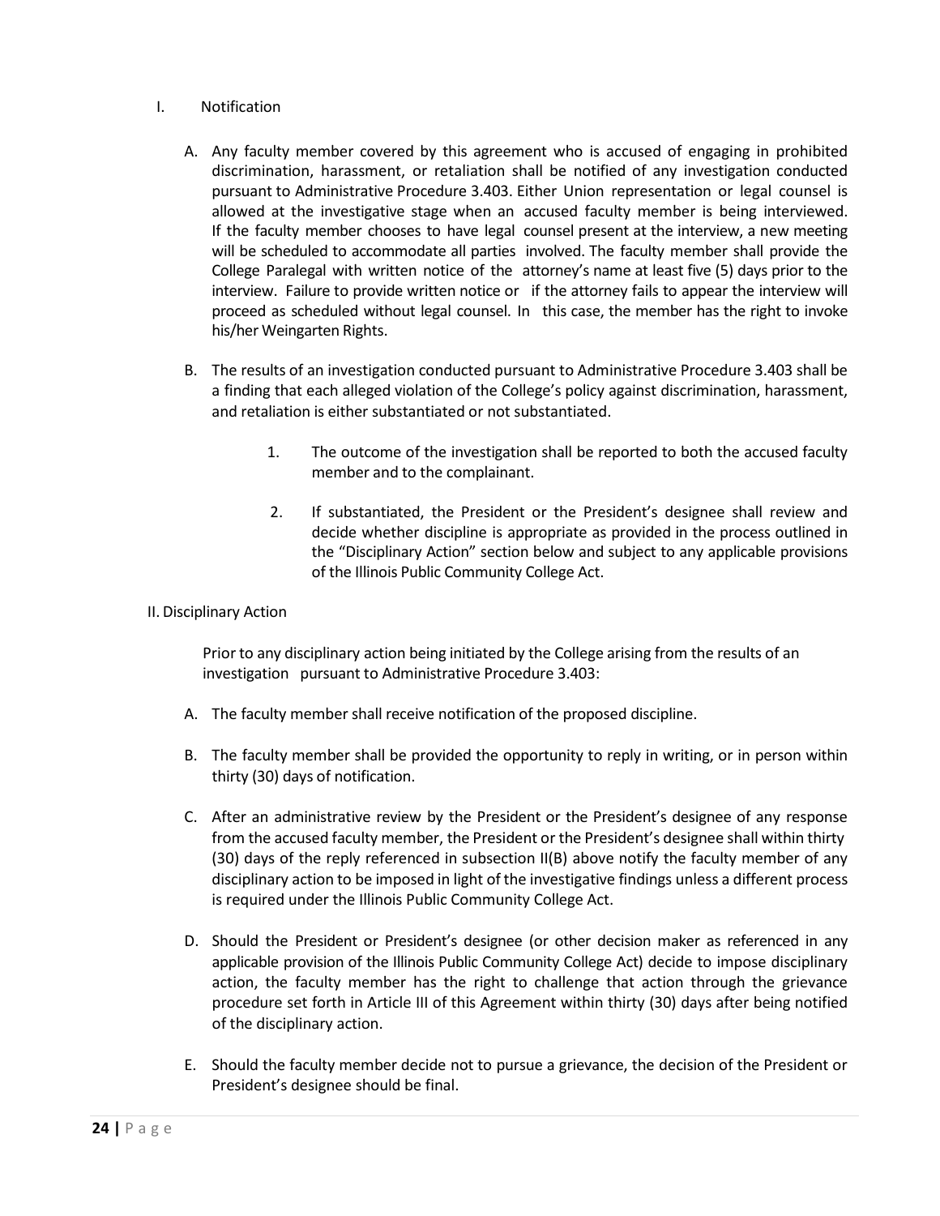I. Notification

A. Any faculty member covered by this agreement who is accused of engaging in prohibited discrimination, harassment, or retaliation shall be notified of any investigation conducted pursuant to Administrative Procedure 3.403. Either Union representation or legal counsel is allowed at the investigative stage when an accused faculty member is being interviewed. If the faculty member chooses to have legal counsel present at the interview, a new meeting will be scheduled to accommodate all parties involved. The faculty member shall provide the College Paralegal with written notice of the attorney's name at least five (5) days prior to the interview. Failure to provide written notice or if the attorney fails to appear the interview will proceed as scheduled without legal counsel. In this case, the member has the right to invoke his/her Weingarten Rights.

B. The results of an investigation conducted pursuant to Administrative Procedure 3.403 shall be a finding that each alleged violation of the College's policy against discrimination, harassment, and retaliation is either substantiated or not substantiated.

   1. The outcome of the investigation shall be reported to both the accused faculty member and to the complainant.

   2. If substantiated, the President or the President's designee shall review and decide whether discipline is appropriate as provided in the process outlined in the "Disciplinary Action" section below and subject to any applicable provisions of the Illinois Public Community College Act.

II. Disciplinary Action

Prior to any disciplinary action being initiated by the College arising from the results of an investigation pursuant to Administrative Procedure 3.403:

A. The faculty member shall receive notification of the proposed discipline.

B. The faculty member shall be provided the opportunity to reply in writing, or in person within thirty (30) days of notification.

C. After an administrative review by the President or the President's designee of any response from the accused faculty member, the President or the President's designee shall within thirty (30) days of the reply referenced in subsection II(B) above notify the faculty member of any disciplinary action to be imposed in light of the investigative findings unless a different process is required under the Illinois Public Community College Act.

D. Should the President or President's designee (or other decision maker as referenced in any applicable provision of the Illinois Public Community College Act) decide to impose disciplinary action, the faculty member has the right to challenge that action through the grievance procedure set forth in Article III of this Agreement within thirty (30) days after being notified of the disciplinary action.

E. Should the faculty member decide not to pursue a grievance, the decision of the President or President's designee should be final.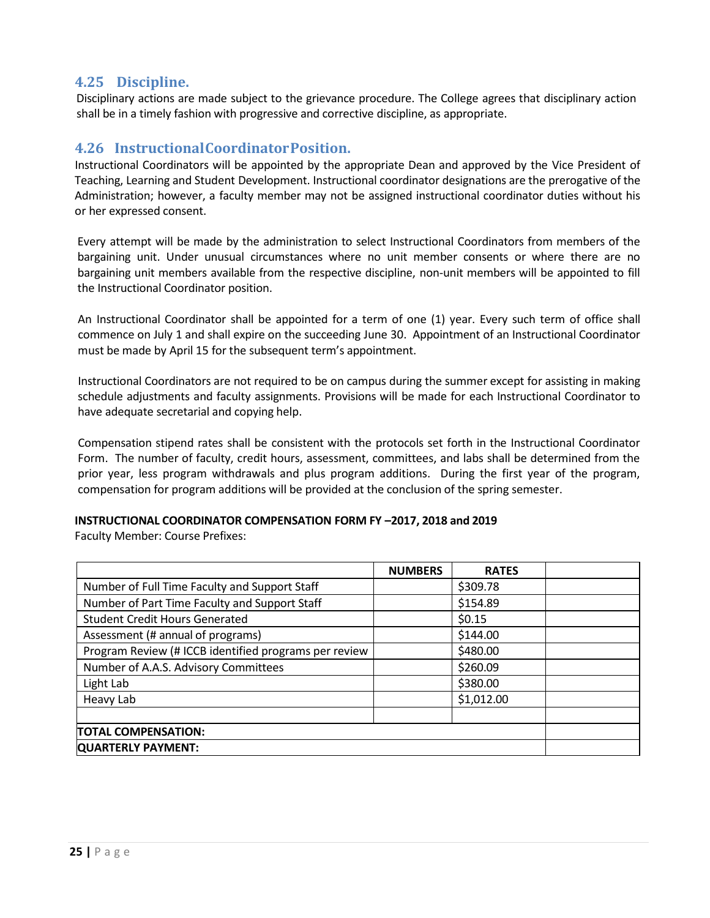## 4.25 Discipline.

Disciplinary actions are made subject to the grievance procedure. The College agrees that disciplinary action shall be in a timely fashion with progressive and corrective discipline, as appropriate.

## 4.26 Instructional Coordinator Position.

Instructional Coordinators will be appointed by the appropriate Dean and approved by the Vice President of Teaching, Learning and Student Development. Instructional coordinator designations are the prerogative of the Administration; however, a faculty member may not be assigned instructional coordinator duties without his or her expressed consent.

Every attempt will be made by the administration to select Instructional Coordinators from members of the bargaining unit. Under unusual circumstances where no unit member consents or where there are no bargaining unit members available from the respective discipline, non-unit members will be appointed to fill the Instructional Coordinator position.

An Instructional Coordinator shall be appointed for a term of one (1) year. Every such term of office shall commence on July 1 and shall expire on the succeeding June 30. Appointment of an Instructional Coordinator must be made by April 15 for the subsequent term's appointment.

Instructional Coordinators are not required to be on campus during the summer except for assisting in making schedule adjustments and faculty assignments. Provisions will be made for each Instructional Coordinator to have adequate secretarial and copying help.

Compensation stipend rates shall be consistent with the protocols set forth in the Instructional Coordinator Form. The number of faculty, credit hours, assessment, committees, and labs shall be determined from the prior year, less program withdrawals and plus program additions. During the first year of the program, compensation for program additions will be provided at the conclusion of the spring semester.

**INSTRUCTIONAL COORDINATOR COMPENSATION FORM FY –2017, 2018 and 2019**

Faculty Member: Course Prefixes:

| | NUMBERS | RATES | |
|---|---|---|---|
| Number of Full Time Faculty and Support Staff | | $309.78 | |
| Number of Part Time Faculty and Support Staff | | $154.89 | |
| Student Credit Hours Generated | | $0.15 | |
| Assessment (# annual of programs) | | $144.00 | |
| Program Review (# ICCB identified programs per review | | $480.00 | |
| Number of A.A.S. Advisory Committees | | $260.09 | |
| Light Lab | | $380.00 | |
| Heavy Lab | | $1,012.00 | |
| | | | |
| **TOTAL COMPENSATION:** | | | |
| **QUARTERLY PAYMENT:** | | | |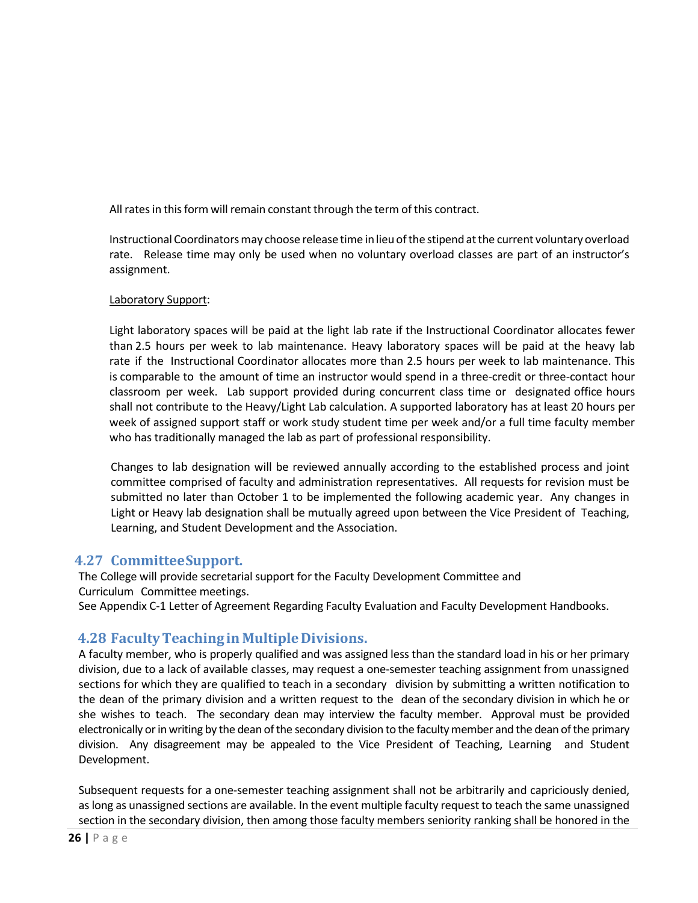All rates in this form will remain constant through the term of this contract.

Instructional Coordinators may choose release time in lieu of the stipend at the current voluntary overload rate. Release time may only be used when no voluntary overload classes are part of an instructor's assignment.

Laboratory Support:

Light laboratory spaces will be paid at the light lab rate if the Instructional Coordinator allocates fewer than 2.5 hours per week to lab maintenance. Heavy laboratory spaces will be paid at the heavy lab rate if the Instructional Coordinator allocates more than 2.5 hours per week to lab maintenance. This is comparable to the amount of time an instructor would spend in a three-credit or three-contact hour classroom per week. Lab support provided during concurrent class time or designated office hours shall not contribute to the Heavy/Light Lab calculation. A supported laboratory has at least 20 hours per week of assigned support staff or work study student time per week and/or a full time faculty member who has traditionally managed the lab as part of professional responsibility.

Changes to lab designation will be reviewed annually according to the established process and joint committee comprised of faculty and administration representatives. All requests for revision must be submitted no later than October 1 to be implemented the following academic year. Any changes in Light or Heavy lab designation shall be mutually agreed upon between the Vice President of Teaching, Learning, and Student Development and the Association.

## 4.27 Committee Support.

The College will provide secretarial support for the Faculty Development Committee and Curriculum Committee meetings.
See Appendix C-1 Letter of Agreement Regarding Faculty Evaluation and Faculty Development Handbooks.

## 4.28 Faculty Teaching in Multiple Divisions.

A faculty member, who is properly qualified and was assigned less than the standard load in his or her primary division, due to a lack of available classes, may request a one-semester teaching assignment from unassigned sections for which they are qualified to teach in a secondary division by submitting a written notification to the dean of the primary division and a written request to the dean of the secondary division in which he or she wishes to teach. The secondary dean may interview the faculty member. Approval must be provided electronically or in writing by the dean of the secondary division to the faculty member and the dean of the primary division. Any disagreement may be appealed to the Vice President of Teaching, Learning and Student Development.

Subsequent requests for a one-semester teaching assignment shall not be arbitrarily and capriciously denied, as long as unassigned sections are available. In the event multiple faculty request to teach the same unassigned section in the secondary division, then among those faculty members seniority ranking shall be honored in the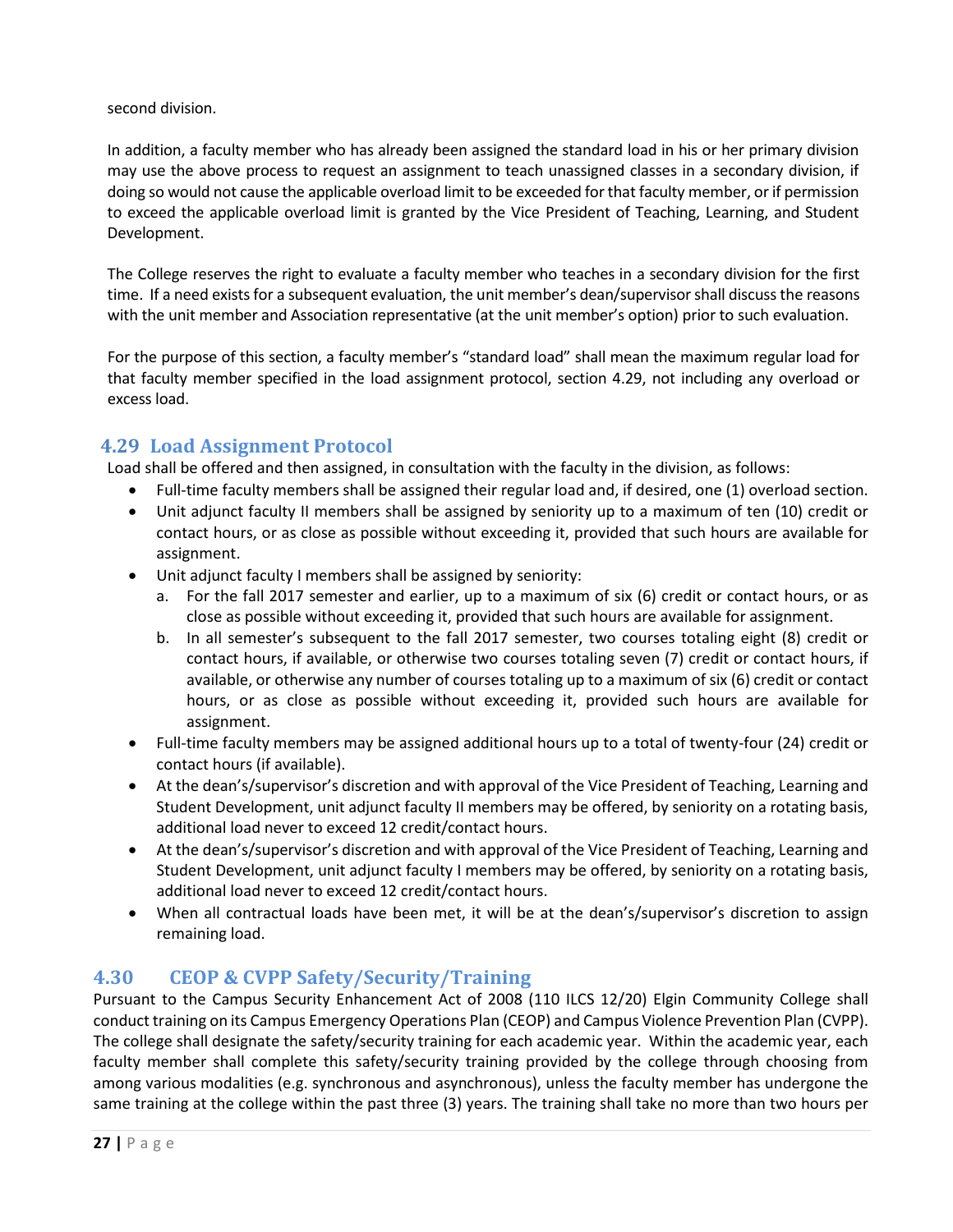second division.

In addition, a faculty member who has already been assigned the standard load in his or her primary division may use the above process to request an assignment to teach unassigned classes in a secondary division, if doing so would not cause the applicable overload limit to be exceeded for that faculty member, or if permission to exceed the applicable overload limit is granted by the Vice President of Teaching, Learning, and Student Development.

The College reserves the right to evaluate a faculty member who teaches in a secondary division for the first time. If a need exists for a subsequent evaluation, the unit member's dean/supervisor shall discuss the reasons with the unit member and Association representative (at the unit member's option) prior to such evaluation.

For the purpose of this section, a faculty member's "standard load" shall mean the maximum regular load for that faculty member specified in the load assignment protocol, section 4.29, not including any overload or excess load.

## 4.29 Load Assignment Protocol

Load shall be offered and then assigned, in consultation with the faculty in the division, as follows:

- Full-time faculty members shall be assigned their regular load and, if desired, one (1) overload section.
- Unit adjunct faculty II members shall be assigned by seniority up to a maximum of ten (10) credit or contact hours, or as close as possible without exceeding it, provided that such hours are available for assignment.
- Unit adjunct faculty I members shall be assigned by seniority:
  a. For the fall 2017 semester and earlier, up to a maximum of six (6) credit or contact hours, or as close as possible without exceeding it, provided that such hours are available for assignment.
  b. In all semester's subsequent to the fall 2017 semester, two courses totaling eight (8) credit or contact hours, if available, or otherwise two courses totaling seven (7) credit or contact hours, if available, or otherwise any number of courses totaling up to a maximum of six (6) credit or contact hours, or as close as possible without exceeding it, provided such hours are available for assignment.
- Full-time faculty members may be assigned additional hours up to a total of twenty-four (24) credit or contact hours (if available).
- At the dean's/supervisor's discretion and with approval of the Vice President of Teaching, Learning and Student Development, unit adjunct faculty II members may be offered, by seniority on a rotating basis, additional load never to exceed 12 credit/contact hours.
- At the dean's/supervisor's discretion and with approval of the Vice President of Teaching, Learning and Student Development, unit adjunct faculty I members may be offered, by seniority on a rotating basis, additional load never to exceed 12 credit/contact hours.
- When all contractual loads have been met, it will be at the dean's/supervisor's discretion to assign remaining load.

## 4.30 CEOP & CVPP Safety/Security/Training

Pursuant to the Campus Security Enhancement Act of 2008 (110 ILCS 12/20) Elgin Community College shall conduct training on its Campus Emergency Operations Plan (CEOP) and Campus Violence Prevention Plan (CVPP). The college shall designate the safety/security training for each academic year. Within the academic year, each faculty member shall complete this safety/security training provided by the college through choosing from among various modalities (e.g. synchronous and asynchronous), unless the faculty member has undergone the same training at the college within the past three (3) years. The training shall take no more than two hours per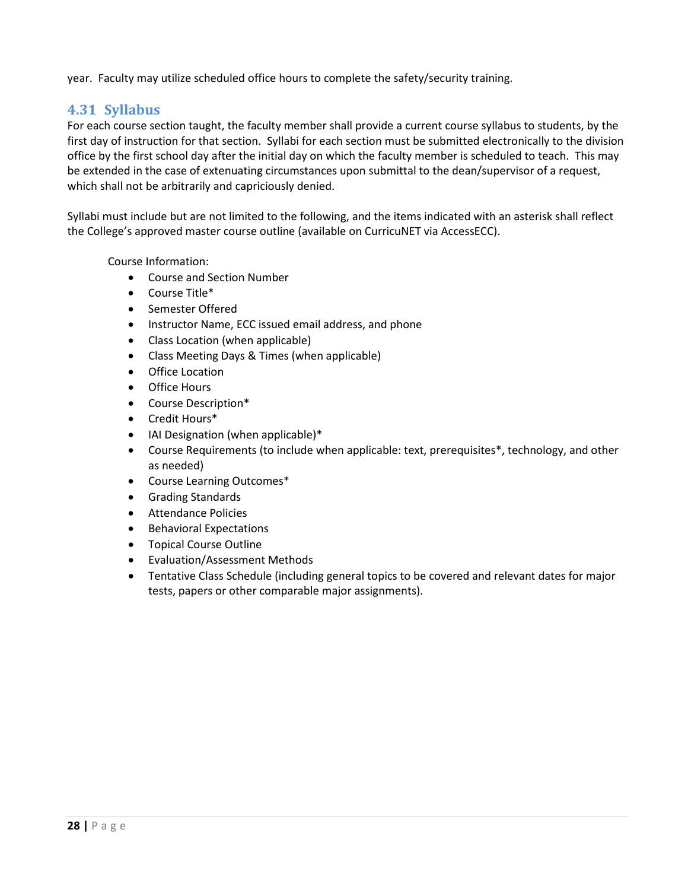year. Faculty may utilize scheduled office hours to complete the safety/security training.

## 4.31 Syllabus

For each course section taught, the faculty member shall provide a current course syllabus to students, by the first day of instruction for that section. Syllabi for each section must be submitted electronically to the division office by the first school day after the initial day on which the faculty member is scheduled to teach. This may be extended in the case of extenuating circumstances upon submittal to the dean/supervisor of a request, which shall not be arbitrarily and capriciously denied.

Syllabi must include but are not limited to the following, and the items indicated with an asterisk shall reflect the College's approved master course outline (available on CurricuNET via AccessECC).

Course Information:

- Course and Section Number
- Course Title*
- Semester Offered
- Instructor Name, ECC issued email address, and phone
- Class Location (when applicable)
- Class Meeting Days & Times (when applicable)
- Office Location
- Office Hours
- Course Description*
- Credit Hours*
- IAI Designation (when applicable)*
- Course Requirements (to include when applicable: text, prerequisites*, technology, and other as needed)
- Course Learning Outcomes*
- Grading Standards
- Attendance Policies
- Behavioral Expectations
- Topical Course Outline
- Evaluation/Assessment Methods
- Tentative Class Schedule (including general topics to be covered and relevant dates for major tests, papers or other comparable major assignments).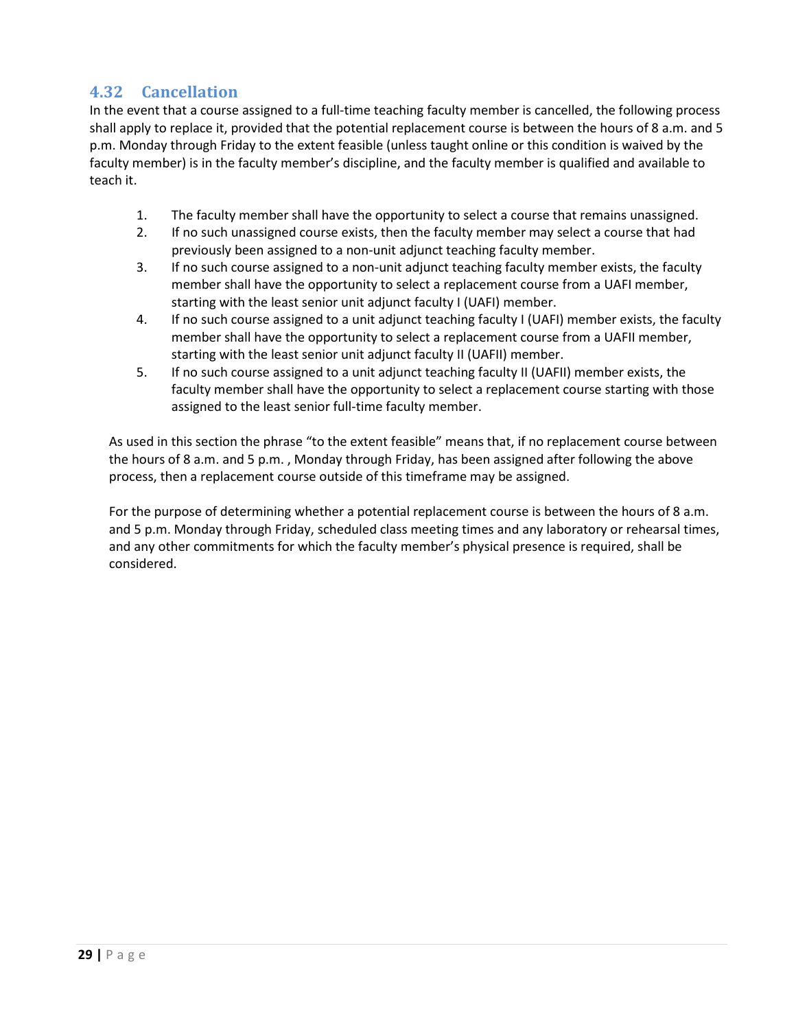## 4.32 Cancellation

In the event that a course assigned to a full-time teaching faculty member is cancelled, the following process shall apply to replace it, provided that the potential replacement course is between the hours of 8 a.m. and 5 p.m. Monday through Friday to the extent feasible (unless taught online or this condition is waived by the faculty member) is in the faculty member's discipline, and the faculty member is qualified and available to teach it.

1. The faculty member shall have the opportunity to select a course that remains unassigned.
2. If no such unassigned course exists, then the faculty member may select a course that had previously been assigned to a non-unit adjunct teaching faculty member.
3. If no such course assigned to a non-unit adjunct teaching faculty member exists, the faculty member shall have the opportunity to select a replacement course from a UAFI member, starting with the least senior unit adjunct faculty I (UAFI) member.
4. If no such course assigned to a unit adjunct teaching faculty I (UAFI) member exists, the faculty member shall have the opportunity to select a replacement course from a UAFII member, starting with the least senior unit adjunct faculty II (UAFII) member.
5. If no such course assigned to a unit adjunct teaching faculty II (UAFII) member exists, the faculty member shall have the opportunity to select a replacement course starting with those assigned to the least senior full-time faculty member.

As used in this section the phrase "to the extent feasible" means that, if no replacement course between the hours of 8 a.m. and 5 p.m. , Monday through Friday, has been assigned after following the above process, then a replacement course outside of this timeframe may be assigned.

For the purpose of determining whether a potential replacement course is between the hours of 8 a.m. and 5 p.m. Monday through Friday, scheduled class meeting times and any laboratory or rehearsal times, and any other commitments for which the faculty member's physical presence is required, shall be considered.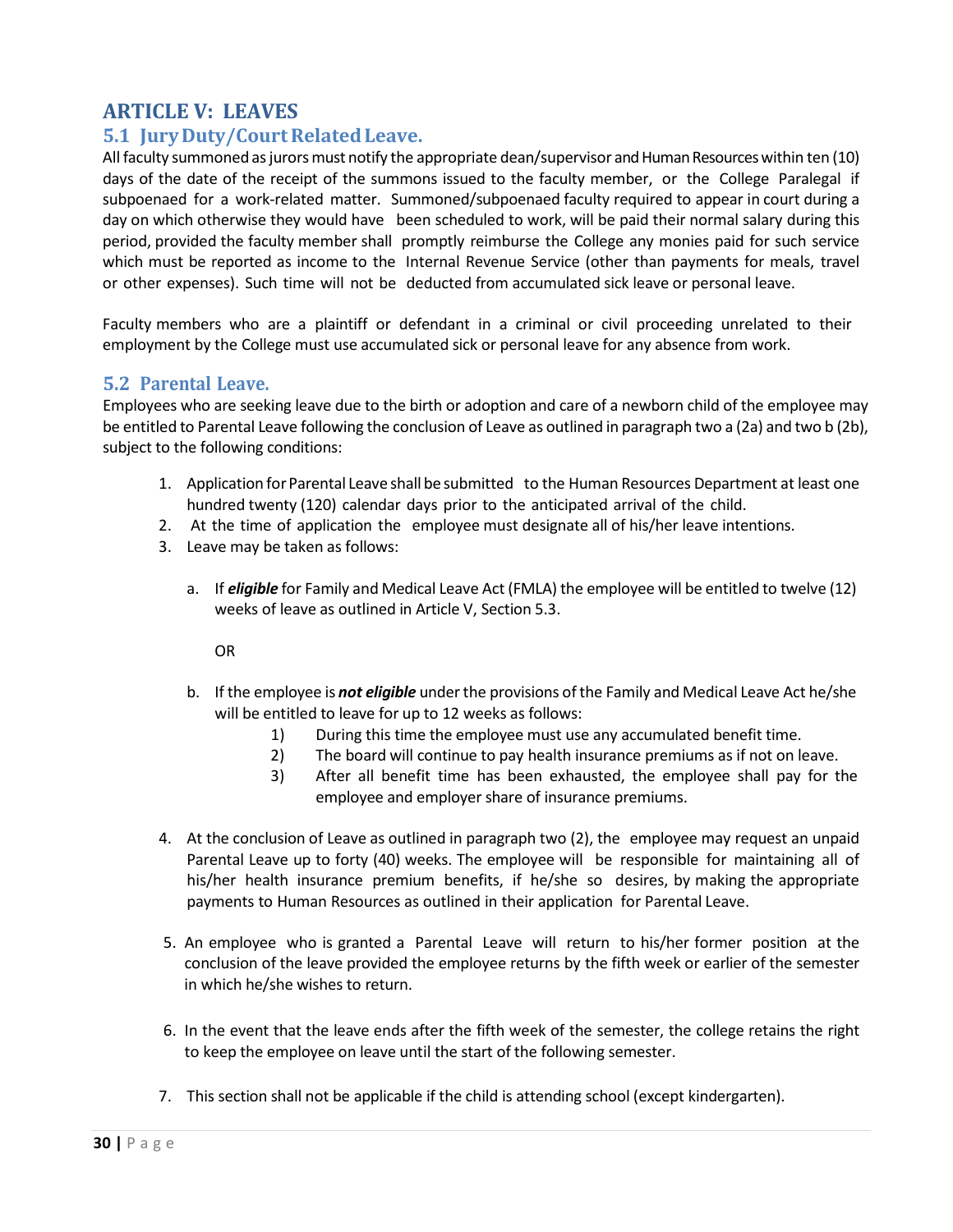# ARTICLE V: LEAVES

## 5.1 Jury Duty/Court Related Leave.

All faculty summoned as jurors must notify the appropriate dean/supervisor and Human Resources within ten (10) days of the date of the receipt of the summons issued to the faculty member, or the College Paralegal if subpoenaed for a work-related matter. Summoned/subpoenaed faculty required to appear in court during a day on which otherwise they would have been scheduled to work, will be paid their normal salary during this period, provided the faculty member shall promptly reimburse the College any monies paid for such service which must be reported as income to the Internal Revenue Service (other than payments for meals, travel or other expenses). Such time will not be deducted from accumulated sick leave or personal leave.

Faculty members who are a plaintiff or defendant in a criminal or civil proceeding unrelated to their employment by the College must use accumulated sick or personal leave for any absence from work.

## 5.2 Parental Leave.

Employees who are seeking leave due to the birth or adoption and care of a newborn child of the employee may be entitled to Parental Leave following the conclusion of Leave as outlined in paragraph two a (2a) and two b (2b), subject to the following conditions:

1. Application for Parental Leave shall be submitted to the Human Resources Department at least one hundred twenty (120) calendar days prior to the anticipated arrival of the child.
2. At the time of application the employee must designate all of his/her leave intentions.
3. Leave may be taken as follows:

   a. If ***eligible*** for Family and Medical Leave Act (FMLA) the employee will be entitled to twelve (12) weeks of leave as outlined in Article V, Section 5.3.

      OR

   b. If the employee is ***not eligible*** under the provisions of the Family and Medical Leave Act he/she will be entitled to leave for up to 12 weeks as follows:

      1) During this time the employee must use any accumulated benefit time.
      2) The board will continue to pay health insurance premiums as if not on leave.
      3) After all benefit time has been exhausted, the employee shall pay for the employee and employer share of insurance premiums.

4. At the conclusion of Leave as outlined in paragraph two (2), the employee may request an unpaid Parental Leave up to forty (40) weeks. The employee will be responsible for maintaining all of his/her health insurance premium benefits, if he/she so desires, by making the appropriate payments to Human Resources as outlined in their application for Parental Leave.

5. An employee who is granted a Parental Leave will return to his/her former position at the conclusion of the leave provided the employee returns by the fifth week or earlier of the semester in which he/she wishes to return.

6. In the event that the leave ends after the fifth week of the semester, the college retains the right to keep the employee on leave until the start of the following semester.

7. This section shall not be applicable if the child is attending school (except kindergarten).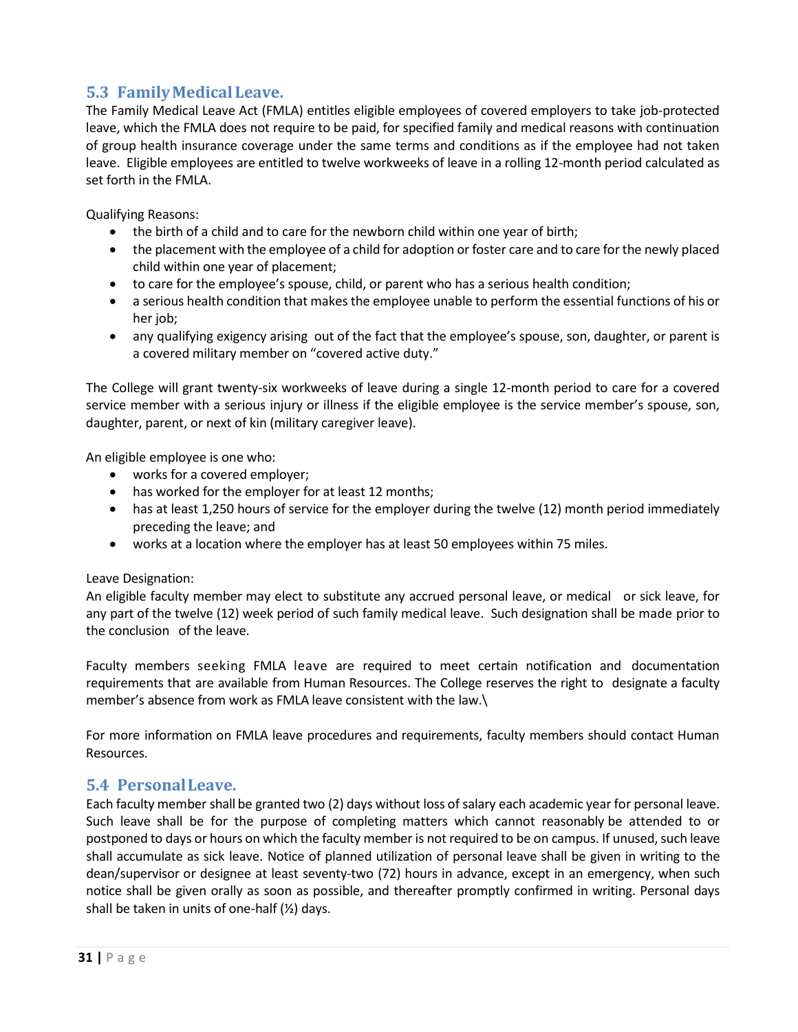## 5.3 Family Medical Leave.

The Family Medical Leave Act (FMLA) entitles eligible employees of covered employers to take job-protected leave, which the FMLA does not require to be paid, for specified family and medical reasons with continuation of group health insurance coverage under the same terms and conditions as if the employee had not taken leave. Eligible employees are entitled to twelve workweeks of leave in a rolling 12-month period calculated as set forth in the FMLA.

Qualifying Reasons:

- the birth of a child and to care for the newborn child within one year of birth;
- the placement with the employee of a child for adoption or foster care and to care for the newly placed child within one year of placement;
- to care for the employee's spouse, child, or parent who has a serious health condition;
- a serious health condition that makes the employee unable to perform the essential functions of his or her job;
- any qualifying exigency arising out of the fact that the employee's spouse, son, daughter, or parent is a covered military member on "covered active duty."

The College will grant twenty-six workweeks of leave during a single 12-month period to care for a covered service member with a serious injury or illness if the eligible employee is the service member's spouse, son, daughter, parent, or next of kin (military caregiver leave).

An eligible employee is one who:

- works for a covered employer;
- has worked for the employer for at least 12 months;
- has at least 1,250 hours of service for the employer during the twelve (12) month period immediately preceding the leave; and
- works at a location where the employer has at least 50 employees within 75 miles.

Leave Designation:
An eligible faculty member may elect to substitute any accrued personal leave, or medical or sick leave, for any part of the twelve (12) week period of such family medical leave. Such designation shall be made prior to the conclusion of the leave.

Faculty members seeking FMLA leave are required to meet certain notification and documentation requirements that are available from Human Resources. The College reserves the right to designate a faculty member's absence from work as FMLA leave consistent with the law.\

For more information on FMLA leave procedures and requirements, faculty members should contact Human Resources.

## 5.4 Personal Leave.

Each faculty member shall be granted two (2) days without loss of salary each academic year for personal leave. Such leave shall be for the purpose of completing matters which cannot reasonably be attended to or postponed to days or hours on which the faculty member is not required to be on campus. If unused, such leave shall accumulate as sick leave. Notice of planned utilization of personal leave shall be given in writing to the dean/supervisor or designee at least seventy-two (72) hours in advance, except in an emergency, when such notice shall be given orally as soon as possible, and thereafter promptly confirmed in writing. Personal days shall be taken in units of one-half (½) days.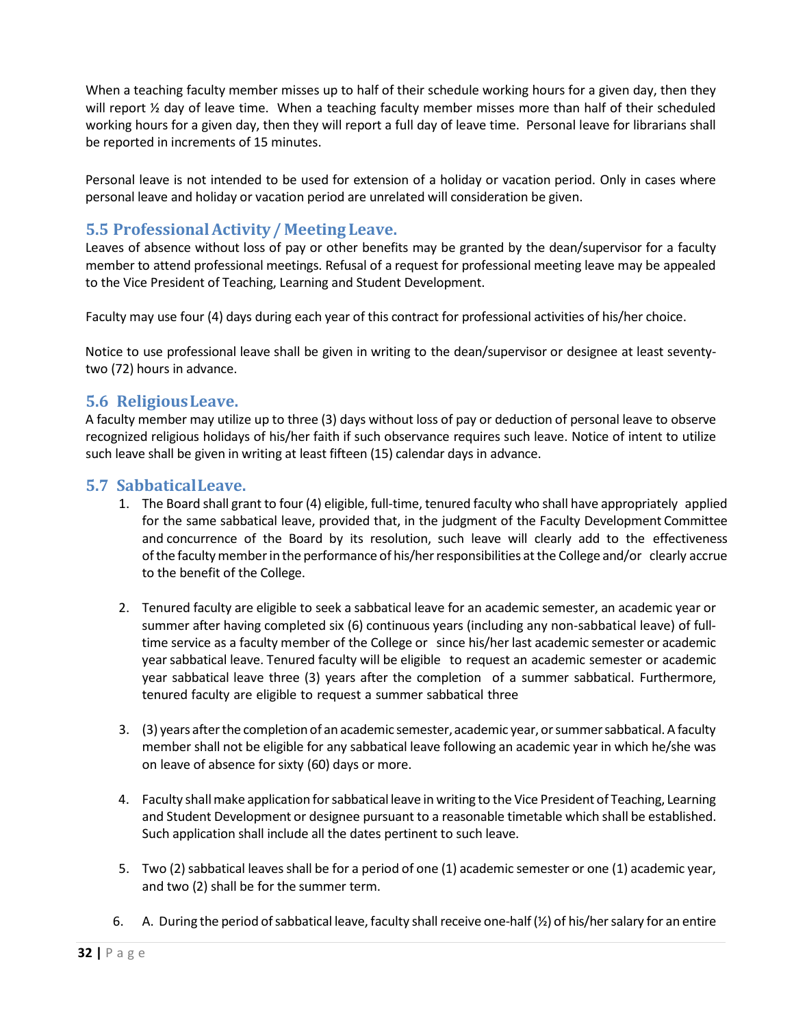When a teaching faculty member misses up to half of their schedule working hours for a given day, then they will report ½ day of leave time. When a teaching faculty member misses more than half of their scheduled working hours for a given day, then they will report a full day of leave time. Personal leave for librarians shall be reported in increments of 15 minutes.

Personal leave is not intended to be used for extension of a holiday or vacation period. Only in cases where personal leave and holiday or vacation period are unrelated will consideration be given.

## 5.5 Professional Activity / Meeting Leave.

Leaves of absence without loss of pay or other benefits may be granted by the dean/supervisor for a faculty member to attend professional meetings. Refusal of a request for professional meeting leave may be appealed to the Vice President of Teaching, Learning and Student Development.

Faculty may use four (4) days during each year of this contract for professional activities of his/her choice.

Notice to use professional leave shall be given in writing to the dean/supervisor or designee at least seventy-two (72) hours in advance.

## 5.6 Religious Leave.

A faculty member may utilize up to three (3) days without loss of pay or deduction of personal leave to observe recognized religious holidays of his/her faith if such observance requires such leave. Notice of intent to utilize such leave shall be given in writing at least fifteen (15) calendar days in advance.

## 5.7 Sabbatical Leave.

1. The Board shall grant to four (4) eligible, full-time, tenured faculty who shall have appropriately applied for the same sabbatical leave, provided that, in the judgment of the Faculty Development Committee and concurrence of the Board by its resolution, such leave will clearly add to the effectiveness of the faculty member in the performance of his/her responsibilities at the College and/or clearly accrue to the benefit of the College.

2. Tenured faculty are eligible to seek a sabbatical leave for an academic semester, an academic year or summer after having completed six (6) continuous years (including any non-sabbatical leave) of full-time service as a faculty member of the College or since his/her last academic semester or academic year sabbatical leave. Tenured faculty will be eligible to request an academic semester or academic year sabbatical leave three (3) years after the completion of a summer sabbatical. Furthermore, tenured faculty are eligible to request a summer sabbatical three

3. (3) years after the completion of an academic semester, academic year, or summer sabbatical. A faculty member shall not be eligible for any sabbatical leave following an academic year in which he/she was on leave of absence for sixty (60) days or more.

4. Faculty shall make application for sabbatical leave in writing to the Vice President of Teaching, Learning and Student Development or designee pursuant to a reasonable timetable which shall be established. Such application shall include all the dates pertinent to such leave.

5. Two (2) sabbatical leaves shall be for a period of one (1) academic semester or one (1) academic year, and two (2) shall be for the summer term.

6. A. During the period of sabbatical leave, faculty shall receive one-half (½) of his/her salary for an entire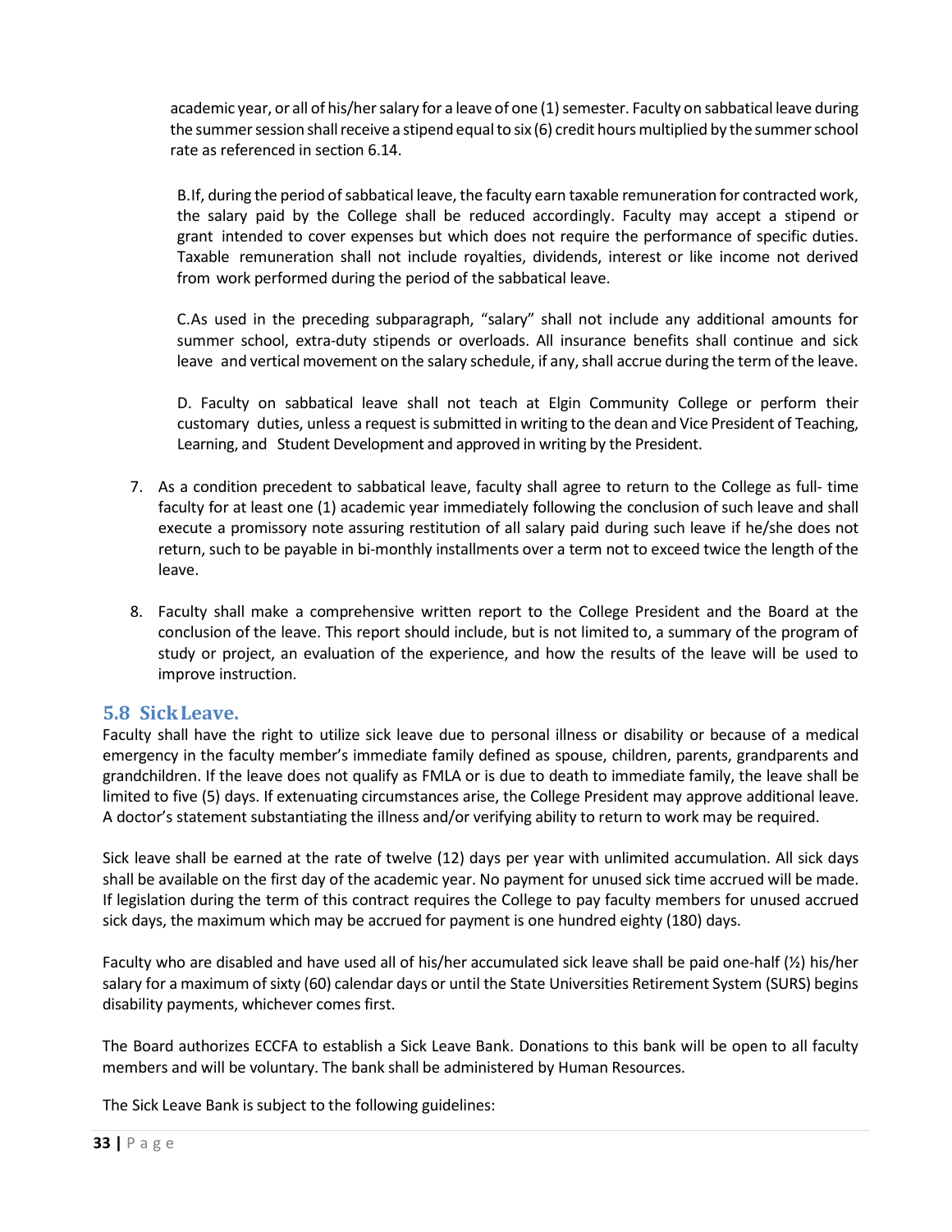academic year, or all of his/her salary for a leave of one (1) semester. Faculty on sabbatical leave during the summer session shall receive a stipend equal to six (6) credit hours multiplied by the summer school rate as referenced in section 6.14.

B. If, during the period of sabbatical leave, the faculty earn taxable remuneration for contracted work, the salary paid by the College shall be reduced accordingly. Faculty may accept a stipend or grant intended to cover expenses but which does not require the performance of specific duties. Taxable remuneration shall not include royalties, dividends, interest or like income not derived from work performed during the period of the sabbatical leave.

C. As used in the preceding subparagraph, "salary" shall not include any additional amounts for summer school, extra-duty stipends or overloads. All insurance benefits shall continue and sick leave and vertical movement on the salary schedule, if any, shall accrue during the term of the leave.

D. Faculty on sabbatical leave shall not teach at Elgin Community College or perform their customary duties, unless a request is submitted in writing to the dean and Vice President of Teaching, Learning, and Student Development and approved in writing by the President.

7. As a condition precedent to sabbatical leave, faculty shall agree to return to the College as full- time faculty for at least one (1) academic year immediately following the conclusion of such leave and shall execute a promissory note assuring restitution of all salary paid during such leave if he/she does not return, such to be payable in bi-monthly installments over a term not to exceed twice the length of the leave.

8. Faculty shall make a comprehensive written report to the College President and the Board at the conclusion of the leave. This report should include, but is not limited to, a summary of the program of study or project, an evaluation of the experience, and how the results of the leave will be used to improve instruction.

## 5.8 Sick Leave.

Faculty shall have the right to utilize sick leave due to personal illness or disability or because of a medical emergency in the faculty member's immediate family defined as spouse, children, parents, grandparents and grandchildren. If the leave does not qualify as FMLA or is due to death to immediate family, the leave shall be limited to five (5) days. If extenuating circumstances arise, the College President may approve additional leave. A doctor's statement substantiating the illness and/or verifying ability to return to work may be required.

Sick leave shall be earned at the rate of twelve (12) days per year with unlimited accumulation. All sick days shall be available on the first day of the academic year. No payment for unused sick time accrued will be made. If legislation during the term of this contract requires the College to pay faculty members for unused accrued sick days, the maximum which may be accrued for payment is one hundred eighty (180) days.

Faculty who are disabled and have used all of his/her accumulated sick leave shall be paid one-half (½) his/her salary for a maximum of sixty (60) calendar days or until the State Universities Retirement System (SURS) begins disability payments, whichever comes first.

The Board authorizes ECCFA to establish a Sick Leave Bank. Donations to this bank will be open to all faculty members and will be voluntary. The bank shall be administered by Human Resources.

The Sick Leave Bank is subject to the following guidelines: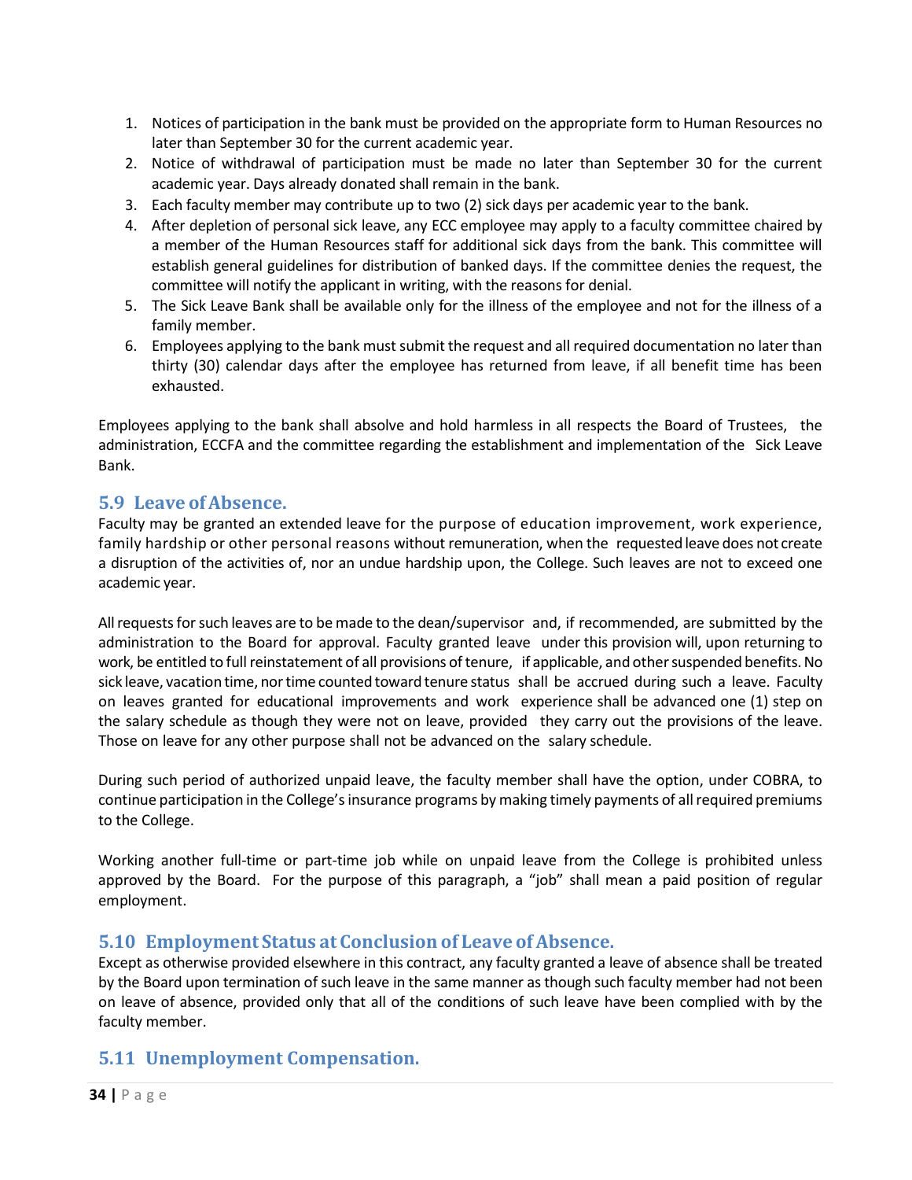1. Notices of participation in the bank must be provided on the appropriate form to Human Resources no later than September 30 for the current academic year.
2. Notice of withdrawal of participation must be made no later than September 30 for the current academic year. Days already donated shall remain in the bank.
3. Each faculty member may contribute up to two (2) sick days per academic year to the bank.
4. After depletion of personal sick leave, any ECC employee may apply to a faculty committee chaired by a member of the Human Resources staff for additional sick days from the bank. This committee will establish general guidelines for distribution of banked days. If the committee denies the request, the committee will notify the applicant in writing, with the reasons for denial.
5. The Sick Leave Bank shall be available only for the illness of the employee and not for the illness of a family member.
6. Employees applying to the bank must submit the request and all required documentation no later than thirty (30) calendar days after the employee has returned from leave, if all benefit time has been exhausted.

Employees applying to the bank shall absolve and hold harmless in all respects the Board of Trustees, the administration, ECCFA and the committee regarding the establishment and implementation of the Sick Leave Bank.

## 5.9 Leave of Absence.

Faculty may be granted an extended leave for the purpose of education improvement, work experience, family hardship or other personal reasons without remuneration, when the requested leave does not create a disruption of the activities of, nor an undue hardship upon, the College. Such leaves are not to exceed one academic year.

All requests for such leaves are to be made to the dean/supervisor and, if recommended, are submitted by the administration to the Board for approval. Faculty granted leave under this provision will, upon returning to work, be entitled to full reinstatement of all provisions of tenure, if applicable, and other suspended benefits. No sick leave, vacation time, nor time counted toward tenure status shall be accrued during such a leave. Faculty on leaves granted for educational improvements and work experience shall be advanced one (1) step on the salary schedule as though they were not on leave, provided they carry out the provisions of the leave. Those on leave for any other purpose shall not be advanced on the salary schedule.

During such period of authorized unpaid leave, the faculty member shall have the option, under COBRA, to continue participation in the College's insurance programs by making timely payments of all required premiums to the College.

Working another full-time or part-time job while on unpaid leave from the College is prohibited unless approved by the Board. For the purpose of this paragraph, a "job" shall mean a paid position of regular employment.

## 5.10 Employment Status at Conclusion of Leave of Absence.

Except as otherwise provided elsewhere in this contract, any faculty granted a leave of absence shall be treated by the Board upon termination of such leave in the same manner as though such faculty member had not been on leave of absence, provided only that all of the conditions of such leave have been complied with by the faculty member.

## 5.11 Unemployment Compensation.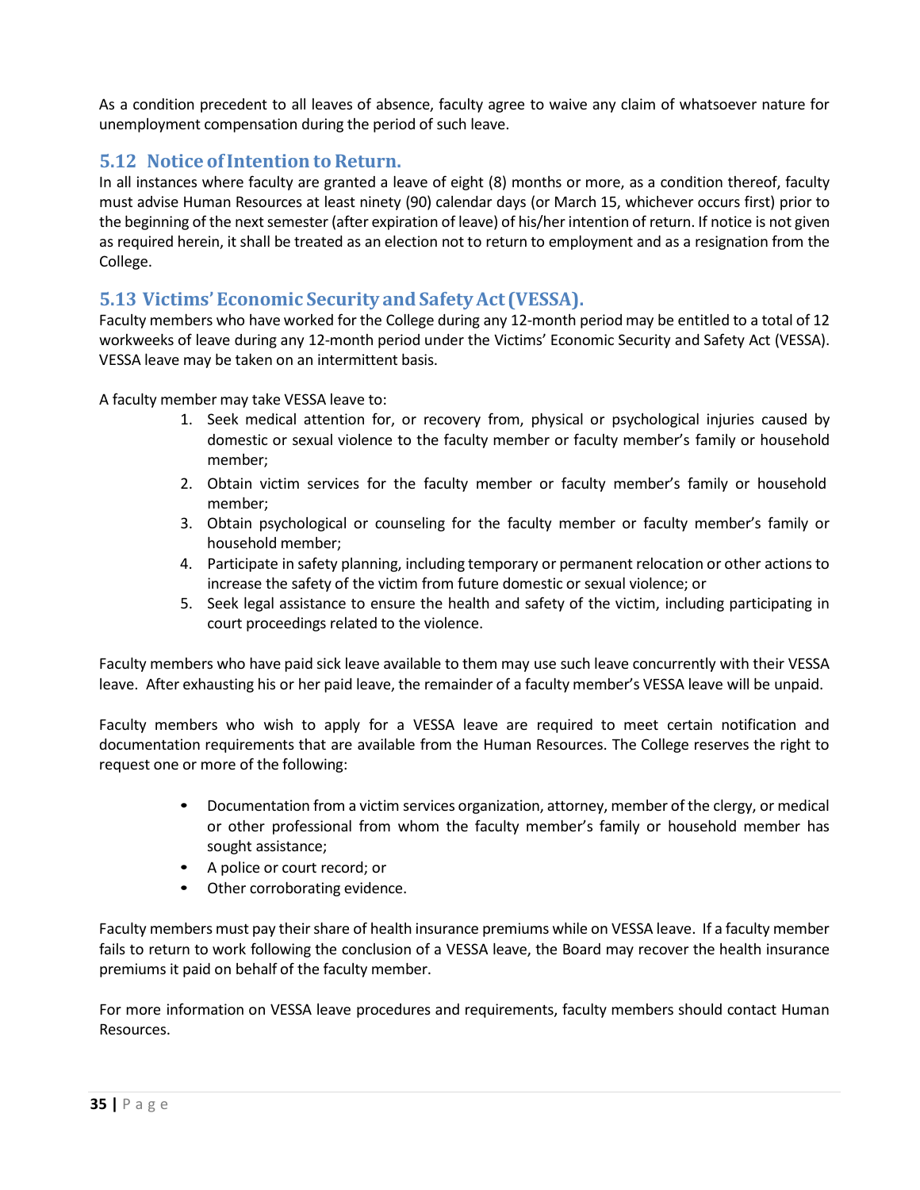As a condition precedent to all leaves of absence, faculty agree to waive any claim of whatsoever nature for unemployment compensation during the period of such leave.

## 5.12 Notice of Intention to Return.

In all instances where faculty are granted a leave of eight (8) months or more, as a condition thereof, faculty must advise Human Resources at least ninety (90) calendar days (or March 15, whichever occurs first) prior to the beginning of the next semester (after expiration of leave) of his/her intention of return. If notice is not given as required herein, it shall be treated as an election not to return to employment and as a resignation from the College.

## 5.13 Victims' Economic Security and Safety Act (VESSA).

Faculty members who have worked for the College during any 12-month period may be entitled to a total of 12 workweeks of leave during any 12-month period under the Victims' Economic Security and Safety Act (VESSA). VESSA leave may be taken on an intermittent basis.

A faculty member may take VESSA leave to:

1. Seek medical attention for, or recovery from, physical or psychological injuries caused by domestic or sexual violence to the faculty member or faculty member's family or household member;
2. Obtain victim services for the faculty member or faculty member's family or household member;
3. Obtain psychological or counseling for the faculty member or faculty member's family or household member;
4. Participate in safety planning, including temporary or permanent relocation or other actions to increase the safety of the victim from future domestic or sexual violence; or
5. Seek legal assistance to ensure the health and safety of the victim, including participating in court proceedings related to the violence.

Faculty members who have paid sick leave available to them may use such leave concurrently with their VESSA leave. After exhausting his or her paid leave, the remainder of a faculty member's VESSA leave will be unpaid.

Faculty members who wish to apply for a VESSA leave are required to meet certain notification and documentation requirements that are available from the Human Resources. The College reserves the right to request one or more of the following:

- Documentation from a victim services organization, attorney, member of the clergy, or medical or other professional from whom the faculty member's family or household member has sought assistance;
- A police or court record; or
- Other corroborating evidence.

Faculty members must pay their share of health insurance premiums while on VESSA leave. If a faculty member fails to return to work following the conclusion of a VESSA leave, the Board may recover the health insurance premiums it paid on behalf of the faculty member.

For more information on VESSA leave procedures and requirements, faculty members should contact Human Resources.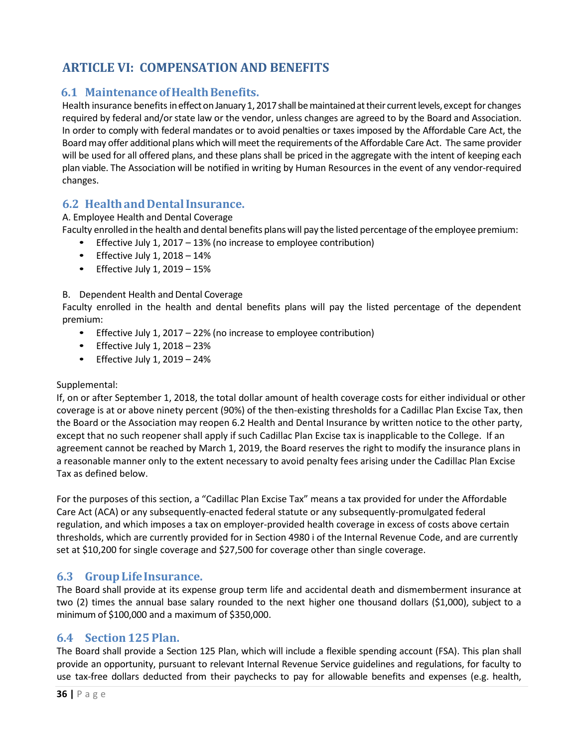# ARTICLE VI: COMPENSATION AND BENEFITS

## 6.1 Maintenance of Health Benefits.

Health insurance benefits in effect on January 1, 2017 shall be maintained at their current levels, except for changes required by federal and/or state law or the vendor, unless changes are agreed to by the Board and Association. In order to comply with federal mandates or to avoid penalties or taxes imposed by the Affordable Care Act, the Board may offer additional plans which will meet the requirements of the Affordable Care Act. The same provider will be used for all offered plans, and these plans shall be priced in the aggregate with the intent of keeping each plan viable. The Association will be notified in writing by Human Resources in the event of any vendor-required changes.

## 6.2 Health and Dental Insurance.

A. Employee Health and Dental Coverage

Faculty enrolled in the health and dental benefits plans will pay the listed percentage of the employee premium:

- Effective July 1, 2017 – 13% (no increase to employee contribution)
- Effective July 1, 2018 – 14%
- Effective July 1, 2019 – 15%

B. Dependent Health and Dental Coverage

Faculty enrolled in the health and dental benefits plans will pay the listed percentage of the dependent premium:

- Effective July 1, 2017 – 22% (no increase to employee contribution)
- Effective July 1, 2018 – 23%
- Effective July 1, 2019 – 24%

Supplemental:

If, on or after September 1, 2018, the total dollar amount of health coverage costs for either individual or other coverage is at or above ninety percent (90%) of the then-existing thresholds for a Cadillac Plan Excise Tax, then the Board or the Association may reopen 6.2 Health and Dental Insurance by written notice to the other party, except that no such reopener shall apply if such Cadillac Plan Excise tax is inapplicable to the College. If an agreement cannot be reached by March 1, 2019, the Board reserves the right to modify the insurance plans in a reasonable manner only to the extent necessary to avoid penalty fees arising under the Cadillac Plan Excise Tax as defined below.

For the purposes of this section, a "Cadillac Plan Excise Tax" means a tax provided for under the Affordable Care Act (ACA) or any subsequently-enacted federal statute or any subsequently-promulgated federal regulation, and which imposes a tax on employer-provided health coverage in excess of costs above certain thresholds, which are currently provided for in Section 4980 i of the Internal Revenue Code, and are currently set at $10,200 for single coverage and $27,500 for coverage other than single coverage.

## 6.3 Group Life Insurance.

The Board shall provide at its expense group term life and accidental death and dismemberment insurance at two (2) times the annual base salary rounded to the next higher one thousand dollars ($1,000), subject to a minimum of $100,000 and a maximum of $350,000.

## 6.4 Section 125 Plan.

The Board shall provide a Section 125 Plan, which will include a flexible spending account (FSA). This plan shall provide an opportunity, pursuant to relevant Internal Revenue Service guidelines and regulations, for faculty to use tax-free dollars deducted from their paychecks to pay for allowable benefits and expenses (e.g. health,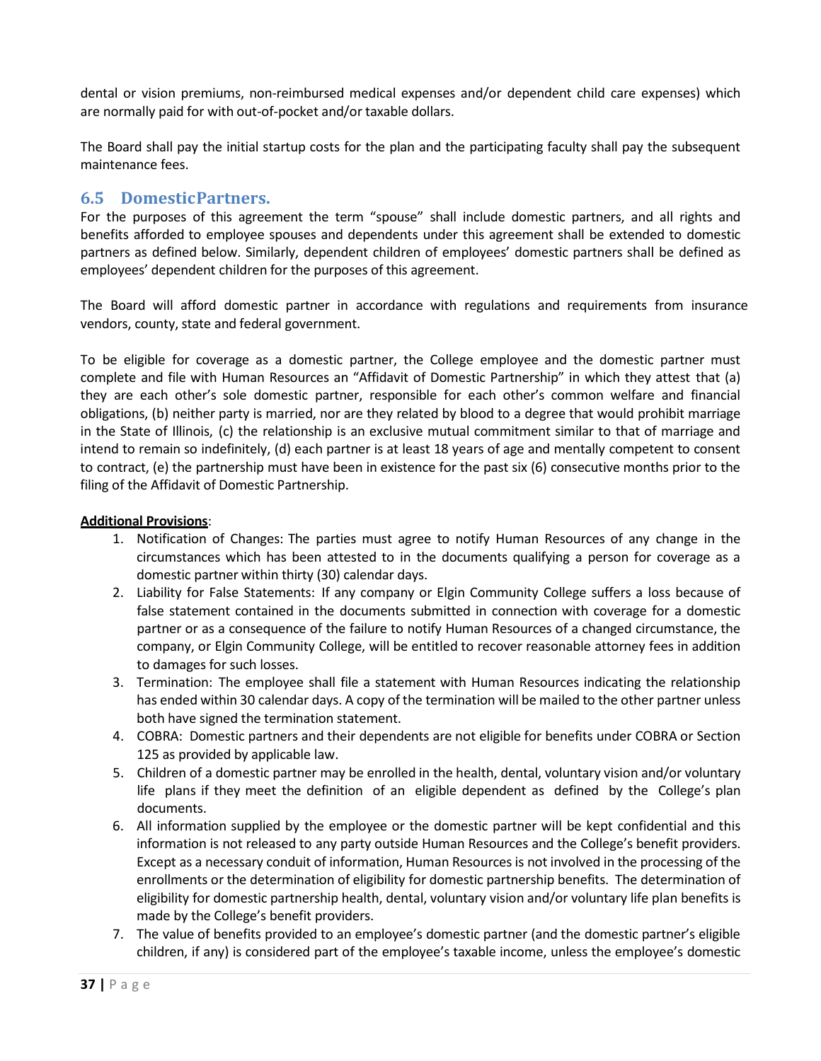dental or vision premiums, non-reimbursed medical expenses and/or dependent child care expenses) which are normally paid for with out-of-pocket and/or taxable dollars.

The Board shall pay the initial startup costs for the plan and the participating faculty shall pay the subsequent maintenance fees.

## 6.5 DomesticPartners.

For the purposes of this agreement the term "spouse" shall include domestic partners, and all rights and benefits afforded to employee spouses and dependents under this agreement shall be extended to domestic partners as defined below. Similarly, dependent children of employees' domestic partners shall be defined as employees' dependent children for the purposes of this agreement.

The Board will afford domestic partner in accordance with regulations and requirements from insurance vendors, county, state and federal government.

To be eligible for coverage as a domestic partner, the College employee and the domestic partner must complete and file with Human Resources an "Affidavit of Domestic Partnership" in which they attest that (a) they are each other's sole domestic partner, responsible for each other's common welfare and financial obligations, (b) neither party is married, nor are they related by blood to a degree that would prohibit marriage in the State of Illinois, (c) the relationship is an exclusive mutual commitment similar to that of marriage and intend to remain so indefinitely, (d) each partner is at least 18 years of age and mentally competent to consent to contract, (e) the partnership must have been in existence for the past six (6) consecutive months prior to the filing of the Affidavit of Domestic Partnership.

**Additional Provisions**:

1. Notification of Changes: The parties must agree to notify Human Resources of any change in the circumstances which has been attested to in the documents qualifying a person for coverage as a domestic partner within thirty (30) calendar days.
2. Liability for False Statements: If any company or Elgin Community College suffers a loss because of false statement contained in the documents submitted in connection with coverage for a domestic partner or as a consequence of the failure to notify Human Resources of a changed circumstance, the company, or Elgin Community College, will be entitled to recover reasonable attorney fees in addition to damages for such losses.
3. Termination: The employee shall file a statement with Human Resources indicating the relationship has ended within 30 calendar days. A copy of the termination will be mailed to the other partner unless both have signed the termination statement.
4. COBRA: Domestic partners and their dependents are not eligible for benefits under COBRA or Section 125 as provided by applicable law.
5. Children of a domestic partner may be enrolled in the health, dental, voluntary vision and/or voluntary life plans if they meet the definition of an eligible dependent as defined by the College's plan documents.
6. All information supplied by the employee or the domestic partner will be kept confidential and this information is not released to any party outside Human Resources and the College's benefit providers. Except as a necessary conduit of information, Human Resources is not involved in the processing of the enrollments or the determination of eligibility for domestic partnership benefits. The determination of eligibility for domestic partnership health, dental, voluntary vision and/or voluntary life plan benefits is made by the College's benefit providers.
7. The value of benefits provided to an employee's domestic partner (and the domestic partner's eligible children, if any) is considered part of the employee's taxable income, unless the employee's domestic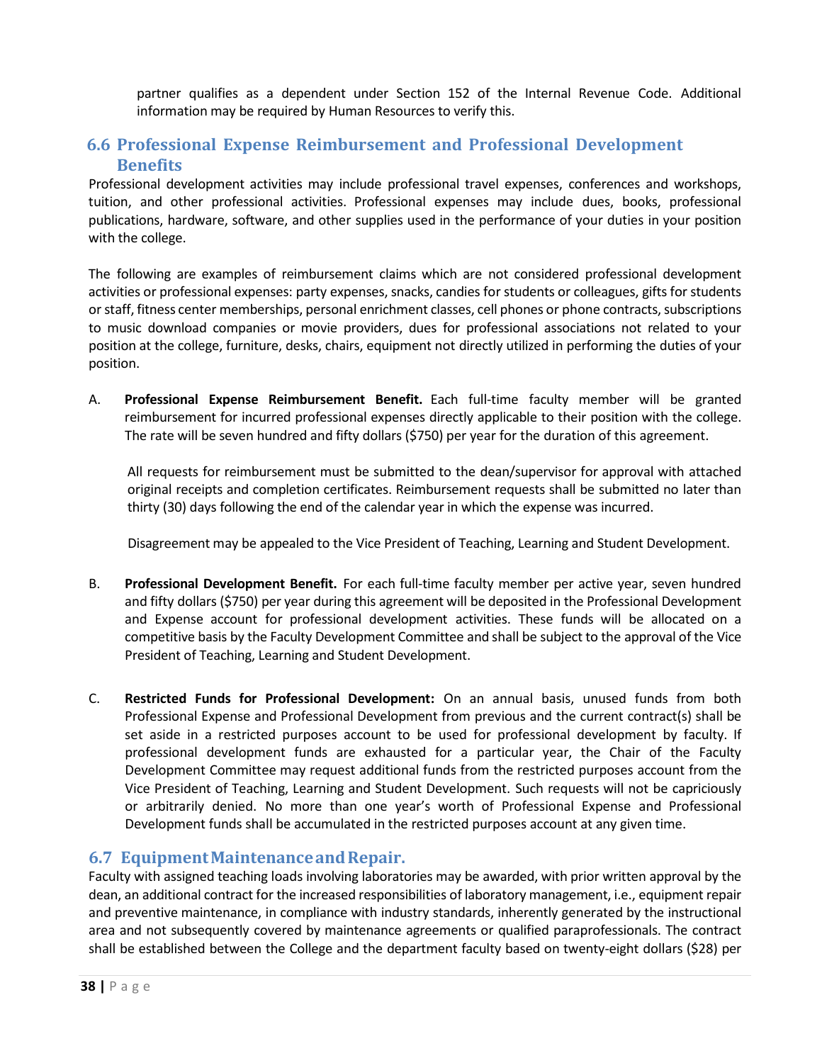partner qualifies as a dependent under Section 152 of the Internal Revenue Code. Additional information may be required by Human Resources to verify this.

## 6.6 Professional Expense Reimbursement and Professional Development Benefits

Professional development activities may include professional travel expenses, conferences and workshops, tuition, and other professional activities. Professional expenses may include dues, books, professional publications, hardware, software, and other supplies used in the performance of your duties in your position with the college.

The following are examples of reimbursement claims which are not considered professional development activities or professional expenses: party expenses, snacks, candies for students or colleagues, gifts for students or staff, fitness center memberships, personal enrichment classes, cell phones or phone contracts, subscriptions to music download companies or movie providers, dues for professional associations not related to your position at the college, furniture, desks, chairs, equipment not directly utilized in performing the duties of your position.

A. **Professional Expense Reimbursement Benefit.** Each full-time faculty member will be granted reimbursement for incurred professional expenses directly applicable to their position with the college. The rate will be seven hundred and fifty dollars ($750) per year for the duration of this agreement.

   All requests for reimbursement must be submitted to the dean/supervisor for approval with attached original receipts and completion certificates. Reimbursement requests shall be submitted no later than thirty (30) days following the end of the calendar year in which the expense was incurred.

   Disagreement may be appealed to the Vice President of Teaching, Learning and Student Development.

B. **Professional Development Benefit.** For each full-time faculty member per active year, seven hundred and fifty dollars ($750) per year during this agreement will be deposited in the Professional Development and Expense account for professional development activities. These funds will be allocated on a competitive basis by the Faculty Development Committee and shall be subject to the approval of the Vice President of Teaching, Learning and Student Development.

C. **Restricted Funds for Professional Development:** On an annual basis, unused funds from both Professional Expense and Professional Development from previous and the current contract(s) shall be set aside in a restricted purposes account to be used for professional development by faculty. If professional development funds are exhausted for a particular year, the Chair of the Faculty Development Committee may request additional funds from the restricted purposes account from the Vice President of Teaching, Learning and Student Development. Such requests will not be capriciously or arbitrarily denied. No more than one year's worth of Professional Expense and Professional Development funds shall be accumulated in the restricted purposes account at any given time.

## 6.7 Equipment Maintenance and Repair.

Faculty with assigned teaching loads involving laboratories may be awarded, with prior written approval by the dean, an additional contract for the increased responsibilities of laboratory management, i.e., equipment repair and preventive maintenance, in compliance with industry standards, inherently generated by the instructional area and not subsequently covered by maintenance agreements or qualified paraprofessionals. The contract shall be established between the College and the department faculty based on twenty-eight dollars ($28) per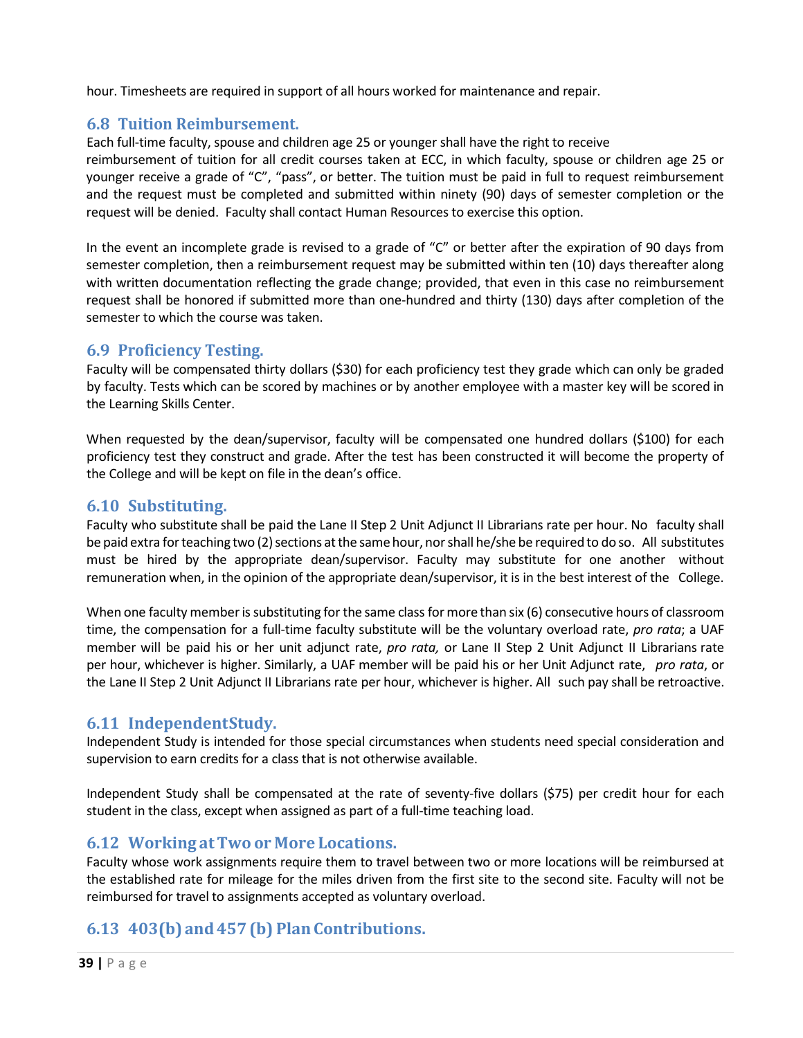hour. Timesheets are required in support of all hours worked for maintenance and repair.

## 6.8 Tuition Reimbursement.

Each full-time faculty, spouse and children age 25 or younger shall have the right to receive reimbursement of tuition for all credit courses taken at ECC, in which faculty, spouse or children age 25 or younger receive a grade of "C", "pass", or better. The tuition must be paid in full to request reimbursement and the request must be completed and submitted within ninety (90) days of semester completion or the request will be denied. Faculty shall contact Human Resources to exercise this option.

In the event an incomplete grade is revised to a grade of "C" or better after the expiration of 90 days from semester completion, then a reimbursement request may be submitted within ten (10) days thereafter along with written documentation reflecting the grade change; provided, that even in this case no reimbursement request shall be honored if submitted more than one-hundred and thirty (130) days after completion of the semester to which the course was taken.

## 6.9 Proficiency Testing.

Faculty will be compensated thirty dollars ($30) for each proficiency test they grade which can only be graded by faculty. Tests which can be scored by machines or by another employee with a master key will be scored in the Learning Skills Center.

When requested by the dean/supervisor, faculty will be compensated one hundred dollars ($100) for each proficiency test they construct and grade. After the test has been constructed it will become the property of the College and will be kept on file in the dean's office.

## 6.10 Substituting.

Faculty who substitute shall be paid the Lane II Step 2 Unit Adjunct II Librarians rate per hour. No faculty shall be paid extra for teaching two (2) sections at the same hour, nor shall he/she be required to do so. All substitutes must be hired by the appropriate dean/supervisor. Faculty may substitute for one another without remuneration when, in the opinion of the appropriate dean/supervisor, it is in the best interest of the College.

When one faculty member is substituting for the same class for more than six (6) consecutive hours of classroom time, the compensation for a full-time faculty substitute will be the voluntary overload rate, *pro rata*; a UAF member will be paid his or her unit adjunct rate, *pro rata,* or Lane II Step 2 Unit Adjunct II Librarians rate per hour, whichever is higher. Similarly, a UAF member will be paid his or her Unit Adjunct rate, *pro rata*, or the Lane II Step 2 Unit Adjunct II Librarians rate per hour, whichever is higher. All such pay shall be retroactive.

## 6.11 IndependentStudy.

Independent Study is intended for those special circumstances when students need special consideration and supervision to earn credits for a class that is not otherwise available.

Independent Study shall be compensated at the rate of seventy-five dollars ($75) per credit hour for each student in the class, except when assigned as part of a full-time teaching load.

## 6.12 Working at Two or More Locations.

Faculty whose work assignments require them to travel between two or more locations will be reimbursed at the established rate for mileage for the miles driven from the first site to the second site. Faculty will not be reimbursed for travel to assignments accepted as voluntary overload.

## 6.13 403(b) and 457 (b) Plan Contributions.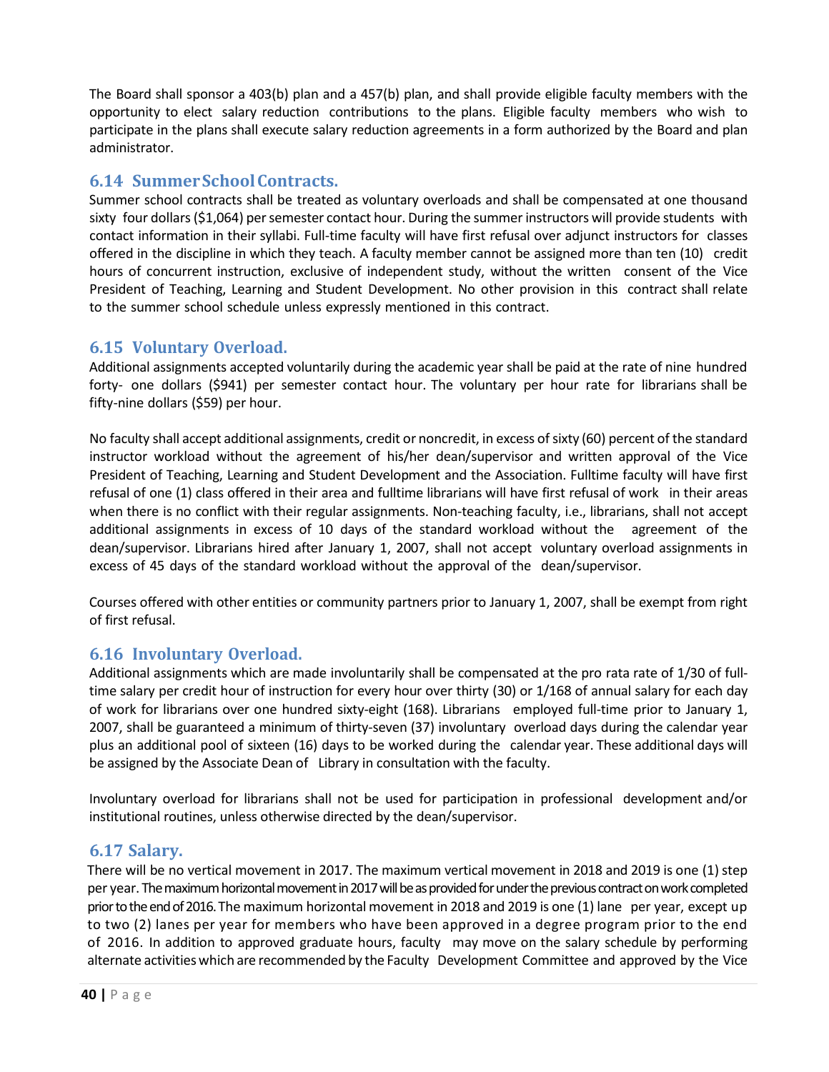The Board shall sponsor a 403(b) plan and a 457(b) plan, and shall provide eligible faculty members with the opportunity to elect salary reduction contributions to the plans. Eligible faculty members who wish to participate in the plans shall execute salary reduction agreements in a form authorized by the Board and plan administrator.

## 6.14 Summer School Contracts.

Summer school contracts shall be treated as voluntary overloads and shall be compensated at one thousand sixty four dollars ($1,064) per semester contact hour. During the summer instructors will provide students with contact information in their syllabi. Full-time faculty will have first refusal over adjunct instructors for classes offered in the discipline in which they teach. A faculty member cannot be assigned more than ten (10) credit hours of concurrent instruction, exclusive of independent study, without the written consent of the Vice President of Teaching, Learning and Student Development. No other provision in this contract shall relate to the summer school schedule unless expressly mentioned in this contract.

## 6.15 Voluntary Overload.

Additional assignments accepted voluntarily during the academic year shall be paid at the rate of nine hundred forty- one dollars ($941) per semester contact hour. The voluntary per hour rate for librarians shall be fifty-nine dollars ($59) per hour.

No faculty shall accept additional assignments, credit or noncredit, in excess of sixty (60) percent of the standard instructor workload without the agreement of his/her dean/supervisor and written approval of the Vice President of Teaching, Learning and Student Development and the Association. Fulltime faculty will have first refusal of one (1) class offered in their area and fulltime librarians will have first refusal of work in their areas when there is no conflict with their regular assignments. Non-teaching faculty, i.e., librarians, shall not accept additional assignments in excess of 10 days of the standard workload without the agreement of the dean/supervisor. Librarians hired after January 1, 2007, shall not accept voluntary overload assignments in excess of 45 days of the standard workload without the approval of the dean/supervisor.

Courses offered with other entities or community partners prior to January 1, 2007, shall be exempt from right of first refusal.

## 6.16 Involuntary Overload.

Additional assignments which are made involuntarily shall be compensated at the pro rata rate of 1/30 of full-time salary per credit hour of instruction for every hour over thirty (30) or 1/168 of annual salary for each day of work for librarians over one hundred sixty-eight (168). Librarians employed full-time prior to January 1, 2007, shall be guaranteed a minimum of thirty-seven (37) involuntary overload days during the calendar year plus an additional pool of sixteen (16) days to be worked during the calendar year. These additional days will be assigned by the Associate Dean of Library in consultation with the faculty.

Involuntary overload for librarians shall not be used for participation in professional development and/or institutional routines, unless otherwise directed by the dean/supervisor.

## 6.17 Salary.

There will be no vertical movement in 2017. The maximum vertical movement in 2018 and 2019 is one (1) step per year. The maximum horizontal movement in 2017 will be as provided for under the previous contract on work completed prior to the end of 2016. The maximum horizontal movement in 2018 and 2019 is one (1) lane per year, except up to two (2) lanes per year for members who have been approved in a degree program prior to the end of 2016. In addition to approved graduate hours, faculty may move on the salary schedule by performing alternate activities which are recommended by the Faculty Development Committee and approved by the Vice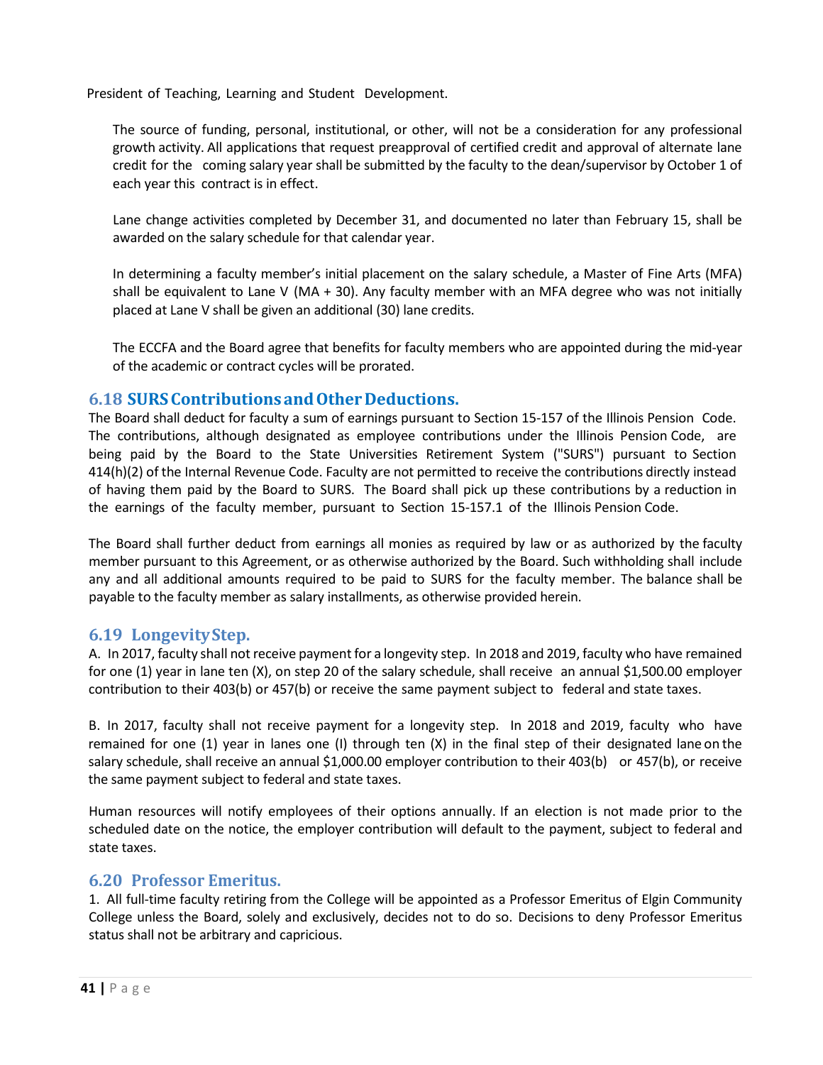President of Teaching, Learning and Student Development.

The source of funding, personal, institutional, or other, will not be a consideration for any professional growth activity. All applications that request preapproval of certified credit and approval of alternate lane credit for the coming salary year shall be submitted by the faculty to the dean/supervisor by October 1 of each year this contract is in effect.

Lane change activities completed by December 31, and documented no later than February 15, shall be awarded on the salary schedule for that calendar year.

In determining a faculty member's initial placement on the salary schedule, a Master of Fine Arts (MFA) shall be equivalent to Lane V (MA + 30). Any faculty member with an MFA degree who was not initially placed at Lane V shall be given an additional (30) lane credits.

The ECCFA and the Board agree that benefits for faculty members who are appointed during the mid-year of the academic or contract cycles will be prorated.

## 6.18 SURS Contributions and Other Deductions.

The Board shall deduct for faculty a sum of earnings pursuant to Section 15-157 of the Illinois Pension Code. The contributions, although designated as employee contributions under the Illinois Pension Code, are being paid by the Board to the State Universities Retirement System ("SURS") pursuant to Section 414(h)(2) of the Internal Revenue Code. Faculty are not permitted to receive the contributions directly instead of having them paid by the Board to SURS. The Board shall pick up these contributions by a reduction in the earnings of the faculty member, pursuant to Section 15-157.1 of the Illinois Pension Code.

The Board shall further deduct from earnings all monies as required by law or as authorized by the faculty member pursuant to this Agreement, or as otherwise authorized by the Board. Such withholding shall include any and all additional amounts required to be paid to SURS for the faculty member. The balance shall be payable to the faculty member as salary installments, as otherwise provided herein.

## 6.19 Longevity Step.

A. In 2017, faculty shall not receive payment for a longevity step. In 2018 and 2019, faculty who have remained for one (1) year in lane ten (X), on step 20 of the salary schedule, shall receive an annual $1,500.00 employer contribution to their 403(b) or 457(b) or receive the same payment subject to federal and state taxes.

B. In 2017, faculty shall not receive payment for a longevity step. In 2018 and 2019, faculty who have remained for one (1) year in lanes one (I) through ten (X) in the final step of their designated lane on the salary schedule, shall receive an annual $1,000.00 employer contribution to their 403(b) or 457(b), or receive the same payment subject to federal and state taxes.

Human resources will notify employees of their options annually. If an election is not made prior to the scheduled date on the notice, the employer contribution will default to the payment, subject to federal and state taxes.

## 6.20 Professor Emeritus.

1. All full-time faculty retiring from the College will be appointed as a Professor Emeritus of Elgin Community College unless the Board, solely and exclusively, decides not to do so. Decisions to deny Professor Emeritus status shall not be arbitrary and capricious.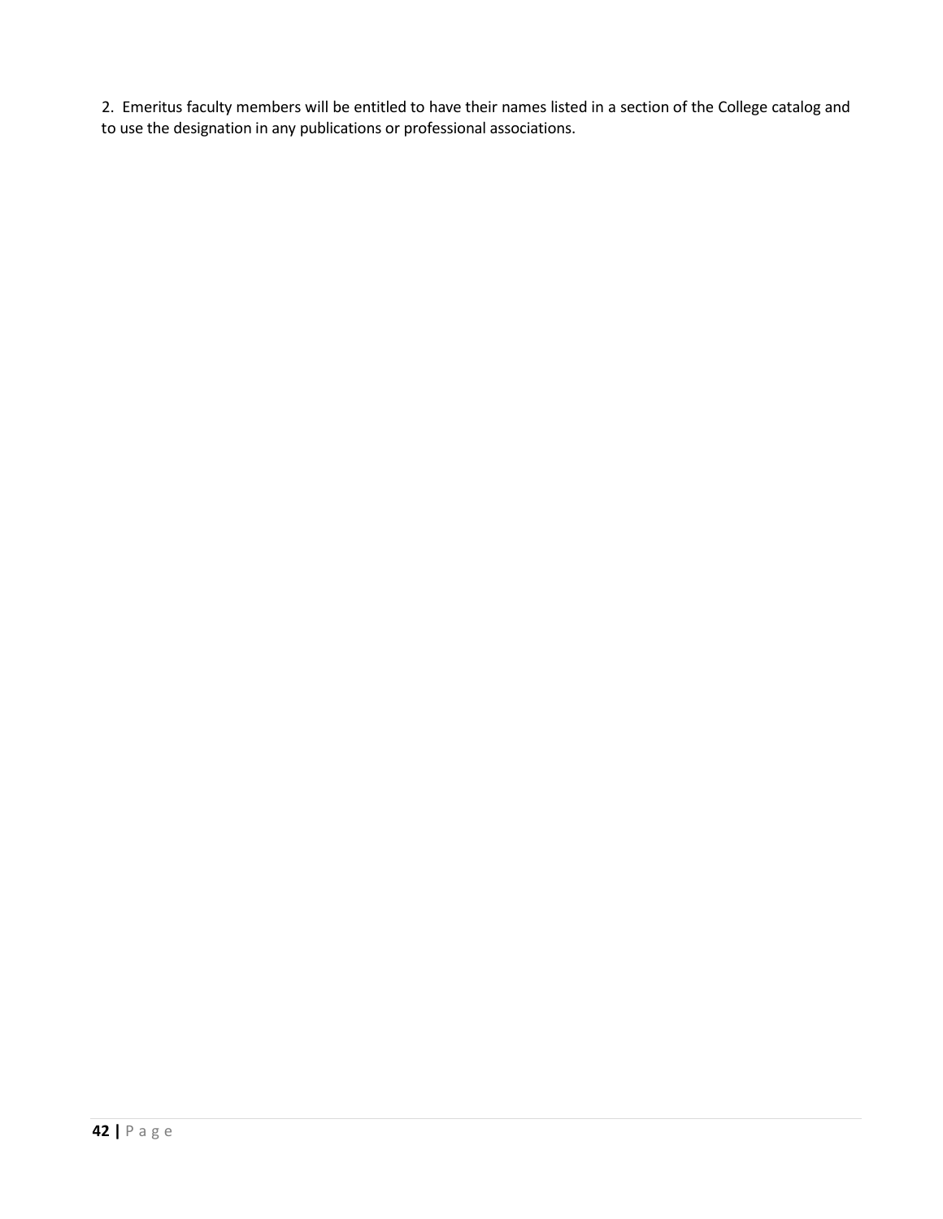2. Emeritus faculty members will be entitled to have their names listed in a section of the College catalog and to use the designation in any publications or professional associations.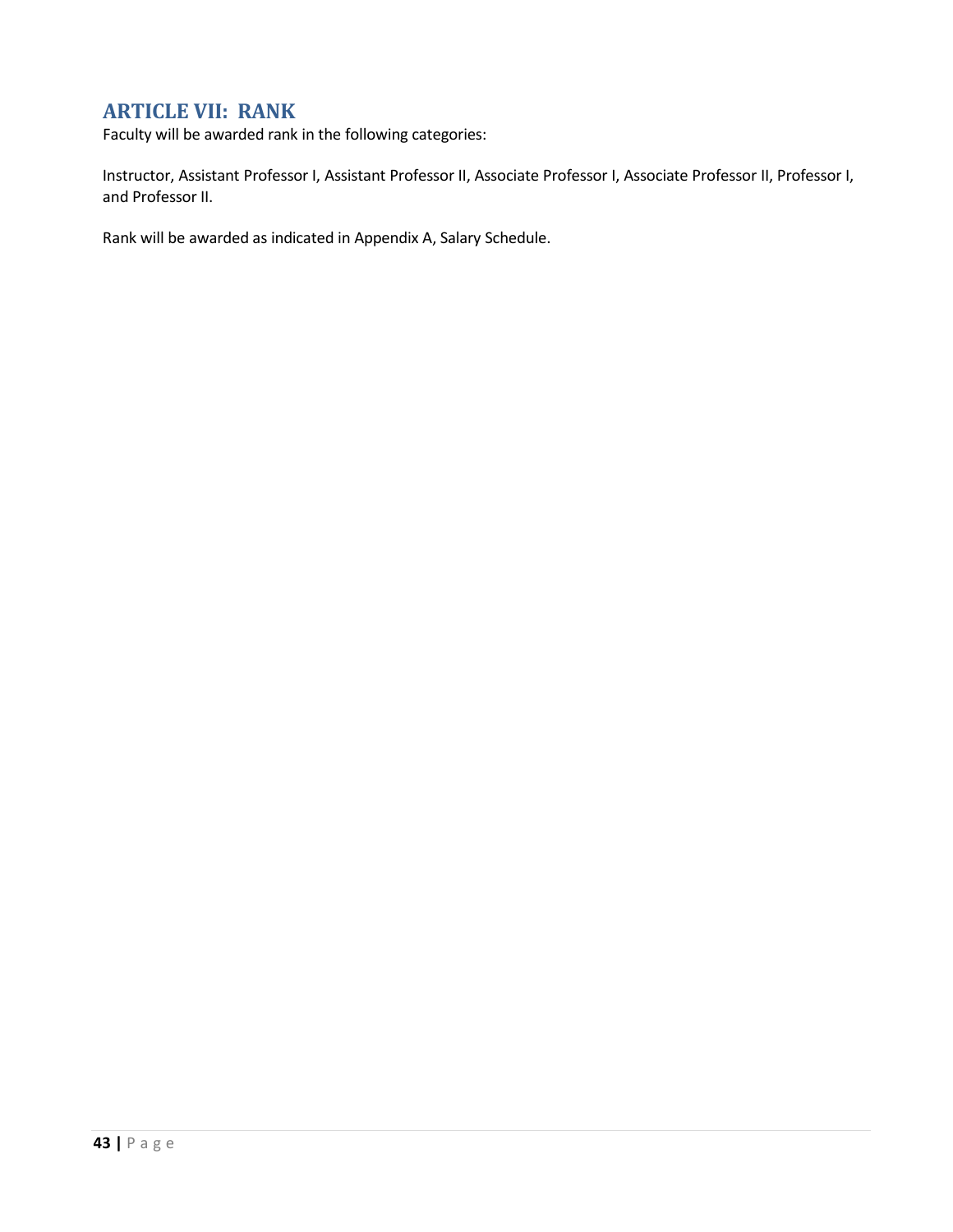## ARTICLE VII: RANK

Faculty will be awarded rank in the following categories:

Instructor, Assistant Professor I, Assistant Professor II, Associate Professor I, Associate Professor II, Professor I, and Professor II.

Rank will be awarded as indicated in Appendix A, Salary Schedule.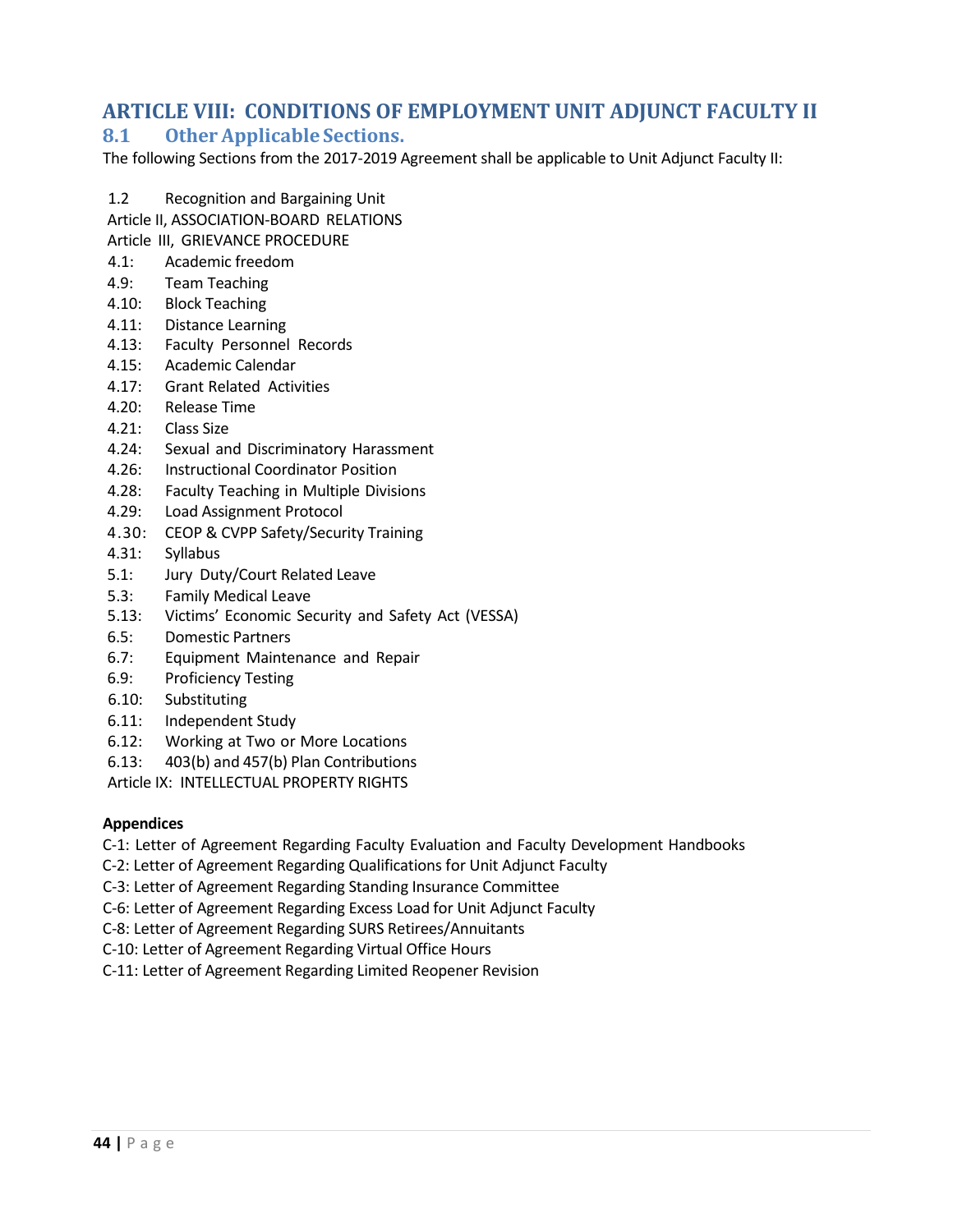# ARTICLE VIII: CONDITIONS OF EMPLOYMENT UNIT ADJUNCT FACULTY II

## 8.1 Other Applicable Sections.

The following Sections from the 2017-2019 Agreement shall be applicable to Unit Adjunct Faculty II:

1.2 Recognition and Bargaining Unit
Article II, ASSOCIATION-BOARD RELATIONS
Article III, GRIEVANCE PROCEDURE
4.1: Academic freedom
4.9: Team Teaching
4.10: Block Teaching
4.11: Distance Learning
4.13: Faculty Personnel Records
4.15: Academic Calendar
4.17: Grant Related Activities
4.20: Release Time
4.21: Class Size
4.24: Sexual and Discriminatory Harassment
4.26: Instructional Coordinator Position
4.28: Faculty Teaching in Multiple Divisions
4.29: Load Assignment Protocol
4.30: CEOP & CVPP Safety/Security Training
4.31: Syllabus
5.1: Jury Duty/Court Related Leave
5.3: Family Medical Leave
5.13: Victims' Economic Security and Safety Act (VESSA)
6.5: Domestic Partners
6.7: Equipment Maintenance and Repair
6.9: Proficiency Testing
6.10: Substituting
6.11: Independent Study
6.12: Working at Two or More Locations
6.13: 403(b) and 457(b) Plan Contributions
Article IX: INTELLECTUAL PROPERTY RIGHTS

**Appendices**

C-1: Letter of Agreement Regarding Faculty Evaluation and Faculty Development Handbooks
C-2: Letter of Agreement Regarding Qualifications for Unit Adjunct Faculty
C-3: Letter of Agreement Regarding Standing Insurance Committee
C-6: Letter of Agreement Regarding Excess Load for Unit Adjunct Faculty
C-8: Letter of Agreement Regarding SURS Retirees/Annuitants
C-10: Letter of Agreement Regarding Virtual Office Hours
C-11: Letter of Agreement Regarding Limited Reopener Revision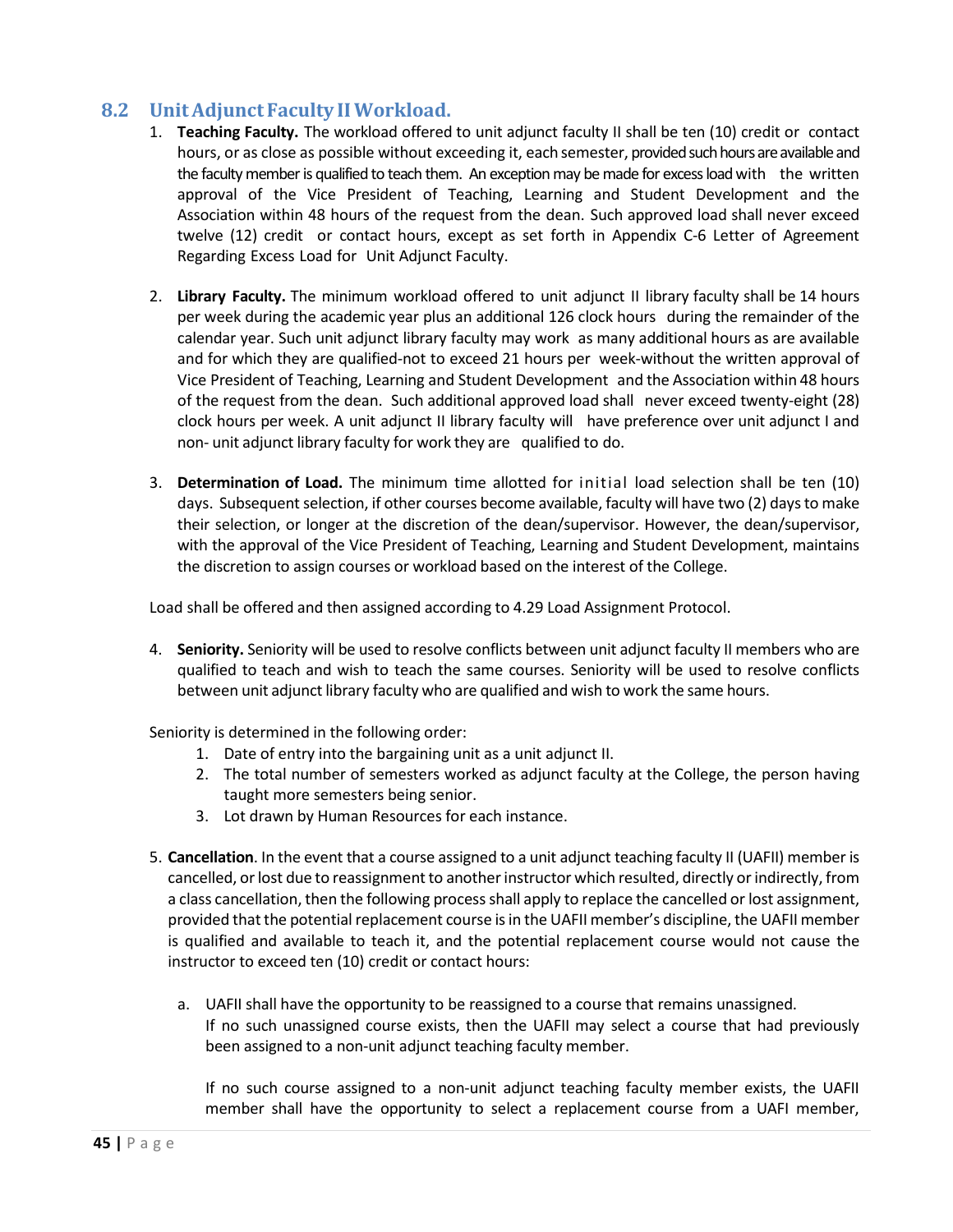## 8.2 Unit Adjunct Faculty II Workload.

1. **Teaching Faculty.** The workload offered to unit adjunct faculty II shall be ten (10) credit or contact hours, or as close as possible without exceeding it, each semester, provided such hours are available and the faculty member is qualified to teach them. An exception may be made for excess load with the written approval of the Vice President of Teaching, Learning and Student Development and the Association within 48 hours of the request from the dean. Such approved load shall never exceed twelve (12) credit or contact hours, except as set forth in Appendix C-6 Letter of Agreement Regarding Excess Load for Unit Adjunct Faculty.

2. **Library Faculty.** The minimum workload offered to unit adjunct II library faculty shall be 14 hours per week during the academic year plus an additional 126 clock hours during the remainder of the calendar year. Such unit adjunct library faculty may work as many additional hours as are available and for which they are qualified-not to exceed 21 hours per week-without the written approval of Vice President of Teaching, Learning and Student Development and the Association within 48 hours of the request from the dean. Such additional approved load shall never exceed twenty-eight (28) clock hours per week. A unit adjunct II library faculty will have preference over unit adjunct I and non- unit adjunct library faculty for work they are qualified to do.

3. **Determination of Load.** The minimum time allotted for initial load selection shall be ten (10) days. Subsequent selection, if other courses become available, faculty will have two (2) days to make their selection, or longer at the discretion of the dean/supervisor. However, the dean/supervisor, with the approval of the Vice President of Teaching, Learning and Student Development, maintains the discretion to assign courses or workload based on the interest of the College.

   Load shall be offered and then assigned according to 4.29 Load Assignment Protocol.

4. **Seniority.** Seniority will be used to resolve conflicts between unit adjunct faculty II members who are qualified to teach and wish to teach the same courses. Seniority will be used to resolve conflicts between unit adjunct library faculty who are qualified and wish to work the same hours.

   Seniority is determined in the following order:
   1. Date of entry into the bargaining unit as a unit adjunct II.
   2. The total number of semesters worked as adjunct faculty at the College, the person having taught more semesters being senior.
   3. Lot drawn by Human Resources for each instance.

5. **Cancellation**. In the event that a course assigned to a unit adjunct teaching faculty II (UAFII) member is cancelled, or lost due to reassignment to another instructor which resulted, directly or indirectly, from a class cancellation, then the following process shall apply to replace the cancelled or lost assignment, provided that the potential replacement course is in the UAFII member's discipline, the UAFII member is qualified and available to teach it, and the potential replacement course would not cause the instructor to exceed ten (10) credit or contact hours:

   a. UAFII shall have the opportunity to be reassigned to a course that remains unassigned. If no such unassigned course exists, then the UAFII may select a course that had previously been assigned to a non-unit adjunct teaching faculty member.

      If no such course assigned to a non-unit adjunct teaching faculty member exists, the UAFII member shall have the opportunity to select a replacement course from a UAFI member,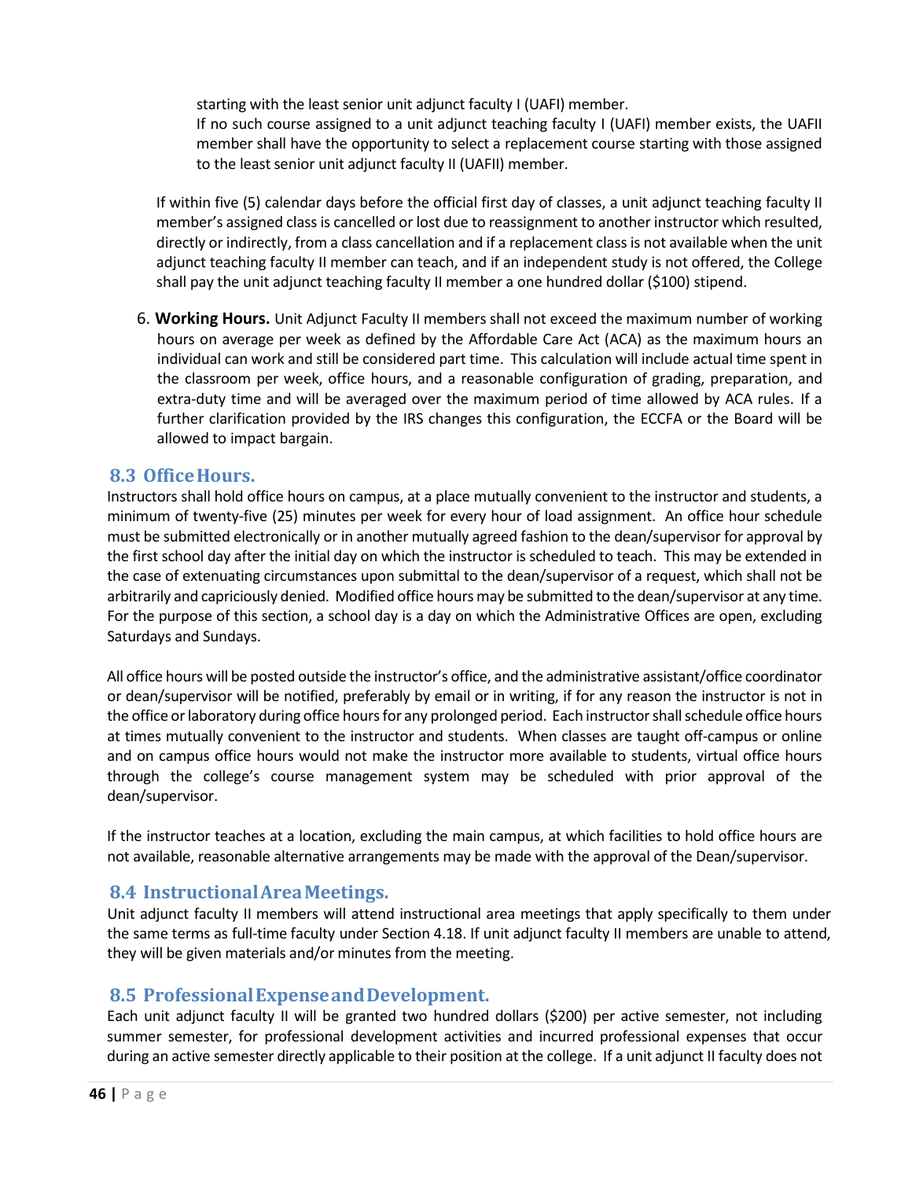starting with the least senior unit adjunct faculty I (UAFI) member.

If no such course assigned to a unit adjunct teaching faculty I (UAFI) member exists, the UAFII member shall have the opportunity to select a replacement course starting with those assigned to the least senior unit adjunct faculty II (UAFII) member.

If within five (5) calendar days before the official first day of classes, a unit adjunct teaching faculty II member's assigned class is cancelled or lost due to reassignment to another instructor which resulted, directly or indirectly, from a class cancellation and if a replacement class is not available when the unit adjunct teaching faculty II member can teach, and if an independent study is not offered, the College shall pay the unit adjunct teaching faculty II member a one hundred dollar ($100) stipend.

6. **Working Hours.** Unit Adjunct Faculty II members shall not exceed the maximum number of working hours on average per week as defined by the Affordable Care Act (ACA) as the maximum hours an individual can work and still be considered part time. This calculation will include actual time spent in the classroom per week, office hours, and a reasonable configuration of grading, preparation, and extra-duty time and will be averaged over the maximum period of time allowed by ACA rules. If a further clarification provided by the IRS changes this configuration, the ECCFA or the Board will be allowed to impact bargain.

## 8.3 Office Hours.

Instructors shall hold office hours on campus, at a place mutually convenient to the instructor and students, a minimum of twenty-five (25) minutes per week for every hour of load assignment. An office hour schedule must be submitted electronically or in another mutually agreed fashion to the dean/supervisor for approval by the first school day after the initial day on which the instructor is scheduled to teach. This may be extended in the case of extenuating circumstances upon submittal to the dean/supervisor of a request, which shall not be arbitrarily and capriciously denied. Modified office hours may be submitted to the dean/supervisor at any time. For the purpose of this section, a school day is a day on which the Administrative Offices are open, excluding Saturdays and Sundays.

All office hours will be posted outside the instructor's office, and the administrative assistant/office coordinator or dean/supervisor will be notified, preferably by email or in writing, if for any reason the instructor is not in the office or laboratory during office hours for any prolonged period. Each instructor shall schedule office hours at times mutually convenient to the instructor and students. When classes are taught off-campus or online and on campus office hours would not make the instructor more available to students, virtual office hours through the college's course management system may be scheduled with prior approval of the dean/supervisor.

If the instructor teaches at a location, excluding the main campus, at which facilities to hold office hours are not available, reasonable alternative arrangements may be made with the approval of the Dean/supervisor.

## 8.4 Instructional Area Meetings.

Unit adjunct faculty II members will attend instructional area meetings that apply specifically to them under the same terms as full-time faculty under Section 4.18. If unit adjunct faculty II members are unable to attend, they will be given materials and/or minutes from the meeting.

## 8.5 Professional Expense and Development.

Each unit adjunct faculty II will be granted two hundred dollars ($200) per active semester, not including summer semester, for professional development activities and incurred professional expenses that occur during an active semester directly applicable to their position at the college. If a unit adjunct II faculty does not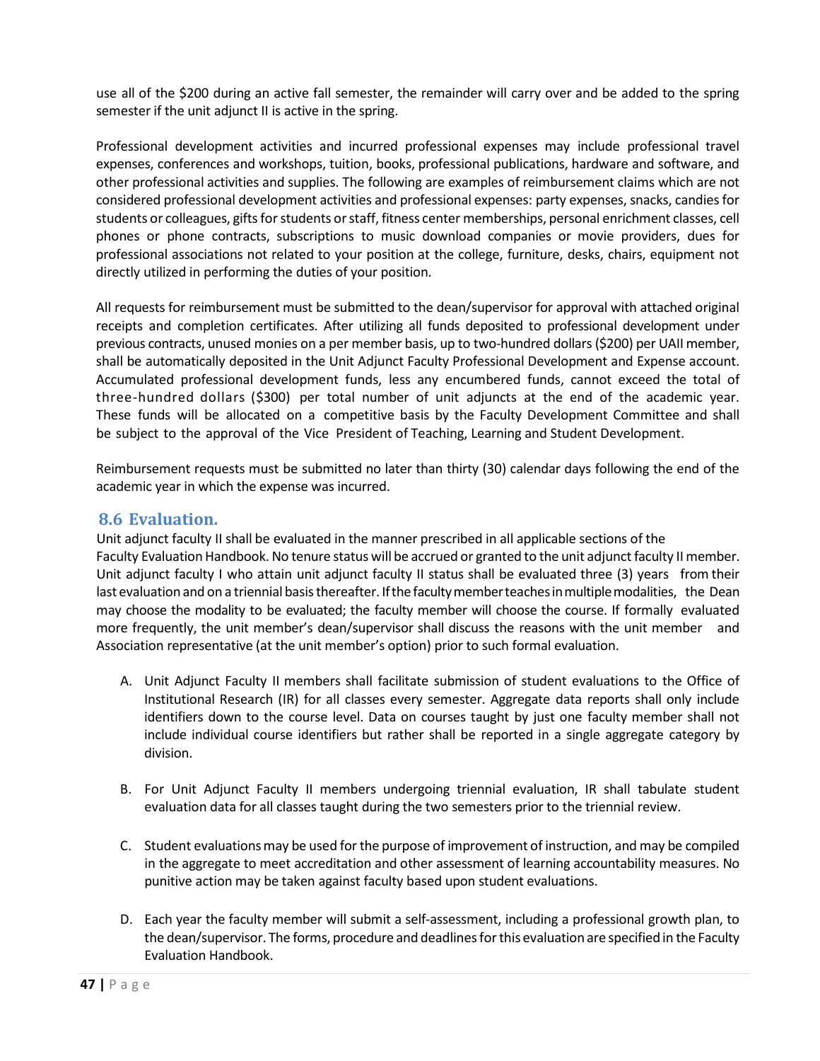use all of the $200 during an active fall semester, the remainder will carry over and be added to the spring semester if the unit adjunct II is active in the spring.

Professional development activities and incurred professional expenses may include professional travel expenses, conferences and workshops, tuition, books, professional publications, hardware and software, and other professional activities and supplies. The following are examples of reimbursement claims which are not considered professional development activities and professional expenses: party expenses, snacks, candies for students or colleagues, gifts for students or staff, fitness center memberships, personal enrichment classes, cell phones or phone contracts, subscriptions to music download companies or movie providers, dues for professional associations not related to your position at the college, furniture, desks, chairs, equipment not directly utilized in performing the duties of your position.

All requests for reimbursement must be submitted to the dean/supervisor for approval with attached original receipts and completion certificates. After utilizing all funds deposited to professional development under previous contracts, unused monies on a per member basis, up to two-hundred dollars ($200) per UAII member, shall be automatically deposited in the Unit Adjunct Faculty Professional Development and Expense account. Accumulated professional development funds, less any encumbered funds, cannot exceed the total of three-hundred dollars ($300) per total number of unit adjuncts at the end of the academic year. These funds will be allocated on a competitive basis by the Faculty Development Committee and shall be subject to the approval of the Vice President of Teaching, Learning and Student Development.

Reimbursement requests must be submitted no later than thirty (30) calendar days following the end of the academic year in which the expense was incurred.

## 8.6 Evaluation.

Unit adjunct faculty II shall be evaluated in the manner prescribed in all applicable sections of the Faculty Evaluation Handbook. No tenure status will be accrued or granted to the unit adjunct faculty II member. Unit adjunct faculty I who attain unit adjunct faculty II status shall be evaluated three (3) years from their last evaluation and on a triennial basis thereafter. If the faculty member teaches in multiple modalities, the Dean may choose the modality to be evaluated; the faculty member will choose the course. If formally evaluated more frequently, the unit member's dean/supervisor shall discuss the reasons with the unit member and Association representative (at the unit member's option) prior to such formal evaluation.

A. Unit Adjunct Faculty II members shall facilitate submission of student evaluations to the Office of Institutional Research (IR) for all classes every semester. Aggregate data reports shall only include identifiers down to the course level. Data on courses taught by just one faculty member shall not include individual course identifiers but rather shall be reported in a single aggregate category by division.

B. For Unit Adjunct Faculty II members undergoing triennial evaluation, IR shall tabulate student evaluation data for all classes taught during the two semesters prior to the triennial review.

C. Student evaluations may be used for the purpose of improvement of instruction, and may be compiled in the aggregate to meet accreditation and other assessment of learning accountability measures. No punitive action may be taken against faculty based upon student evaluations.

D. Each year the faculty member will submit a self-assessment, including a professional growth plan, to the dean/supervisor. The forms, procedure and deadlines for this evaluation are specified in the Faculty Evaluation Handbook.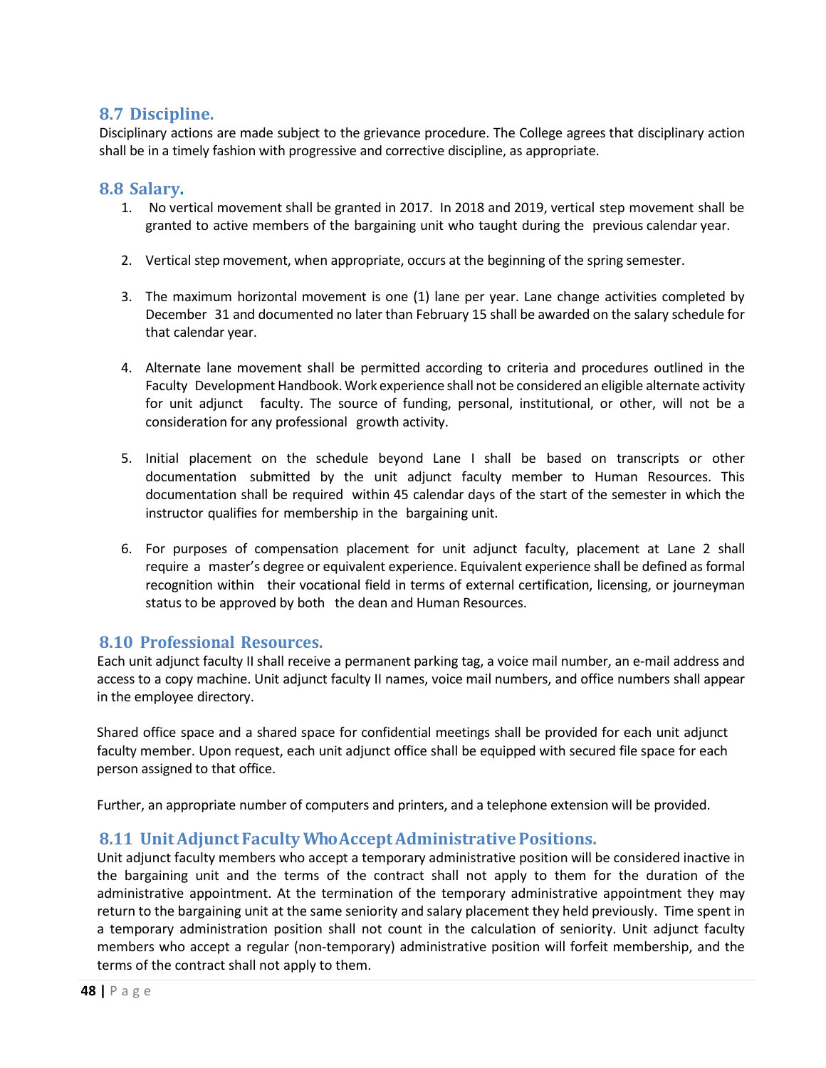## 8.7 Discipline.

Disciplinary actions are made subject to the grievance procedure. The College agrees that disciplinary action shall be in a timely fashion with progressive and corrective discipline, as appropriate.

## 8.8 Salary.

1. No vertical movement shall be granted in 2017. In 2018 and 2019, vertical step movement shall be granted to active members of the bargaining unit who taught during the previous calendar year.

2. Vertical step movement, when appropriate, occurs at the beginning of the spring semester.

3. The maximum horizontal movement is one (1) lane per year. Lane change activities completed by December 31 and documented no later than February 15 shall be awarded on the salary schedule for that calendar year.

4. Alternate lane movement shall be permitted according to criteria and procedures outlined in the Faculty Development Handbook. Work experience shall not be considered an eligible alternate activity for unit adjunct faculty. The source of funding, personal, institutional, or other, will not be a consideration for any professional growth activity.

5. Initial placement on the schedule beyond Lane I shall be based on transcripts or other documentation submitted by the unit adjunct faculty member to Human Resources. This documentation shall be required within 45 calendar days of the start of the semester in which the instructor qualifies for membership in the bargaining unit.

6. For purposes of compensation placement for unit adjunct faculty, placement at Lane 2 shall require a master's degree or equivalent experience. Equivalent experience shall be defined as formal recognition within their vocational field in terms of external certification, licensing, or journeyman status to be approved by both the dean and Human Resources.

## 8.10 Professional Resources.

Each unit adjunct faculty II shall receive a permanent parking tag, a voice mail number, an e-mail address and access to a copy machine. Unit adjunct faculty II names, voice mail numbers, and office numbers shall appear in the employee directory.

Shared office space and a shared space for confidential meetings shall be provided for each unit adjunct faculty member. Upon request, each unit adjunct office shall be equipped with secured file space for each person assigned to that office.

Further, an appropriate number of computers and printers, and a telephone extension will be provided.

## 8.11 Unit Adjunct Faculty Who Accept Administrative Positions.

Unit adjunct faculty members who accept a temporary administrative position will be considered inactive in the bargaining unit and the terms of the contract shall not apply to them for the duration of the administrative appointment. At the termination of the temporary administrative appointment they may return to the bargaining unit at the same seniority and salary placement they held previously. Time spent in a temporary administration position shall not count in the calculation of seniority. Unit adjunct faculty members who accept a regular (non-temporary) administrative position will forfeit membership, and the terms of the contract shall not apply to them.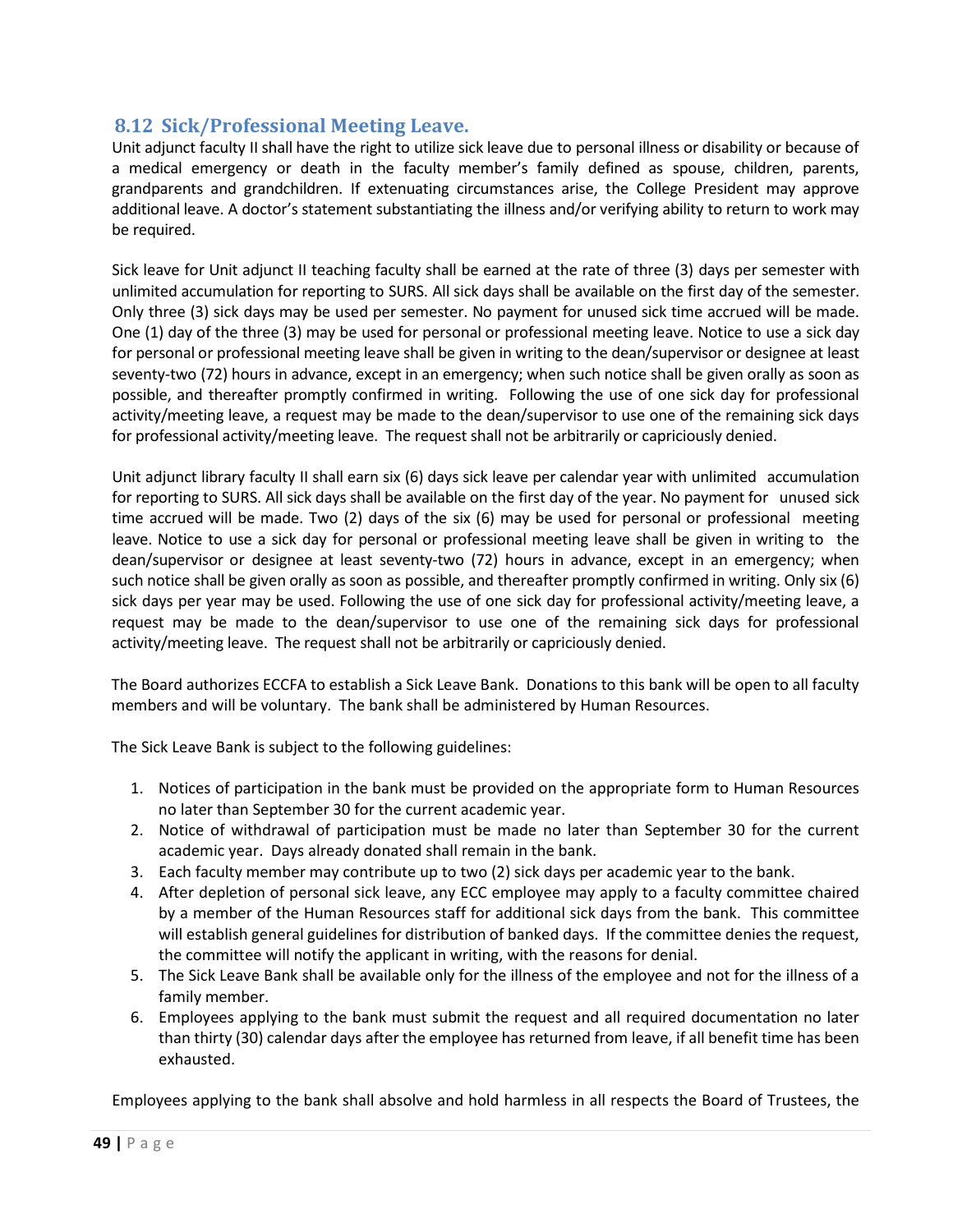## 8.12 Sick/Professional Meeting Leave.

Unit adjunct faculty II shall have the right to utilize sick leave due to personal illness or disability or because of a medical emergency or death in the faculty member's family defined as spouse, children, parents, grandparents and grandchildren. If extenuating circumstances arise, the College President may approve additional leave. A doctor's statement substantiating the illness and/or verifying ability to return to work may be required.

Sick leave for Unit adjunct II teaching faculty shall be earned at the rate of three (3) days per semester with unlimited accumulation for reporting to SURS. All sick days shall be available on the first day of the semester. Only three (3) sick days may be used per semester. No payment for unused sick time accrued will be made. One (1) day of the three (3) may be used for personal or professional meeting leave. Notice to use a sick day for personal or professional meeting leave shall be given in writing to the dean/supervisor or designee at least seventy-two (72) hours in advance, except in an emergency; when such notice shall be given orally as soon as possible, and thereafter promptly confirmed in writing. Following the use of one sick day for professional activity/meeting leave, a request may be made to the dean/supervisor to use one of the remaining sick days for professional activity/meeting leave. The request shall not be arbitrarily or capriciously denied.

Unit adjunct library faculty II shall earn six (6) days sick leave per calendar year with unlimited accumulation for reporting to SURS. All sick days shall be available on the first day of the year. No payment for unused sick time accrued will be made. Two (2) days of the six (6) may be used for personal or professional meeting leave. Notice to use a sick day for personal or professional meeting leave shall be given in writing to the dean/supervisor or designee at least seventy-two (72) hours in advance, except in an emergency; when such notice shall be given orally as soon as possible, and thereafter promptly confirmed in writing. Only six (6) sick days per year may be used. Following the use of one sick day for professional activity/meeting leave, a request may be made to the dean/supervisor to use one of the remaining sick days for professional activity/meeting leave. The request shall not be arbitrarily or capriciously denied.

The Board authorizes ECCFA to establish a Sick Leave Bank. Donations to this bank will be open to all faculty members and will be voluntary. The bank shall be administered by Human Resources.

The Sick Leave Bank is subject to the following guidelines:

1. Notices of participation in the bank must be provided on the appropriate form to Human Resources no later than September 30 for the current academic year.
2. Notice of withdrawal of participation must be made no later than September 30 for the current academic year. Days already donated shall remain in the bank.
3. Each faculty member may contribute up to two (2) sick days per academic year to the bank.
4. After depletion of personal sick leave, any ECC employee may apply to a faculty committee chaired by a member of the Human Resources staff for additional sick days from the bank. This committee will establish general guidelines for distribution of banked days. If the committee denies the request, the committee will notify the applicant in writing, with the reasons for denial.
5. The Sick Leave Bank shall be available only for the illness of the employee and not for the illness of a family member.
6. Employees applying to the bank must submit the request and all required documentation no later than thirty (30) calendar days after the employee has returned from leave, if all benefit time has been exhausted.

Employees applying to the bank shall absolve and hold harmless in all respects the Board of Trustees, the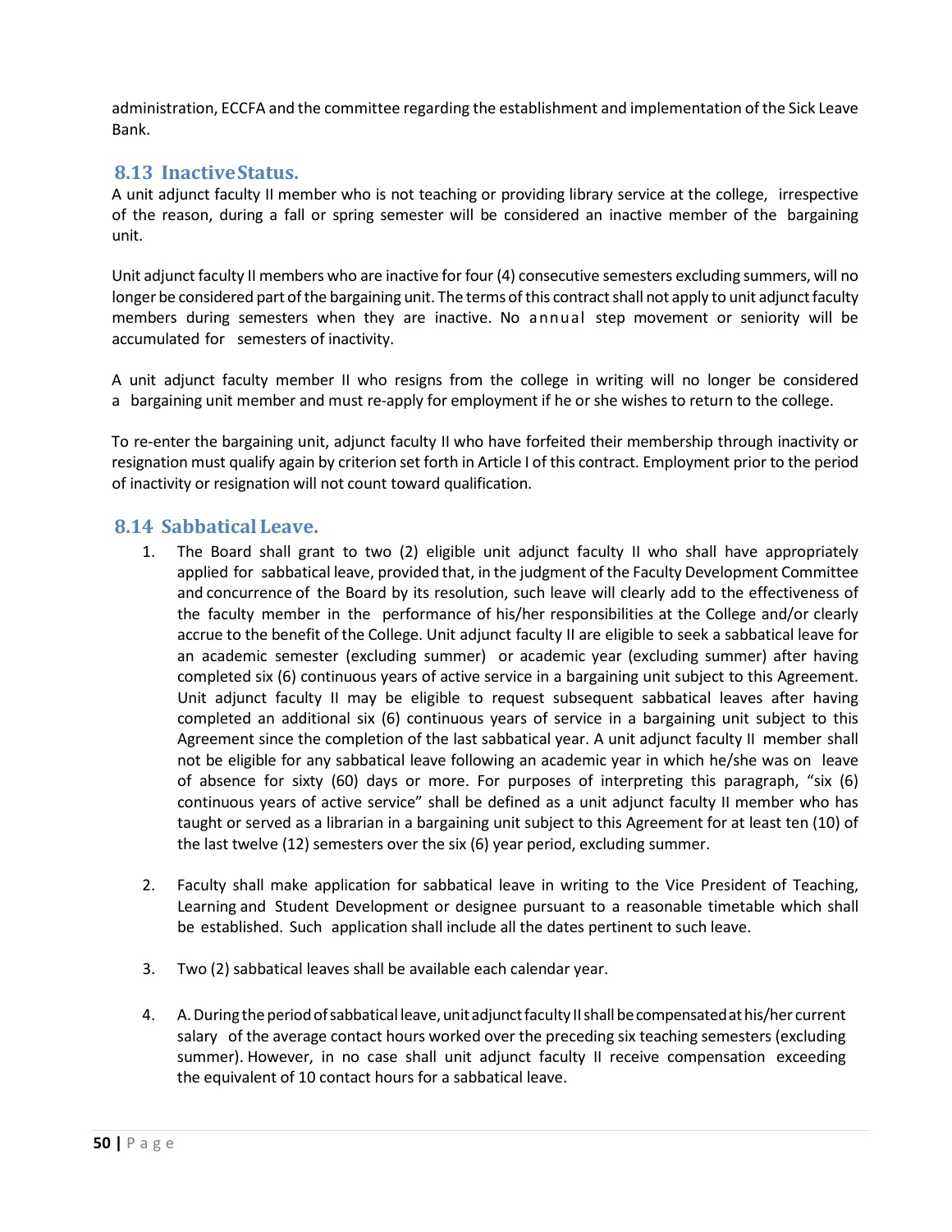administration, ECCFA and the committee regarding the establishment and implementation of the Sick Leave Bank.

## 8.13 Inactive Status.

A unit adjunct faculty II member who is not teaching or providing library service at the college, irrespective of the reason, during a fall or spring semester will be considered an inactive member of the bargaining unit.

Unit adjunct faculty II members who are inactive for four (4) consecutive semesters excluding summers, will no longer be considered part of the bargaining unit. The terms of this contract shall not apply to unit adjunct faculty members during semesters when they are inactive. No annual step movement or seniority will be accumulated for semesters of inactivity.

A unit adjunct faculty member II who resigns from the college in writing will no longer be considered a bargaining unit member and must re-apply for employment if he or she wishes to return to the college.

To re-enter the bargaining unit, adjunct faculty II who have forfeited their membership through inactivity or resignation must qualify again by criterion set forth in Article I of this contract. Employment prior to the period of inactivity or resignation will not count toward qualification.

## 8.14 Sabbatical Leave.

1. The Board shall grant to two (2) eligible unit adjunct faculty II who shall have appropriately applied for sabbatical leave, provided that, in the judgment of the Faculty Development Committee and concurrence of the Board by its resolution, such leave will clearly add to the effectiveness of the faculty member in the performance of his/her responsibilities at the College and/or clearly accrue to the benefit of the College. Unit adjunct faculty II are eligible to seek a sabbatical leave for an academic semester (excluding summer) or academic year (excluding summer) after having completed six (6) continuous years of active service in a bargaining unit subject to this Agreement. Unit adjunct faculty II may be eligible to request subsequent sabbatical leaves after having completed an additional six (6) continuous years of service in a bargaining unit subject to this Agreement since the completion of the last sabbatical year. A unit adjunct faculty II member shall not be eligible for any sabbatical leave following an academic year in which he/she was on leave of absence for sixty (60) days or more. For purposes of interpreting this paragraph, "six (6) continuous years of active service" shall be defined as a unit adjunct faculty II member who has taught or served as a librarian in a bargaining unit subject to this Agreement for at least ten (10) of the last twelve (12) semesters over the six (6) year period, excluding summer.

2. Faculty shall make application for sabbatical leave in writing to the Vice President of Teaching, Learning and Student Development or designee pursuant to a reasonable timetable which shall be established. Such application shall include all the dates pertinent to such leave.

3. Two (2) sabbatical leaves shall be available each calendar year.

4. A. During the period of sabbatical leave, unit adjunct faculty II shall be compensated at his/her current salary of the average contact hours worked over the preceding six teaching semesters (excluding summer). However, in no case shall unit adjunct faculty II receive compensation exceeding the equivalent of 10 contact hours for a sabbatical leave.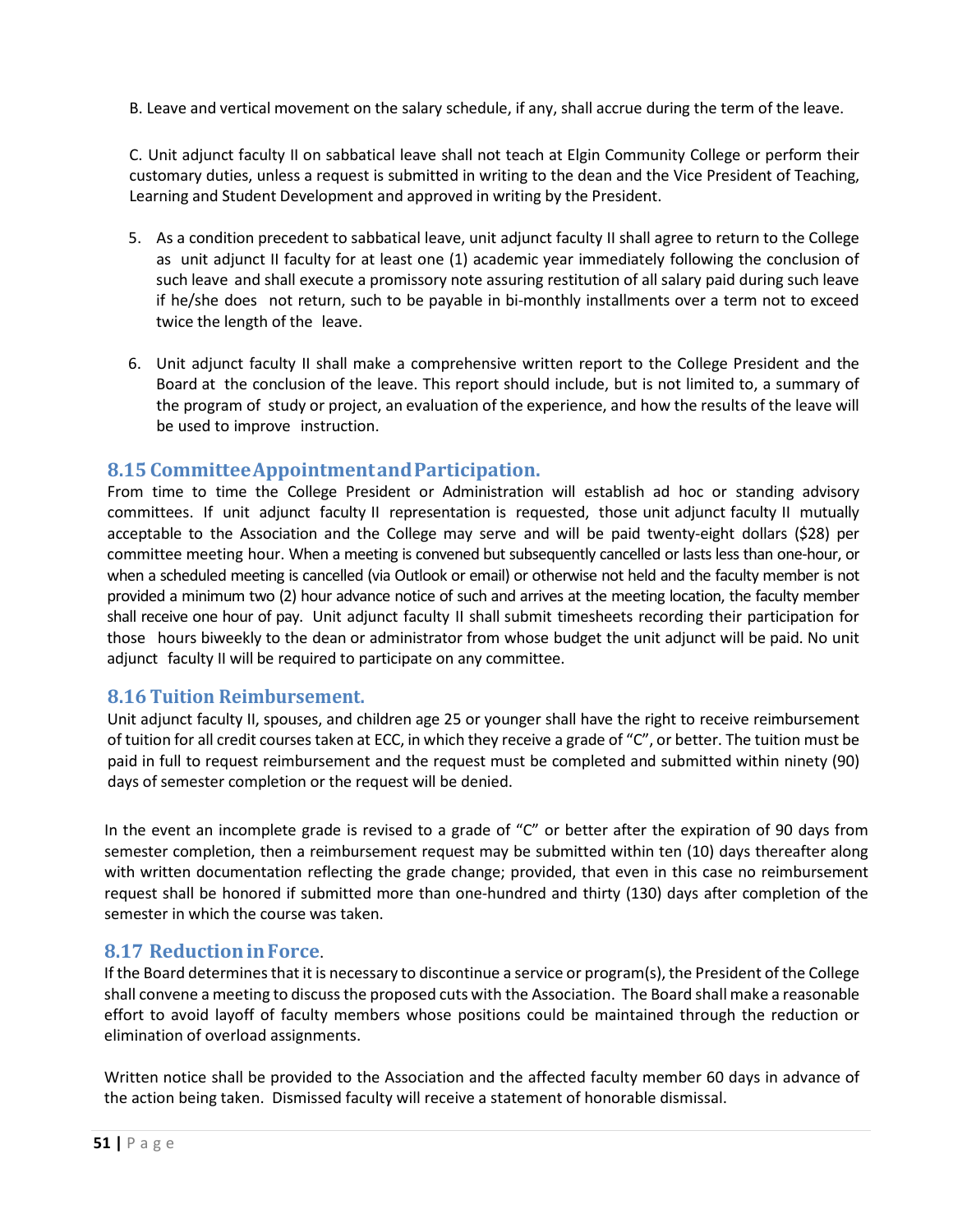B. Leave and vertical movement on the salary schedule, if any, shall accrue during the term of the leave.

C. Unit adjunct faculty II on sabbatical leave shall not teach at Elgin Community College or perform their customary duties, unless a request is submitted in writing to the dean and the Vice President of Teaching, Learning and Student Development and approved in writing by the President.

5. As a condition precedent to sabbatical leave, unit adjunct faculty II shall agree to return to the College as unit adjunct II faculty for at least one (1) academic year immediately following the conclusion of such leave and shall execute a promissory note assuring restitution of all salary paid during such leave if he/she does not return, such to be payable in bi-monthly installments over a term not to exceed twice the length of the leave.

6. Unit adjunct faculty II shall make a comprehensive written report to the College President and the Board at the conclusion of the leave. This report should include, but is not limited to, a summary of the program of study or project, an evaluation of the experience, and how the results of the leave will be used to improve instruction.

## 8.15 Committee Appointment and Participation.

From time to time the College President or Administration will establish ad hoc or standing advisory committees. If unit adjunct faculty II representation is requested, those unit adjunct faculty II mutually acceptable to the Association and the College may serve and will be paid twenty-eight dollars ($28) per committee meeting hour. When a meeting is convened but subsequently cancelled or lasts less than one-hour, or when a scheduled meeting is cancelled (via Outlook or email) or otherwise not held and the faculty member is not provided a minimum two (2) hour advance notice of such and arrives at the meeting location, the faculty member shall receive one hour of pay. Unit adjunct faculty II shall submit timesheets recording their participation for those hours biweekly to the dean or administrator from whose budget the unit adjunct will be paid. No unit adjunct faculty II will be required to participate on any committee.

## 8.16 Tuition Reimbursement.

Unit adjunct faculty II, spouses, and children age 25 or younger shall have the right to receive reimbursement of tuition for all credit courses taken at ECC, in which they receive a grade of "C", or better. The tuition must be paid in full to request reimbursement and the request must be completed and submitted within ninety (90) days of semester completion or the request will be denied.

In the event an incomplete grade is revised to a grade of "C" or better after the expiration of 90 days from semester completion, then a reimbursement request may be submitted within ten (10) days thereafter along with written documentation reflecting the grade change; provided, that even in this case no reimbursement request shall be honored if submitted more than one-hundred and thirty (130) days after completion of the semester in which the course was taken.

## 8.17 Reduction in Force.

If the Board determines that it is necessary to discontinue a service or program(s), the President of the College shall convene a meeting to discuss the proposed cuts with the Association. The Board shall make a reasonable effort to avoid layoff of faculty members whose positions could be maintained through the reduction or elimination of overload assignments.

Written notice shall be provided to the Association and the affected faculty member 60 days in advance of the action being taken. Dismissed faculty will receive a statement of honorable dismissal.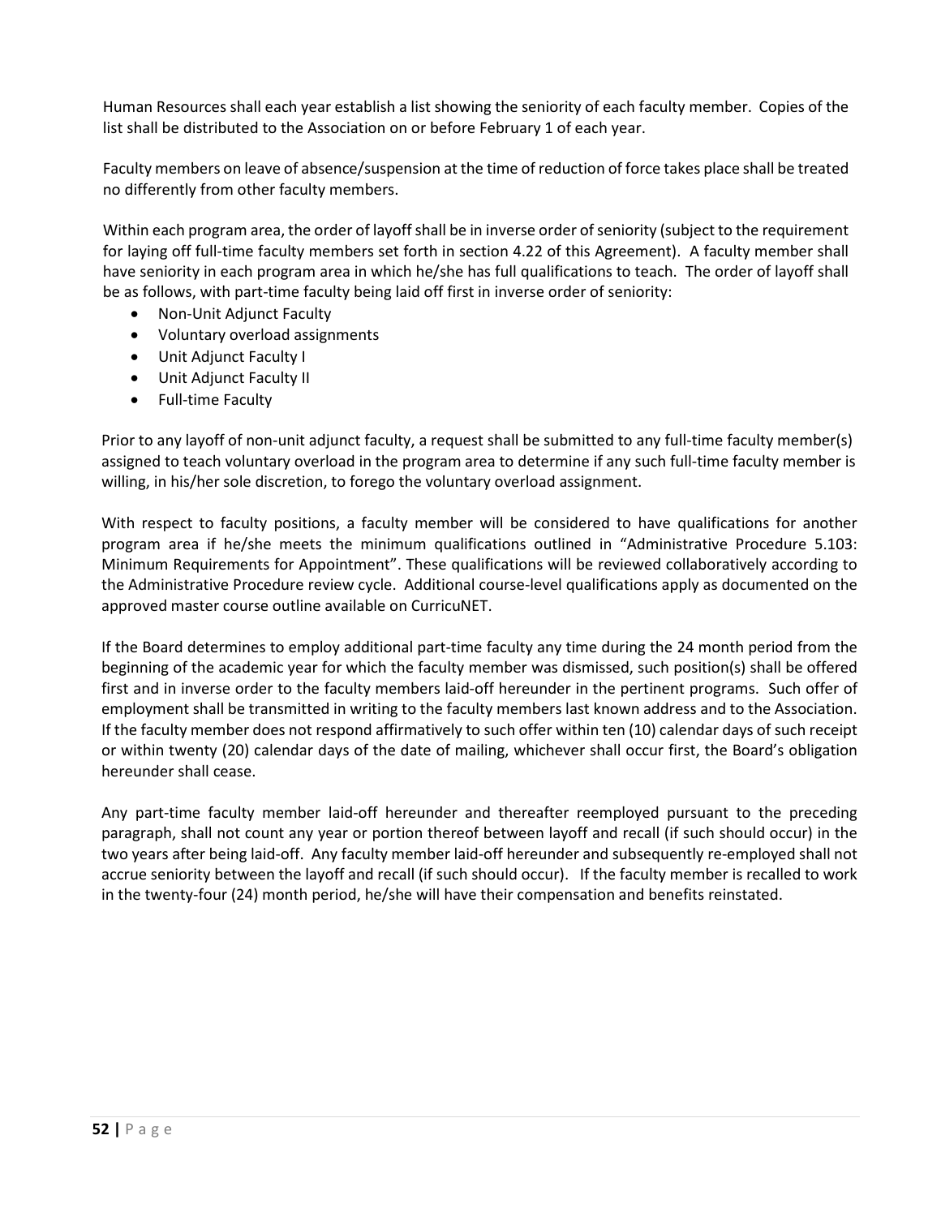Human Resources shall each year establish a list showing the seniority of each faculty member. Copies of the list shall be distributed to the Association on or before February 1 of each year.

Faculty members on leave of absence/suspension at the time of reduction of force takes place shall be treated no differently from other faculty members.

Within each program area, the order of layoff shall be in inverse order of seniority (subject to the requirement for laying off full-time faculty members set forth in section 4.22 of this Agreement). A faculty member shall have seniority in each program area in which he/she has full qualifications to teach. The order of layoff shall be as follows, with part-time faculty being laid off first in inverse order of seniority:

- Non-Unit Adjunct Faculty
- Voluntary overload assignments
- Unit Adjunct Faculty I
- Unit Adjunct Faculty II
- Full-time Faculty

Prior to any layoff of non-unit adjunct faculty, a request shall be submitted to any full-time faculty member(s) assigned to teach voluntary overload in the program area to determine if any such full-time faculty member is willing, in his/her sole discretion, to forego the voluntary overload assignment.

With respect to faculty positions, a faculty member will be considered to have qualifications for another program area if he/she meets the minimum qualifications outlined in "Administrative Procedure 5.103: Minimum Requirements for Appointment". These qualifications will be reviewed collaboratively according to the Administrative Procedure review cycle. Additional course-level qualifications apply as documented on the approved master course outline available on CurricuNET.

If the Board determines to employ additional part-time faculty any time during the 24 month period from the beginning of the academic year for which the faculty member was dismissed, such position(s) shall be offered first and in inverse order to the faculty members laid-off hereunder in the pertinent programs. Such offer of employment shall be transmitted in writing to the faculty members last known address and to the Association. If the faculty member does not respond affirmatively to such offer within ten (10) calendar days of such receipt or within twenty (20) calendar days of the date of mailing, whichever shall occur first, the Board's obligation hereunder shall cease.

Any part-time faculty member laid-off hereunder and thereafter reemployed pursuant to the preceding paragraph, shall not count any year or portion thereof between layoff and recall (if such should occur) in the two years after being laid-off. Any faculty member laid-off hereunder and subsequently re-employed shall not accrue seniority between the layoff and recall (if such should occur). If the faculty member is recalled to work in the twenty-four (24) month period, he/she will have their compensation and benefits reinstated.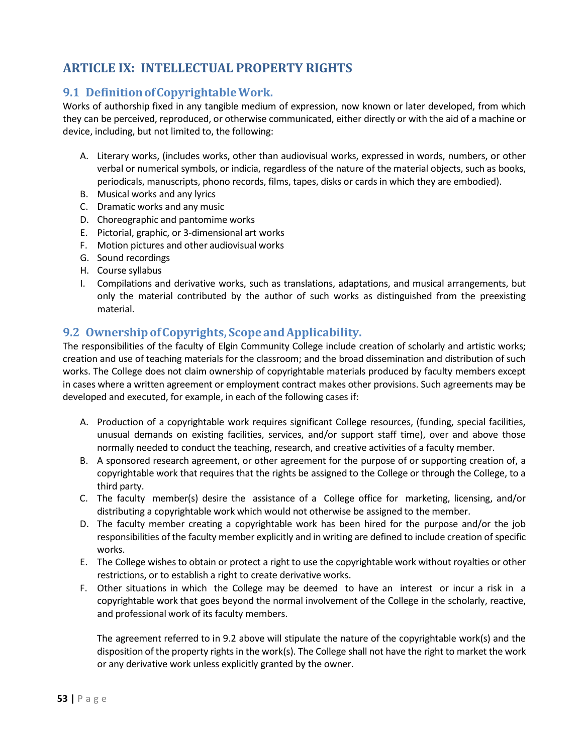# ARTICLE IX: INTELLECTUAL PROPERTY RIGHTS

## 9.1 Definition of Copyrightable Work.

Works of authorship fixed in any tangible medium of expression, now known or later developed, from which they can be perceived, reproduced, or otherwise communicated, either directly or with the aid of a machine or device, including, but not limited to, the following:

A. Literary works, (includes works, other than audiovisual works, expressed in words, numbers, or other verbal or numerical symbols, or indicia, regardless of the nature of the material objects, such as books, periodicals, manuscripts, phono records, films, tapes, disks or cards in which they are embodied).
B. Musical works and any lyrics
C. Dramatic works and any music
D. Choreographic and pantomime works
E. Pictorial, graphic, or 3-dimensional art works
F. Motion pictures and other audiovisual works
G. Sound recordings
H. Course syllabus
I. Compilations and derivative works, such as translations, adaptations, and musical arrangements, but only the material contributed by the author of such works as distinguished from the preexisting material.

## 9.2 Ownership of Copyrights, Scope and Applicability.

The responsibilities of the faculty of Elgin Community College include creation of scholarly and artistic works; creation and use of teaching materials for the classroom; and the broad dissemination and distribution of such works. The College does not claim ownership of copyrightable materials produced by faculty members except in cases where a written agreement or employment contract makes other provisions. Such agreements may be developed and executed, for example, in each of the following cases if:

A. Production of a copyrightable work requires significant College resources, (funding, special facilities, unusual demands on existing facilities, services, and/or support staff time), over and above those normally needed to conduct the teaching, research, and creative activities of a faculty member.
B. A sponsored research agreement, or other agreement for the purpose of or supporting creation of, a copyrightable work that requires that the rights be assigned to the College or through the College, to a third party.
C. The faculty member(s) desire the assistance of a College office for marketing, licensing, and/or distributing a copyrightable work which would not otherwise be assigned to the member.
D. The faculty member creating a copyrightable work has been hired for the purpose and/or the job responsibilities of the faculty member explicitly and in writing are defined to include creation of specific works.
E. The College wishes to obtain or protect a right to use the copyrightable work without royalties or other restrictions, or to establish a right to create derivative works.
F. Other situations in which the College may be deemed to have an interest or incur a risk in a copyrightable work that goes beyond the normal involvement of the College in the scholarly, reactive, and professional work of its faculty members.

The agreement referred to in 9.2 above will stipulate the nature of the copyrightable work(s) and the disposition of the property rights in the work(s). The College shall not have the right to market the work or any derivative work unless explicitly granted by the owner.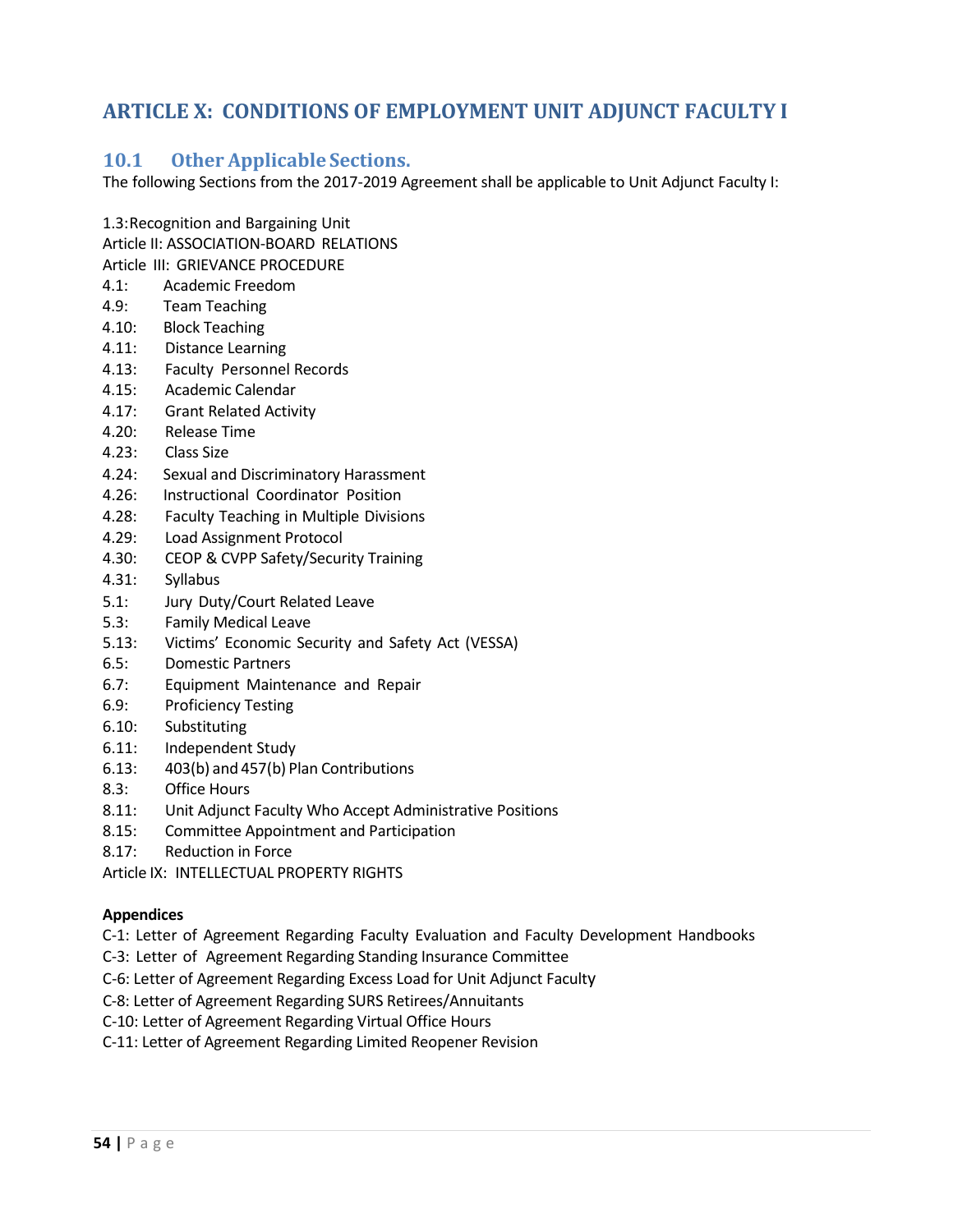## ARTICLE X: CONDITIONS OF EMPLOYMENT UNIT ADJUNCT FACULTY I

### 10.1 Other Applicable Sections.

The following Sections from the 2017-2019 Agreement shall be applicable to Unit Adjunct Faculty I:

1.3: Recognition and Bargaining Unit
Article II: ASSOCIATION-BOARD RELATIONS
Article III: GRIEVANCE PROCEDURE
4.1: Academic Freedom
4.9: Team Teaching
4.10: Block Teaching
4.11: Distance Learning
4.13: Faculty Personnel Records
4.15: Academic Calendar
4.17: Grant Related Activity
4.20: Release Time
4.23: Class Size
4.24: Sexual and Discriminatory Harassment
4.26: Instructional Coordinator Position
4.28: Faculty Teaching in Multiple Divisions
4.29: Load Assignment Protocol
4.30: CEOP & CVPP Safety/Security Training
4.31: Syllabus
5.1: Jury Duty/Court Related Leave
5.3: Family Medical Leave
5.13: Victims' Economic Security and Safety Act (VESSA)
6.5: Domestic Partners
6.7: Equipment Maintenance and Repair
6.9: Proficiency Testing
6.10: Substituting
6.11: Independent Study
6.13: 403(b) and 457(b) Plan Contributions
8.3: Office Hours
8.11: Unit Adjunct Faculty Who Accept Administrative Positions
8.15: Committee Appointment and Participation
8.17: Reduction in Force
Article IX: INTELLECTUAL PROPERTY RIGHTS

**Appendices**

C-1: Letter of Agreement Regarding Faculty Evaluation and Faculty Development Handbooks
C-3: Letter of Agreement Regarding Standing Insurance Committee
C-6: Letter of Agreement Regarding Excess Load for Unit Adjunct Faculty
C-8: Letter of Agreement Regarding SURS Retirees/Annuitants
C-10: Letter of Agreement Regarding Virtual Office Hours
C-11: Letter of Agreement Regarding Limited Reopener Revision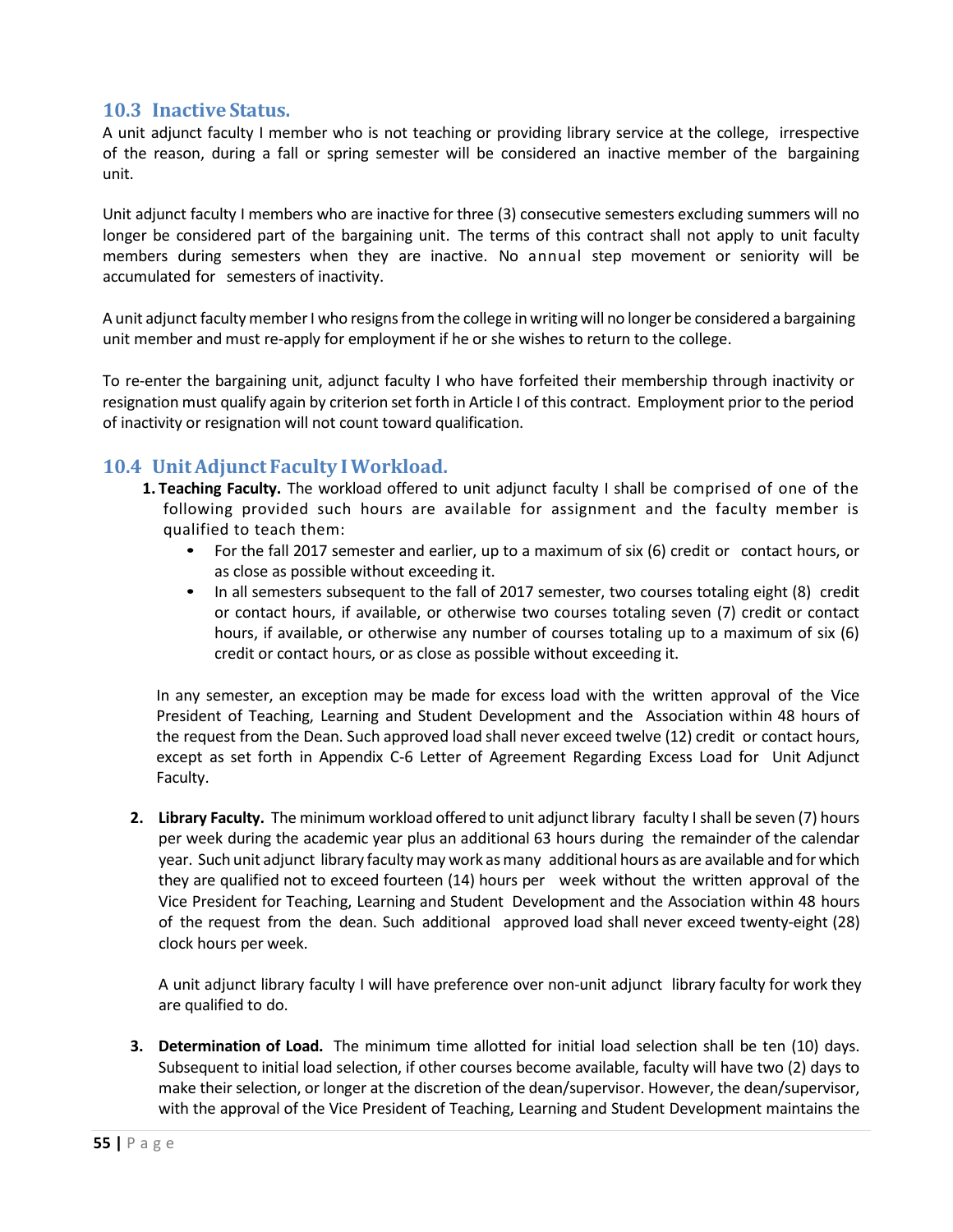## 10.3 Inactive Status.

A unit adjunct faculty I member who is not teaching or providing library service at the college, irrespective of the reason, during a fall or spring semester will be considered an inactive member of the bargaining unit.

Unit adjunct faculty I members who are inactive for three (3) consecutive semesters excluding summers will no longer be considered part of the bargaining unit. The terms of this contract shall not apply to unit faculty members during semesters when they are inactive. No annual step movement or seniority will be accumulated for semesters of inactivity.

A unit adjunct faculty member I who resigns from the college in writing will no longer be considered a bargaining unit member and must re-apply for employment if he or she wishes to return to the college.

To re-enter the bargaining unit, adjunct faculty I who have forfeited their membership through inactivity or resignation must qualify again by criterion set forth in Article I of this contract. Employment prior to the period of inactivity or resignation will not count toward qualification.

## 10.4 Unit Adjunct Faculty I Workload.

1. **Teaching Faculty.** The workload offered to unit adjunct faculty I shall be comprised of one of the following provided such hours are available for assignment and the faculty member is qualified to teach them:
   - For the fall 2017 semester and earlier, up to a maximum of six (6) credit or contact hours, or as close as possible without exceeding it.
   - In all semesters subsequent to the fall of 2017 semester, two courses totaling eight (8) credit or contact hours, if available, or otherwise two courses totaling seven (7) credit or contact hours, if available, or otherwise any number of courses totaling up to a maximum of six (6) credit or contact hours, or as close as possible without exceeding it.

   In any semester, an exception may be made for excess load with the written approval of the Vice President of Teaching, Learning and Student Development and the Association within 48 hours of the request from the Dean. Such approved load shall never exceed twelve (12) credit or contact hours, except as set forth in Appendix C-6 Letter of Agreement Regarding Excess Load for Unit Adjunct Faculty.

2. **Library Faculty.** The minimum workload offered to unit adjunct library faculty I shall be seven (7) hours per week during the academic year plus an additional 63 hours during the remainder of the calendar year. Such unit adjunct library faculty may work as many additional hours as are available and for which they are qualified not to exceed fourteen (14) hours per week without the written approval of the Vice President for Teaching, Learning and Student Development and the Association within 48 hours of the request from the dean. Such additional approved load shall never exceed twenty-eight (28) clock hours per week.

   A unit adjunct library faculty I will have preference over non-unit adjunct library faculty for work they are qualified to do.

3. **Determination of Load.** The minimum time allotted for initial load selection shall be ten (10) days. Subsequent to initial load selection, if other courses become available, faculty will have two (2) days to make their selection, or longer at the discretion of the dean/supervisor. However, the dean/supervisor, with the approval of the Vice President of Teaching, Learning and Student Development maintains the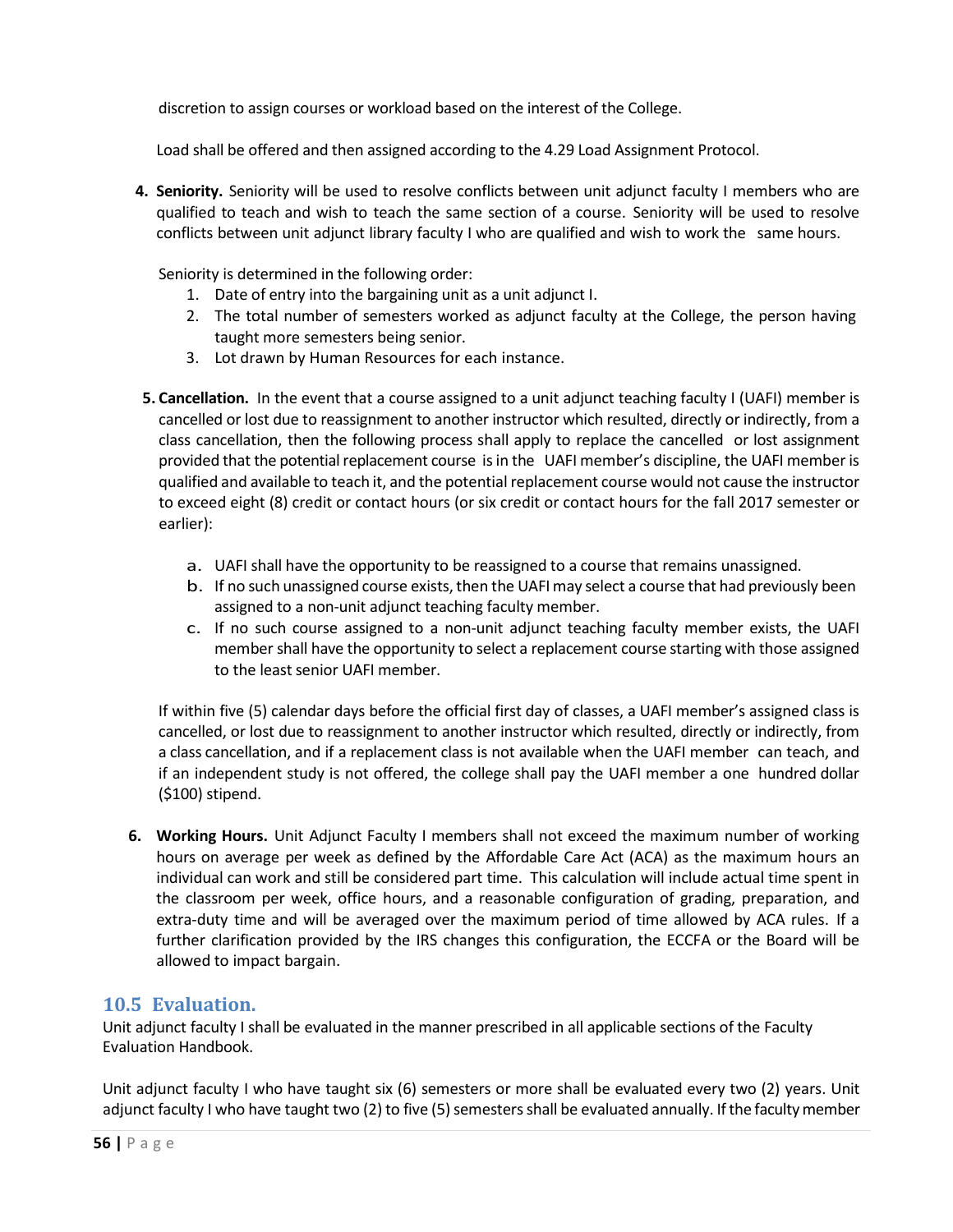discretion to assign courses or workload based on the interest of the College.

Load shall be offered and then assigned according to the 4.29 Load Assignment Protocol.

4. **Seniority.** Seniority will be used to resolve conflicts between unit adjunct faculty I members who are qualified to teach and wish to teach the same section of a course. Seniority will be used to resolve conflicts between unit adjunct library faculty I who are qualified and wish to work the same hours.

   Seniority is determined in the following order:
   1. Date of entry into the bargaining unit as a unit adjunct I.
   2. The total number of semesters worked as adjunct faculty at the College, the person having taught more semesters being senior.
   3. Lot drawn by Human Resources for each instance.

5. **Cancellation.** In the event that a course assigned to a unit adjunct teaching faculty I (UAFI) member is cancelled or lost due to reassignment to another instructor which resulted, directly or indirectly, from a class cancellation, then the following process shall apply to replace the cancelled or lost assignment provided that the potential replacement course is in the UAFI member's discipline, the UAFI member is qualified and available to teach it, and the potential replacement course would not cause the instructor to exceed eight (8) credit or contact hours (or six credit or contact hours for the fall 2017 semester or earlier):

   a. UAFI shall have the opportunity to be reassigned to a course that remains unassigned.
   b. If no such unassigned course exists, then the UAFI may select a course that had previously been assigned to a non-unit adjunct teaching faculty member.
   c. If no such course assigned to a non-unit adjunct teaching faculty member exists, the UAFI member shall have the opportunity to select a replacement course starting with those assigned to the least senior UAFI member.

   If within five (5) calendar days before the official first day of classes, a UAFI member's assigned class is cancelled, or lost due to reassignment to another instructor which resulted, directly or indirectly, from a class cancellation, and if a replacement class is not available when the UAFI member can teach, and if an independent study is not offered, the college shall pay the UAFI member a one hundred dollar ($100) stipend.

6. **Working Hours.** Unit Adjunct Faculty I members shall not exceed the maximum number of working hours on average per week as defined by the Affordable Care Act (ACA) as the maximum hours an individual can work and still be considered part time. This calculation will include actual time spent in the classroom per week, office hours, and a reasonable configuration of grading, preparation, and extra-duty time and will be averaged over the maximum period of time allowed by ACA rules. If a further clarification provided by the IRS changes this configuration, the ECCFA or the Board will be allowed to impact bargain.

## 10.5 Evaluation.

Unit adjunct faculty I shall be evaluated in the manner prescribed in all applicable sections of the Faculty Evaluation Handbook.

Unit adjunct faculty I who have taught six (6) semesters or more shall be evaluated every two (2) years. Unit adjunct faculty I who have taught two (2) to five (5) semesters shall be evaluated annually. If the faculty member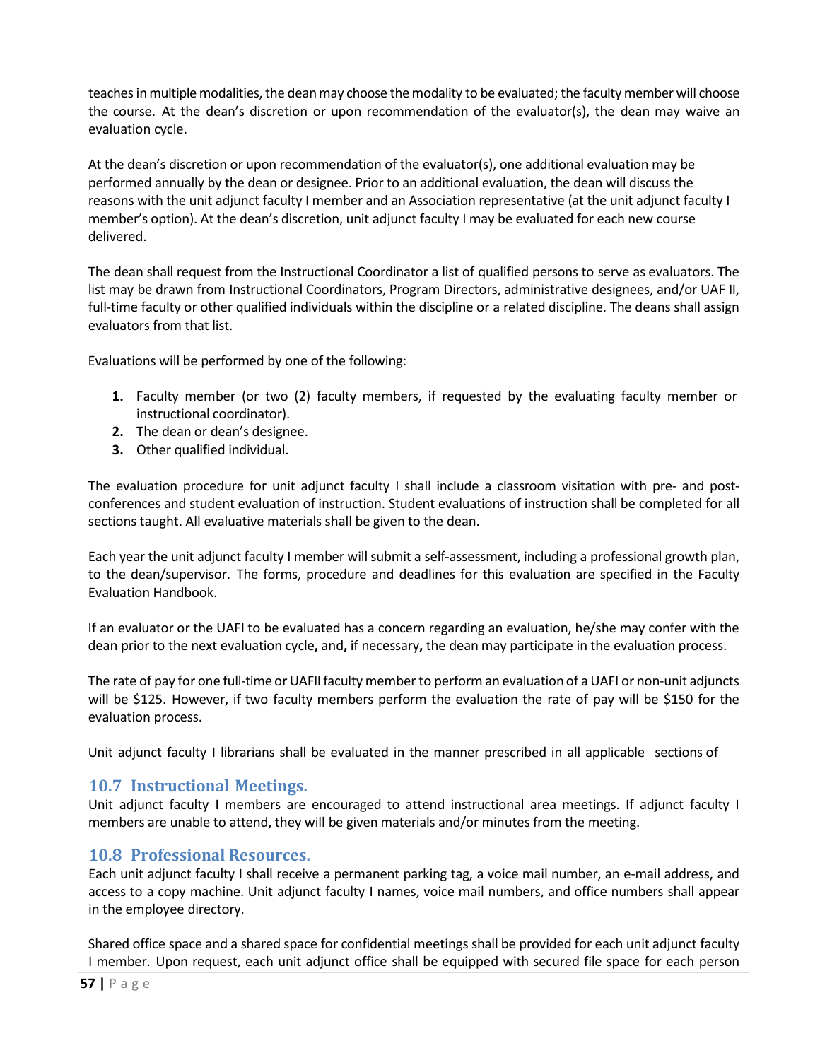teaches in multiple modalities, the dean may choose the modality to be evaluated; the faculty member will choose the course. At the dean's discretion or upon recommendation of the evaluator(s), the dean may waive an evaluation cycle.

At the dean's discretion or upon recommendation of the evaluator(s), one additional evaluation may be performed annually by the dean or designee. Prior to an additional evaluation, the dean will discuss the reasons with the unit adjunct faculty I member and an Association representative (at the unit adjunct faculty I member's option). At the dean's discretion, unit adjunct faculty I may be evaluated for each new course delivered.

The dean shall request from the Instructional Coordinator a list of qualified persons to serve as evaluators. The list may be drawn from Instructional Coordinators, Program Directors, administrative designees, and/or UAF II, full-time faculty or other qualified individuals within the discipline or a related discipline. The deans shall assign evaluators from that list.

Evaluations will be performed by one of the following:

1. Faculty member (or two (2) faculty members, if requested by the evaluating faculty member or instructional coordinator).
2. The dean or dean's designee.
3. Other qualified individual.

The evaluation procedure for unit adjunct faculty I shall include a classroom visitation with pre- and post-conferences and student evaluation of instruction. Student evaluations of instruction shall be completed for all sections taught. All evaluative materials shall be given to the dean.

Each year the unit adjunct faculty I member will submit a self-assessment, including a professional growth plan, to the dean/supervisor. The forms, procedure and deadlines for this evaluation are specified in the Faculty Evaluation Handbook.

If an evaluator or the UAFI to be evaluated has a concern regarding an evaluation, he/she may confer with the dean prior to the next evaluation cycle**,** and**,** if necessary**,** the dean may participate in the evaluation process.

The rate of pay for one full-time or UAFII faculty member to perform an evaluation of a UAFI or non-unit adjuncts will be $125. However, if two faculty members perform the evaluation the rate of pay will be $150 for the evaluation process.

Unit adjunct faculty I librarians shall be evaluated in the manner prescribed in all applicable sections of

## 10.7 Instructional Meetings.

Unit adjunct faculty I members are encouraged to attend instructional area meetings. If adjunct faculty I members are unable to attend, they will be given materials and/or minutes from the meeting.

## 10.8 Professional Resources.

Each unit adjunct faculty I shall receive a permanent parking tag, a voice mail number, an e-mail address, and access to a copy machine. Unit adjunct faculty I names, voice mail numbers, and office numbers shall appear in the employee directory.

Shared office space and a shared space for confidential meetings shall be provided for each unit adjunct faculty I member. Upon request, each unit adjunct office shall be equipped with secured file space for each person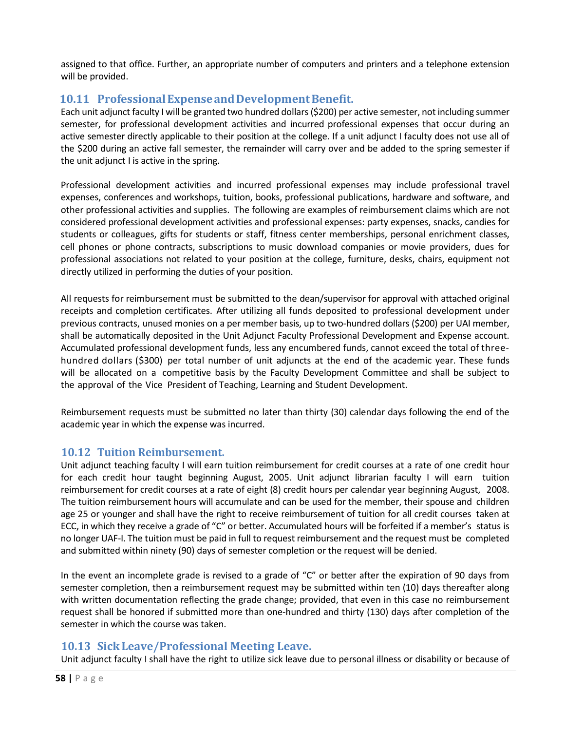assigned to that office. Further, an appropriate number of computers and printers and a telephone extension will be provided.

## 10.11 Professional Expense and Development Benefit.

Each unit adjunct faculty I will be granted two hundred dollars ($200) per active semester, not including summer semester, for professional development activities and incurred professional expenses that occur during an active semester directly applicable to their position at the college. If a unit adjunct I faculty does not use all of the $200 during an active fall semester, the remainder will carry over and be added to the spring semester if the unit adjunct I is active in the spring.

Professional development activities and incurred professional expenses may include professional travel expenses, conferences and workshops, tuition, books, professional publications, hardware and software, and other professional activities and supplies. The following are examples of reimbursement claims which are not considered professional development activities and professional expenses: party expenses, snacks, candies for students or colleagues, gifts for students or staff, fitness center memberships, personal enrichment classes, cell phones or phone contracts, subscriptions to music download companies or movie providers, dues for professional associations not related to your position at the college, furniture, desks, chairs, equipment not directly utilized in performing the duties of your position.

All requests for reimbursement must be submitted to the dean/supervisor for approval with attached original receipts and completion certificates. After utilizing all funds deposited to professional development under previous contracts, unused monies on a per member basis, up to two-hundred dollars ($200) per UAI member, shall be automatically deposited in the Unit Adjunct Faculty Professional Development and Expense account. Accumulated professional development funds, less any encumbered funds, cannot exceed the total of three-hundred dollars ($300) per total number of unit adjuncts at the end of the academic year. These funds will be allocated on a competitive basis by the Faculty Development Committee and shall be subject to the approval of the Vice President of Teaching, Learning and Student Development.

Reimbursement requests must be submitted no later than thirty (30) calendar days following the end of the academic year in which the expense was incurred.

## 10.12 Tuition Reimbursement.

Unit adjunct teaching faculty I will earn tuition reimbursement for credit courses at a rate of one credit hour for each credit hour taught beginning August, 2005. Unit adjunct librarian faculty I will earn tuition reimbursement for credit courses at a rate of eight (8) credit hours per calendar year beginning August, 2008. The tuition reimbursement hours will accumulate and can be used for the member, their spouse and children age 25 or younger and shall have the right to receive reimbursement of tuition for all credit courses taken at ECC, in which they receive a grade of "C" or better. Accumulated hours will be forfeited if a member's status is no longer UAF-I. The tuition must be paid in full to request reimbursement and the request must be completed and submitted within ninety (90) days of semester completion or the request will be denied.

In the event an incomplete grade is revised to a grade of "C" or better after the expiration of 90 days from semester completion, then a reimbursement request may be submitted within ten (10) days thereafter along with written documentation reflecting the grade change; provided, that even in this case no reimbursement request shall be honored if submitted more than one-hundred and thirty (130) days after completion of the semester in which the course was taken.

## 10.13 Sick Leave/Professional Meeting Leave.

Unit adjunct faculty I shall have the right to utilize sick leave due to personal illness or disability or because of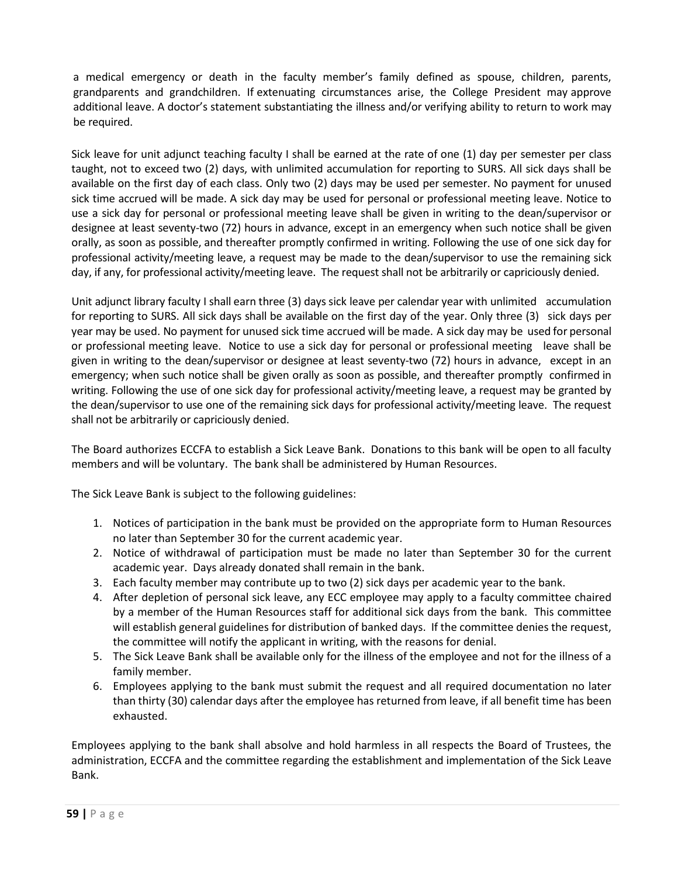a medical emergency or death in the faculty member's family defined as spouse, children, parents, grandparents and grandchildren. If extenuating circumstances arise, the College President may approve additional leave. A doctor's statement substantiating the illness and/or verifying ability to return to work may be required.

Sick leave for unit adjunct teaching faculty I shall be earned at the rate of one (1) day per semester per class taught, not to exceed two (2) days, with unlimited accumulation for reporting to SURS. All sick days shall be available on the first day of each class. Only two (2) days may be used per semester. No payment for unused sick time accrued will be made. A sick day may be used for personal or professional meeting leave. Notice to use a sick day for personal or professional meeting leave shall be given in writing to the dean/supervisor or designee at least seventy-two (72) hours in advance, except in an emergency when such notice shall be given orally, as soon as possible, and thereafter promptly confirmed in writing. Following the use of one sick day for professional activity/meeting leave, a request may be made to the dean/supervisor to use the remaining sick day, if any, for professional activity/meeting leave. The request shall not be arbitrarily or capriciously denied.

Unit adjunct library faculty I shall earn three (3) days sick leave per calendar year with unlimited accumulation for reporting to SURS. All sick days shall be available on the first day of the year. Only three (3) sick days per year may be used. No payment for unused sick time accrued will be made. A sick day may be used for personal or professional meeting leave. Notice to use a sick day for personal or professional meeting leave shall be given in writing to the dean/supervisor or designee at least seventy-two (72) hours in advance, except in an emergency; when such notice shall be given orally as soon as possible, and thereafter promptly confirmed in writing. Following the use of one sick day for professional activity/meeting leave, a request may be granted by the dean/supervisor to use one of the remaining sick days for professional activity/meeting leave. The request shall not be arbitrarily or capriciously denied.

The Board authorizes ECCFA to establish a Sick Leave Bank. Donations to this bank will be open to all faculty members and will be voluntary. The bank shall be administered by Human Resources.

The Sick Leave Bank is subject to the following guidelines:

1. Notices of participation in the bank must be provided on the appropriate form to Human Resources no later than September 30 for the current academic year.
2. Notice of withdrawal of participation must be made no later than September 30 for the current academic year. Days already donated shall remain in the bank.
3. Each faculty member may contribute up to two (2) sick days per academic year to the bank.
4. After depletion of personal sick leave, any ECC employee may apply to a faculty committee chaired by a member of the Human Resources staff for additional sick days from the bank. This committee will establish general guidelines for distribution of banked days. If the committee denies the request, the committee will notify the applicant in writing, with the reasons for denial.
5. The Sick Leave Bank shall be available only for the illness of the employee and not for the illness of a family member.
6. Employees applying to the bank must submit the request and all required documentation no later than thirty (30) calendar days after the employee has returned from leave, if all benefit time has been exhausted.

Employees applying to the bank shall absolve and hold harmless in all respects the Board of Trustees, the administration, ECCFA and the committee regarding the establishment and implementation of the Sick Leave Bank.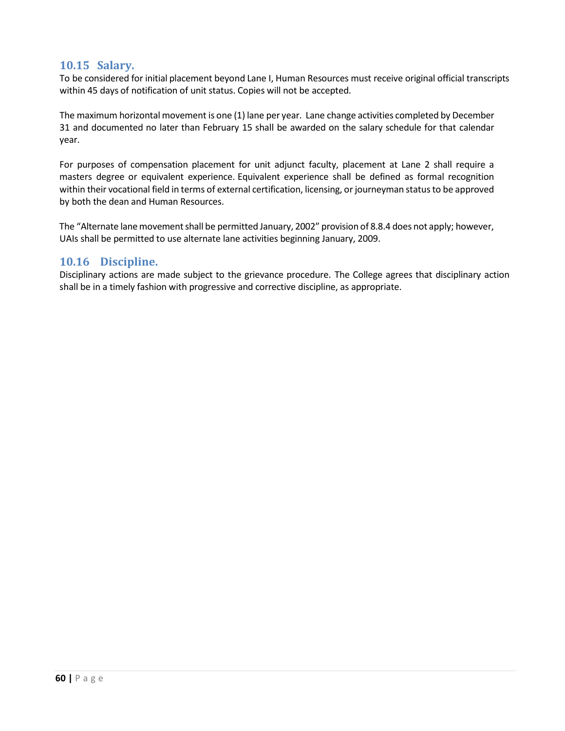## 10.15 Salary.

To be considered for initial placement beyond Lane I, Human Resources must receive original official transcripts within 45 days of notification of unit status. Copies will not be accepted.

The maximum horizontal movement is one (1) lane per year. Lane change activities completed by December 31 and documented no later than February 15 shall be awarded on the salary schedule for that calendar year.

For purposes of compensation placement for unit adjunct faculty, placement at Lane 2 shall require a masters degree or equivalent experience. Equivalent experience shall be defined as formal recognition within their vocational field in terms of external certification, licensing, or journeyman status to be approved by both the dean and Human Resources.

The "Alternate lane movement shall be permitted January, 2002" provision of 8.8.4 does not apply; however, UAIs shall be permitted to use alternate lane activities beginning January, 2009.

## 10.16 Discipline.

Disciplinary actions are made subject to the grievance procedure. The College agrees that disciplinary action shall be in a timely fashion with progressive and corrective discipline, as appropriate.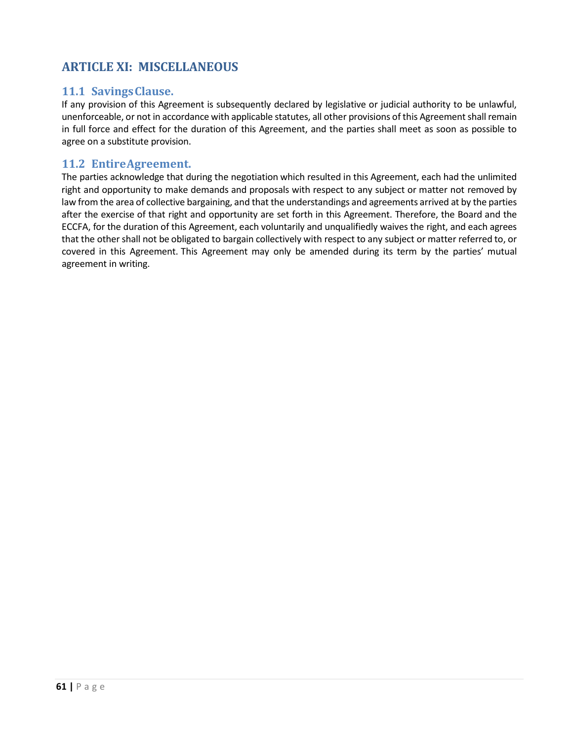## ARTICLE XI: MISCELLANEOUS

### 11.1 Savings Clause.

If any provision of this Agreement is subsequently declared by legislative or judicial authority to be unlawful, unenforceable, or not in accordance with applicable statutes, all other provisions of this Agreement shall remain in full force and effect for the duration of this Agreement, and the parties shall meet as soon as possible to agree on a substitute provision.

### 11.2 Entire Agreement.

The parties acknowledge that during the negotiation which resulted in this Agreement, each had the unlimited right and opportunity to make demands and proposals with respect to any subject or matter not removed by law from the area of collective bargaining, and that the understandings and agreements arrived at by the parties after the exercise of that right and opportunity are set forth in this Agreement. Therefore, the Board and the ECCFA, for the duration of this Agreement, each voluntarily and unqualifiedly waives the right, and each agrees that the other shall not be obligated to bargain collectively with respect to any subject or matter referred to, or covered in this Agreement. This Agreement may only be amended during its term by the parties' mutual agreement in writing.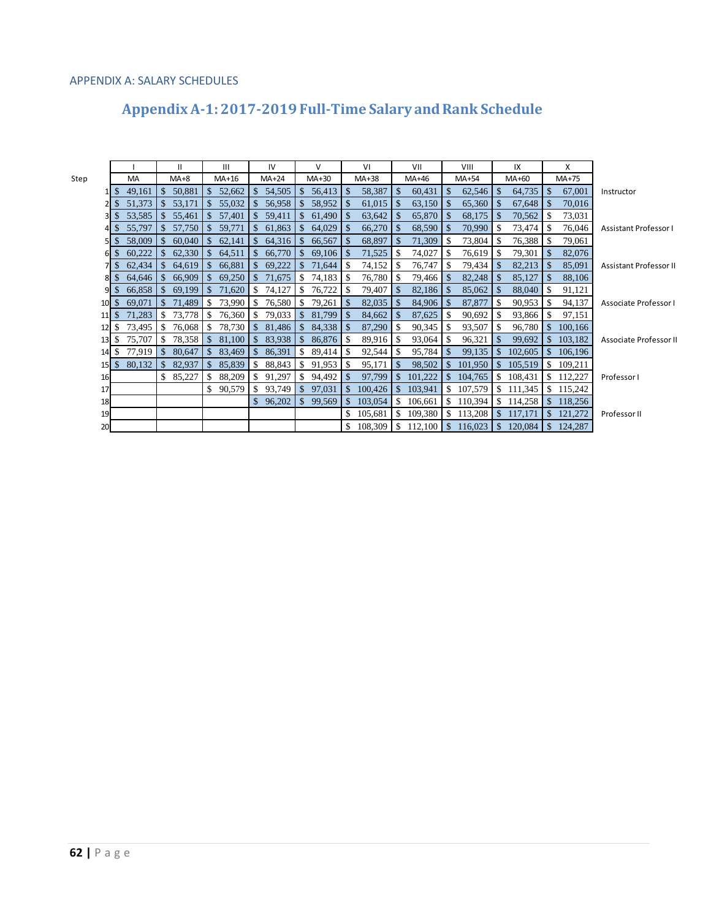APPENDIX A: SALARY SCHEDULES

# Appendix A-1: 2017-2019 Full-Time Salary and Rank Schedule

| | I | II | III | IV | V | VI | VII | VIII | IX | X | |
|---|---|---|---|---|---|---|---|---|---|---|---|
| Step | MA | MA+8 | MA+16 | MA+24 | MA+30 | MA+38 | MA+46 | MA+54 | MA+60 | MA+75 | |
| 1 | $ 49,161 | $ 50,881 | $ 52,662 | $ 54,505 | $ 56,413 | $ 58,387 | $ 60,431 | $ 62,546 | $ 64,735 | $ 67,001 | Instructor |
| 2 | $ 51,373 | $ 53,171 | $ 55,032 | $ 56,958 | $ 58,952 | $ 61,015 | $ 63,150 | $ 65,360 | $ 67,648 | $ 70,016 | |
| 3 | $ 53,585 | $ 55,461 | $ 57,401 | $ 59,411 | $ 61,490 | $ 63,642 | $ 65,870 | $ 68,175 | $ 70,562 | $ 73,031 | |
| 4 | $ 55,797 | $ 57,750 | $ 59,771 | $ 61,863 | $ 64,029 | $ 66,270 | $ 68,590 | $ 70,990 | $ 73,474 | $ 76,046 | Assistant Professor I |
| 5 | $ 58,009 | $ 60,040 | $ 62,141 | $ 64,316 | $ 66,567 | $ 68,897 | $ 71,309 | $ 73,804 | $ 76,388 | $ 79,061 | |
| 6 | $ 60,222 | $ 62,330 | $ 64,511 | $ 66,770 | $ 69,106 | $ 71,525 | $ 74,027 | $ 76,619 | $ 79,301 | $ 82,076 | |
| 7 | $ 62,434 | $ 64,619 | $ 66,881 | $ 69,222 | $ 71,644 | $ 74,152 | $ 76,747 | $ 79,434 | $ 82,213 | $ 85,091 | Assistant Professor II |
| 8 | $ 64,646 | $ 66,909 | $ 69,250 | $ 71,675 | $ 74,183 | $ 76,780 | $ 79,466 | $ 82,248 | $ 85,127 | $ 88,106 | |
| 9 | $ 66,858 | $ 69,199 | $ 71,620 | $ 74,127 | $ 76,722 | $ 79,407 | $ 82,186 | $ 85,062 | $ 88,040 | $ 91,121 | |
| 10 | $ 69,071 | $ 71,489 | $ 73,990 | $ 76,580 | $ 79,261 | $ 82,035 | $ 84,906 | $ 87,877 | $ 90,953 | $ 94,137 | Associate Professor I |
| 11 | $ 71,283 | $ 73,778 | $ 76,360 | $ 79,033 | $ 81,799 | $ 84,662 | $ 87,625 | $ 90,692 | $ 93,866 | $ 97,151 | |
| 12 | $ 73,495 | $ 76,068 | $ 78,730 | $ 81,486 | $ 84,338 | $ 87,290 | $ 90,345 | $ 93,507 | $ 96,780 | $ 100,166 | |
| 13 | $ 75,707 | $ 78,358 | $ 81,100 | $ 83,938 | $ 86,876 | $ 89,916 | $ 93,064 | $ 96,321 | $ 99,692 | $ 103,182 | Associate Professor II |
| 14 | $ 77,919 | $ 80,647 | $ 83,469 | $ 86,391 | $ 89,414 | $ 92,544 | $ 95,784 | $ 99,135 | $ 102,605 | $ 106,196 | |
| 15 | $ 80,132 | $ 82,937 | $ 85,839 | $ 88,843 | $ 91,953 | $ 95,171 | $ 98,502 | $ 101,950 | $ 105,519 | $ 109,211 | |
| 16 | | $ 85,227 | $ 88,209 | $ 91,297 | $ 94,492 | $ 97,799 | $ 101,222 | $ 104,765 | $ 108,431 | $ 112,227 | Professor I |
| 17 | | | $ 90,579 | $ 93,749 | $ 97,031 | $ 100,426 | $ 103,941 | $ 107,579 | $ 111,345 | $ 115,242 | |
| 18 | | | | $ 96,202 | $ 99,569 | $ 103,054 | $ 106,661 | $ 110,394 | $ 114,258 | $ 118,256 | |
| 19 | | | | | | $ 105,681 | $ 109,380 | $ 113,208 | $ 117,171 | $ 121,272 | Professor II |
| 20 | | | | | | $ 108,309 | $ 112,100 | $ 116,023 | $ 120,084 | $ 124,287 | |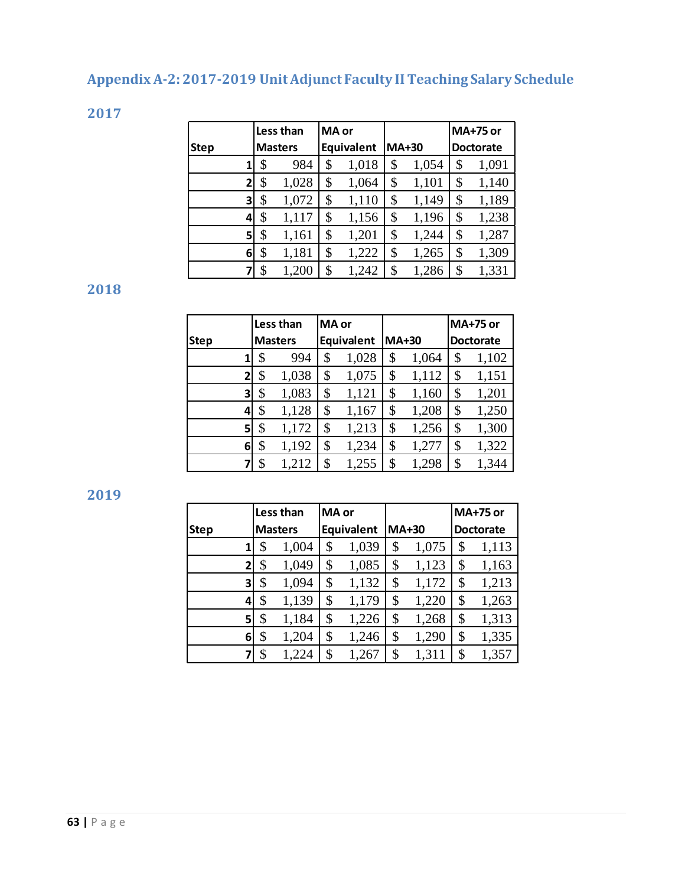## Appendix A-2: 2017-2019 Unit Adjunct Faculty II Teaching Salary Schedule

### 2017

| Step | Less than Masters | MA or Equivalent | MA+30 | MA+75 or Doctorate |
|---|---|---|---|---|
| 1 | $ 984 | $ 1,018 | $ 1,054 | $ 1,091 |
| 2 | $ 1,028 | $ 1,064 | $ 1,101 | $ 1,140 |
| 3 | $ 1,072 | $ 1,110 | $ 1,149 | $ 1,189 |
| 4 | $ 1,117 | $ 1,156 | $ 1,196 | $ 1,238 |
| 5 | $ 1,161 | $ 1,201 | $ 1,244 | $ 1,287 |
| 6 | $ 1,181 | $ 1,222 | $ 1,265 | $ 1,309 |
| 7 | $ 1,200 | $ 1,242 | $ 1,286 | $ 1,331 |

### 2018

| Step | Less than Masters | MA or Equivalent | MA+30 | MA+75 or Doctorate |
|---|---|---|---|---|
| 1 | $ 994 | $ 1,028 | $ 1,064 | $ 1,102 |
| 2 | $ 1,038 | $ 1,075 | $ 1,112 | $ 1,151 |
| 3 | $ 1,083 | $ 1,121 | $ 1,160 | $ 1,201 |
| 4 | $ 1,128 | $ 1,167 | $ 1,208 | $ 1,250 |
| 5 | $ 1,172 | $ 1,213 | $ 1,256 | $ 1,300 |
| 6 | $ 1,192 | $ 1,234 | $ 1,277 | $ 1,322 |
| 7 | $ 1,212 | $ 1,255 | $ 1,298 | $ 1,344 |

### 2019

| Step | Less than Masters | MA or Equivalent | MA+30 | MA+75 or Doctorate |
|---|---|---|---|---|
| 1 | $ 1,004 | $ 1,039 | $ 1,075 | $ 1,113 |
| 2 | $ 1,049 | $ 1,085 | $ 1,123 | $ 1,163 |
| 3 | $ 1,094 | $ 1,132 | $ 1,172 | $ 1,213 |
| 4 | $ 1,139 | $ 1,179 | $ 1,220 | $ 1,263 |
| 5 | $ 1,184 | $ 1,226 | $ 1,268 | $ 1,313 |
| 6 | $ 1,204 | $ 1,246 | $ 1,290 | $ 1,335 |
| 7 | $ 1,224 | $ 1,267 | $ 1,311 | $ 1,357 |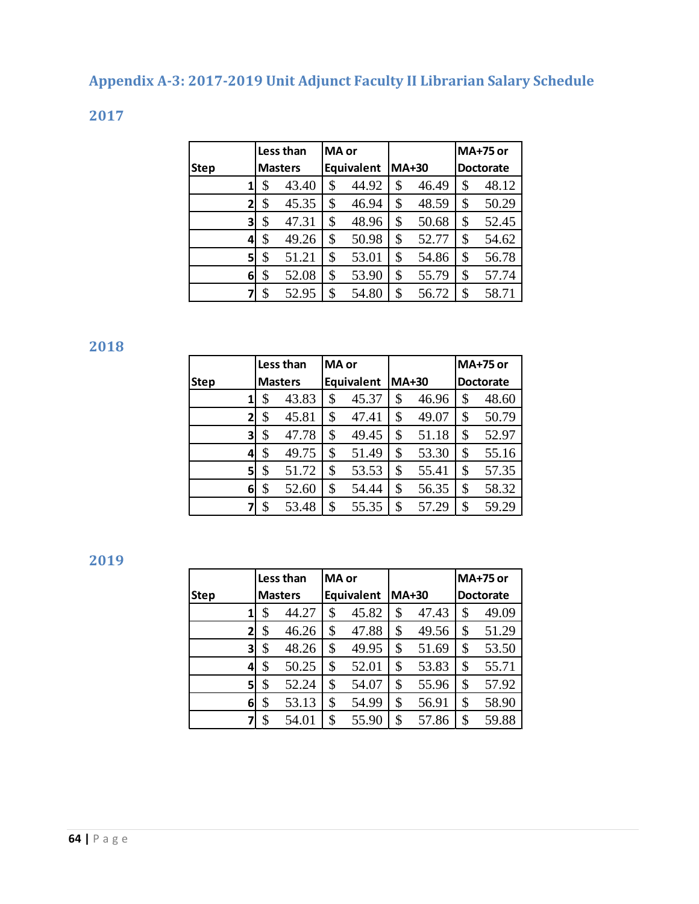## Appendix A-3: 2017-2019 Unit Adjunct Faculty II Librarian Salary Schedule

### 2017

| Step | Less than Masters | MA or Equivalent | MA+30 | MA+75 or Doctorate |
|---|---|---|---|---|
| 1 | $ 43.40 | $ 44.92 | $ 46.49 | $ 48.12 |
| 2 | $ 45.35 | $ 46.94 | $ 48.59 | $ 50.29 |
| 3 | $ 47.31 | $ 48.96 | $ 50.68 | $ 52.45 |
| 4 | $ 49.26 | $ 50.98 | $ 52.77 | $ 54.62 |
| 5 | $ 51.21 | $ 53.01 | $ 54.86 | $ 56.78 |
| 6 | $ 52.08 | $ 53.90 | $ 55.79 | $ 57.74 |
| 7 | $ 52.95 | $ 54.80 | $ 56.72 | $ 58.71 |

### 2018

| Step | Less than Masters | MA or Equivalent | MA+30 | MA+75 or Doctorate |
|---|---|---|---|---|
| 1 | $ 43.83 | $ 45.37 | $ 46.96 | $ 48.60 |
| 2 | $ 45.81 | $ 47.41 | $ 49.07 | $ 50.79 |
| 3 | $ 47.78 | $ 49.45 | $ 51.18 | $ 52.97 |
| 4 | $ 49.75 | $ 51.49 | $ 53.30 | $ 55.16 |
| 5 | $ 51.72 | $ 53.53 | $ 55.41 | $ 57.35 |
| 6 | $ 52.60 | $ 54.44 | $ 56.35 | $ 58.32 |
| 7 | $ 53.48 | $ 55.35 | $ 57.29 | $ 59.29 |

### 2019

| Step | Less than Masters | MA or Equivalent | MA+30 | MA+75 or Doctorate |
|---|---|---|---|---|
| 1 | $ 44.27 | $ 45.82 | $ 47.43 | $ 49.09 |
| 2 | $ 46.26 | $ 47.88 | $ 49.56 | $ 51.29 |
| 3 | $ 48.26 | $ 49.95 | $ 51.69 | $ 53.50 |
| 4 | $ 50.25 | $ 52.01 | $ 53.83 | $ 55.71 |
| 5 | $ 52.24 | $ 54.07 | $ 55.96 | $ 57.92 |
| 6 | $ 53.13 | $ 54.99 | $ 56.91 | $ 58.90 |
| 7 | $ 54.01 | $ 55.90 | $ 57.86 | $ 59.88 |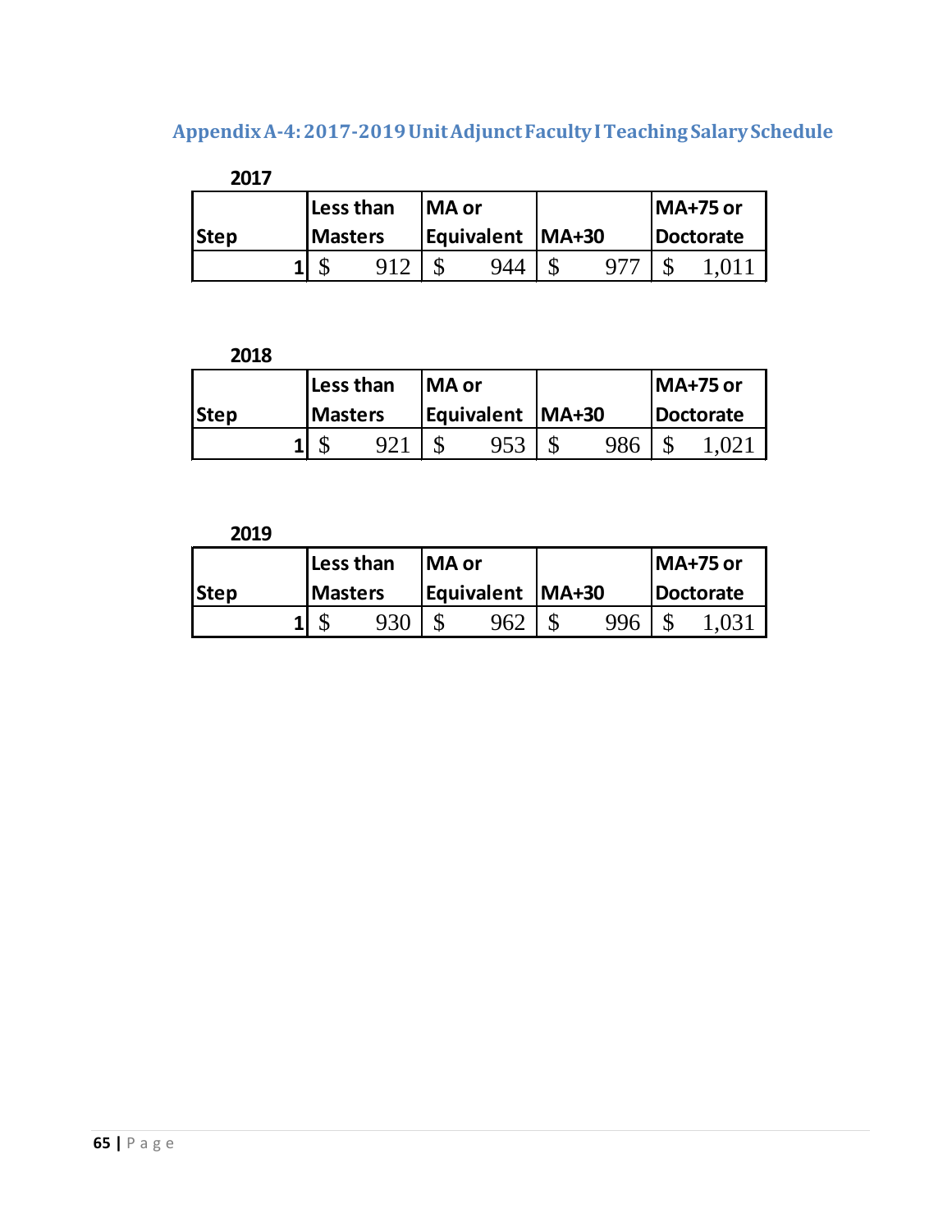## Appendix A-4: 2017-2019 Unit Adjunct Faculty I Teaching Salary Schedule

**2017**

| Step | Less than Masters | MA or Equivalent | MA+30 | MA+75 or Doctorate |
|---|---|---|---|---|
| 1 | $ 912 | $ 944 | $ 977 | $ 1,011 |

**2018**

| Step | Less than Masters | MA or Equivalent | MA+30 | MA+75 or Doctorate |
|---|---|---|---|---|
| 1 | $ 921 | $ 953 | $ 986 | $ 1,021 |

**2019**

| Step | Less than Masters | MA or Equivalent | MA+30 | MA+75 or Doctorate |
|---|---|---|---|---|
| 1 | $ 930 | $ 962 | $ 996 | $ 1,031 |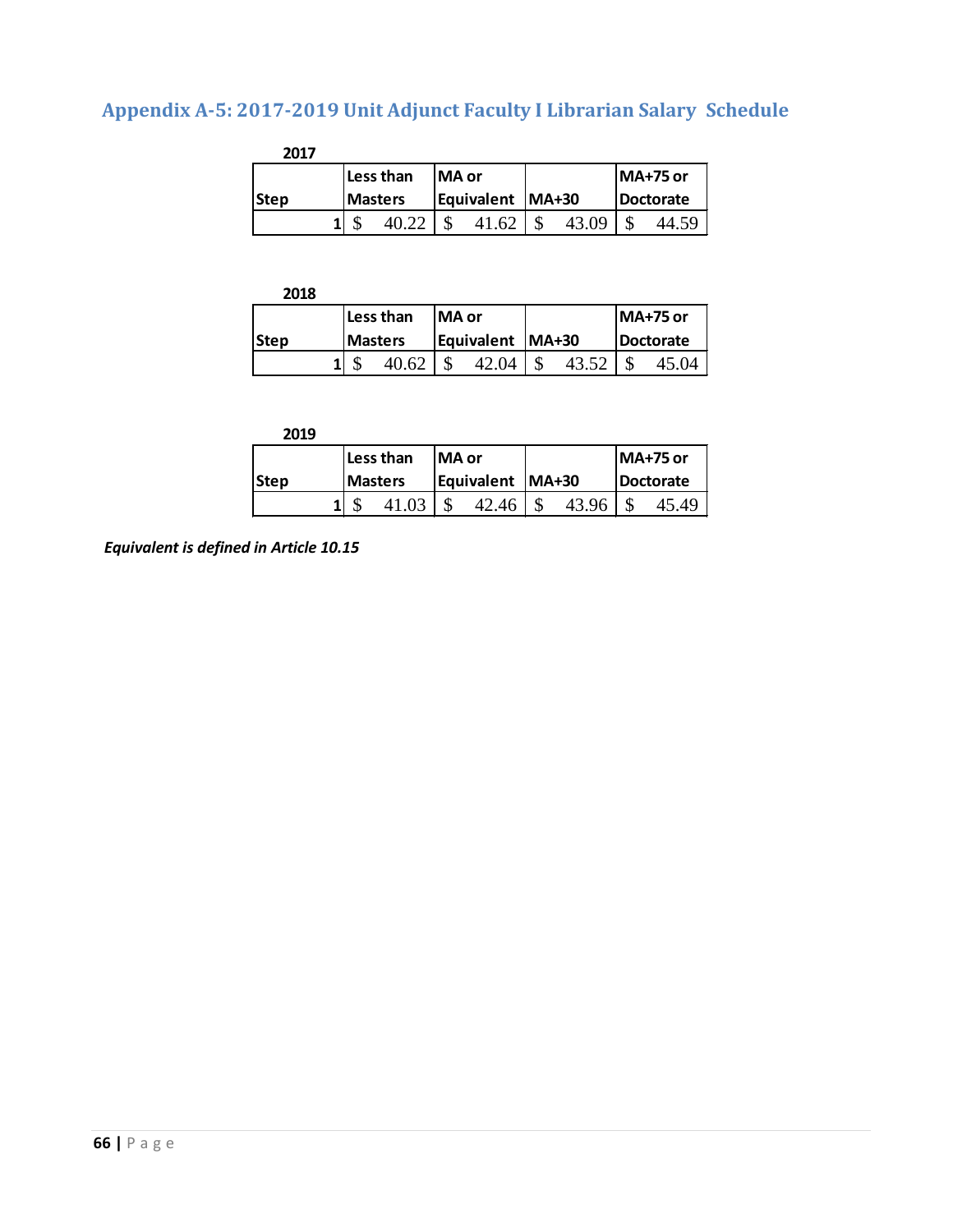## Appendix A-5: 2017-2019 Unit Adjunct Faculty I Librarian Salary Schedule

**2017**

| Step | Less than Masters | MA or Equivalent | MA+30 | MA+75 or Doctorate |
|---|---|---|---|---|
| 1 | $ 40.22 | $ 41.62 | $ 43.09 | $ 44.59 |

**2018**

| Step | Less than Masters | MA or Equivalent | MA+30 | MA+75 or Doctorate |
|---|---|---|---|---|
| 1 | $ 40.62 | $ 42.04 | $ 43.52 | $ 45.04 |

**2019**

| Step | Less than Masters | MA or Equivalent | MA+30 | MA+75 or Doctorate |
|---|---|---|---|---|
| 1 | $ 41.03 | $ 42.46 | $ 43.96 | $ 45.49 |

***Equivalent is defined in Article 10.15***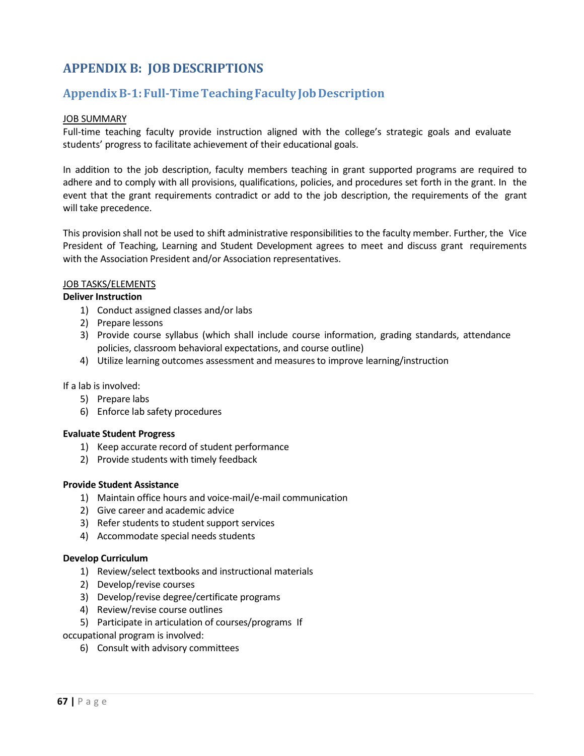# APPENDIX B: JOB DESCRIPTIONS

## Appendix B-1: Full-Time Teaching Faculty Job Description

JOB SUMMARY

Full-time teaching faculty provide instruction aligned with the college's strategic goals and evaluate students' progress to facilitate achievement of their educational goals.

In addition to the job description, faculty members teaching in grant supported programs are required to adhere and to comply with all provisions, qualifications, policies, and procedures set forth in the grant. In the event that the grant requirements contradict or add to the job description, the requirements of the grant will take precedence.

This provision shall not be used to shift administrative responsibilities to the faculty member. Further, the Vice President of Teaching, Learning and Student Development agrees to meet and discuss grant requirements with the Association President and/or Association representatives.

JOB TASKS/ELEMENTS

**Deliver Instruction**

1) Conduct assigned classes and/or labs
2) Prepare lessons
3) Provide course syllabus (which shall include course information, grading standards, attendance policies, classroom behavioral expectations, and course outline)
4) Utilize learning outcomes assessment and measures to improve learning/instruction

If a lab is involved:

5) Prepare labs
6) Enforce lab safety procedures

**Evaluate Student Progress**

1) Keep accurate record of student performance
2) Provide students with timely feedback

**Provide Student Assistance**

1) Maintain office hours and voice-mail/e-mail communication
2) Give career and academic advice
3) Refer students to student support services
4) Accommodate special needs students

**Develop Curriculum**

1) Review/select textbooks and instructional materials
2) Develop/revise courses
3) Develop/revise degree/certificate programs
4) Review/revise course outlines
5) Participate in articulation of courses/programs

If occupational program is involved:

6) Consult with advisory committees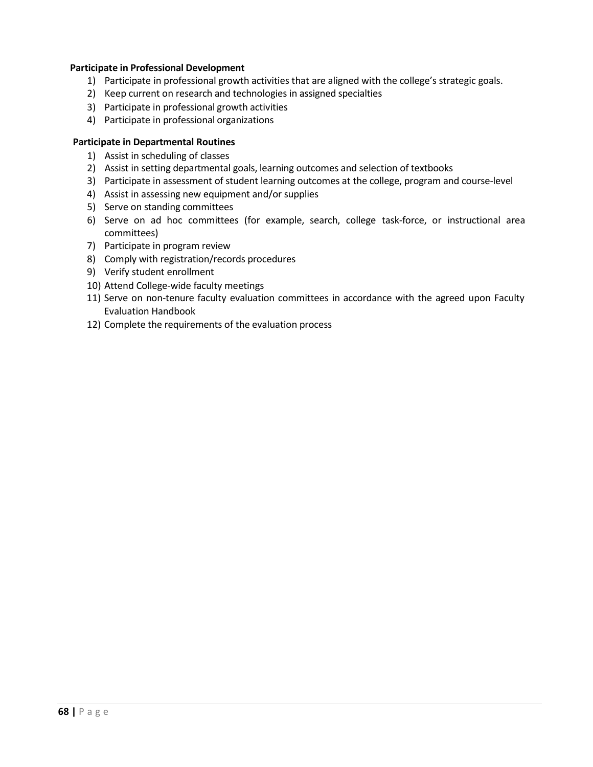**Participate in Professional Development**

1) Participate in professional growth activities that are aligned with the college's strategic goals.
2) Keep current on research and technologies in assigned specialties
3) Participate in professional growth activities
4) Participate in professional organizations

**Participate in Departmental Routines**

1) Assist in scheduling of classes
2) Assist in setting departmental goals, learning outcomes and selection of textbooks
3) Participate in assessment of student learning outcomes at the college, program and course-level
4) Assist in assessing new equipment and/or supplies
5) Serve on standing committees
6) Serve on ad hoc committees (for example, search, college task-force, or instructional area committees)
7) Participate in program review
8) Comply with registration/records procedures
9) Verify student enrollment
10) Attend College-wide faculty meetings
11) Serve on non-tenure faculty evaluation committees in accordance with the agreed upon Faculty Evaluation Handbook
12) Complete the requirements of the evaluation process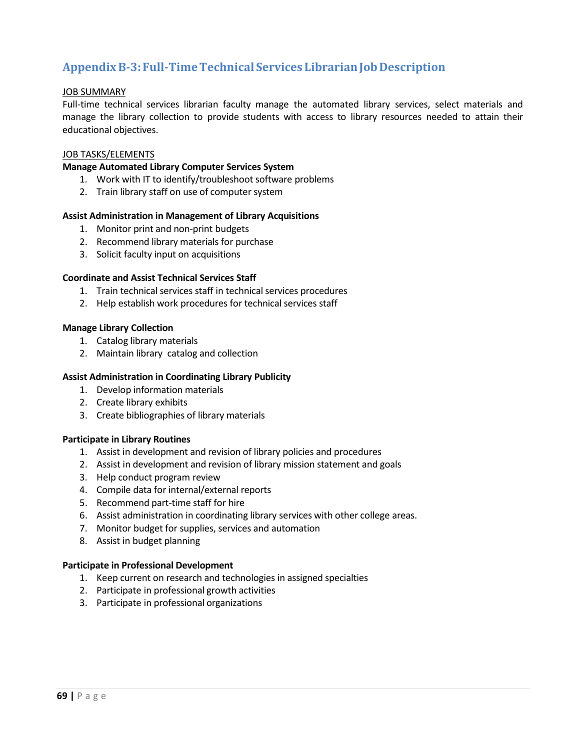## Appendix B-3: Full-Time Technical Services Librarian Job Description

JOB SUMMARY

Full-time technical services librarian faculty manage the automated library services, select materials and manage the library collection to provide students with access to library resources needed to attain their educational objectives.

JOB TASKS/ELEMENTS

**Manage Automated Library Computer Services System**

1. Work with IT to identify/troubleshoot software problems
2. Train library staff on use of computer system

**Assist Administration in Management of Library Acquisitions**

1. Monitor print and non-print budgets
2. Recommend library materials for purchase
3. Solicit faculty input on acquisitions

**Coordinate and Assist Technical Services Staff**

1. Train technical services staff in technical services procedures
2. Help establish work procedures for technical services staff

**Manage Library Collection**

1. Catalog library materials
2. Maintain library catalog and collection

**Assist Administration in Coordinating Library Publicity**

1. Develop information materials
2. Create library exhibits
3. Create bibliographies of library materials

**Participate in Library Routines**

1. Assist in development and revision of library policies and procedures
2. Assist in development and revision of library mission statement and goals
3. Help conduct program review
4. Compile data for internal/external reports
5. Recommend part-time staff for hire
6. Assist administration in coordinating library services with other college areas.
7. Monitor budget for supplies, services and automation
8. Assist in budget planning

**Participate in Professional Development**

1. Keep current on research and technologies in assigned specialties
2. Participate in professional growth activities
3. Participate in professional organizations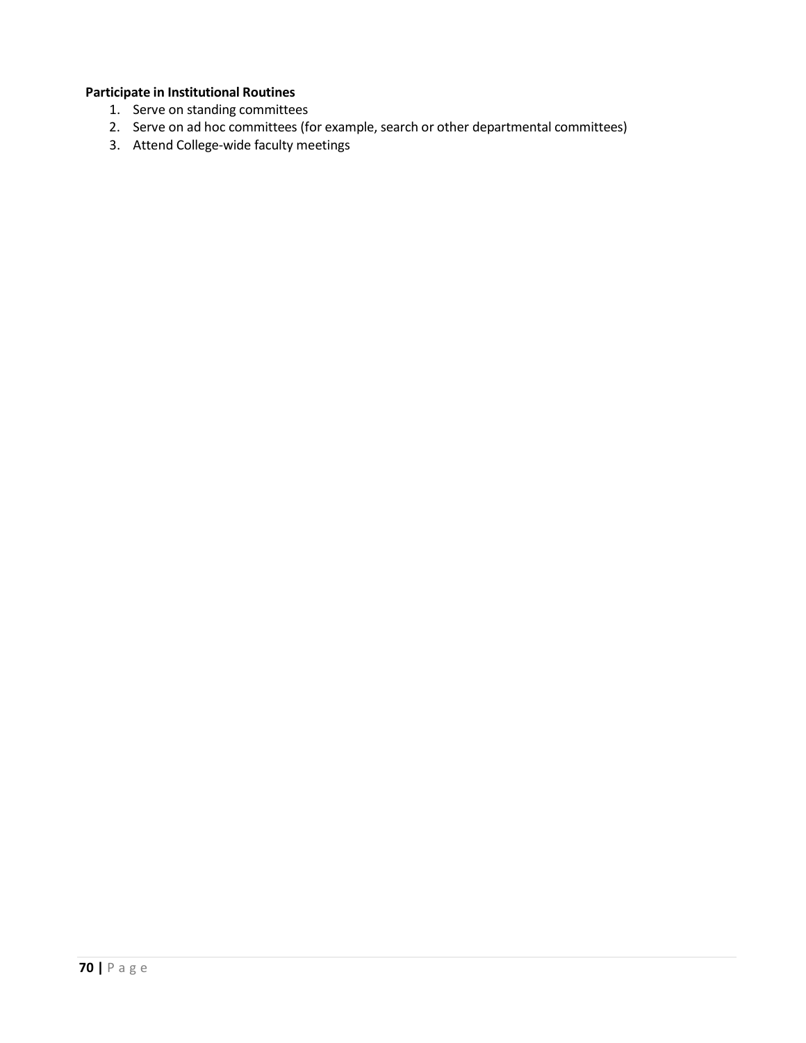**Participate in Institutional Routines**

1. Serve on standing committees
2. Serve on ad hoc committees (for example, search or other departmental committees)
3. Attend College-wide faculty meetings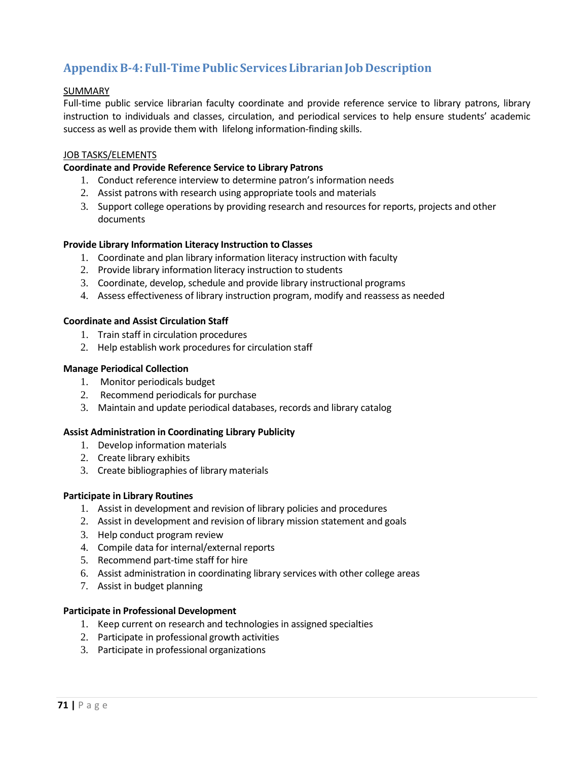## Appendix B-4: Full-Time Public Services Librarian Job Description

<u>SUMMARY</u>

Full-time public service librarian faculty coordinate and provide reference service to library patrons, library instruction to individuals and classes, circulation, and periodical services to help ensure students' academic success as well as provide them with lifelong information-finding skills.

<u>JOB TASKS/ELEMENTS</u>

**Coordinate and Provide Reference Service to Library Patrons**

1. Conduct reference interview to determine patron's information needs
2. Assist patrons with research using appropriate tools and materials
3. Support college operations by providing research and resources for reports, projects and other documents

**Provide Library Information Literacy Instruction to Classes**

1. Coordinate and plan library information literacy instruction with faculty
2. Provide library information literacy instruction to students
3. Coordinate, develop, schedule and provide library instructional programs
4. Assess effectiveness of library instruction program, modify and reassess as needed

**Coordinate and Assist Circulation Staff**

1. Train staff in circulation procedures
2. Help establish work procedures for circulation staff

**Manage Periodical Collection**

1. Monitor periodicals budget
2. Recommend periodicals for purchase
3. Maintain and update periodical databases, records and library catalog

**Assist Administration in Coordinating Library Publicity**

1. Develop information materials
2. Create library exhibits
3. Create bibliographies of library materials

**Participate in Library Routines**

1. Assist in development and revision of library policies and procedures
2. Assist in development and revision of library mission statement and goals
3. Help conduct program review
4. Compile data for internal/external reports
5. Recommend part-time staff for hire
6. Assist administration in coordinating library services with other college areas
7. Assist in budget planning

**Participate in Professional Development**

1. Keep current on research and technologies in assigned specialties
2. Participate in professional growth activities
3. Participate in professional organizations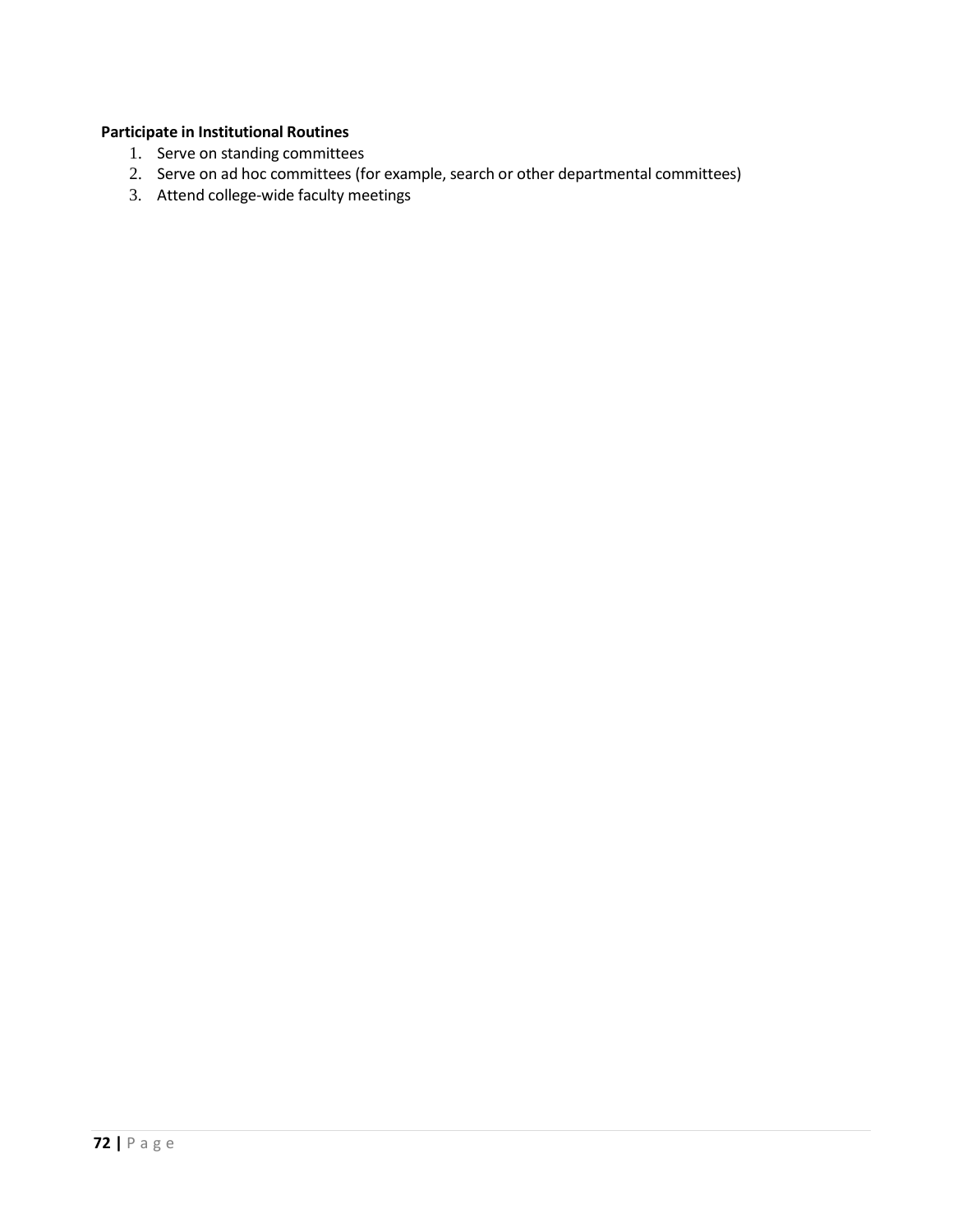**Participate in Institutional Routines**

1. Serve on standing committees
2. Serve on ad hoc committees (for example, search or other departmental committees)
3. Attend college-wide faculty meetings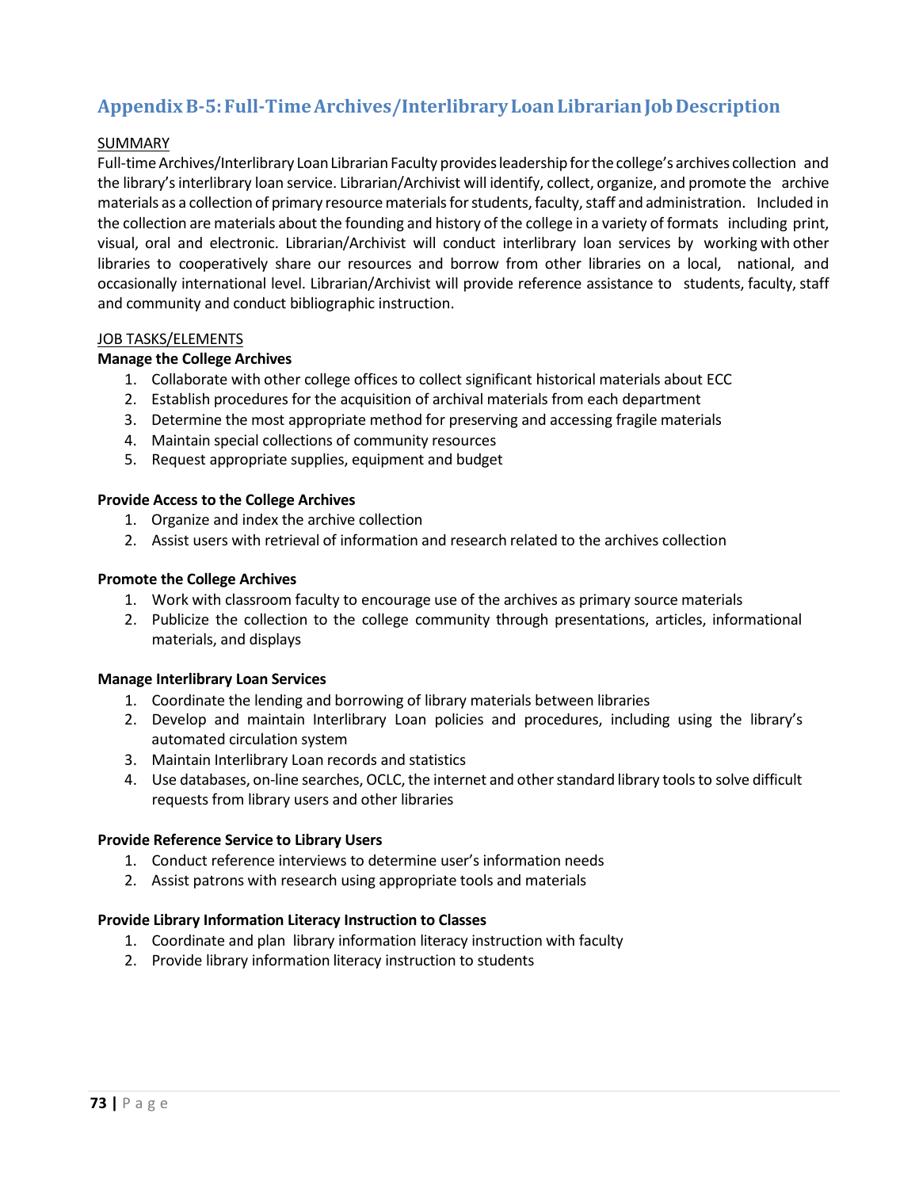## Appendix B-5: Full-Time Archives/Interlibrary Loan Librarian Job Description

<u>SUMMARY</u>

Full-time Archives/Interlibrary Loan Librarian Faculty provides leadership for the college's archives collection and the library's interlibrary loan service. Librarian/Archivist will identify, collect, organize, and promote the archive materials as a collection of primary resource materials for students, faculty, staff and administration. Included in the collection are materials about the founding and history of the college in a variety of formats including print, visual, oral and electronic. Librarian/Archivist will conduct interlibrary loan services by working with other libraries to cooperatively share our resources and borrow from other libraries on a local, national, and occasionally international level. Librarian/Archivist will provide reference assistance to students, faculty, staff and community and conduct bibliographic instruction.

<u>JOB TASKS/ELEMENTS</u>

**Manage the College Archives**

1. Collaborate with other college offices to collect significant historical materials about ECC
2. Establish procedures for the acquisition of archival materials from each department
3. Determine the most appropriate method for preserving and accessing fragile materials
4. Maintain special collections of community resources
5. Request appropriate supplies, equipment and budget

**Provide Access to the College Archives**

1. Organize and index the archive collection
2. Assist users with retrieval of information and research related to the archives collection

**Promote the College Archives**

1. Work with classroom faculty to encourage use of the archives as primary source materials
2. Publicize the collection to the college community through presentations, articles, informational materials, and displays

**Manage Interlibrary Loan Services**

1. Coordinate the lending and borrowing of library materials between libraries
2. Develop and maintain Interlibrary Loan policies and procedures, including using the library's automated circulation system
3. Maintain Interlibrary Loan records and statistics
4. Use databases, on-line searches, OCLC, the internet and other standard library tools to solve difficult requests from library users and other libraries

**Provide Reference Service to Library Users**

1. Conduct reference interviews to determine user's information needs
2. Assist patrons with research using appropriate tools and materials

**Provide Library Information Literacy Instruction to Classes**

1. Coordinate and plan library information literacy instruction with faculty
2. Provide library information literacy instruction to students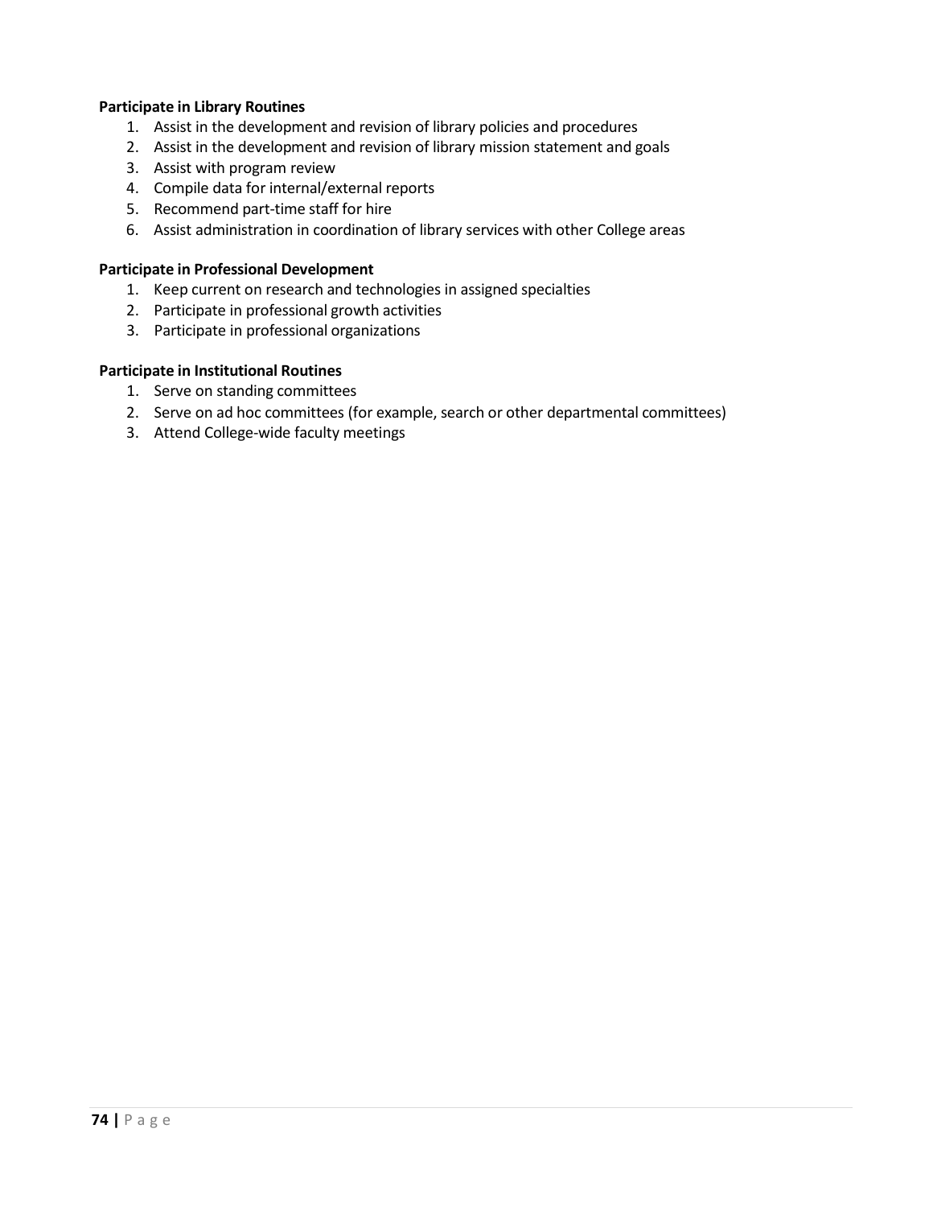**Participate in Library Routines**

1. Assist in the development and revision of library policies and procedures
2. Assist in the development and revision of library mission statement and goals
3. Assist with program review
4. Compile data for internal/external reports
5. Recommend part-time staff for hire
6. Assist administration in coordination of library services with other College areas

**Participate in Professional Development**

1. Keep current on research and technologies in assigned specialties
2. Participate in professional growth activities
3. Participate in professional organizations

**Participate in Institutional Routines**

1. Serve on standing committees
2. Serve on ad hoc committees (for example, search or other departmental committees)
3. Attend College-wide faculty meetings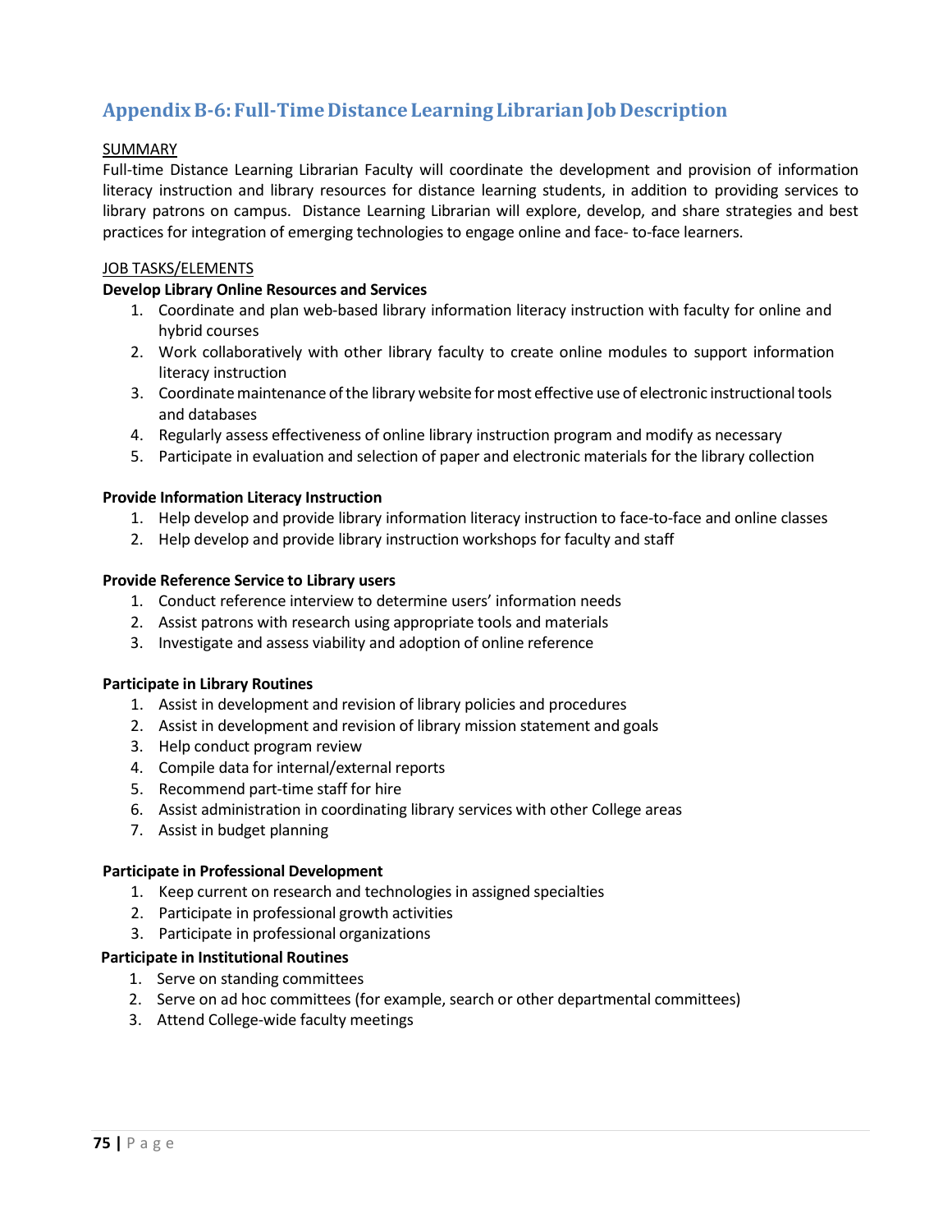## Appendix B-6: Full-Time Distance Learning Librarian Job Description

SUMMARY

Full-time Distance Learning Librarian Faculty will coordinate the development and provision of information literacy instruction and library resources for distance learning students, in addition to providing services to library patrons on campus. Distance Learning Librarian will explore, develop, and share strategies and best practices for integration of emerging technologies to engage online and face- to-face learners.

JOB TASKS/ELEMENTS

**Develop Library Online Resources and Services**

1. Coordinate and plan web-based library information literacy instruction with faculty for online and hybrid courses
2. Work collaboratively with other library faculty to create online modules to support information literacy instruction
3. Coordinate maintenance of the library website for most effective use of electronic instructional tools and databases
4. Regularly assess effectiveness of online library instruction program and modify as necessary
5. Participate in evaluation and selection of paper and electronic materials for the library collection

**Provide Information Literacy Instruction**

1. Help develop and provide library information literacy instruction to face-to-face and online classes
2. Help develop and provide library instruction workshops for faculty and staff

**Provide Reference Service to Library users**

1. Conduct reference interview to determine users' information needs
2. Assist patrons with research using appropriate tools and materials
3. Investigate and assess viability and adoption of online reference

**Participate in Library Routines**

1. Assist in development and revision of library policies and procedures
2. Assist in development and revision of library mission statement and goals
3. Help conduct program review
4. Compile data for internal/external reports
5. Recommend part-time staff for hire
6. Assist administration in coordinating library services with other College areas
7. Assist in budget planning

**Participate in Professional Development**

1. Keep current on research and technologies in assigned specialties
2. Participate in professional growth activities
3. Participate in professional organizations

**Participate in Institutional Routines**

1. Serve on standing committees
2. Serve on ad hoc committees (for example, search or other departmental committees)
3. Attend College-wide faculty meetings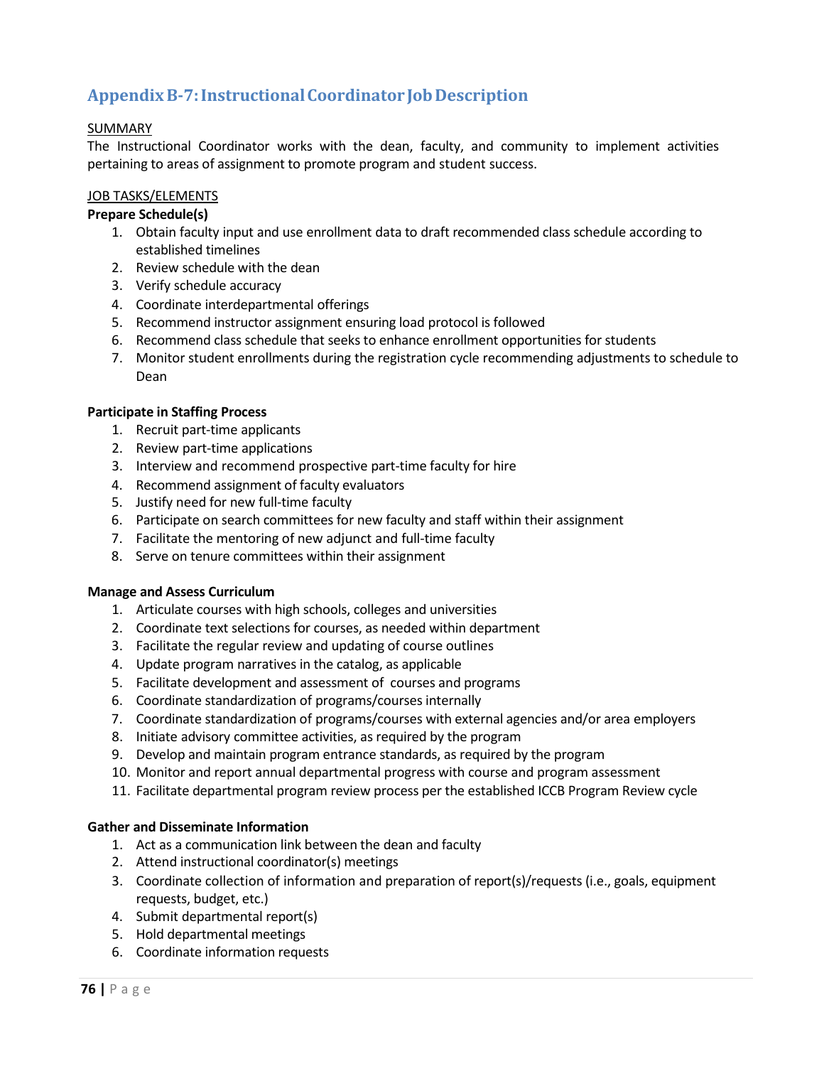## Appendix B-7: Instructional Coordinator Job Description

<u>SUMMARY</u>

The Instructional Coordinator works with the dean, faculty, and community to implement activities pertaining to areas of assignment to promote program and student success.

<u>JOB TASKS/ELEMENTS</u>

**Prepare Schedule(s)**

1. Obtain faculty input and use enrollment data to draft recommended class schedule according to established timelines
2. Review schedule with the dean
3. Verify schedule accuracy
4. Coordinate interdepartmental offerings
5. Recommend instructor assignment ensuring load protocol is followed
6. Recommend class schedule that seeks to enhance enrollment opportunities for students
7. Monitor student enrollments during the registration cycle recommending adjustments to schedule to Dean

**Participate in Staffing Process**

1. Recruit part-time applicants
2. Review part-time applications
3. Interview and recommend prospective part-time faculty for hire
4. Recommend assignment of faculty evaluators
5. Justify need for new full-time faculty
6. Participate on search committees for new faculty and staff within their assignment
7. Facilitate the mentoring of new adjunct and full-time faculty
8. Serve on tenure committees within their assignment

**Manage and Assess Curriculum**

1. Articulate courses with high schools, colleges and universities
2. Coordinate text selections for courses, as needed within department
3. Facilitate the regular review and updating of course outlines
4. Update program narratives in the catalog, as applicable
5. Facilitate development and assessment of courses and programs
6. Coordinate standardization of programs/courses internally
7. Coordinate standardization of programs/courses with external agencies and/or area employers
8. Initiate advisory committee activities, as required by the program
9. Develop and maintain program entrance standards, as required by the program
10. Monitor and report annual departmental progress with course and program assessment
11. Facilitate departmental program review process per the established ICCB Program Review cycle

**Gather and Disseminate Information**

1. Act as a communication link between the dean and faculty
2. Attend instructional coordinator(s) meetings
3. Coordinate collection of information and preparation of report(s)/requests (i.e., goals, equipment requests, budget, etc.)
4. Submit departmental report(s)
5. Hold departmental meetings
6. Coordinate information requests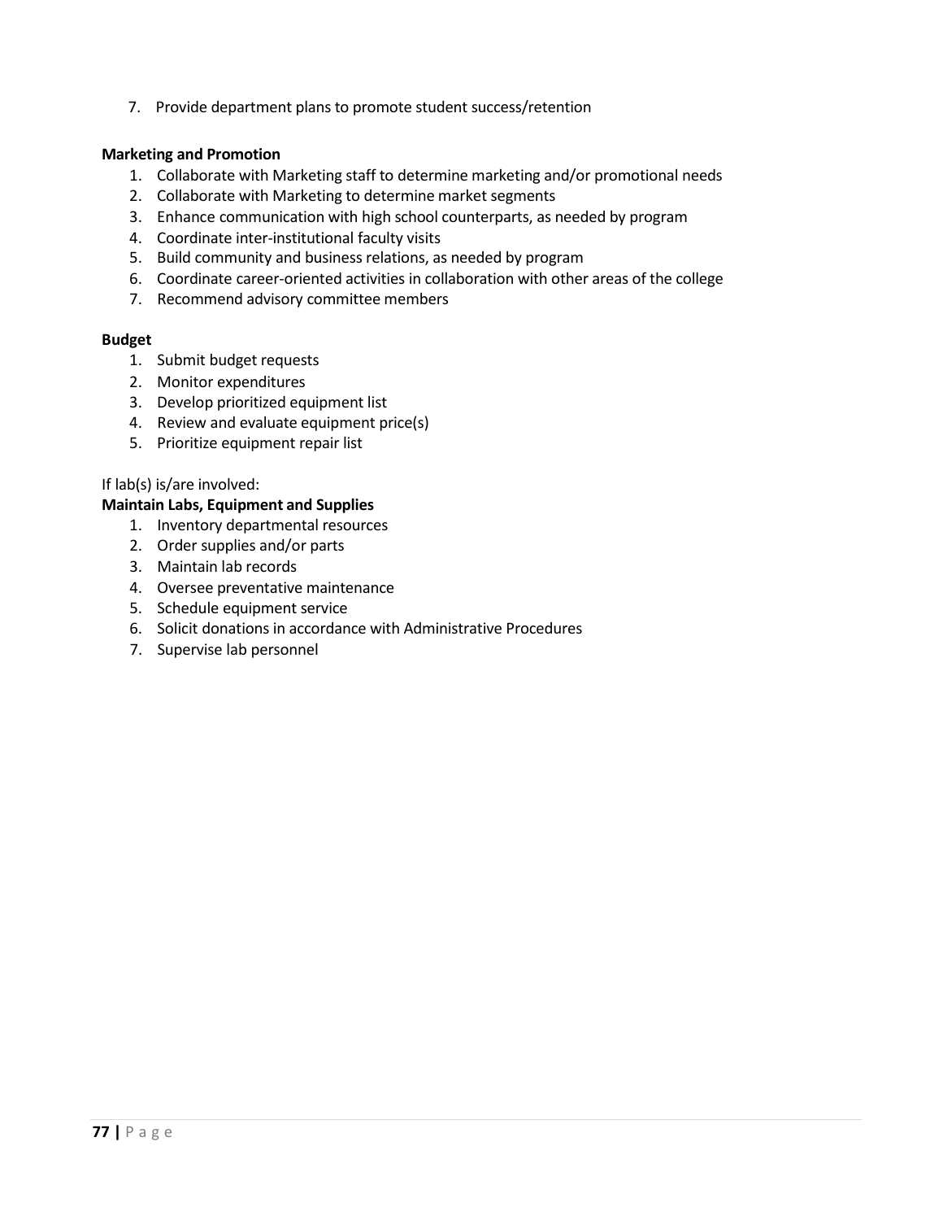7. Provide department plans to promote student success/retention

**Marketing and Promotion**

1. Collaborate with Marketing staff to determine marketing and/or promotional needs
2. Collaborate with Marketing to determine market segments
3. Enhance communication with high school counterparts, as needed by program
4. Coordinate inter-institutional faculty visits
5. Build community and business relations, as needed by program
6. Coordinate career-oriented activities in collaboration with other areas of the college
7. Recommend advisory committee members

**Budget**

1. Submit budget requests
2. Monitor expenditures
3. Develop prioritized equipment list
4. Review and evaluate equipment price(s)
5. Prioritize equipment repair list

If lab(s) is/are involved:

**Maintain Labs, Equipment and Supplies**

1. Inventory departmental resources
2. Order supplies and/or parts
3. Maintain lab records
4. Oversee preventative maintenance
5. Schedule equipment service
6. Solicit donations in accordance with Administrative Procedures
7. Supervise lab personnel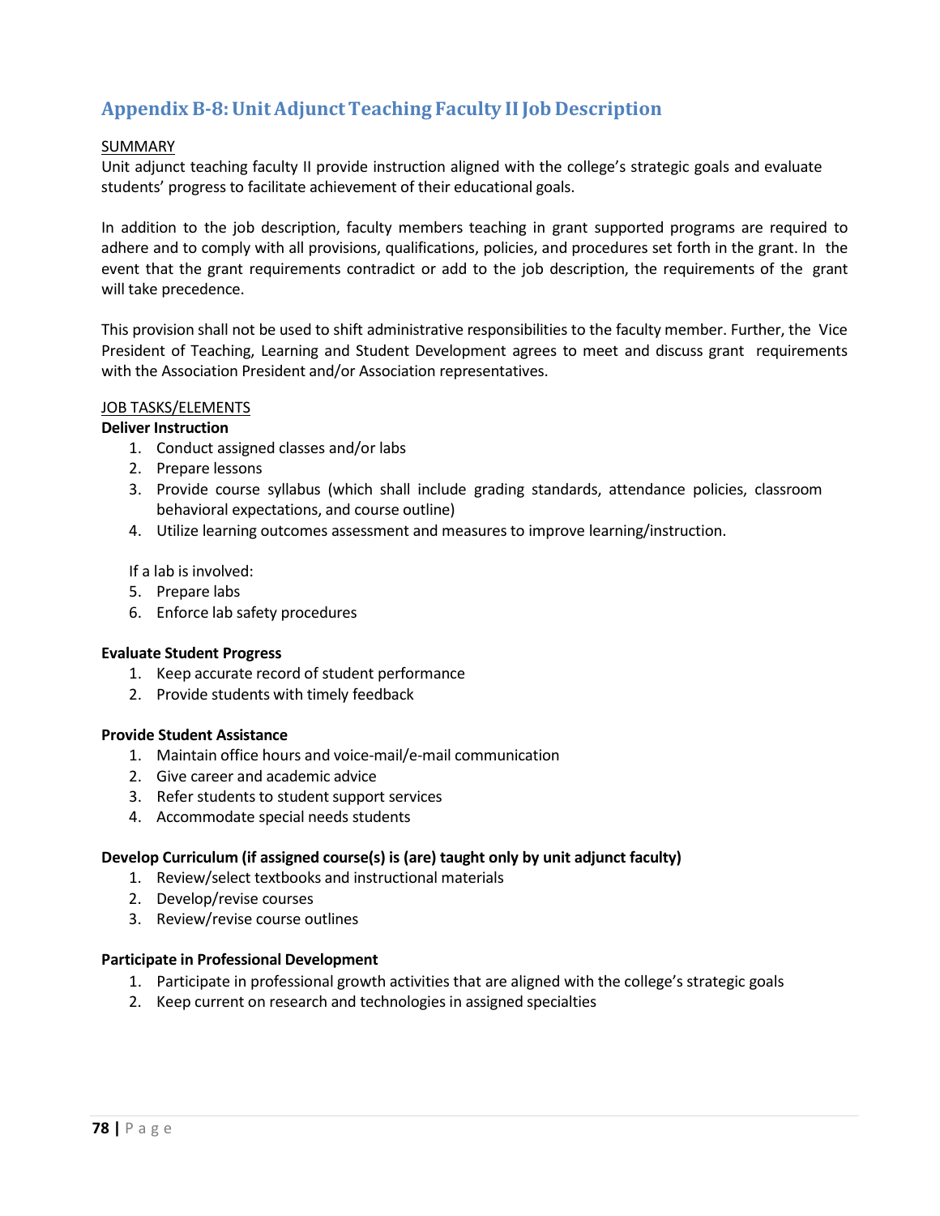## Appendix B-8: Unit Adjunct Teaching Faculty II Job Description

<u>SUMMARY</u>

Unit adjunct teaching faculty II provide instruction aligned with the college's strategic goals and evaluate students' progress to facilitate achievement of their educational goals.

In addition to the job description, faculty members teaching in grant supported programs are required to adhere and to comply with all provisions, qualifications, policies, and procedures set forth in the grant. In the event that the grant requirements contradict or add to the job description, the requirements of the grant will take precedence.

This provision shall not be used to shift administrative responsibilities to the faculty member. Further, the Vice President of Teaching, Learning and Student Development agrees to meet and discuss grant requirements with the Association President and/or Association representatives.

<u>JOB TASKS/ELEMENTS</u>

**Deliver Instruction**

1. Conduct assigned classes and/or labs
2. Prepare lessons
3. Provide course syllabus (which shall include grading standards, attendance policies, classroom behavioral expectations, and course outline)
4. Utilize learning outcomes assessment and measures to improve learning/instruction.

If a lab is involved:

5. Prepare labs
6. Enforce lab safety procedures

**Evaluate Student Progress**

1. Keep accurate record of student performance
2. Provide students with timely feedback

**Provide Student Assistance**

1. Maintain office hours and voice-mail/e-mail communication
2. Give career and academic advice
3. Refer students to student support services
4. Accommodate special needs students

**Develop Curriculum (if assigned course(s) is (are) taught only by unit adjunct faculty)**

1. Review/select textbooks and instructional materials
2. Develop/revise courses
3. Review/revise course outlines

**Participate in Professional Development**

1. Participate in professional growth activities that are aligned with the college's strategic goals
2. Keep current on research and technologies in assigned specialties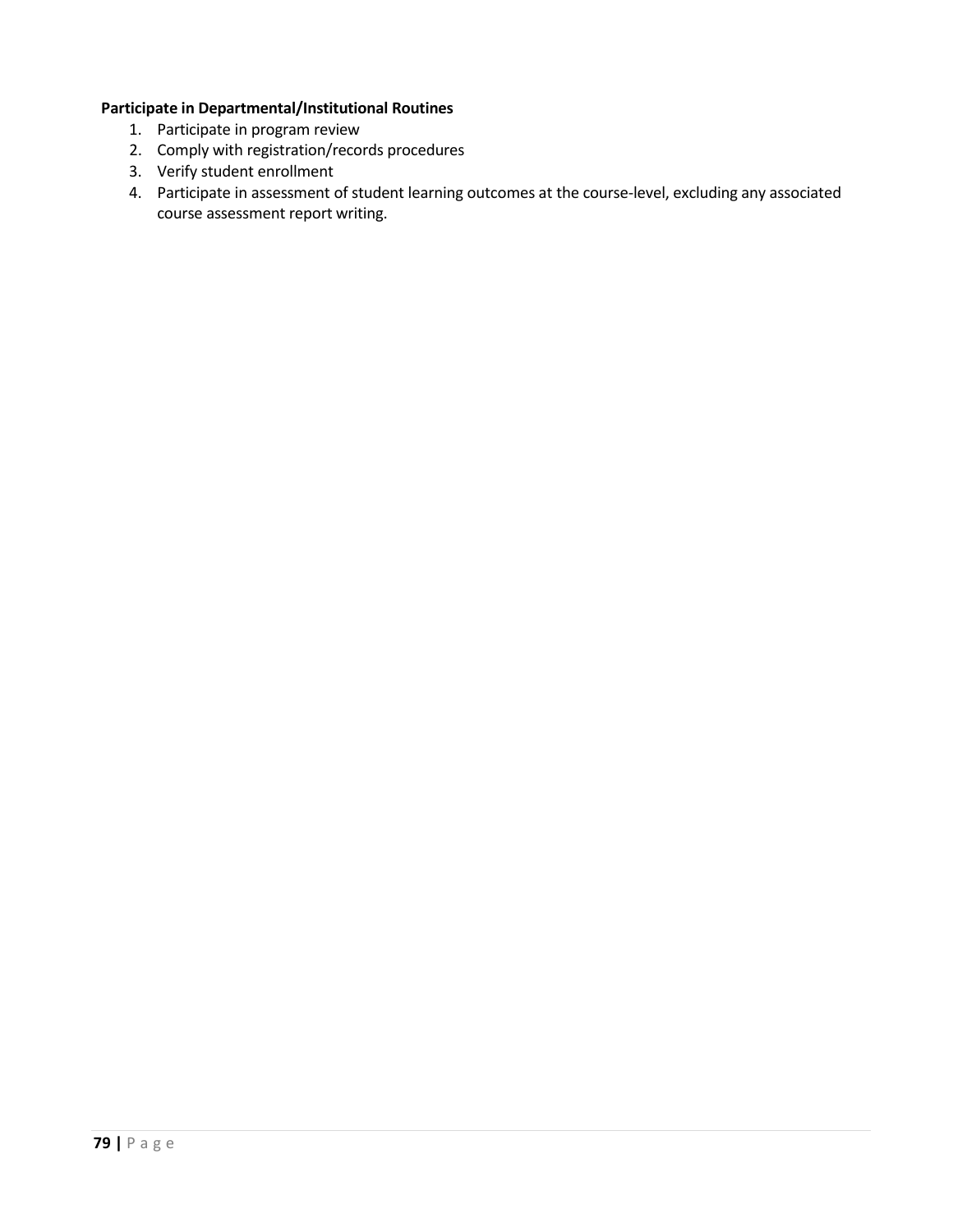**Participate in Departmental/Institutional Routines**

1. Participate in program review
2. Comply with registration/records procedures
3. Verify student enrollment
4. Participate in assessment of student learning outcomes at the course-level, excluding any associated course assessment report writing.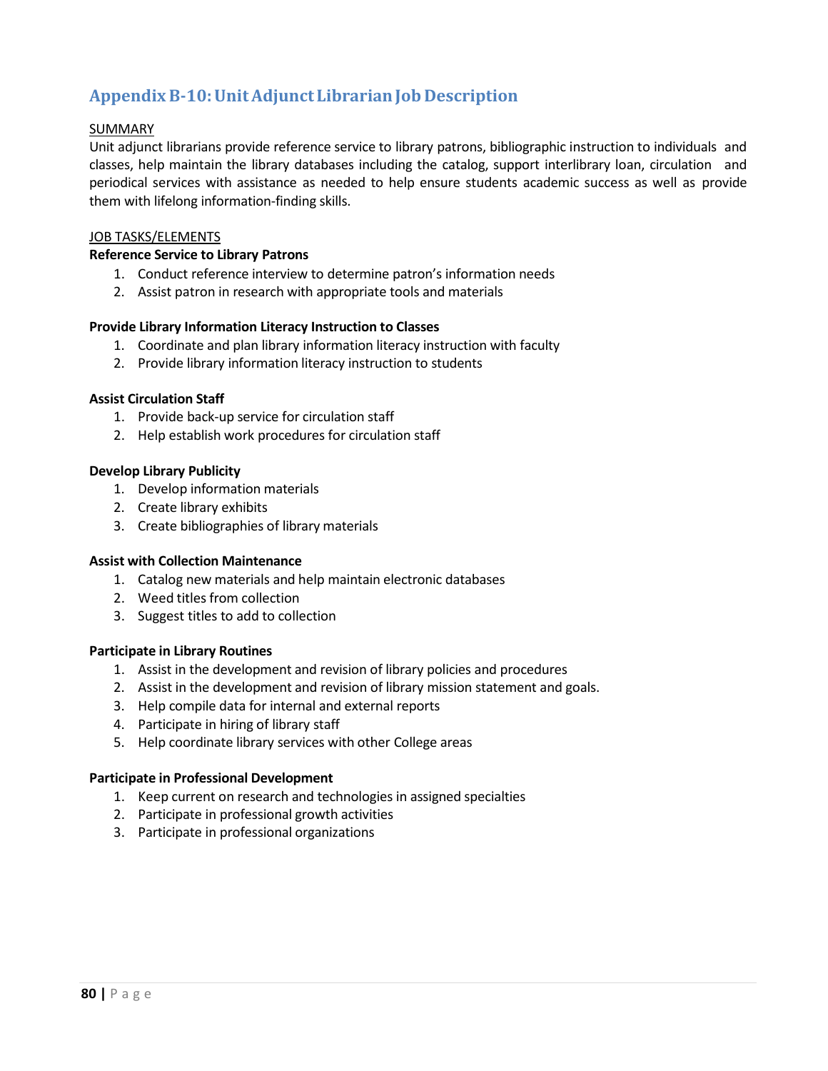## Appendix B-10: Unit Adjunct Librarian Job Description

SUMMARY

Unit adjunct librarians provide reference service to library patrons, bibliographic instruction to individuals and classes, help maintain the library databases including the catalog, support interlibrary loan, circulation and periodical services with assistance as needed to help ensure students academic success as well as provide them with lifelong information-finding skills.

JOB TASKS/ELEMENTS

**Reference Service to Library Patrons**

1. Conduct reference interview to determine patron's information needs
2. Assist patron in research with appropriate tools and materials

**Provide Library Information Literacy Instruction to Classes**

1. Coordinate and plan library information literacy instruction with faculty
2. Provide library information literacy instruction to students

**Assist Circulation Staff**

1. Provide back-up service for circulation staff
2. Help establish work procedures for circulation staff

**Develop Library Publicity**

1. Develop information materials
2. Create library exhibits
3. Create bibliographies of library materials

**Assist with Collection Maintenance**

1. Catalog new materials and help maintain electronic databases
2. Weed titles from collection
3. Suggest titles to add to collection

**Participate in Library Routines**

1. Assist in the development and revision of library policies and procedures
2. Assist in the development and revision of library mission statement and goals.
3. Help compile data for internal and external reports
4. Participate in hiring of library staff
5. Help coordinate library services with other College areas

**Participate in Professional Development**

1. Keep current on research and technologies in assigned specialties
2. Participate in professional growth activities
3. Participate in professional organizations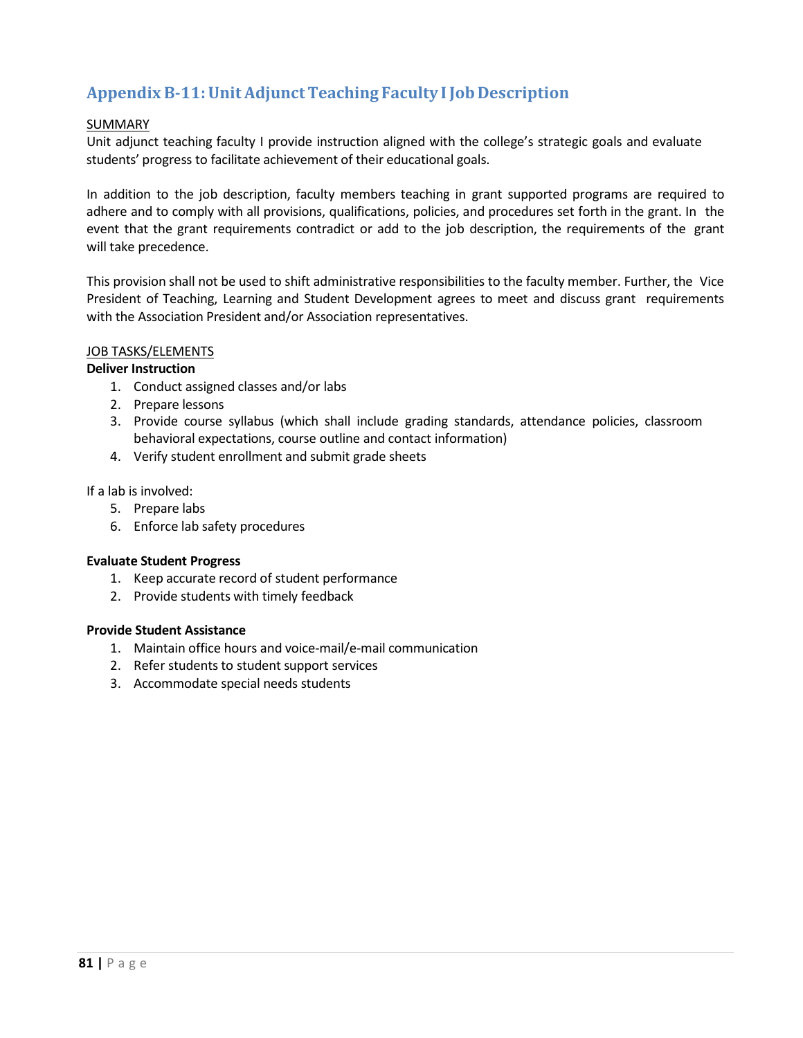## Appendix B-11: Unit Adjunct Teaching Faculty I Job Description

SUMMARY

Unit adjunct teaching faculty I provide instruction aligned with the college's strategic goals and evaluate students' progress to facilitate achievement of their educational goals.

In addition to the job description, faculty members teaching in grant supported programs are required to adhere and to comply with all provisions, qualifications, policies, and procedures set forth in the grant. In the event that the grant requirements contradict or add to the job description, the requirements of the grant will take precedence.

This provision shall not be used to shift administrative responsibilities to the faculty member. Further, the Vice President of Teaching, Learning and Student Development agrees to meet and discuss grant requirements with the Association President and/or Association representatives.

JOB TASKS/ELEMENTS

**Deliver Instruction**

1. Conduct assigned classes and/or labs
2. Prepare lessons
3. Provide course syllabus (which shall include grading standards, attendance policies, classroom behavioral expectations, course outline and contact information)
4. Verify student enrollment and submit grade sheets

If a lab is involved:

5. Prepare labs
6. Enforce lab safety procedures

**Evaluate Student Progress**

1. Keep accurate record of student performance
2. Provide students with timely feedback

**Provide Student Assistance**

1. Maintain office hours and voice-mail/e-mail communication
2. Refer students to student support services
3. Accommodate special needs students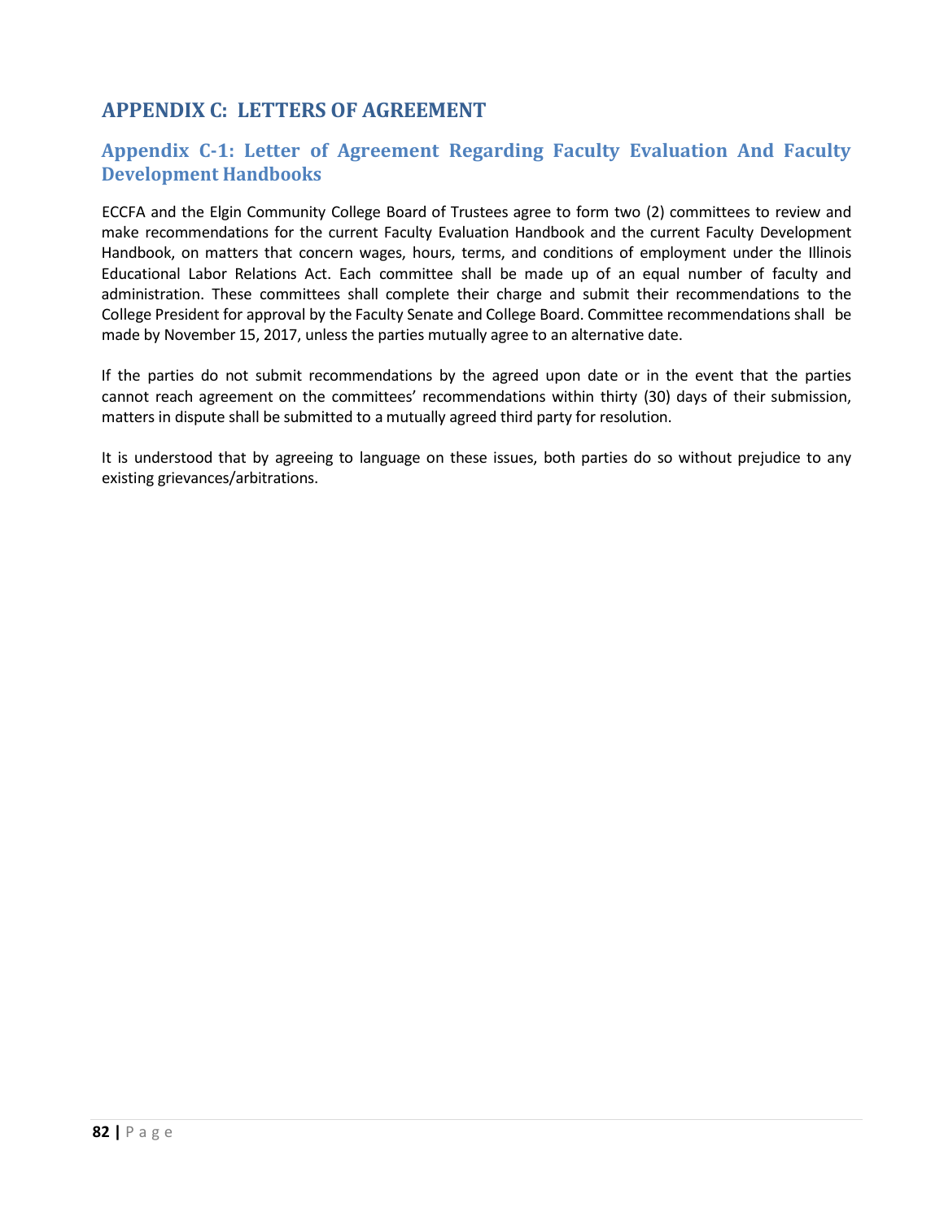# APPENDIX C: LETTERS OF AGREEMENT

## Appendix C-1: Letter of Agreement Regarding Faculty Evaluation And Faculty Development Handbooks

ECCFA and the Elgin Community College Board of Trustees agree to form two (2) committees to review and make recommendations for the current Faculty Evaluation Handbook and the current Faculty Development Handbook, on matters that concern wages, hours, terms, and conditions of employment under the Illinois Educational Labor Relations Act. Each committee shall be made up of an equal number of faculty and administration. These committees shall complete their charge and submit their recommendations to the College President for approval by the Faculty Senate and College Board. Committee recommendations shall be made by November 15, 2017, unless the parties mutually agree to an alternative date.

If the parties do not submit recommendations by the agreed upon date or in the event that the parties cannot reach agreement on the committees' recommendations within thirty (30) days of their submission, matters in dispute shall be submitted to a mutually agreed third party for resolution.

It is understood that by agreeing to language on these issues, both parties do so without prejudice to any existing grievances/arbitrations.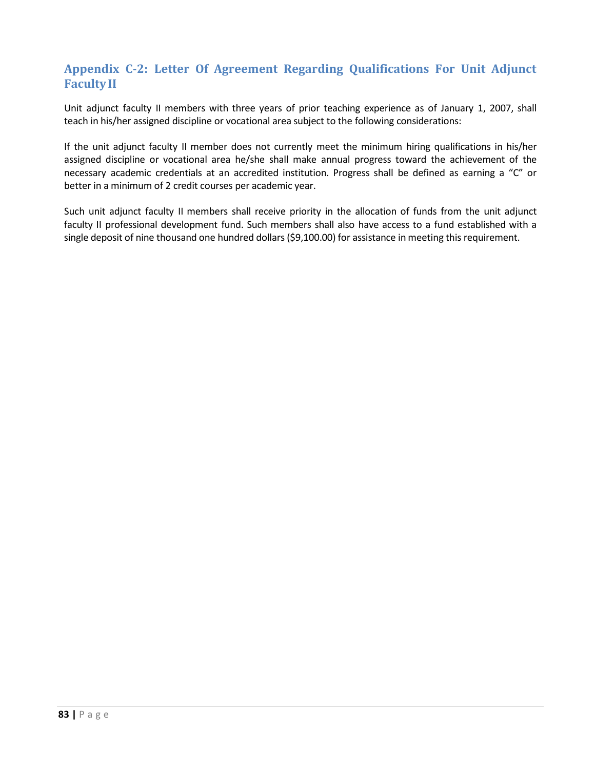## Appendix C-2: Letter Of Agreement Regarding Qualifications For Unit Adjunct Faculty II

Unit adjunct faculty II members with three years of prior teaching experience as of January 1, 2007, shall teach in his/her assigned discipline or vocational area subject to the following considerations:

If the unit adjunct faculty II member does not currently meet the minimum hiring qualifications in his/her assigned discipline or vocational area he/she shall make annual progress toward the achievement of the necessary academic credentials at an accredited institution. Progress shall be defined as earning a "C" or better in a minimum of 2 credit courses per academic year.

Such unit adjunct faculty II members shall receive priority in the allocation of funds from the unit adjunct faculty II professional development fund. Such members shall also have access to a fund established with a single deposit of nine thousand one hundred dollars ($9,100.00) for assistance in meeting this requirement.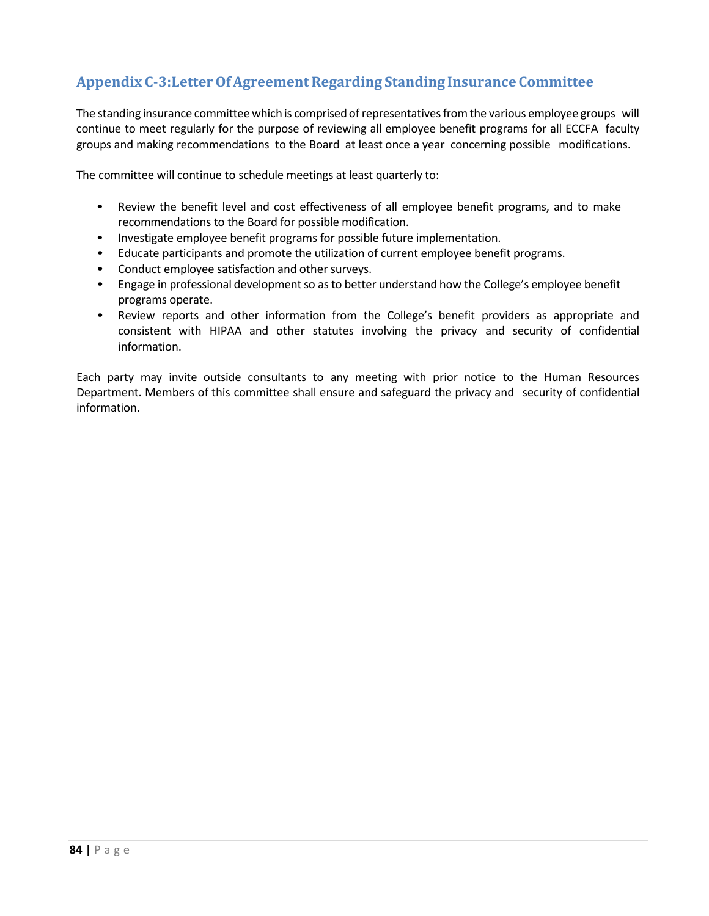## Appendix C-3:Letter Of Agreement Regarding Standing Insurance Committee

The standing insurance committee which is comprised of representatives from the various employee groups will continue to meet regularly for the purpose of reviewing all employee benefit programs for all ECCFA faculty groups and making recommendations to the Board at least once a year concerning possible modifications.

The committee will continue to schedule meetings at least quarterly to:

- Review the benefit level and cost effectiveness of all employee benefit programs, and to make recommendations to the Board for possible modification.
- Investigate employee benefit programs for possible future implementation.
- Educate participants and promote the utilization of current employee benefit programs.
- Conduct employee satisfaction and other surveys.
- Engage in professional development so as to better understand how the College's employee benefit programs operate.
- Review reports and other information from the College's benefit providers as appropriate and consistent with HIPAA and other statutes involving the privacy and security of confidential information.

Each party may invite outside consultants to any meeting with prior notice to the Human Resources Department. Members of this committee shall ensure and safeguard the privacy and security of confidential information.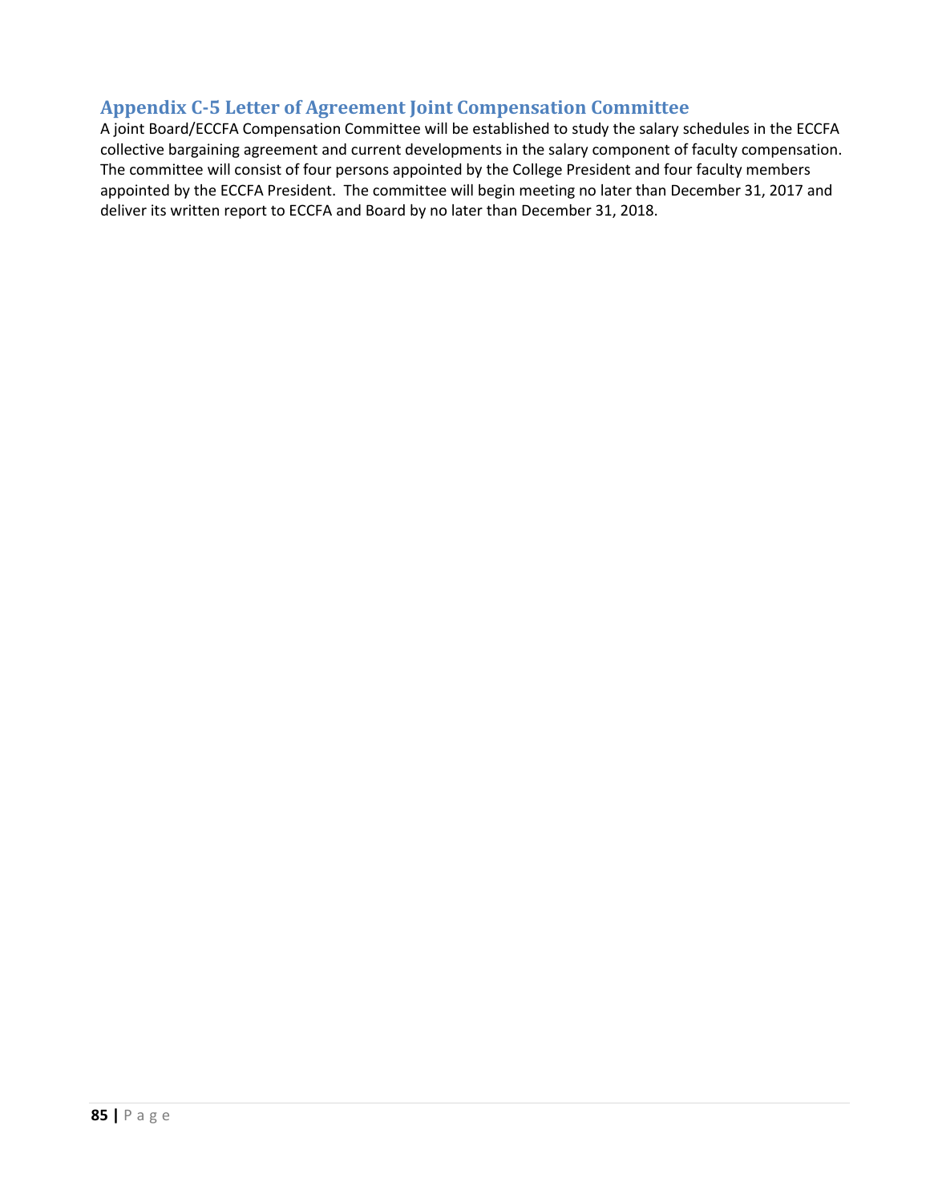## Appendix C-5 Letter of Agreement Joint Compensation Committee

A joint Board/ECCFA Compensation Committee will be established to study the salary schedules in the ECCFA collective bargaining agreement and current developments in the salary component of faculty compensation. The committee will consist of four persons appointed by the College President and four faculty members appointed by the ECCFA President. The committee will begin meeting no later than December 31, 2017 and deliver its written report to ECCFA and Board by no later than December 31, 2018.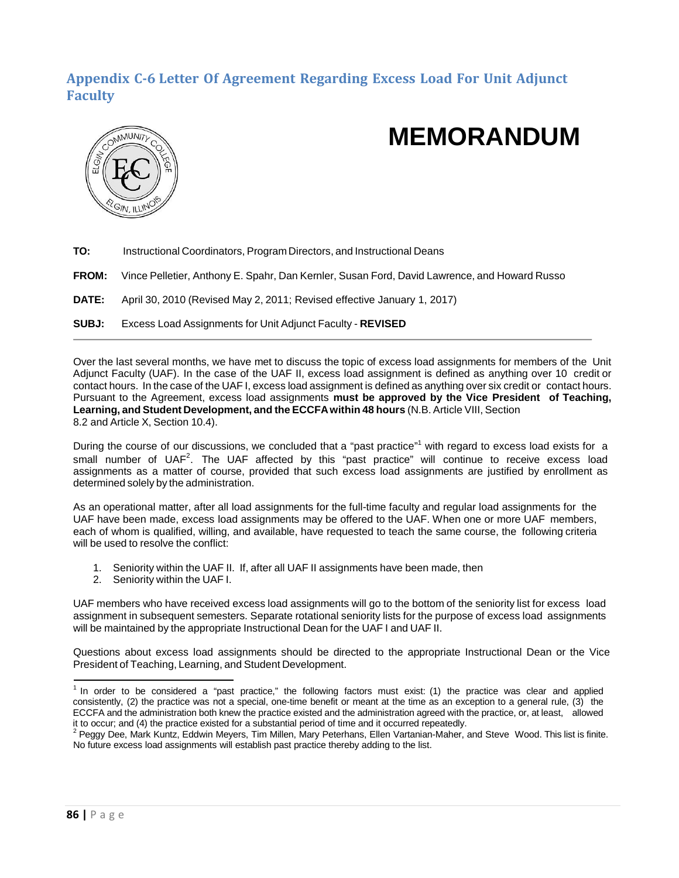## Appendix C-6 Letter Of Agreement Regarding Excess Load For Unit Adjunct Faculty

# MEMORANDUM

**TO:** Instructional Coordinators, Program Directors, and Instructional Deans

**FROM:** Vince Pelletier, Anthony E. Spahr, Dan Kernler, Susan Ford, David Lawrence, and Howard Russo

**DATE:** April 30, 2010 (Revised May 2, 2011; Revised effective January 1, 2017)

**SUBJ:** Excess Load Assignments for Unit Adjunct Faculty - **REVISED**

---

Over the last several months, we have met to discuss the topic of excess load assignments for members of the Unit Adjunct Faculty (UAF). In the case of the UAF II, excess load assignment is defined as anything over 10 credit or contact hours. In the case of the UAF I, excess load assignment is defined as anything over six credit or contact hours. Pursuant to the Agreement, excess load assignments **must be approved by the Vice President of Teaching, Learning, and Student Development, and the ECCFA within 48 hours** (N.B. Article VIII, Section 8.2 and Article X, Section 10.4).

During the course of our discussions, we concluded that a "past practice"[1] with regard to excess load exists for a small number of UAF[2]. The UAF affected by this "past practice" will continue to receive excess load assignments as a matter of course, provided that such excess load assignments are justified by enrollment as determined solely by the administration.

As an operational matter, after all load assignments for the full-time faculty and regular load assignments for the UAF have been made, excess load assignments may be offered to the UAF. When one or more UAF members, each of whom is qualified, willing, and available, have requested to teach the same course, the following criteria will be used to resolve the conflict:

1. Seniority within the UAF II. If, after all UAF II assignments have been made, then
2. Seniority within the UAF I.

UAF members who have received excess load assignments will go to the bottom of the seniority list for excess load assignment in subsequent semesters. Separate rotational seniority lists for the purpose of excess load assignments will be maintained by the appropriate Instructional Dean for the UAF I and UAF II.

Questions about excess load assignments should be directed to the appropriate Instructional Dean or the Vice President of Teaching, Learning, and Student Development.

---

[1] In order to be considered a "past practice," the following factors must exist: (1) the practice was clear and applied consistently, (2) the practice was not a special, one-time benefit or meant at the time as an exception to a general rule, (3) the ECCFA and the administration both knew the practice existed and the administration agreed with the practice, or, at least, allowed it to occur; and (4) the practice existed for a substantial period of time and it occurred repeatedly.

[2] Peggy Dee, Mark Kuntz, Eddwin Meyers, Tim Millen, Mary Peterhans, Ellen Vartanian-Maher, and Steve Wood. This list is finite. No future excess load assignments will establish past practice thereby adding to the list.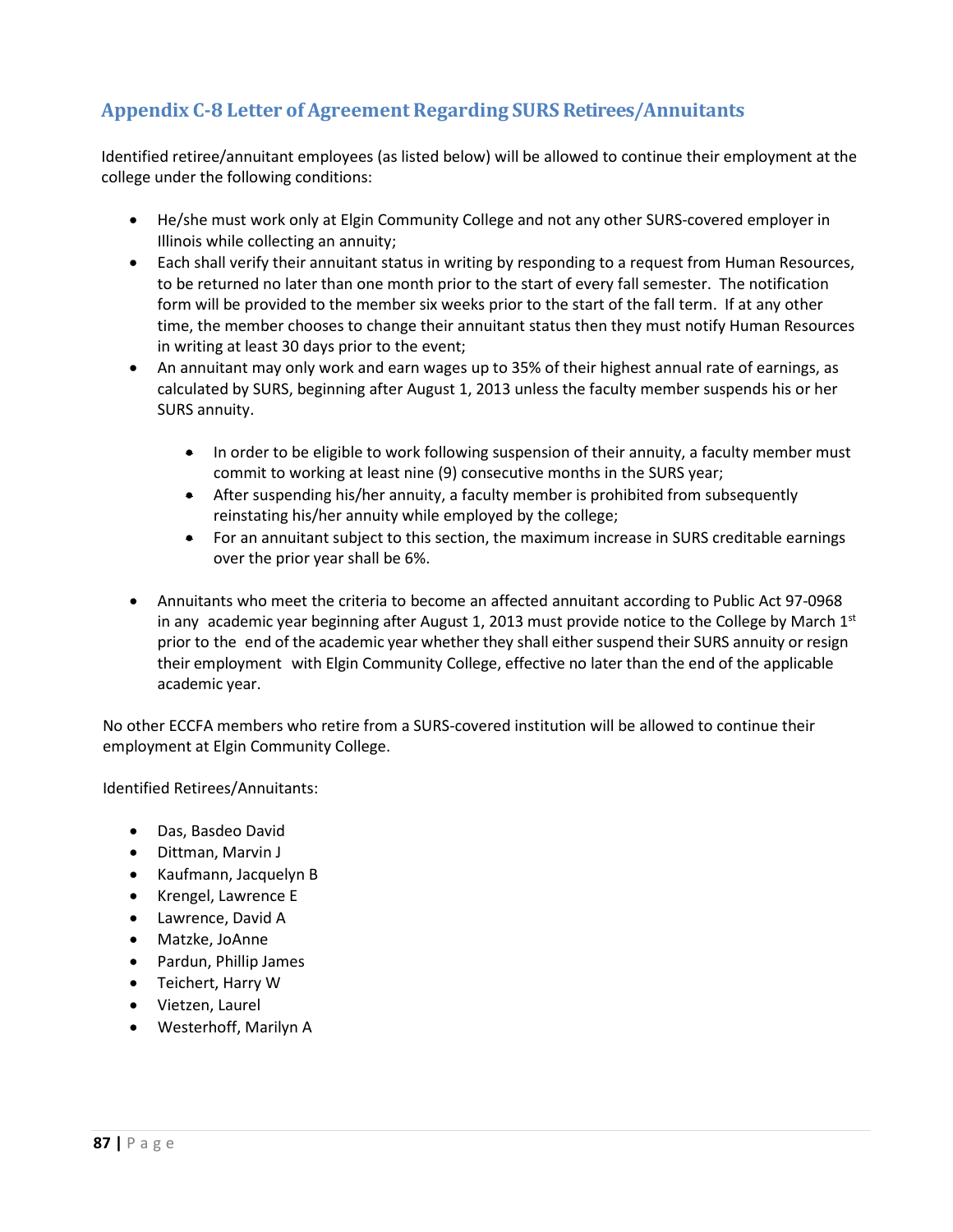## Appendix C-8 Letter of Agreement Regarding SURS Retirees/Annuitants

Identified retiree/annuitant employees (as listed below) will be allowed to continue their employment at the college under the following conditions:

- He/she must work only at Elgin Community College and not any other SURS-covered employer in Illinois while collecting an annuity;
- Each shall verify their annuitant status in writing by responding to a request from Human Resources, to be returned no later than one month prior to the start of every fall semester. The notification form will be provided to the member six weeks prior to the start of the fall term. If at any other time, the member chooses to change their annuitant status then they must notify Human Resources in writing at least 30 days prior to the event;
- An annuitant may only work and earn wages up to 35% of their highest annual rate of earnings, as calculated by SURS, beginning after August 1, 2013 unless the faculty member suspends his or her SURS annuity.
  - In order to be eligible to work following suspension of their annuity, a faculty member must commit to working at least nine (9) consecutive months in the SURS year;
  - After suspending his/her annuity, a faculty member is prohibited from subsequently reinstating his/her annuity while employed by the college;
  - For an annuitant subject to this section, the maximum increase in SURS creditable earnings over the prior year shall be 6%.
- Annuitants who meet the criteria to become an affected annuitant according to Public Act 97-0968 in any academic year beginning after August 1, 2013 must provide notice to the College by March 1st prior to the end of the academic year whether they shall either suspend their SURS annuity or resign their employment with Elgin Community College, effective no later than the end of the applicable academic year.

No other ECCFA members who retire from a SURS-covered institution will be allowed to continue their employment at Elgin Community College.

Identified Retirees/Annuitants:

- Das, Basdeo David
- Dittman, Marvin J
- Kaufmann, Jacquelyn B
- Krengel, Lawrence E
- Lawrence, David A
- Matzke, JoAnne
- Pardun, Phillip James
- Teichert, Harry W
- Vietzen, Laurel
- Westerhoff, Marilyn A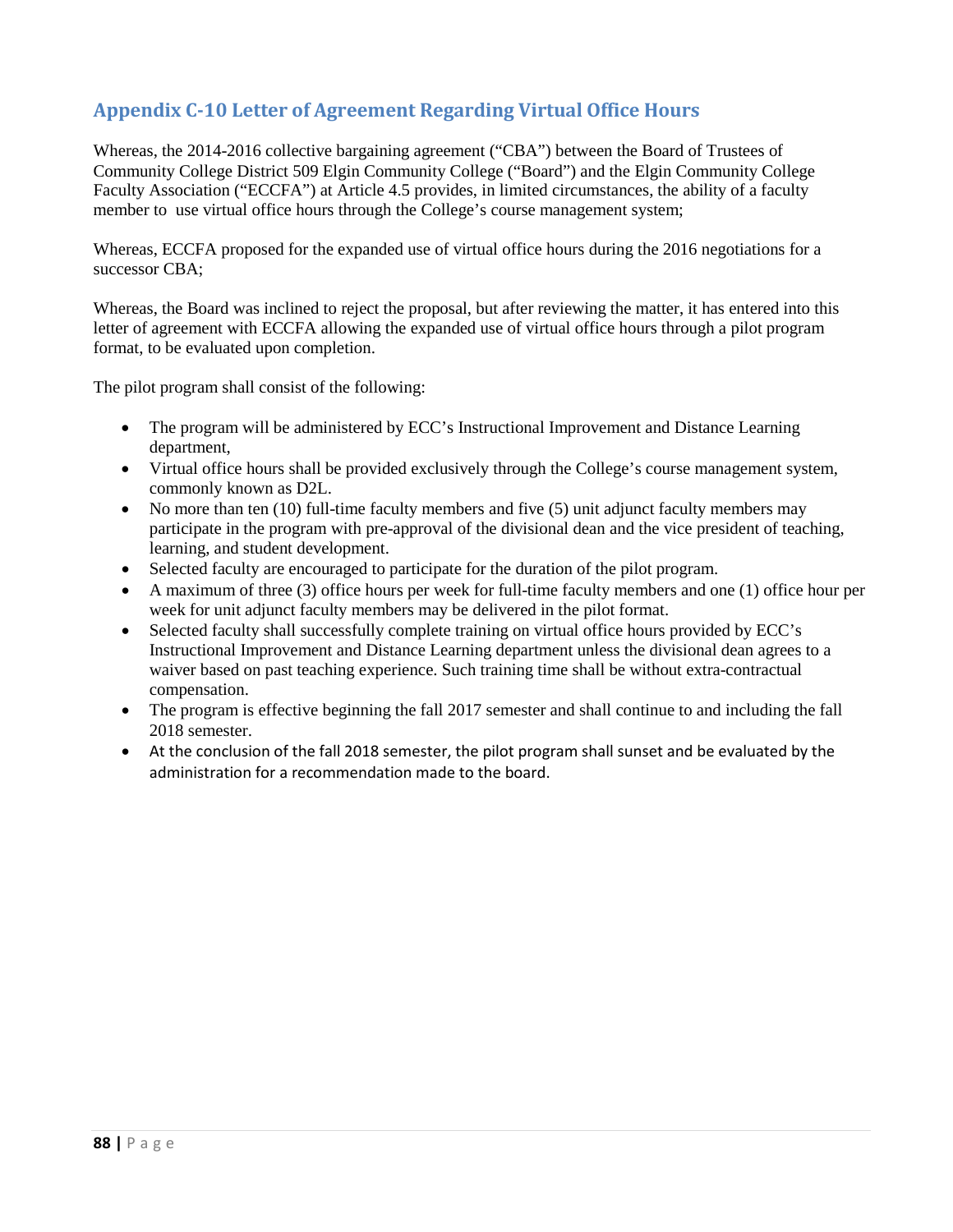## Appendix C-10 Letter of Agreement Regarding Virtual Office Hours

Whereas, the 2014-2016 collective bargaining agreement ("CBA") between the Board of Trustees of Community College District 509 Elgin Community College ("Board") and the Elgin Community College Faculty Association ("ECCFA") at Article 4.5 provides, in limited circumstances, the ability of a faculty member to use virtual office hours through the College's course management system;

Whereas, ECCFA proposed for the expanded use of virtual office hours during the 2016 negotiations for a successor CBA;

Whereas, the Board was inclined to reject the proposal, but after reviewing the matter, it has entered into this letter of agreement with ECCFA allowing the expanded use of virtual office hours through a pilot program format, to be evaluated upon completion.

The pilot program shall consist of the following:

- The program will be administered by ECC's Instructional Improvement and Distance Learning department,
- Virtual office hours shall be provided exclusively through the College's course management system, commonly known as D2L.
- No more than ten (10) full-time faculty members and five (5) unit adjunct faculty members may participate in the program with pre-approval of the divisional dean and the vice president of teaching, learning, and student development.
- Selected faculty are encouraged to participate for the duration of the pilot program.
- A maximum of three (3) office hours per week for full-time faculty members and one (1) office hour per week for unit adjunct faculty members may be delivered in the pilot format.
- Selected faculty shall successfully complete training on virtual office hours provided by ECC's Instructional Improvement and Distance Learning department unless the divisional dean agrees to a waiver based on past teaching experience. Such training time shall be without extra-contractual compensation.
- The program is effective beginning the fall 2017 semester and shall continue to and including the fall 2018 semester.
- At the conclusion of the fall 2018 semester, the pilot program shall sunset and be evaluated by the administration for a recommendation made to the board.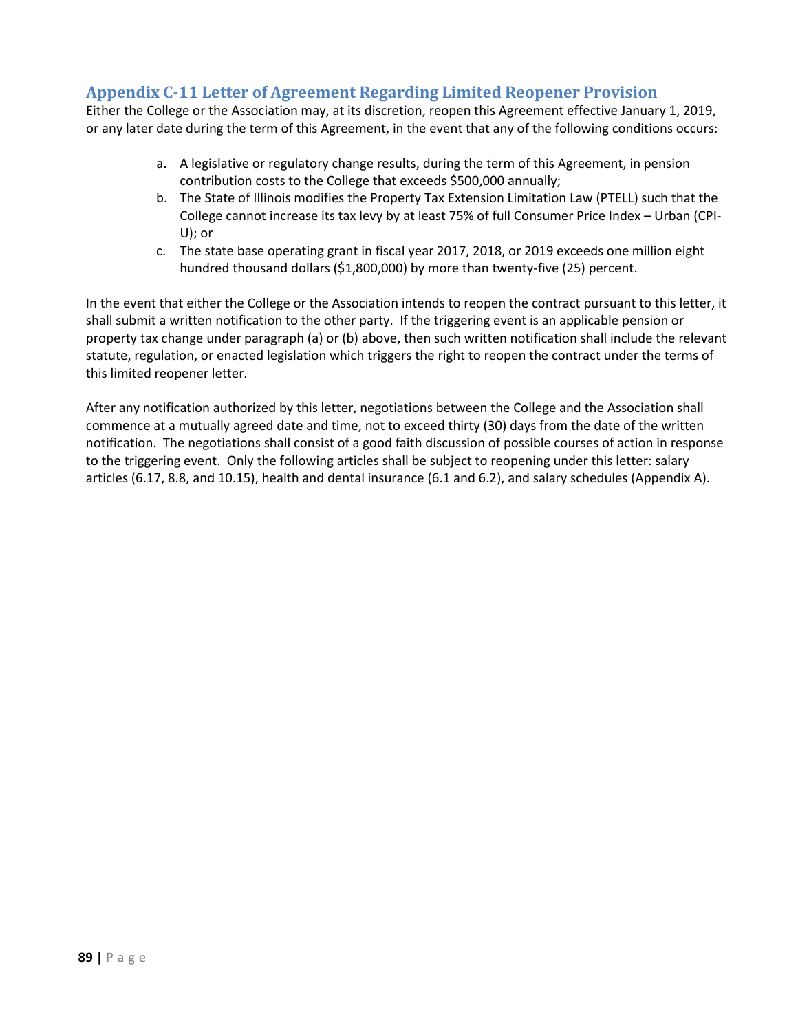## Appendix C-11 Letter of Agreement Regarding Limited Reopener Provision

Either the College or the Association may, at its discretion, reopen this Agreement effective January 1, 2019, or any later date during the term of this Agreement, in the event that any of the following conditions occurs:

a. A legislative or regulatory change results, during the term of this Agreement, in pension contribution costs to the College that exceeds $500,000 annually;
b. The State of Illinois modifies the Property Tax Extension Limitation Law (PTELL) such that the College cannot increase its tax levy by at least 75% of full Consumer Price Index – Urban (CPI-U); or
c. The state base operating grant in fiscal year 2017, 2018, or 2019 exceeds one million eight hundred thousand dollars ($1,800,000) by more than twenty-five (25) percent.

In the event that either the College or the Association intends to reopen the contract pursuant to this letter, it shall submit a written notification to the other party. If the triggering event is an applicable pension or property tax change under paragraph (a) or (b) above, then such written notification shall include the relevant statute, regulation, or enacted legislation which triggers the right to reopen the contract under the terms of this limited reopener letter.

After any notification authorized by this letter, negotiations between the College and the Association shall commence at a mutually agreed date and time, not to exceed thirty (30) days from the date of the written notification. The negotiations shall consist of a good faith discussion of possible courses of action in response to the triggering event. Only the following articles shall be subject to reopening under this letter: salary articles (6.17, 8.8, and 10.15), health and dental insurance (6.1 and 6.2), and salary schedules (Appendix A).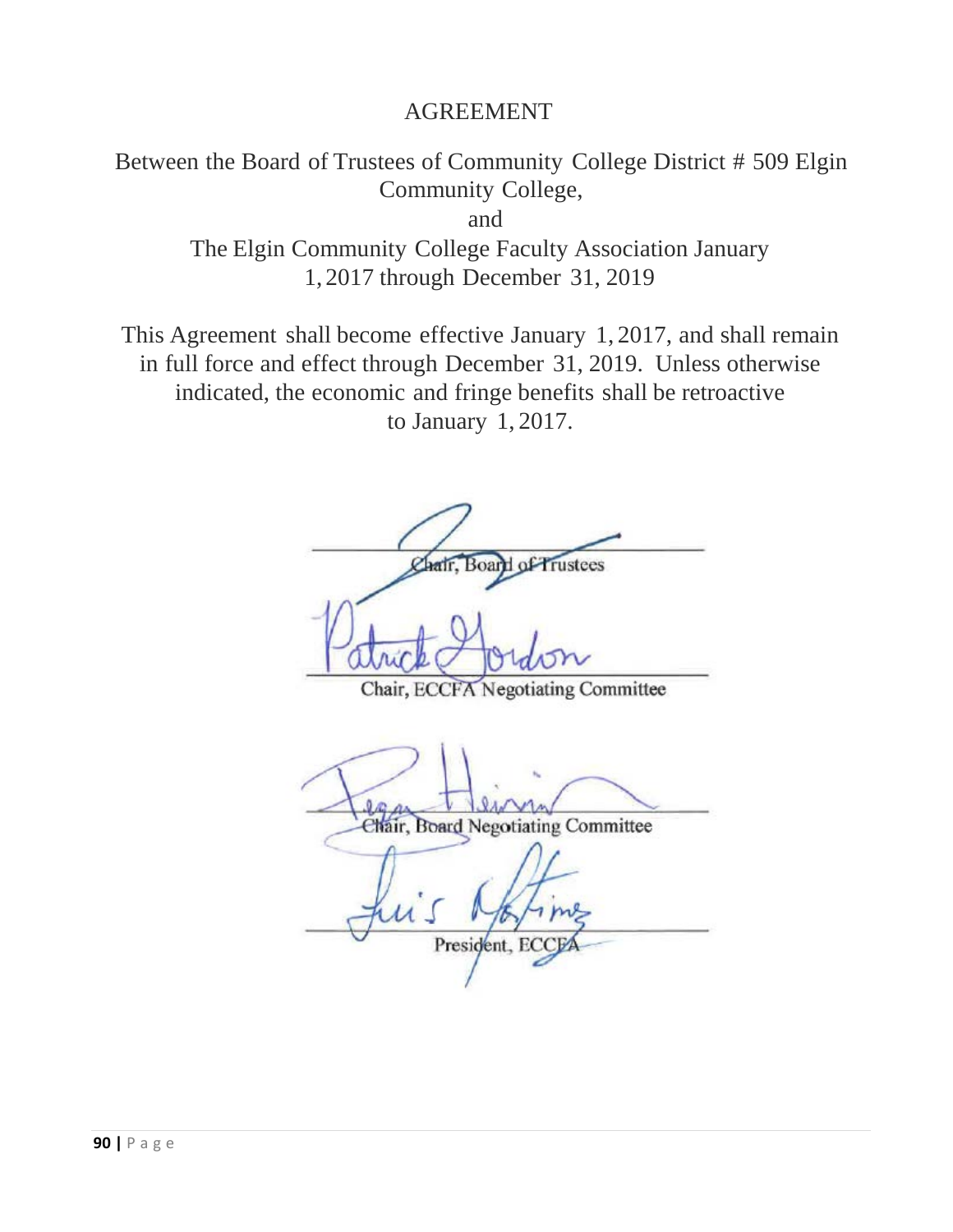# AGREEMENT

Between the Board of Trustees of Community College District # 509 Elgin Community College,

and

The Elgin Community College Faculty Association January 1, 2017 through December 31, 2019

This Agreement shall become effective January 1, 2017, and shall remain in full force and effect through December 31, 2019. Unless otherwise indicated, the economic and fringe benefits shall be retroactive to January 1, 2017.

Chair, Board of Trustees

Patrick Gordon
Chair, ECCFA Negotiating Committee

Chair, Board Negotiating Committee

President, ECCFA